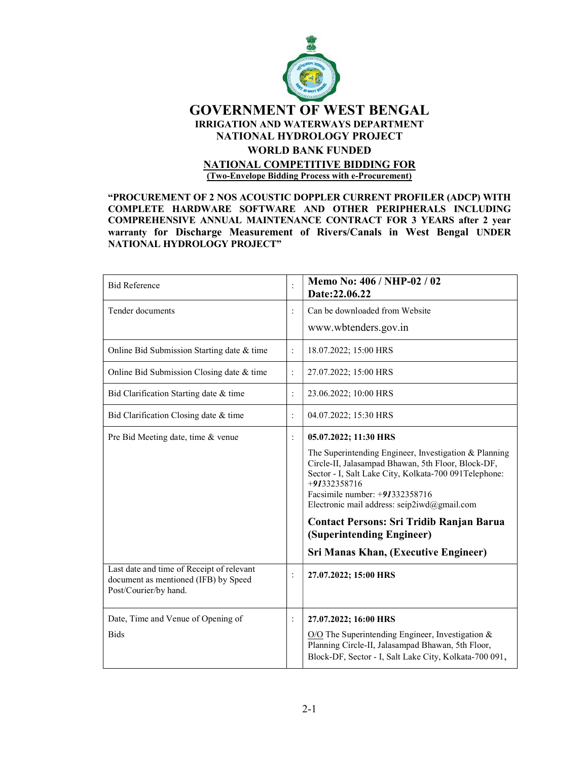# GOVERNMENT OF WEST BENGAL

## IRRIGATION AND WATERWAYS DEPARTMENT

## NATIONAL HYDROLOGY PROJECT

## WORLD BANK FUNDED

## NATIONAL COMPETITIVE BIDDING FOR

**(Two-Envelope Bidding Process with e-Procurement)**

**"PROCUREMENT OF 2 NOS ACOUSTIC DOPPLER CURRENT PROFILER (ADCP) WITH COMPLETE HARDWARE SOFTWARE AND OTHER PERIPHERALS INCLUDING COMPREHENSIVE ANNUAL MAINTENANCE CONTRACT FOR 3 YEARS after 2 year warranty for Discharge Measurement of Rivers/Canals in West Bengal UNDER NATIONAL HYDROLOGY PROJECT"**

| | | |
|---|---|---|
| Bid Reference | : | **Memo No: 406 / NHP-02 / 02 Date:22.06.22** |
| Tender documents | : | Can be downloaded from Website www.wbtenders.gov.in |
| Online Bid Submission Starting date & time | : | 18.07.2022; 15:00 HRS |
| Online Bid Submission Closing date & time | : | 27.07.2022; 15:00 HRS |
| Bid Clarification Starting date & time | : | 23.06.2022; 10:00 HRS |
| Bid Clarification Closing date & time | : | 04.07.2022; 15:30 HRS |
| Pre Bid Meeting date, time & venue | : | **05.07.2022; 11:30 HRS**<br>The Superintending Engineer, Investigation & Planning Circle-II, Jalasampad Bhawan, 5th Floor, Block-DF, Sector - I, Salt Lake City, Kolkata-700 091Telephone: +*91*332358716<br>Facsimile number: +*91*332358716<br>Electronic mail address: seip2iwd@gmail.com<br>**Contact Persons: Sri Tridib Ranjan Barua (Superintending Engineer)**<br>**Sri Manas Khan, (Executive Engineer)** |
| Last date and time of Receipt of relevant document as mentioned (IFB) by Speed Post/Courier/by hand. | : | **27.07.2022; 15:00 HRS** |
| Date, Time and Venue of Opening of Bids | : | **27.07.2022; 16:00 HRS**<br>O/O The Superintending Engineer, Investigation & Planning Circle-II, Jalasampad Bhawan, 5th Floor, Block-DF, Sector - I, Salt Lake City, Kolkata-700 091, |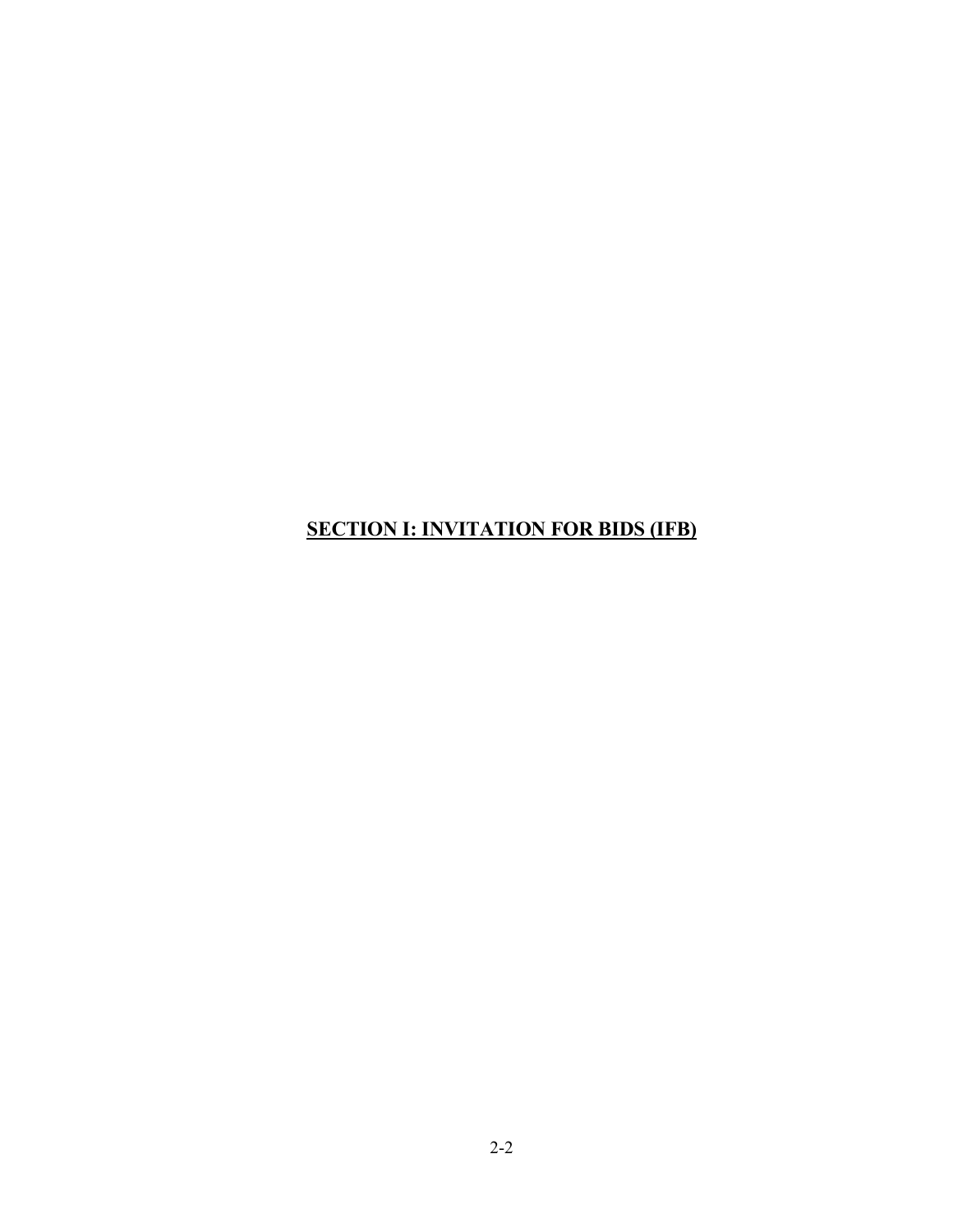# SECTION I: INVITATION FOR BIDS (IFB)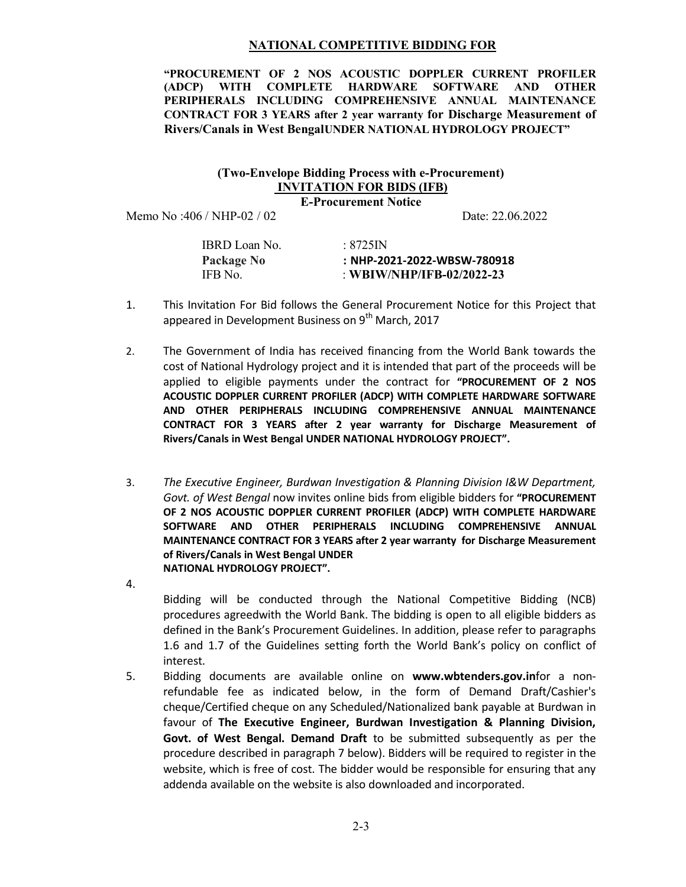## NATIONAL COMPETITIVE BIDDING FOR

**"PROCUREMENT OF 2 NOS ACOUSTIC DOPPLER CURRENT PROFILER (ADCP) WITH COMPLETE HARDWARE SOFTWARE AND OTHER PERIPHERALS INCLUDING COMPREHENSIVE ANNUAL MAINTENANCE CONTRACT FOR 3 YEARS after 2 year warranty for Discharge Measurement of Rivers/Canals in West BengalUNDER NATIONAL HYDROLOGY PROJECT"**

**(Two-Envelope Bidding Process with e-Procurement)**
**INVITATION FOR BIDS (IFB)**
**E-Procurement Notice**

Memo No :406 / NHP-02 / 02 Date: 22.06.2022

| | |
|---|---|
| IBRD Loan No. | : 8725IN |
| **Package No** | **: NHP-2021-2022-WBSW-780918** |
| IFB No. | : **WBIW/NHP/IFB-02/2022-23** |

1. This Invitation For Bid follows the General Procurement Notice for this Project that appeared in Development Business on 9th March, 2017

2. The Government of India has received financing from the World Bank towards the cost of National Hydrology project and it is intended that part of the proceeds will be applied to eligible payments under the contract for **"PROCUREMENT OF 2 NOS ACOUSTIC DOPPLER CURRENT PROFILER (ADCP) WITH COMPLETE HARDWARE SOFTWARE AND OTHER PERIPHERALS INCLUDING COMPREHENSIVE ANNUAL MAINTENANCE CONTRACT FOR 3 YEARS after 2 year warranty for Discharge Measurement of Rivers/Canals in West Bengal UNDER NATIONAL HYDROLOGY PROJECT".**

3. *The Executive Engineer, Burdwan Investigation & Planning Division I&W Department, Govt. of West Bengal* now invites online bids from eligible bidders for **"PROCUREMENT OF 2 NOS ACOUSTIC DOPPLER CURRENT PROFILER (ADCP) WITH COMPLETE HARDWARE SOFTWARE AND OTHER PERIPHERALS INCLUDING COMPREHENSIVE ANNUAL MAINTENANCE CONTRACT FOR 3 YEARS after 2 year warranty for Discharge Measurement of Rivers/Canals in West Bengal UNDER NATIONAL HYDROLOGY PROJECT".**

4. Bidding will be conducted through the National Competitive Bidding (NCB) procedures agreedwith the World Bank. The bidding is open to all eligible bidders as defined in the Bank's Procurement Guidelines. In addition, please refer to paragraphs 1.6 and 1.7 of the Guidelines setting forth the World Bank's policy on conflict of interest.

5. Bidding documents are available online on **www.wbtenders.gov.in**for a non-refundable fee as indicated below, in the form of Demand Draft/Cashier's cheque/Certified cheque on any Scheduled/Nationalized bank payable at Burdwan in favour of **The Executive Engineer, Burdwan Investigation & Planning Division, Govt. of West Bengal. Demand Draft** to be submitted subsequently as per the procedure described in paragraph 7 below). Bidders will be required to register in the website, which is free of cost. The bidder would be responsible for ensuring that any addenda available on the website is also downloaded and incorporated.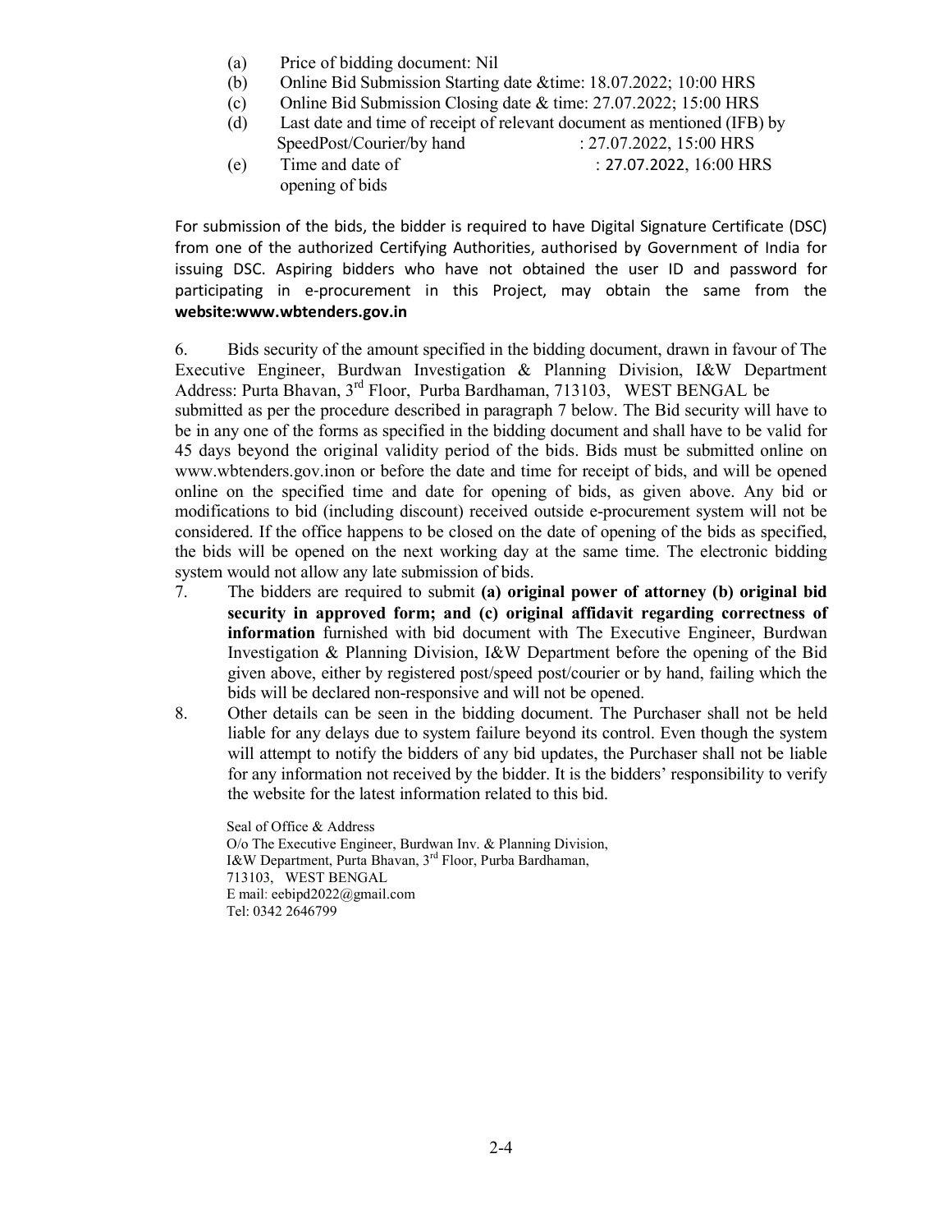(a) Price of bidding document: Nil

(b) Online Bid Submission Starting date &time: 18.07.2022; 10:00 HRS

(c) Online Bid Submission Closing date & time: 27.07.2022; 15:00 HRS

(d) Last date and time of receipt of relevant document as mentioned (IFB) by SpeedPost/Courier/by hand : 27.07.2022, 15:00 HRS

(e) Time and date of opening of bids : 27.07.2022, 16:00 HRS

For submission of the bids, the bidder is required to have Digital Signature Certificate (DSC) from one of the authorized Certifying Authorities, authorised by Government of India for issuing DSC. Aspiring bidders who have not obtained the user ID and password for participating in e-procurement in this Project, may obtain the same from the **website:www.wbtenders.gov.in**

6. Bids security of the amount specified in the bidding document, drawn in favour of The Executive Engineer, Burdwan Investigation & Planning Division, I&W Department Address: Purta Bhavan, 3rd Floor, Purba Bardhaman, 713103, WEST BENGAL be submitted as per the procedure described in paragraph 7 below. The Bid security will have to be in any one of the forms as specified in the bidding document and shall have to be valid for 45 days beyond the original validity period of the bids. Bids must be submitted online on www.wbtenders.gov.inon or before the date and time for receipt of bids, and will be opened online on the specified time and date for opening of bids, as given above. Any bid or modifications to bid (including discount) received outside e-procurement system will not be considered. If the office happens to be closed on the date of opening of the bids as specified, the bids will be opened on the next working day at the same time. The electronic bidding system would not allow any late submission of bids.

7. The bidders are required to submit **(a) original power of attorney (b) original bid security in approved form; and (c) original affidavit regarding correctness of information** furnished with bid document with The Executive Engineer, Burdwan Investigation & Planning Division, I&W Department before the opening of the Bid given above, either by registered post/speed post/courier or by hand, failing which the bids will be declared non-responsive and will not be opened.

8. Other details can be seen in the bidding document. The Purchaser shall not be held liable for any delays due to system failure beyond its control. Even though the system will attempt to notify the bidders of any bid updates, the Purchaser shall not be liable for any information not received by the bidder. It is the bidders' responsibility to verify the website for the latest information related to this bid.

Seal of Office & Address
O/o The Executive Engineer, Burdwan Inv. & Planning Division,
I&W Department, Purta Bhavan, 3rd Floor, Purba Bardhaman,
713103, WEST BENGAL
E mail: eebipd2022@gmail.com
Tel: 0342 2646799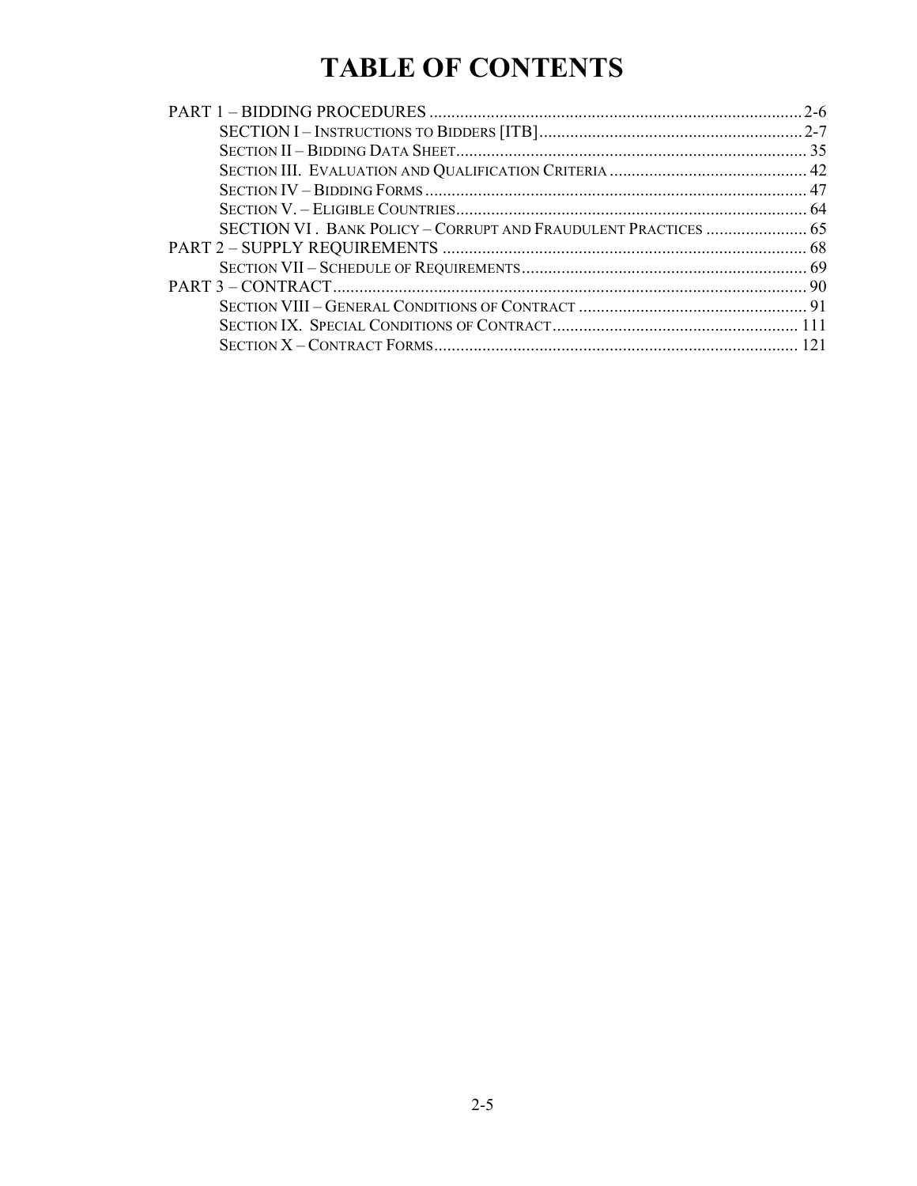# TABLE OF CONTENTS

PART 1 – BIDDING PROCEDURES ..................................................................................... 2-6

- SECTION I – INSTRUCTIONS TO BIDDERS [ITB] ............................................................ 2-7
- SECTION II – BIDDING DATA SHEET ................................................................................ 35
- SECTION III. EVALUATION AND QUALIFICATION CRITERIA ............................................ 42
- SECTION IV – BIDDING FORMS ....................................................................................... 47
- SECTION V. – ELIGIBLE COUNTRIES ................................................................................ 64
- SECTION VI . BANK POLICY – CORRUPT AND FRAUDULENT PRACTICES ....................... 65

PART 2 – SUPPLY REQUIREMENTS .................................................................................. 68

- SECTION VII – SCHEDULE OF REQUIREMENTS ................................................................. 69

PART 3 – CONTRACT ........................................................................................................... 90

- SECTION VIII – GENERAL CONDITIONS OF CONTRACT .................................................... 91
- SECTION IX. SPECIAL CONDITIONS OF CONTRACT ........................................................ 111
- SECTION X – CONTRACT FORMS ................................................................................... 121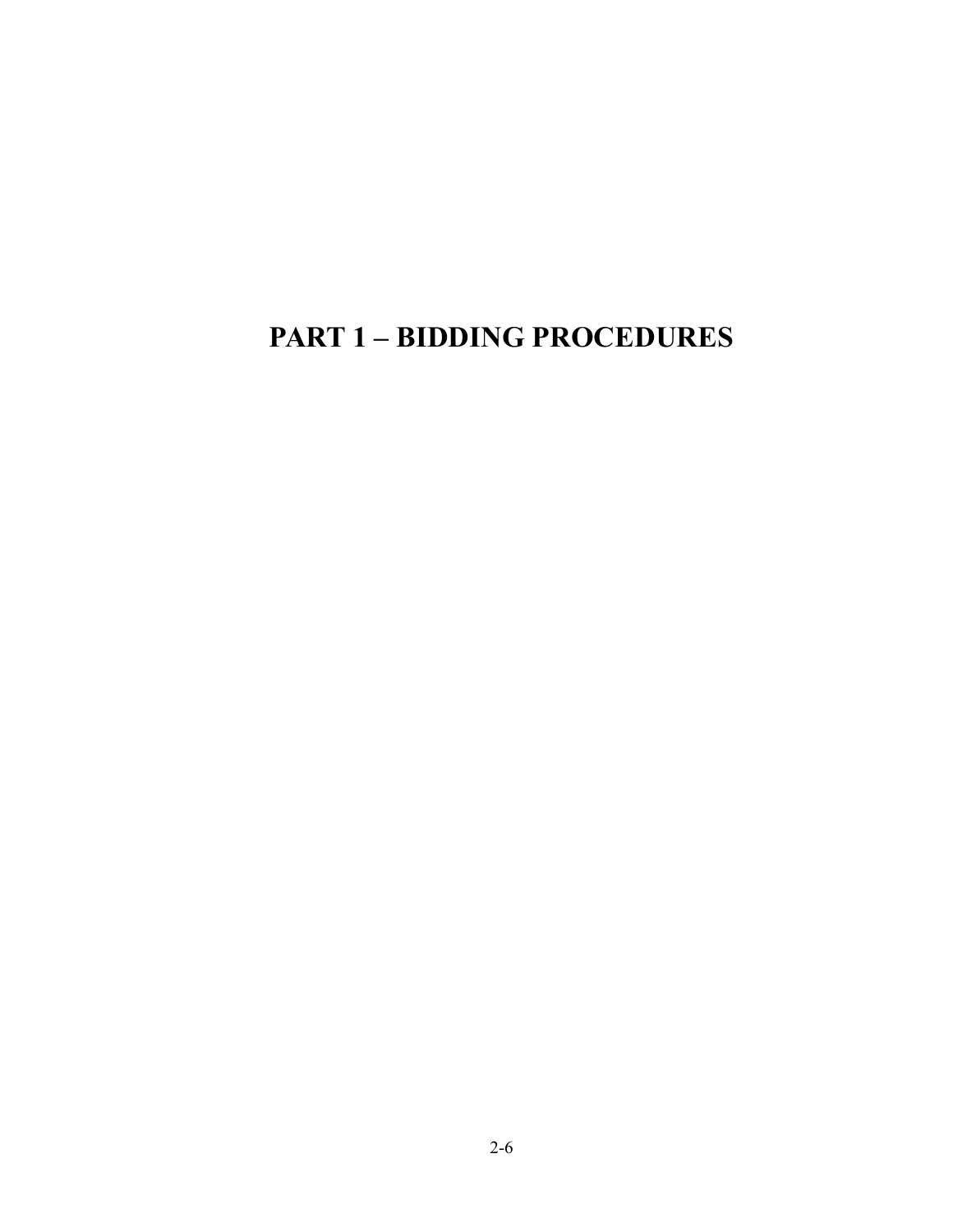# PART 1 – BIDDING PROCEDURES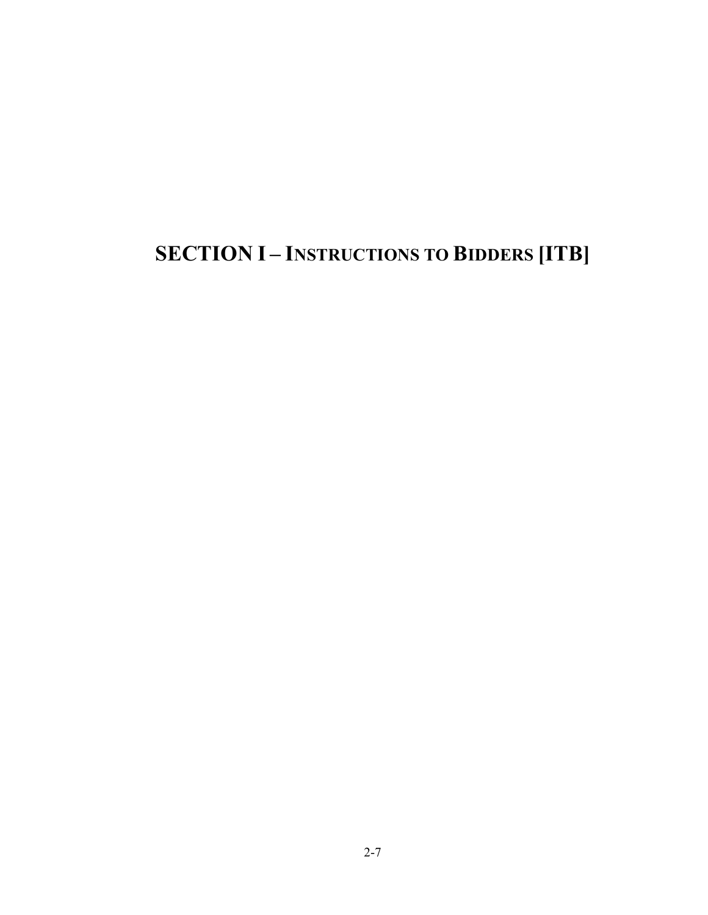# SECTION I – INSTRUCTIONS TO BIDDERS [ITB]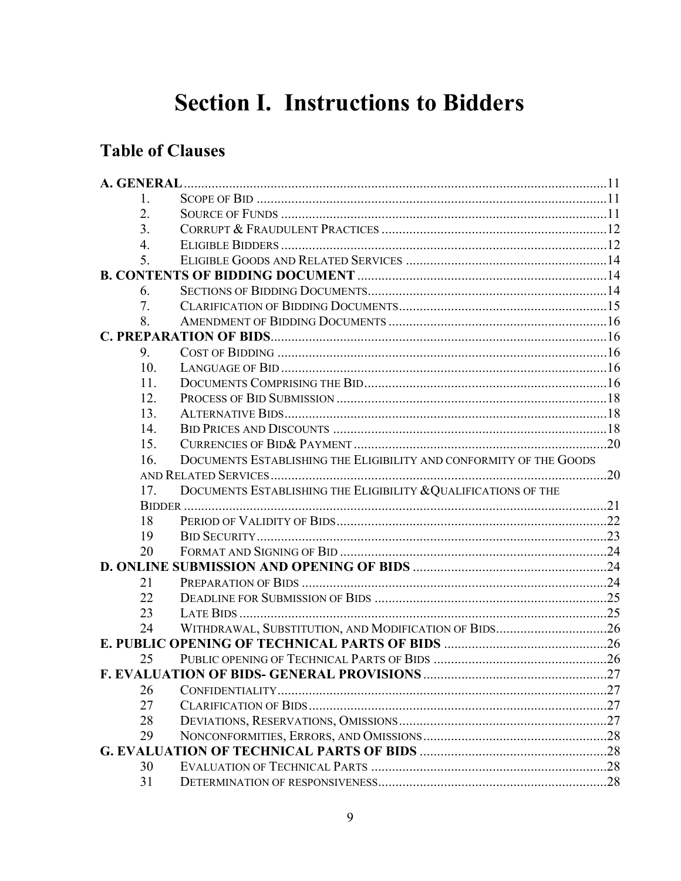# Section I. Instructions to Bidders

## Table of Clauses

| | | |
|---|---|---|
| **A. GENERAL** | | 11 |
| 1. | Scope of Bid | 11 |
| 2. | Source of Funds | 11 |
| 3. | Corrupt & Fraudulent Practices | 12 |
| 4. | Eligible Bidders | 12 |
| 5. | Eligible Goods and Related Services | 14 |
| **B. CONTENTS OF BIDDING DOCUMENT** | | 14 |
| 6. | Sections of Bidding Documents | 14 |
| 7. | Clarification of Bidding Documents | 15 |
| 8. | Amendment of Bidding Documents | 16 |
| **C. PREPARATION OF BIDS** | | 16 |
| 9. | Cost of Bidding | 16 |
| 10. | Language of Bid | 16 |
| 11. | Documents Comprising the Bid | 16 |
| 12. | Process of Bid Submission | 18 |
| 13. | Alternative Bids | 18 |
| 14. | Bid Prices and Discounts | 18 |
| 15. | Currencies of Bid& Payment | 20 |
| 16. | Documents Establishing the Eligibility and conformity of the Goods and Related Services | 20 |
| 17. | Documents Establishing the Eligibility &Qualifications of the Bidder | 21 |
| 18 | Period of Validity of Bids | 22 |
| 19 | Bid Security | 23 |
| 20 | Format and Signing of Bid | 24 |
| **D. ONLINE SUBMISSION AND OPENING OF BIDS** | | 24 |
| 21 | Preparation of Bids | 24 |
| 22 | Deadline for Submission of Bids | 25 |
| 23 | Late Bids | 25 |
| 24 | Withdrawal, Substitution, and Modification of Bids | 26 |
| **E. PUBLIC OPENING OF TECHNICAL PARTS OF BIDS** | | 26 |
| 25 | Public opening of Technical Parts of Bids | 26 |
| **F. EVALUATION OF BIDS- GENERAL PROVISIONS** | | 27 |
| 26 | Confidentiality | 27 |
| 27 | Clarification of Bids | 27 |
| 28 | Deviations, Reservations, Omissions | 27 |
| 29 | Nonconformities, Errors, and Omissions | 28 |
| **G. EVALUATION OF TECHNICAL PARTS OF BIDS** | | 28 |
| 30 | Evaluation of Technical Parts | 28 |
| 31 | Determination of responsiveness | 28 |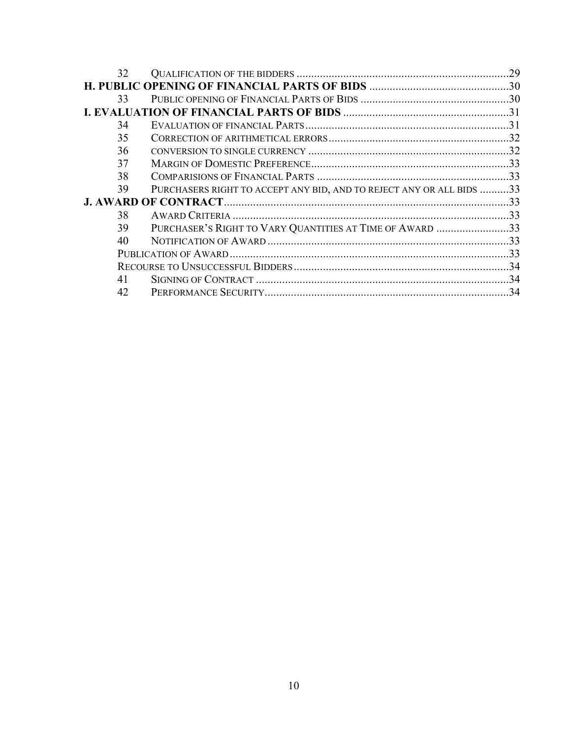| | | |
|---|---|---|
| 32 | QUALIFICATION OF THE BIDDERS | 29 |
| **H. PUBLIC OPENING OF FINANCIAL PARTS OF BIDS** | | **30** |
| 33 | PUBLIC OPENING OF FINANCIAL PARTS OF BIDS | 30 |
| **I. EVALUATION OF FINANCIAL PARTS OF BIDS** | | **31** |
| 34 | EVALUATION OF FINANCIAL PARTS | 31 |
| 35 | CORRECTION OF ARITHMETICAL ERRORS | 32 |
| 36 | CONVERSION TO SINGLE CURRENCY | 32 |
| 37 | MARGIN OF DOMESTIC PREFERENCE | 33 |
| 38 | COMPARISIONS OF FINANCIAL PARTS | 33 |
| 39 | PURCHASERS RIGHT TO ACCEPT ANY BID, AND TO REJECT ANY OR ALL BIDS | 33 |
| **J. AWARD OF CONTRACT** | | **33** |
| 38 | AWARD CRITERIA | 33 |
| 39 | PURCHASER'S RIGHT TO VARY QUANTITIES AT TIME OF AWARD | 33 |
| 40 | NOTIFICATION OF AWARD | 33 |
| | PUBLICATION OF AWARD | 33 |
| | RECOURSE TO UNSUCCESSFUL BIDDERS | 34 |
| 41 | SIGNING OF CONTRACT | 34 |
| 42 | PERFORMANCE SECURITY | 34 |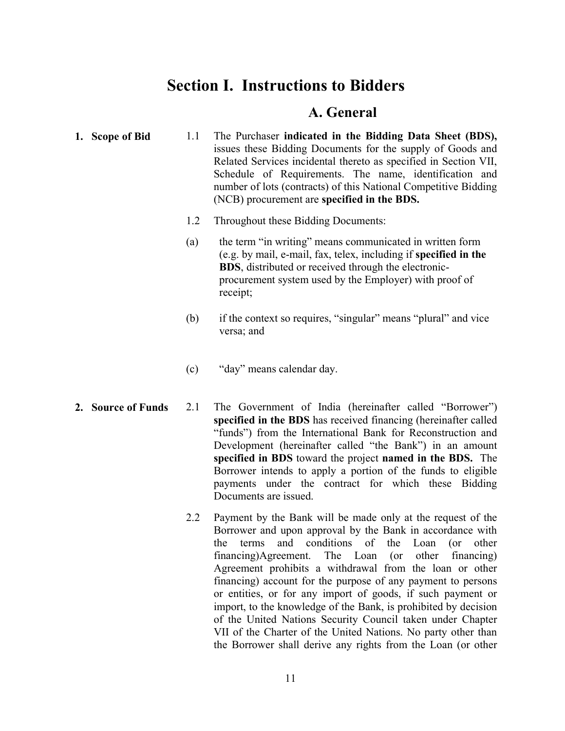# Section I. Instructions to Bidders

## A. General

**1. Scope of Bid**

1.1 The Purchaser **indicated in the Bidding Data Sheet (BDS),** issues these Bidding Documents for the supply of Goods and Related Services incidental thereto as specified in Section VII, Schedule of Requirements. The name, identification and number of lots (contracts) of this National Competitive Bidding (NCB) procurement are **specified in the BDS.**

1.2 Throughout these Bidding Documents:

(a) the term "in writing" means communicated in written form (e.g. by mail, e-mail, fax, telex, including if **specified in the BDS**, distributed or received through the electronic-procurement system used by the Employer) with proof of receipt;

(b) if the context so requires, "singular" means "plural" and vice versa; and

(c) "day" means calendar day.

**2. Source of Funds**

2.1 The Government of India (hereinafter called "Borrower") **specified in the BDS** has received financing (hereinafter called "funds") from the International Bank for Reconstruction and Development (hereinafter called "the Bank") in an amount **specified in BDS** toward the project **named in the BDS.** The Borrower intends to apply a portion of the funds to eligible payments under the contract for which these Bidding Documents are issued.

2.2 Payment by the Bank will be made only at the request of the Borrower and upon approval by the Bank in accordance with the terms and conditions of the Loan (or other financing)Agreement. The Loan (or other financing) Agreement prohibits a withdrawal from the loan or other financing) account for the purpose of any payment to persons or entities, or for any import of goods, if such payment or import, to the knowledge of the Bank, is prohibited by decision of the United Nations Security Council taken under Chapter VII of the Charter of the United Nations. No party other than the Borrower shall derive any rights from the Loan (or other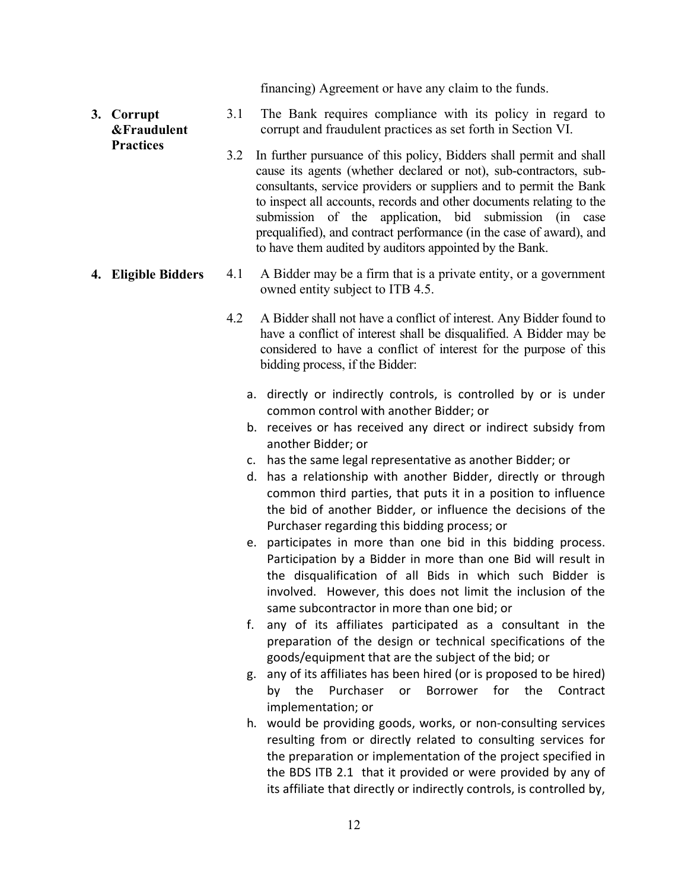financing) Agreement or have any claim to the funds.

**3. Corrupt &Fraudulent Practices**

3.1 The Bank requires compliance with its policy in regard to corrupt and fraudulent practices as set forth in Section VI.

3.2 In further pursuance of this policy, Bidders shall permit and shall cause its agents (whether declared or not), sub-contractors, sub-consultants, service providers or suppliers and to permit the Bank to inspect all accounts, records and other documents relating to the submission of the application, bid submission (in case prequalified), and contract performance (in the case of award), and to have them audited by auditors appointed by the Bank.

**4. Eligible Bidders**

4.1 A Bidder may be a firm that is a private entity, or a government owned entity subject to ITB 4.5.

4.2 A Bidder shall not have a conflict of interest. Any Bidder found to have a conflict of interest shall be disqualified. A Bidder may be considered to have a conflict of interest for the purpose of this bidding process, if the Bidder:

a. directly or indirectly controls, is controlled by or is under common control with another Bidder; or
b. receives or has received any direct or indirect subsidy from another Bidder; or
c. has the same legal representative as another Bidder; or
d. has a relationship with another Bidder, directly or through common third parties, that puts it in a position to influence the bid of another Bidder, or influence the decisions of the Purchaser regarding this bidding process; or
e. participates in more than one bid in this bidding process. Participation by a Bidder in more than one Bid will result in the disqualification of all Bids in which such Bidder is involved. However, this does not limit the inclusion of the same subcontractor in more than one bid; or
f. any of its affiliates participated as a consultant in the preparation of the design or technical specifications of the goods/equipment that are the subject of the bid; or
g. any of its affiliates has been hired (or is proposed to be hired) by the Purchaser or Borrower for the Contract implementation; or
h. would be providing goods, works, or non-consulting services resulting from or directly related to consulting services for the preparation or implementation of the project specified in the BDS ITB 2.1 that it provided or were provided by any of its affiliate that directly or indirectly controls, is controlled by,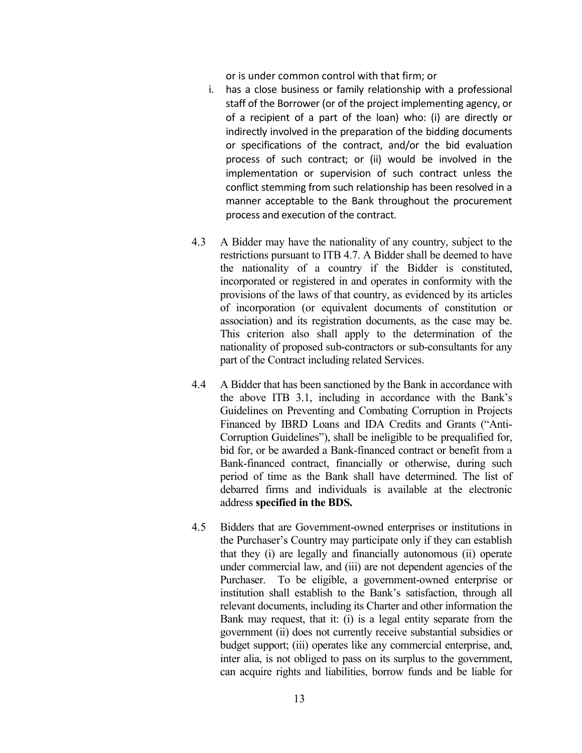or is under common control with that firm; or

i. has a close business or family relationship with a professional staff of the Borrower (or of the project implementing agency, or of a recipient of a part of the loan) who: (i) are directly or indirectly involved in the preparation of the bidding documents or specifications of the contract, and/or the bid evaluation process of such contract; or (ii) would be involved in the implementation or supervision of such contract unless the conflict stemming from such relationship has been resolved in a manner acceptable to the Bank throughout the procurement process and execution of the contract.

4.3 A Bidder may have the nationality of any country, subject to the restrictions pursuant to ITB 4.7. A Bidder shall be deemed to have the nationality of a country if the Bidder is constituted, incorporated or registered in and operates in conformity with the provisions of the laws of that country, as evidenced by its articles of incorporation (or equivalent documents of constitution or association) and its registration documents, as the case may be. This criterion also shall apply to the determination of the nationality of proposed sub-contractors or sub-consultants for any part of the Contract including related Services.

4.4 A Bidder that has been sanctioned by the Bank in accordance with the above ITB 3.1, including in accordance with the Bank's Guidelines on Preventing and Combating Corruption in Projects Financed by IBRD Loans and IDA Credits and Grants ("Anti-Corruption Guidelines"), shall be ineligible to be prequalified for, bid for, or be awarded a Bank-financed contract or benefit from a Bank-financed contract, financially or otherwise, during such period of time as the Bank shall have determined. The list of debarred firms and individuals is available at the electronic address **specified in the BDS.**

4.5 Bidders that are Government-owned enterprises or institutions in the Purchaser's Country may participate only if they can establish that they (i) are legally and financially autonomous (ii) operate under commercial law, and (iii) are not dependent agencies of the Purchaser. To be eligible, a government-owned enterprise or institution shall establish to the Bank's satisfaction, through all relevant documents, including its Charter and other information the Bank may request, that it: (i) is a legal entity separate from the government (ii) does not currently receive substantial subsidies or budget support; (iii) operates like any commercial enterprise, and, inter alia, is not obliged to pass on its surplus to the government, can acquire rights and liabilities, borrow funds and be liable for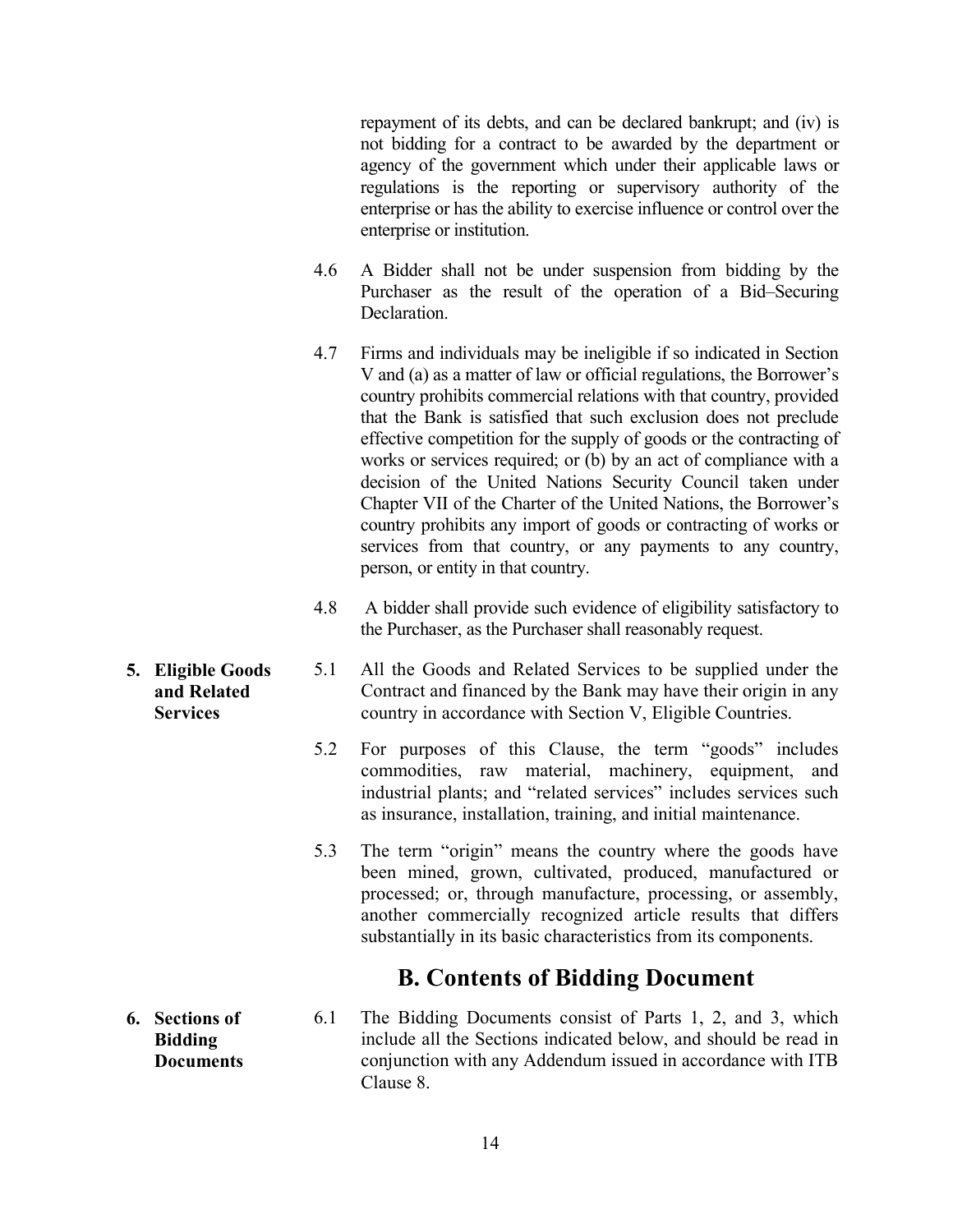repayment of its debts, and can be declared bankrupt; and (iv) is not bidding for a contract to be awarded by the department or agency of the government which under their applicable laws or regulations is the reporting or supervisory authority of the enterprise or has the ability to exercise influence or control over the enterprise or institution.

4.6 A Bidder shall not be under suspension from bidding by the Purchaser as the result of the operation of a Bid–Securing Declaration.

4.7 Firms and individuals may be ineligible if so indicated in Section V and (a) as a matter of law or official regulations, the Borrower's country prohibits commercial relations with that country, provided that the Bank is satisfied that such exclusion does not preclude effective competition for the supply of goods or the contracting of works or services required; or (b) by an act of compliance with a decision of the United Nations Security Council taken under Chapter VII of the Charter of the United Nations, the Borrower's country prohibits any import of goods or contracting of works or services from that country, or any payments to any country, person, or entity in that country.

4.8 A bidder shall provide such evidence of eligibility satisfactory to the Purchaser, as the Purchaser shall reasonably request.

**5. Eligible Goods and Related Services**

5.1 All the Goods and Related Services to be supplied under the Contract and financed by the Bank may have their origin in any country in accordance with Section V, Eligible Countries.

5.2 For purposes of this Clause, the term "goods" includes commodities, raw material, machinery, equipment, and industrial plants; and "related services" includes services such as insurance, installation, training, and initial maintenance.

5.3 The term "origin" means the country where the goods have been mined, grown, cultivated, produced, manufactured or processed; or, through manufacture, processing, or assembly, another commercially recognized article results that differs substantially in its basic characteristics from its components.

## B. Contents of Bidding Document

**6. Sections of Bidding Documents**

6.1 The Bidding Documents consist of Parts 1, 2, and 3, which include all the Sections indicated below, and should be read in conjunction with any Addendum issued in accordance with ITB Clause 8.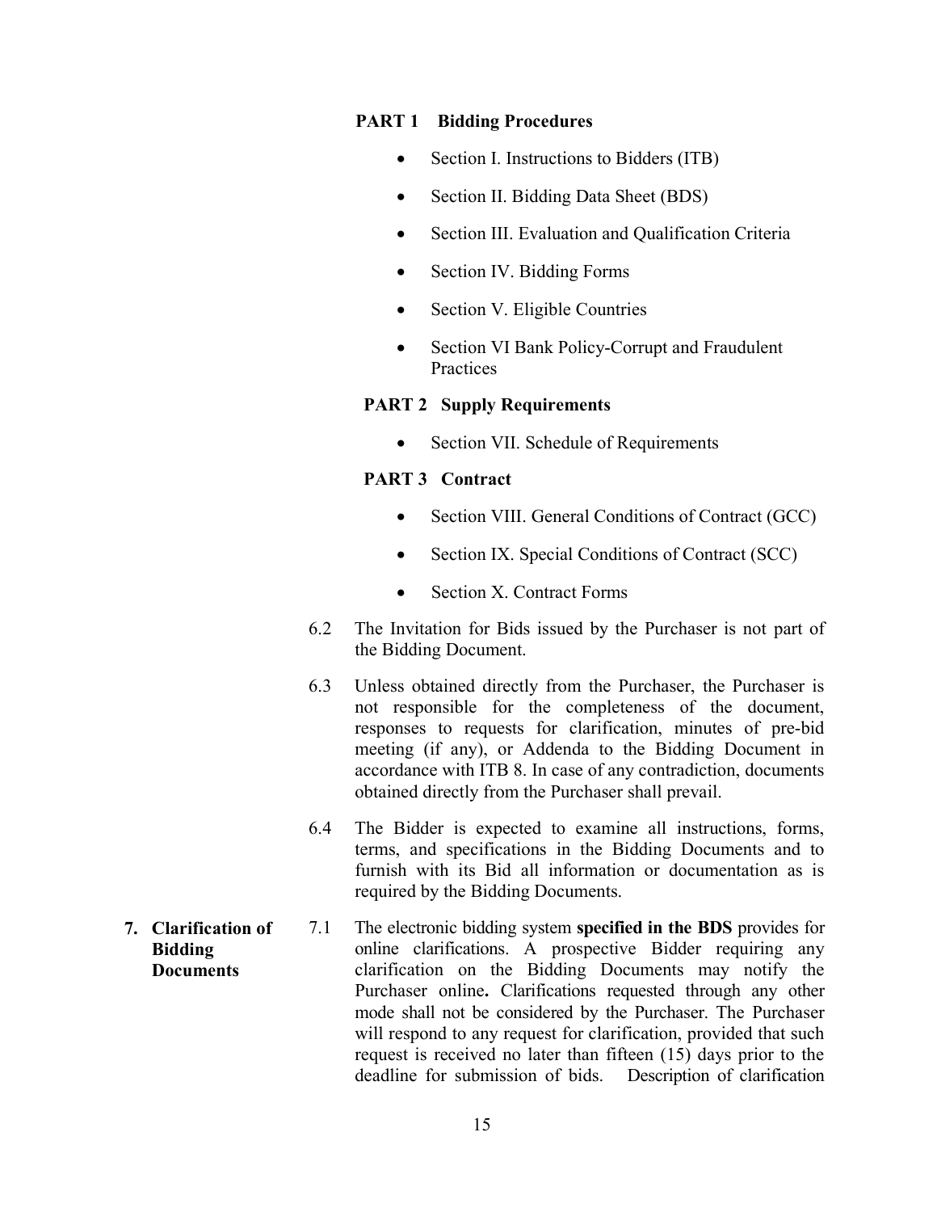**PART 1 Bidding Procedures**

- Section I. Instructions to Bidders (ITB)
- Section II. Bidding Data Sheet (BDS)
- Section III. Evaluation and Qualification Criteria
- Section IV. Bidding Forms
- Section V. Eligible Countries
- Section VI Bank Policy-Corrupt and Fraudulent Practices

**PART 2 Supply Requirements**

- Section VII. Schedule of Requirements

**PART 3 Contract**

- Section VIII. General Conditions of Contract (GCC)
- Section IX. Special Conditions of Contract (SCC)
- Section X. Contract Forms

6.2 The Invitation for Bids issued by the Purchaser is not part of the Bidding Document.

6.3 Unless obtained directly from the Purchaser, the Purchaser is not responsible for the completeness of the document, responses to requests for clarification, minutes of pre-bid meeting (if any), or Addenda to the Bidding Document in accordance with ITB 8. In case of any contradiction, documents obtained directly from the Purchaser shall prevail.

6.4 The Bidder is expected to examine all instructions, forms, terms, and specifications in the Bidding Documents and to furnish with its Bid all information or documentation as is required by the Bidding Documents.

**7. Clarification of Bidding Documents**

7.1 The electronic bidding system **specified in the BDS** provides for online clarifications. A prospective Bidder requiring any clarification on the Bidding Documents may notify the Purchaser online**.** Clarifications requested through any other mode shall not be considered by the Purchaser. The Purchaser will respond to any request for clarification, provided that such request is received no later than fifteen (15) days prior to the deadline for submission of bids. Description of clarification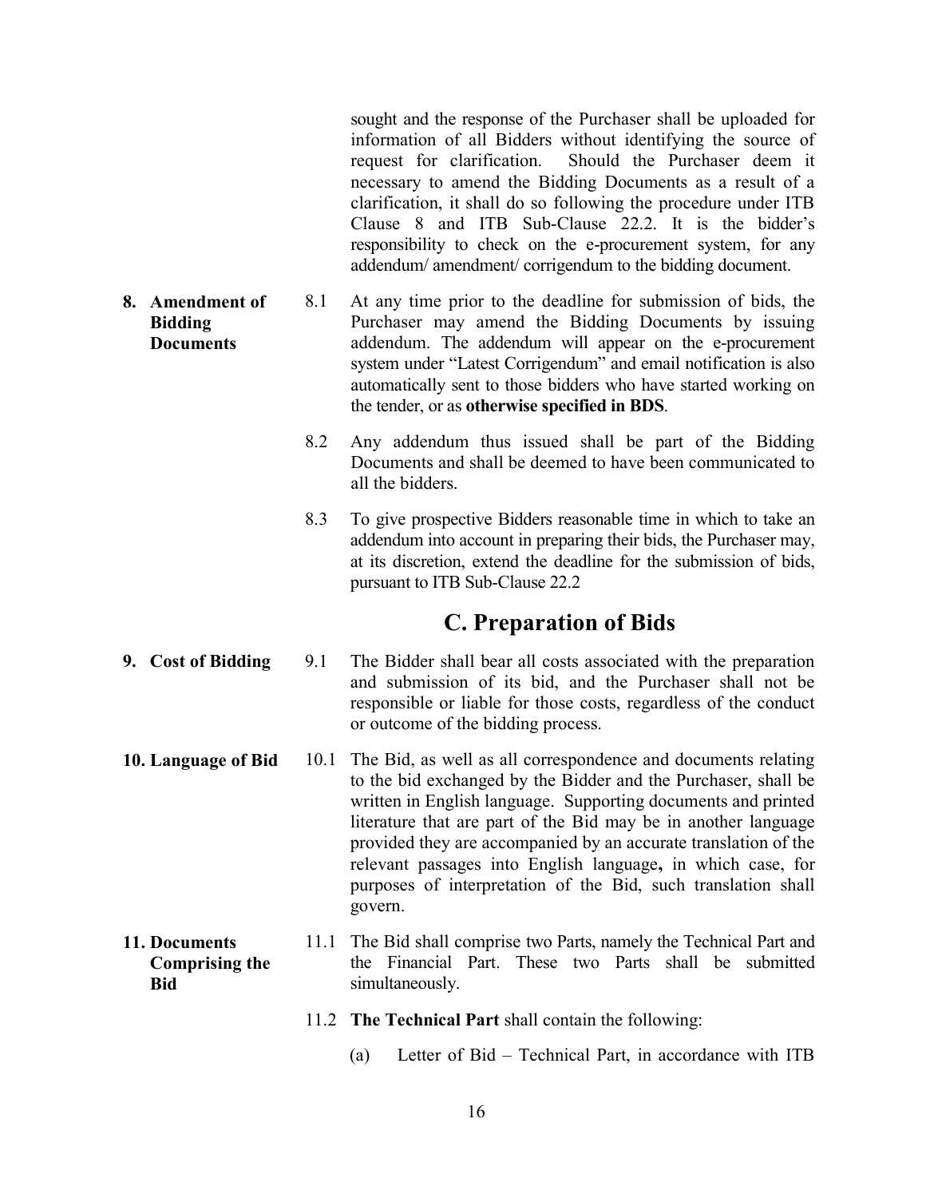sought and the response of the Purchaser shall be uploaded for information of all Bidders without identifying the source of request for clarification. Should the Purchaser deem it necessary to amend the Bidding Documents as a result of a clarification, it shall do so following the procedure under ITB Clause 8 and ITB Sub-Clause 22.2. It is the bidder's responsibility to check on the e-procurement system, for any addendum/ amendment/ corrigendum to the bidding document.

**8. Amendment of Bidding Documents**

8.1 At any time prior to the deadline for submission of bids, the Purchaser may amend the Bidding Documents by issuing addendum. The addendum will appear on the e-procurement system under "Latest Corrigendum" and email notification is also automatically sent to those bidders who have started working on the tender, or as **otherwise specified in BDS**.

8.2 Any addendum thus issued shall be part of the Bidding Documents and shall be deemed to have been communicated to all the bidders.

8.3 To give prospective Bidders reasonable time in which to take an addendum into account in preparing their bids, the Purchaser may, at its discretion, extend the deadline for the submission of bids, pursuant to ITB Sub-Clause 22.2

## C. Preparation of Bids

**9. Cost of Bidding**

9.1 The Bidder shall bear all costs associated with the preparation and submission of its bid, and the Purchaser shall not be responsible or liable for those costs, regardless of the conduct or outcome of the bidding process.

**10. Language of Bid**

10.1 The Bid, as well as all correspondence and documents relating to the bid exchanged by the Bidder and the Purchaser, shall be written in English language. Supporting documents and printed literature that are part of the Bid may be in another language provided they are accompanied by an accurate translation of the relevant passages into English language**,** in which case, for purposes of interpretation of the Bid, such translation shall govern.

**11. Documents Comprising the Bid**

11.1 The Bid shall comprise two Parts, namely the Technical Part and the Financial Part. These two Parts shall be submitted simultaneously.

11.2 **The Technical Part** shall contain the following:

(a) Letter of Bid – Technical Part, in accordance with ITB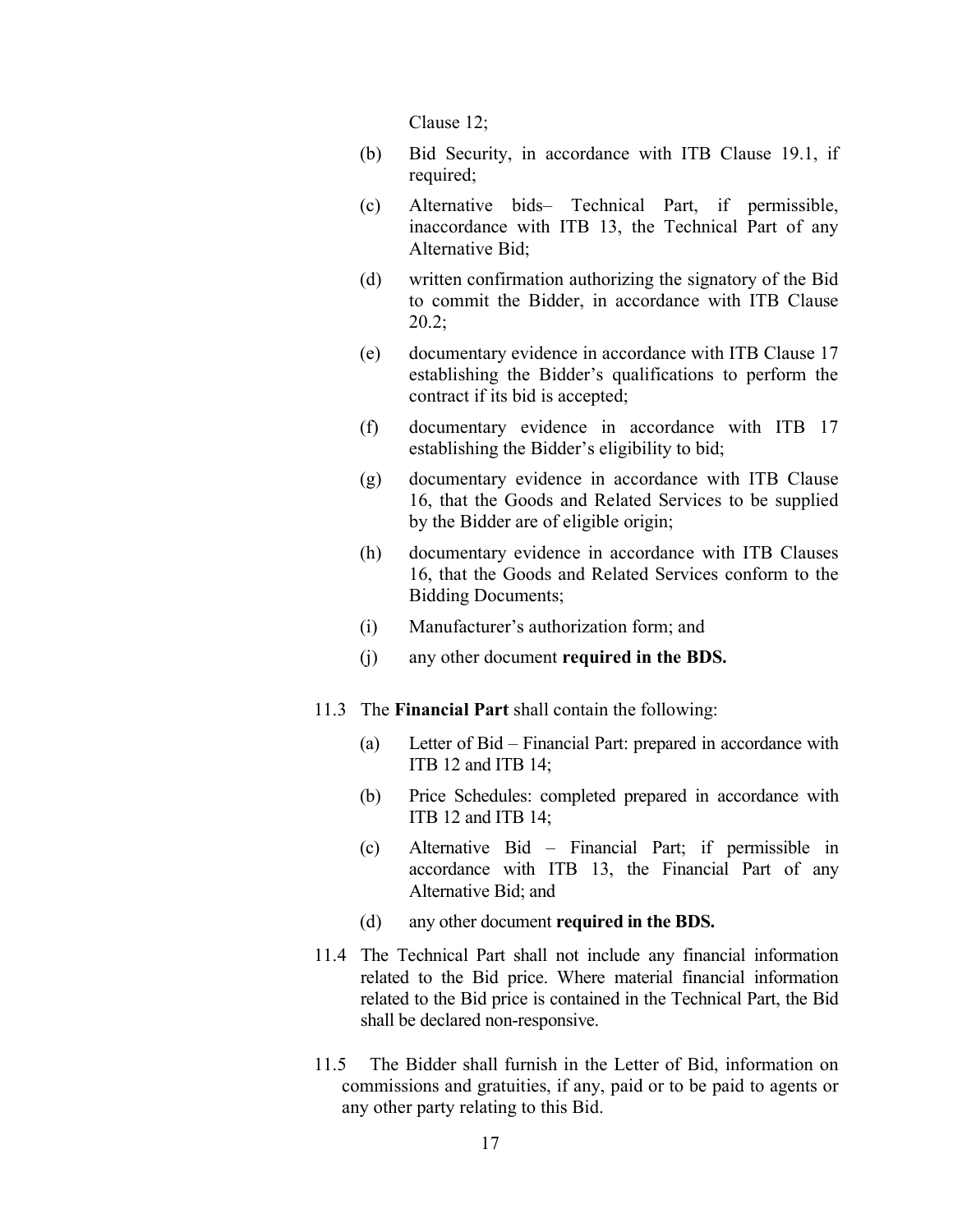Clause 12;

(b) Bid Security, in accordance with ITB Clause 19.1, if required;

(c) Alternative bids– Technical Part, if permissible, inaccordance with ITB 13, the Technical Part of any Alternative Bid;

(d) written confirmation authorizing the signatory of the Bid to commit the Bidder, in accordance with ITB Clause 20.2;

(e) documentary evidence in accordance with ITB Clause 17 establishing the Bidder's qualifications to perform the contract if its bid is accepted;

(f) documentary evidence in accordance with ITB 17 establishing the Bidder's eligibility to bid;

(g) documentary evidence in accordance with ITB Clause 16, that the Goods and Related Services to be supplied by the Bidder are of eligible origin;

(h) documentary evidence in accordance with ITB Clauses 16, that the Goods and Related Services conform to the Bidding Documents;

(i) Manufacturer's authorization form; and

(j) any other document **required in the BDS.**

11.3 The **Financial Part** shall contain the following:

(a) Letter of Bid – Financial Part: prepared in accordance with ITB 12 and ITB 14;

(b) Price Schedules: completed prepared in accordance with ITB 12 and ITB 14;

(c) Alternative Bid – Financial Part; if permissible in accordance with ITB 13, the Financial Part of any Alternative Bid; and

(d) any other document **required in the BDS.**

11.4 The Technical Part shall not include any financial information related to the Bid price. Where material financial information related to the Bid price is contained in the Technical Part, the Bid shall be declared non-responsive.

11.5 The Bidder shall furnish in the Letter of Bid, information on commissions and gratuities, if any, paid or to be paid to agents or any other party relating to this Bid.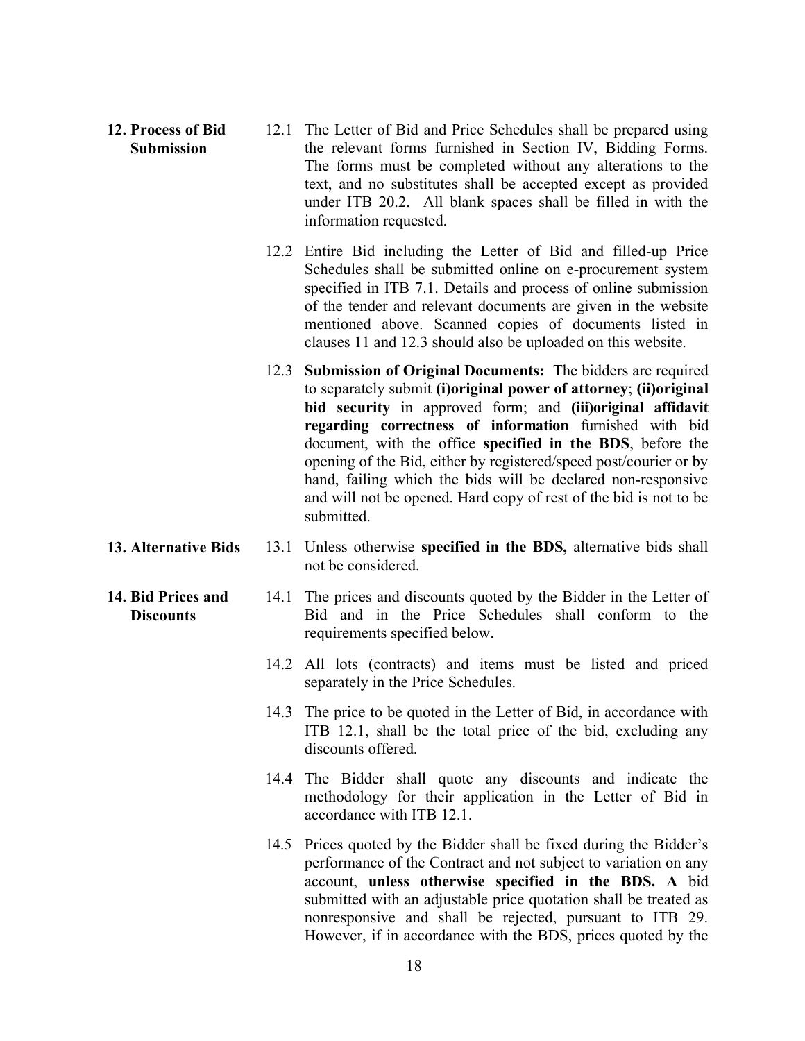**12. Process of Bid Submission**

12.1 The Letter of Bid and Price Schedules shall be prepared using the relevant forms furnished in Section IV, Bidding Forms. The forms must be completed without any alterations to the text, and no substitutes shall be accepted except as provided under ITB 20.2. All blank spaces shall be filled in with the information requested.

12.2 Entire Bid including the Letter of Bid and filled-up Price Schedules shall be submitted online on e-procurement system specified in ITB 7.1. Details and process of online submission of the tender and relevant documents are given in the website mentioned above. Scanned copies of documents listed in clauses 11 and 12.3 should also be uploaded on this website.

12.3 **Submission of Original Documents:** The bidders are required to separately submit **(i)original power of attorney**; **(ii)original bid security** in approved form; and **(iii)original affidavit regarding correctness of information** furnished with bid document, with the office **specified in the BDS**, before the opening of the Bid, either by registered/speed post/courier or by hand, failing which the bids will be declared non-responsive and will not be opened. Hard copy of rest of the bid is not to be submitted.

**13. Alternative Bids**

13.1 Unless otherwise **specified in the BDS,** alternative bids shall not be considered.

**14. Bid Prices and Discounts**

14.1 The prices and discounts quoted by the Bidder in the Letter of Bid and in the Price Schedules shall conform to the requirements specified below.

14.2 All lots (contracts) and items must be listed and priced separately in the Price Schedules.

14.3 The price to be quoted in the Letter of Bid, in accordance with ITB 12.1, shall be the total price of the bid, excluding any discounts offered.

14.4 The Bidder shall quote any discounts and indicate the methodology for their application in the Letter of Bid in accordance with ITB 12.1.

14.5 Prices quoted by the Bidder shall be fixed during the Bidder's performance of the Contract and not subject to variation on any account, **unless otherwise specified in the BDS. A** bid submitted with an adjustable price quotation shall be treated as nonresponsive and shall be rejected, pursuant to ITB 29. However, if in accordance with the BDS, prices quoted by the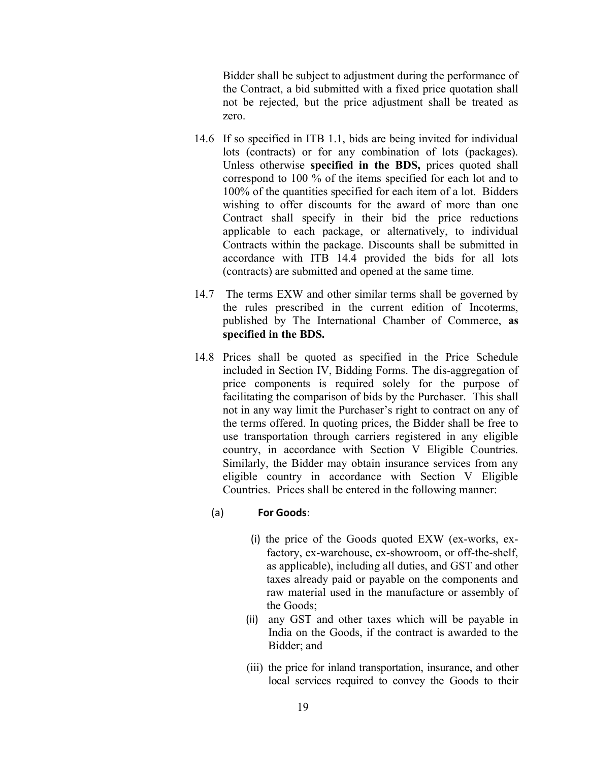Bidder shall be subject to adjustment during the performance of the Contract, a bid submitted with a fixed price quotation shall not be rejected, but the price adjustment shall be treated as zero.

14.6 If so specified in ITB 1.1, bids are being invited for individual lots (contracts) or for any combination of lots (packages). Unless otherwise **specified in the BDS,** prices quoted shall correspond to 100 % of the items specified for each lot and to 100% of the quantities specified for each item of a lot. Bidders wishing to offer discounts for the award of more than one Contract shall specify in their bid the price reductions applicable to each package, or alternatively, to individual Contracts within the package. Discounts shall be submitted in accordance with ITB 14.4 provided the bids for all lots (contracts) are submitted and opened at the same time.

14.7 The terms EXW and other similar terms shall be governed by the rules prescribed in the current edition of Incoterms, published by The International Chamber of Commerce, **as specified in the BDS.**

14.8 Prices shall be quoted as specified in the Price Schedule included in Section IV, Bidding Forms. The dis-aggregation of price components is required solely for the purpose of facilitating the comparison of bids by the Purchaser. This shall not in any way limit the Purchaser's right to contract on any of the terms offered. In quoting prices, the Bidder shall be free to use transportation through carriers registered in any eligible country, in accordance with Section V Eligible Countries. Similarly, the Bidder may obtain insurance services from any eligible country in accordance with Section V Eligible Countries. Prices shall be entered in the following manner:

(a) **For Goods**:

(i) the price of the Goods quoted EXW (ex-works, ex-factory, ex-warehouse, ex-showroom, or off-the-shelf, as applicable), including all duties, and GST and other taxes already paid or payable on the components and raw material used in the manufacture or assembly of the Goods;

(ii) any GST and other taxes which will be payable in India on the Goods, if the contract is awarded to the Bidder; and

(iii) the price for inland transportation, insurance, and other local services required to convey the Goods to their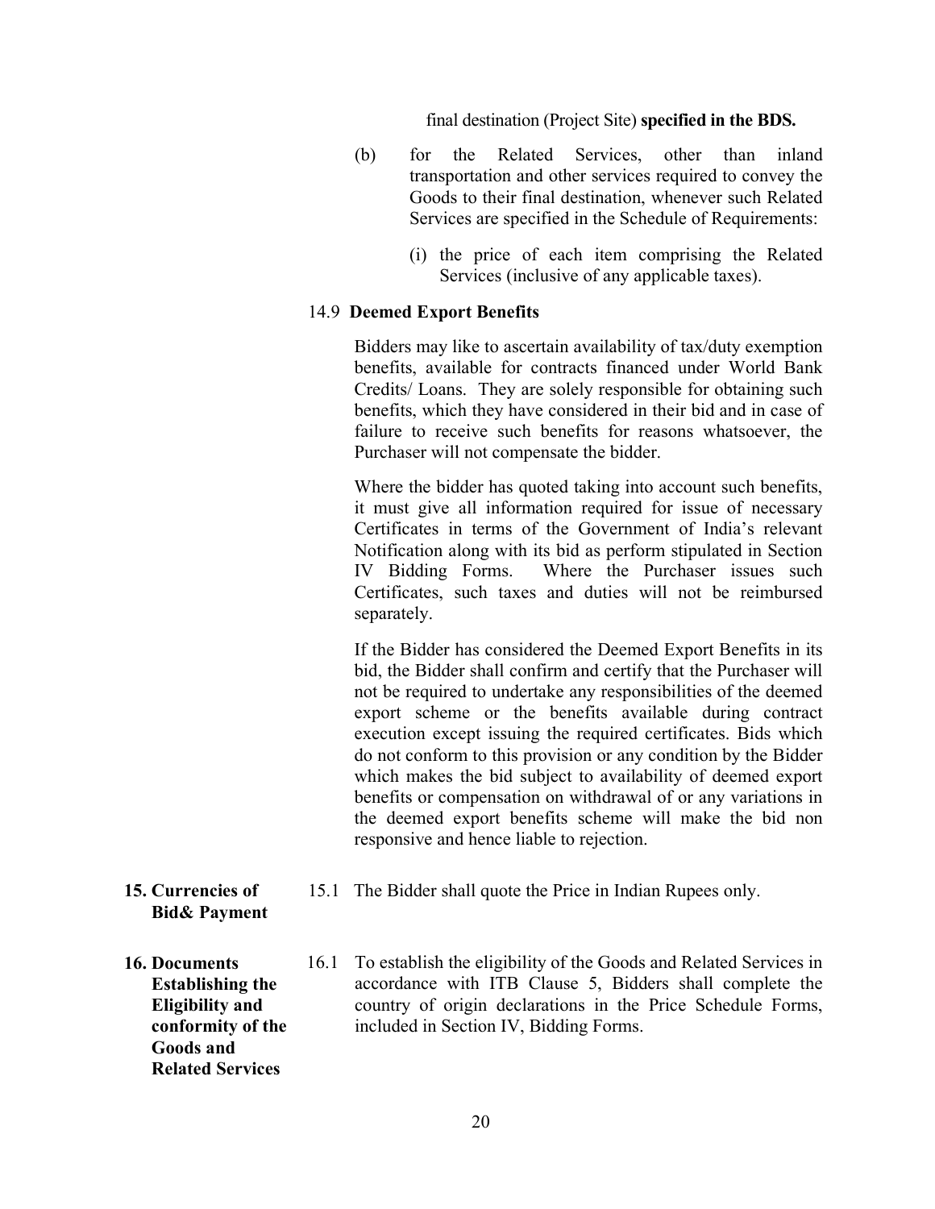final destination (Project Site) **specified in the BDS.**

(b) for the Related Services, other than inland transportation and other services required to convey the Goods to their final destination, whenever such Related Services are specified in the Schedule of Requirements:

(i) the price of each item comprising the Related Services (inclusive of any applicable taxes).

14.9 **Deemed Export Benefits**

Bidders may like to ascertain availability of tax/duty exemption benefits, available for contracts financed under World Bank Credits/ Loans. They are solely responsible for obtaining such benefits, which they have considered in their bid and in case of failure to receive such benefits for reasons whatsoever, the Purchaser will not compensate the bidder.

Where the bidder has quoted taking into account such benefits, it must give all information required for issue of necessary Certificates in terms of the Government of India's relevant Notification along with its bid as perform stipulated in Section IV Bidding Forms. Where the Purchaser issues such Certificates, such taxes and duties will not be reimbursed separately.

If the Bidder has considered the Deemed Export Benefits in its bid, the Bidder shall confirm and certify that the Purchaser will not be required to undertake any responsibilities of the deemed export scheme or the benefits available during contract execution except issuing the required certificates. Bids which do not conform to this provision or any condition by the Bidder which makes the bid subject to availability of deemed export benefits or compensation on withdrawal of or any variations in the deemed export benefits scheme will make the bid non responsive and hence liable to rejection.

**15. Currencies of Bid& Payment**

15.1 The Bidder shall quote the Price in Indian Rupees only.

**16. Documents Establishing the Eligibility and conformity of the Goods and Related Services**

16.1 To establish the eligibility of the Goods and Related Services in accordance with ITB Clause 5, Bidders shall complete the country of origin declarations in the Price Schedule Forms, included in Section IV, Bidding Forms.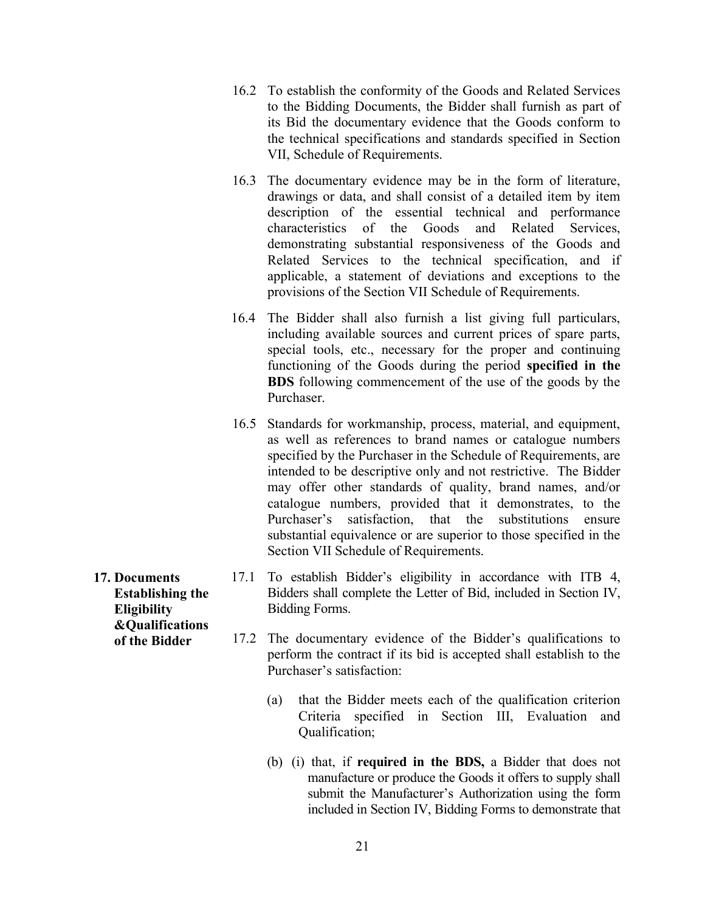16.2 To establish the conformity of the Goods and Related Services to the Bidding Documents, the Bidder shall furnish as part of its Bid the documentary evidence that the Goods conform to the technical specifications and standards specified in Section VII, Schedule of Requirements.

16.3 The documentary evidence may be in the form of literature, drawings or data, and shall consist of a detailed item by item description of the essential technical and performance characteristics of the Goods and Related Services, demonstrating substantial responsiveness of the Goods and Related Services to the technical specification, and if applicable, a statement of deviations and exceptions to the provisions of the Section VII Schedule of Requirements.

16.4 The Bidder shall also furnish a list giving full particulars, including available sources and current prices of spare parts, special tools, etc., necessary for the proper and continuing functioning of the Goods during the period **specified in the BDS** following commencement of the use of the goods by the Purchaser.

16.5 Standards for workmanship, process, material, and equipment, as well as references to brand names or catalogue numbers specified by the Purchaser in the Schedule of Requirements, are intended to be descriptive only and not restrictive. The Bidder may offer other standards of quality, brand names, and/or catalogue numbers, provided that it demonstrates, to the Purchaser's satisfaction, that the substitutions ensure substantial equivalence or are superior to those specified in the Section VII Schedule of Requirements.

**17. Documents Establishing the Eligibility &Qualifications of the Bidder**

17.1 To establish Bidder's eligibility in accordance with ITB 4, Bidders shall complete the Letter of Bid, included in Section IV, Bidding Forms.

17.2 The documentary evidence of the Bidder's qualifications to perform the contract if its bid is accepted shall establish to the Purchaser's satisfaction:

(a) that the Bidder meets each of the qualification criterion Criteria specified in Section III, Evaluation and Qualification;

(b) (i) that, if **required in the BDS,** a Bidder that does not manufacture or produce the Goods it offers to supply shall submit the Manufacturer's Authorization using the form included in Section IV, Bidding Forms to demonstrate that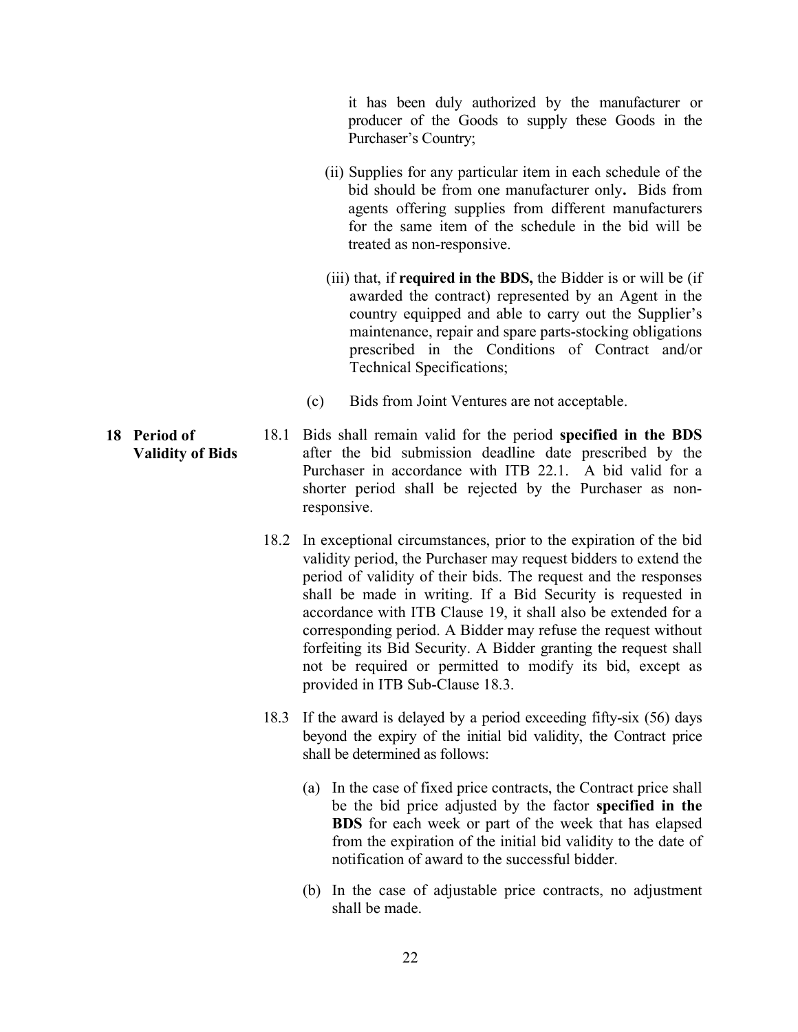it has been duly authorized by the manufacturer or producer of the Goods to supply these Goods in the Purchaser's Country;

(ii) Supplies for any particular item in each schedule of the bid should be from one manufacturer only**.** Bids from agents offering supplies from different manufacturers for the same item of the schedule in the bid will be treated as non-responsive.

(iii) that, if **required in the BDS,** the Bidder is or will be (if awarded the contract) represented by an Agent in the country equipped and able to carry out the Supplier's maintenance, repair and spare parts-stocking obligations prescribed in the Conditions of Contract and/or Technical Specifications;

(c) Bids from Joint Ventures are not acceptable.

## 18 Period of Validity of Bids

18.1 Bids shall remain valid for the period **specified in the BDS** after the bid submission deadline date prescribed by the Purchaser in accordance with ITB 22.1. A bid valid for a shorter period shall be rejected by the Purchaser as non-responsive.

18.2 In exceptional circumstances, prior to the expiration of the bid validity period, the Purchaser may request bidders to extend the period of validity of their bids. The request and the responses shall be made in writing. If a Bid Security is requested in accordance with ITB Clause 19, it shall also be extended for a corresponding period. A Bidder may refuse the request without forfeiting its Bid Security. A Bidder granting the request shall not be required or permitted to modify its bid, except as provided in ITB Sub-Clause 18.3.

18.3 If the award is delayed by a period exceeding fifty-six (56) days beyond the expiry of the initial bid validity, the Contract price shall be determined as follows:

(a) In the case of fixed price contracts, the Contract price shall be the bid price adjusted by the factor **specified in the BDS** for each week or part of the week that has elapsed from the expiration of the initial bid validity to the date of notification of award to the successful bidder.

(b) In the case of adjustable price contracts, no adjustment shall be made.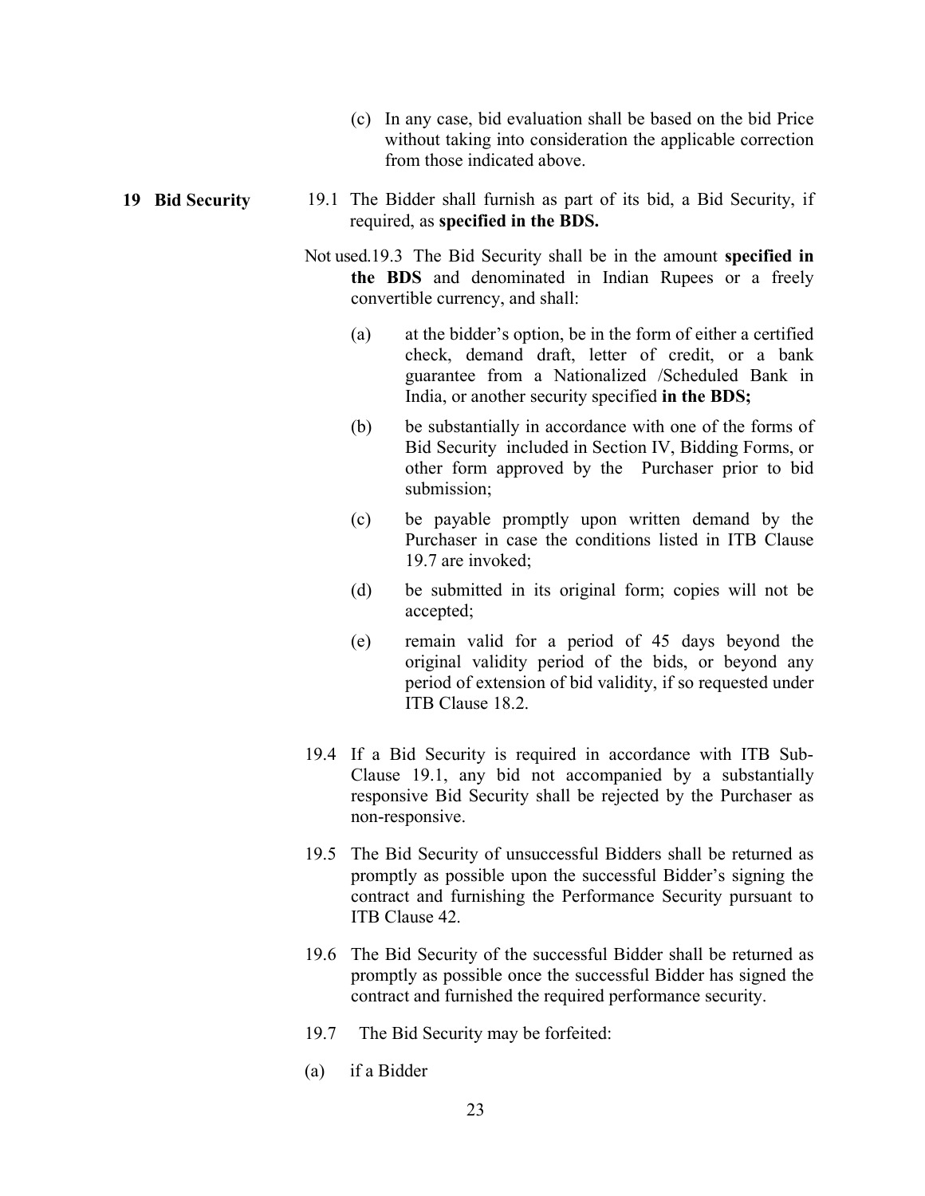(c) In any case, bid evaluation shall be based on the bid Price without taking into consideration the applicable correction from those indicated above.

**19 Bid Security**

19.1 The Bidder shall furnish as part of its bid, a Bid Security, if required, as **specified in the BDS.**

Not used.19.3 The Bid Security shall be in the amount **specified in the BDS** and denominated in Indian Rupees or a freely convertible currency, and shall:

(a) at the bidder's option, be in the form of either a certified check, demand draft, letter of credit, or a bank guarantee from a Nationalized /Scheduled Bank in India, or another security specified **in the BDS;**

(b) be substantially in accordance with one of the forms of Bid Security included in Section IV, Bidding Forms, or other form approved by the Purchaser prior to bid submission;

(c) be payable promptly upon written demand by the Purchaser in case the conditions listed in ITB Clause 19.7 are invoked;

(d) be submitted in its original form; copies will not be accepted;

(e) remain valid for a period of 45 days beyond the original validity period of the bids, or beyond any period of extension of bid validity, if so requested under ITB Clause 18.2.

19.4 If a Bid Security is required in accordance with ITB Sub-Clause 19.1, any bid not accompanied by a substantially responsive Bid Security shall be rejected by the Purchaser as non-responsive.

19.5 The Bid Security of unsuccessful Bidders shall be returned as promptly as possible upon the successful Bidder's signing the contract and furnishing the Performance Security pursuant to ITB Clause 42.

19.6 The Bid Security of the successful Bidder shall be returned as promptly as possible once the successful Bidder has signed the contract and furnished the required performance security.

19.7 The Bid Security may be forfeited:

(a) if a Bidder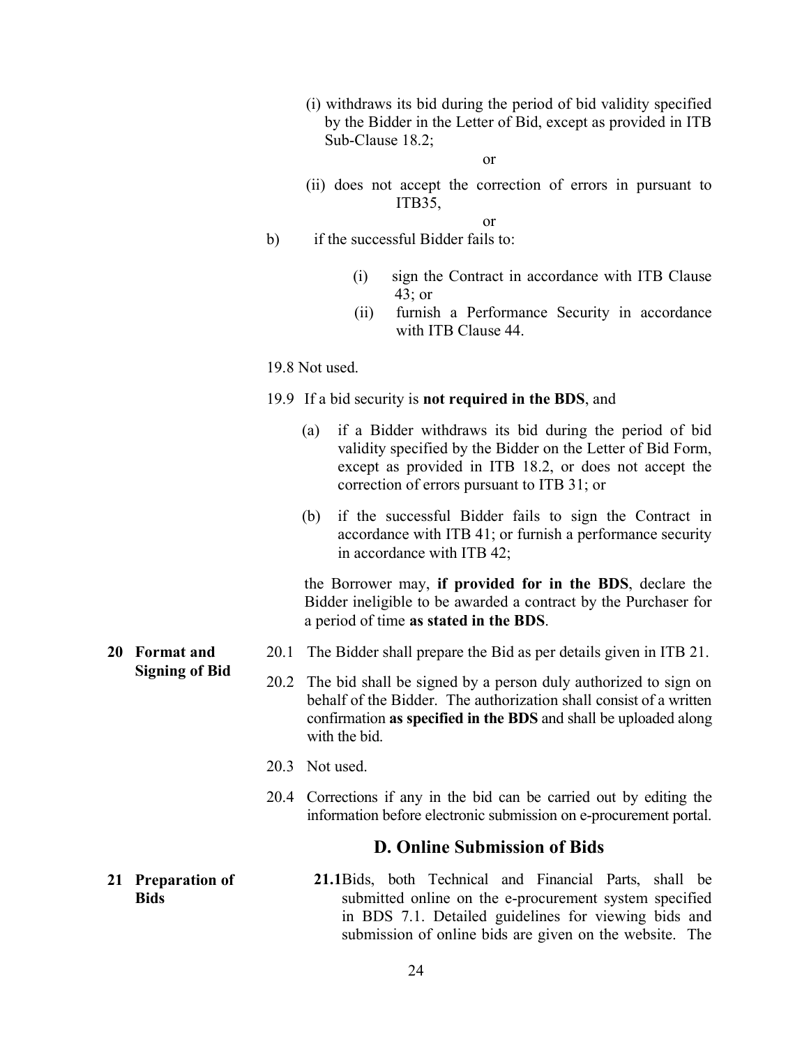(i) withdraws its bid during the period of bid validity specified by the Bidder in the Letter of Bid, except as provided in ITB Sub-Clause 18.2;

or

(ii) does not accept the correction of errors in pursuant to ITB35,

or

b) if the successful Bidder fails to:

(i) sign the Contract in accordance with ITB Clause 43; or

(ii) furnish a Performance Security in accordance with ITB Clause 44.

19.8 Not used.

19.9 If a bid security is **not required in the BDS**, and

(a) if a Bidder withdraws its bid during the period of bid validity specified by the Bidder on the Letter of Bid Form, except as provided in ITB 18.2, or does not accept the correction of errors pursuant to ITB 31; or

(b) if the successful Bidder fails to sign the Contract in accordance with ITB 41; or furnish a performance security in accordance with ITB 42;

the Borrower may, **if provided for in the BDS**, declare the Bidder ineligible to be awarded a contract by the Purchaser for a period of time **as stated in the BDS**.

**20 Format and Signing of Bid**

20.1 The Bidder shall prepare the Bid as per details given in ITB 21.

20.2 The bid shall be signed by a person duly authorized to sign on behalf of the Bidder. The authorization shall consist of a written confirmation **as specified in the BDS** and shall be uploaded along with the bid.

20.3 Not used.

20.4 Corrections if any in the bid can be carried out by editing the information before electronic submission on e-procurement portal.

## D. Online Submission of Bids

**21 Preparation of Bids**

**21.1** Bids, both Technical and Financial Parts, shall be submitted online on the e-procurement system specified in BDS 7.1. Detailed guidelines for viewing bids and submission of online bids are given on the website. The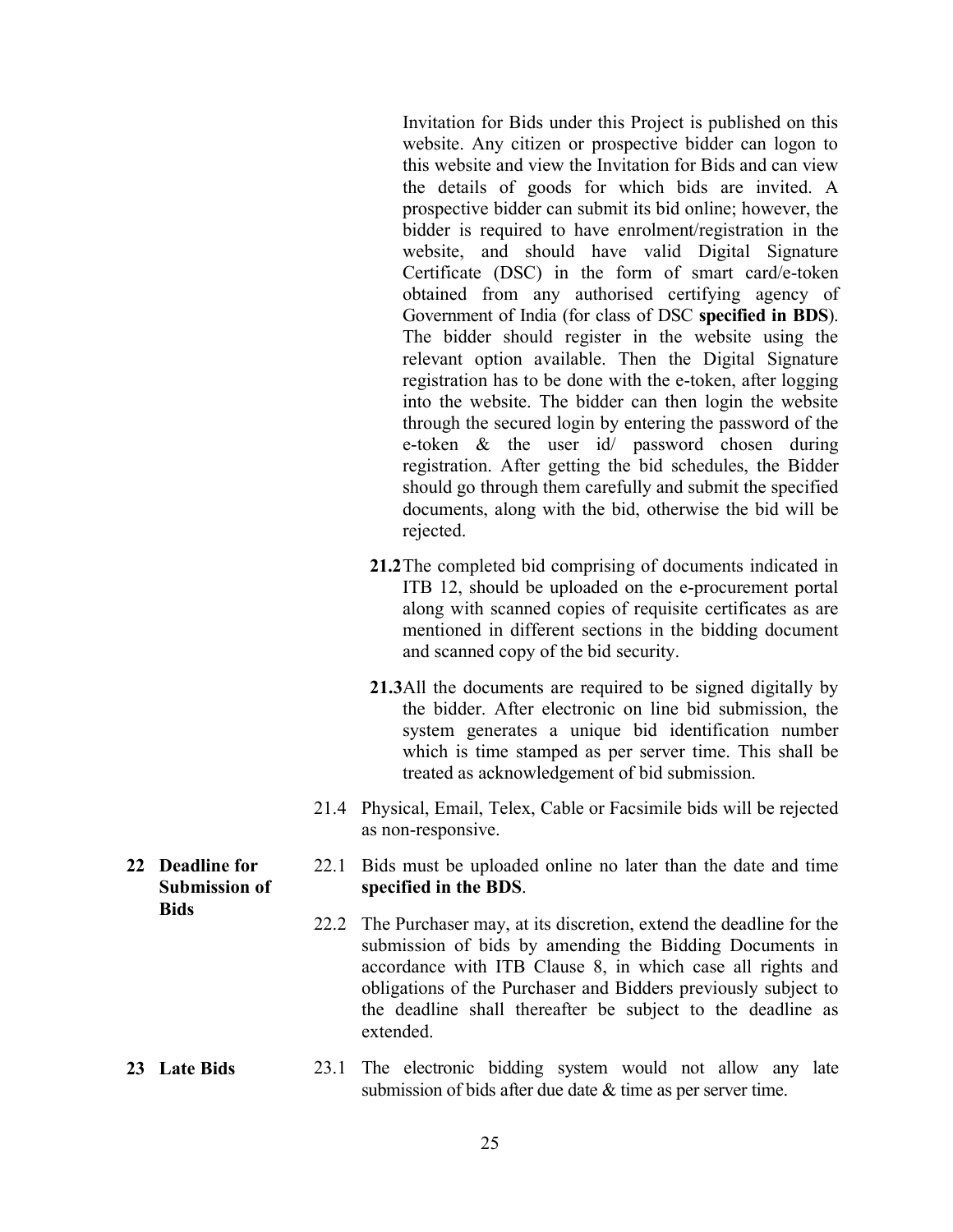Invitation for Bids under this Project is published on this website. Any citizen or prospective bidder can logon to this website and view the Invitation for Bids and can view the details of goods for which bids are invited. A prospective bidder can submit its bid online; however, the bidder is required to have enrolment/registration in the website, and should have valid Digital Signature Certificate (DSC) in the form of smart card/e-token obtained from any authorised certifying agency of Government of India (for class of DSC **specified in BDS**). The bidder should register in the website using the relevant option available. Then the Digital Signature registration has to be done with the e-token, after logging into the website. The bidder can then login the website through the secured login by entering the password of the e-token & the user id/ password chosen during registration. After getting the bid schedules, the Bidder should go through them carefully and submit the specified documents, along with the bid, otherwise the bid will be rejected.

**21.2** The completed bid comprising of documents indicated in ITB 12, should be uploaded on the e-procurement portal along with scanned copies of requisite certificates as are mentioned in different sections in the bidding document and scanned copy of the bid security.

**21.3** All the documents are required to be signed digitally by the bidder. After electronic on line bid submission, the system generates a unique bid identification number which is time stamped as per server time. This shall be treated as acknowledgement of bid submission.

21.4 Physical, Email, Telex, Cable or Facsimile bids will be rejected as non-responsive.

**22 Deadline for Submission of Bids**

22.1 Bids must be uploaded online no later than the date and time **specified in the BDS**.

22.2 The Purchaser may, at its discretion, extend the deadline for the submission of bids by amending the Bidding Documents in accordance with ITB Clause 8, in which case all rights and obligations of the Purchaser and Bidders previously subject to the deadline shall thereafter be subject to the deadline as extended.

**23 Late Bids**

23.1 The electronic bidding system would not allow any late submission of bids after due date & time as per server time.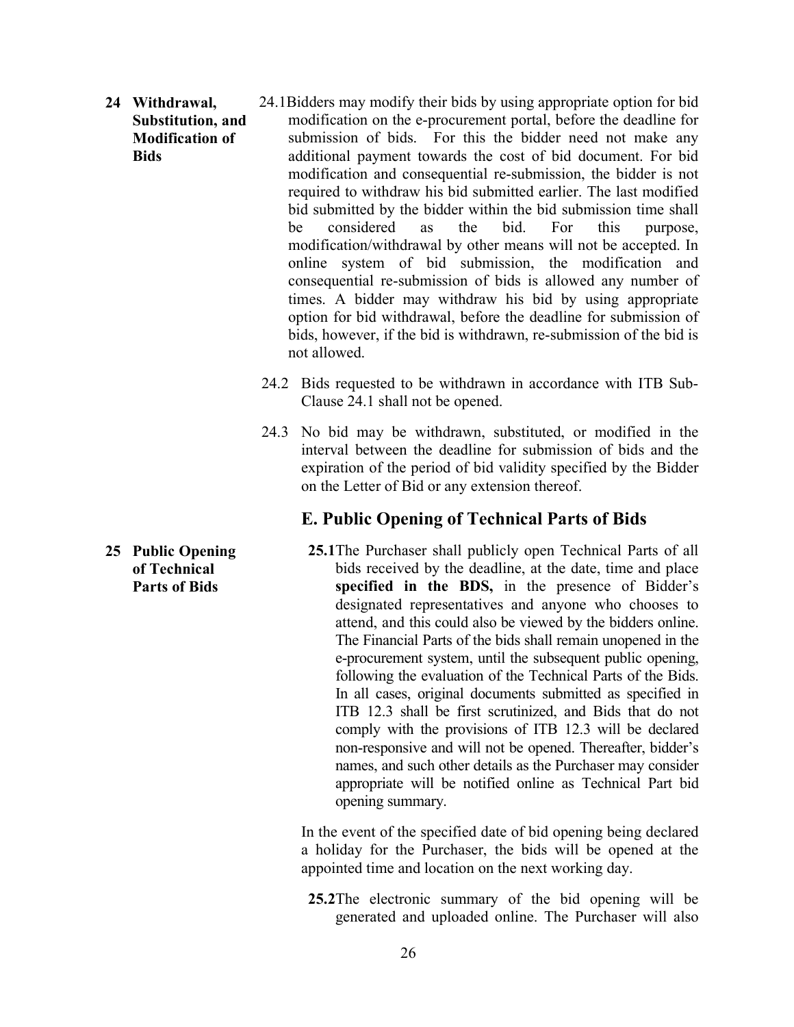**24 Withdrawal, Substitution, and Modification of Bids**

24.1 Bidders may modify their bids by using appropriate option for bid modification on the e-procurement portal, before the deadline for submission of bids. For this the bidder need not make any additional payment towards the cost of bid document. For bid modification and consequential re-submission, the bidder is not required to withdraw his bid submitted earlier. The last modified bid submitted by the bidder within the bid submission time shall be considered as the bid. For this purpose, modification/withdrawal by other means will not be accepted. In online system of bid submission, the modification and consequential re-submission of bids is allowed any number of times. A bidder may withdraw his bid by using appropriate option for bid withdrawal, before the deadline for submission of bids, however, if the bid is withdrawn, re-submission of the bid is not allowed.

24.2 Bids requested to be withdrawn in accordance with ITB Sub-Clause 24.1 shall not be opened.

24.3 No bid may be withdrawn, substituted, or modified in the interval between the deadline for submission of bids and the expiration of the period of bid validity specified by the Bidder on the Letter of Bid or any extension thereof.

## E. Public Opening of Technical Parts of Bids

**25 Public Opening of Technical Parts of Bids**

**25.1** The Purchaser shall publicly open Technical Parts of all bids received by the deadline, at the date, time and place **specified in the BDS,** in the presence of Bidder's designated representatives and anyone who chooses to attend, and this could also be viewed by the bidders online. The Financial Parts of the bids shall remain unopened in the e-procurement system, until the subsequent public opening, following the evaluation of the Technical Parts of the Bids. In all cases, original documents submitted as specified in ITB 12.3 shall be first scrutinized, and Bids that do not comply with the provisions of ITB 12.3 will be declared non-responsive and will not be opened. Thereafter, bidder's names, and such other details as the Purchaser may consider appropriate will be notified online as Technical Part bid opening summary.

In the event of the specified date of bid opening being declared a holiday for the Purchaser, the bids will be opened at the appointed time and location on the next working day.

**25.2** The electronic summary of the bid opening will be generated and uploaded online. The Purchaser will also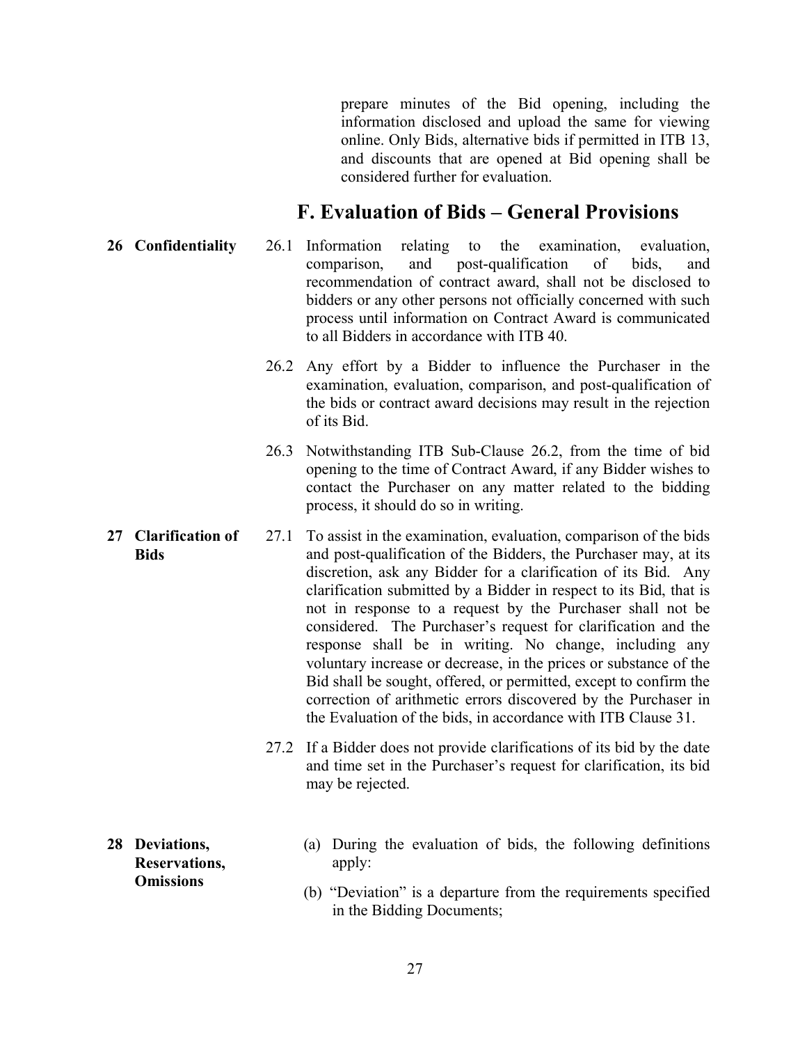prepare minutes of the Bid opening, including the information disclosed and upload the same for viewing online. Only Bids, alternative bids if permitted in ITB 13, and discounts that are opened at Bid opening shall be considered further for evaluation.

## F. Evaluation of Bids – General Provisions

**26 Confidentiality**

26.1 Information relating to the examination, evaluation, comparison, and post-qualification of bids, and recommendation of contract award, shall not be disclosed to bidders or any other persons not officially concerned with such process until information on Contract Award is communicated to all Bidders in accordance with ITB 40.

26.2 Any effort by a Bidder to influence the Purchaser in the examination, evaluation, comparison, and post-qualification of the bids or contract award decisions may result in the rejection of its Bid.

26.3 Notwithstanding ITB Sub-Clause 26.2, from the time of bid opening to the time of Contract Award, if any Bidder wishes to contact the Purchaser on any matter related to the bidding process, it should do so in writing.

**27 Clarification of Bids**

27.1 To assist in the examination, evaluation, comparison of the bids and post-qualification of the Bidders, the Purchaser may, at its discretion, ask any Bidder for a clarification of its Bid. Any clarification submitted by a Bidder in respect to its Bid, that is not in response to a request by the Purchaser shall not be considered. The Purchaser's request for clarification and the response shall be in writing. No change, including any voluntary increase or decrease, in the prices or substance of the Bid shall be sought, offered, or permitted, except to confirm the correction of arithmetic errors discovered by the Purchaser in the Evaluation of the bids, in accordance with ITB Clause 31.

27.2 If a Bidder does not provide clarifications of its bid by the date and time set in the Purchaser's request for clarification, its bid may be rejected.

**28 Deviations, Reservations, Omissions**

(a) During the evaluation of bids, the following definitions apply:

(b) "Deviation" is a departure from the requirements specified in the Bidding Documents;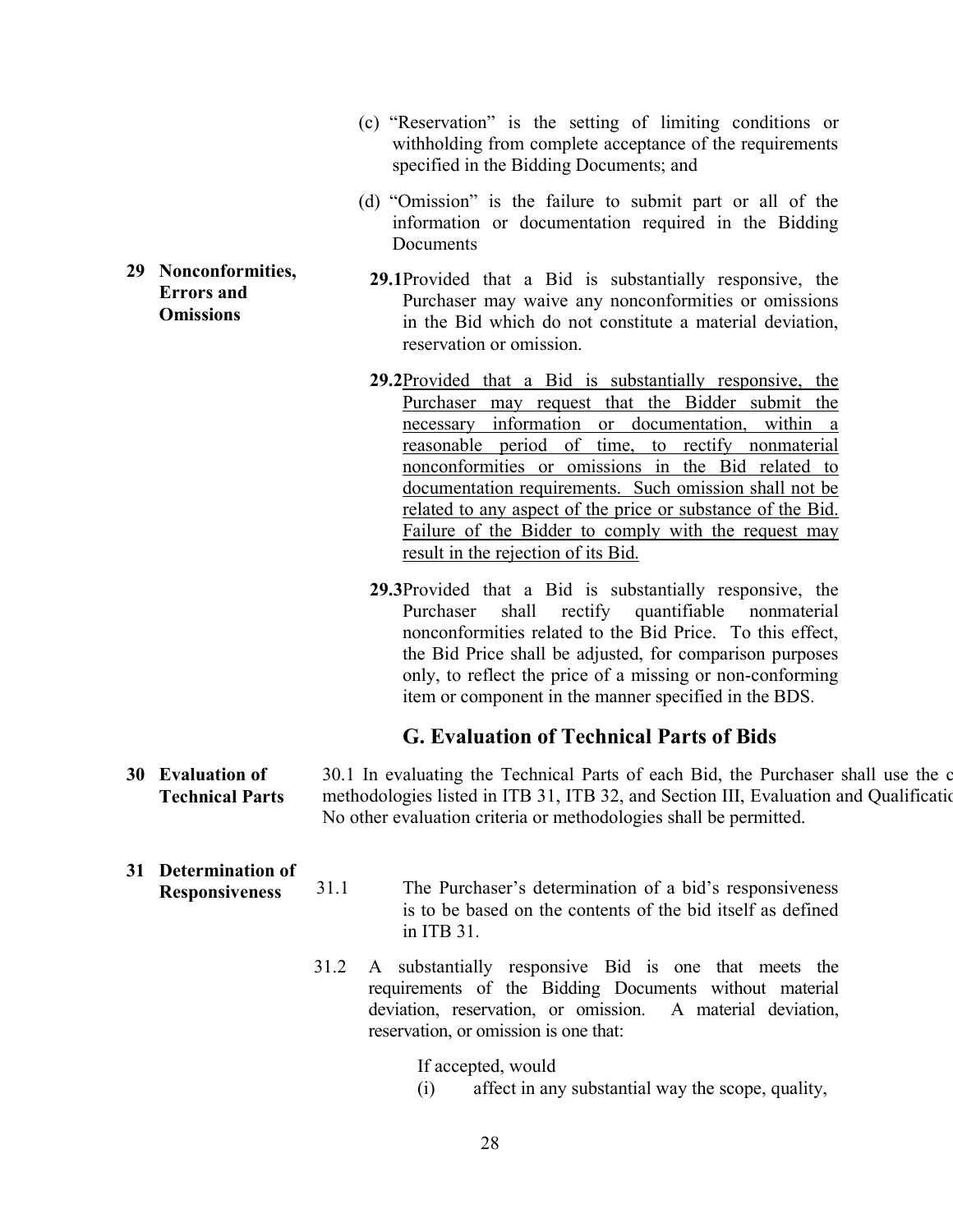(c) "Reservation" is the setting of limiting conditions or withholding from complete acceptance of the requirements specified in the Bidding Documents; and

(d) "Omission" is the failure to submit part or all of the information or documentation required in the Bidding Documents

**29 Nonconformities, Errors and Omissions**

**29.1** Provided that a Bid is substantially responsive, the Purchaser may waive any nonconformities or omissions in the Bid which do not constitute a material deviation, reservation or omission.

**29.2** Provided that a Bid is substantially responsive, the Purchaser may request that the Bidder submit the necessary information or documentation, within a reasonable period of time, to rectify nonmaterial nonconformities or omissions in the Bid related to documentation requirements. Such omission shall not be related to any aspect of the price or substance of the Bid. Failure of the Bidder to comply with the request may result in the rejection of its Bid.

**29.3** Provided that a Bid is substantially responsive, the Purchaser shall rectify quantifiable nonmaterial nonconformities related to the Bid Price. To this effect, the Bid Price shall be adjusted, for comparison purposes only, to reflect the price of a missing or non-conforming item or component in the manner specified in the BDS.

## G. Evaluation of Technical Parts of Bids

**30 Evaluation of Technical Parts**

30.1 In evaluating the Technical Parts of each Bid, the Purchaser shall use the c methodologies listed in ITB 31, ITB 32, and Section III, Evaluation and Qualificatio No other evaluation criteria or methodologies shall be permitted.

**31 Determination of Responsiveness**

31.1 The Purchaser's determination of a bid's responsiveness is to be based on the contents of the bid itself as defined in ITB 31.

31.2 A substantially responsive Bid is one that meets the requirements of the Bidding Documents without material deviation, reservation, or omission. A material deviation, reservation, or omission is one that:

If accepted, would

(i) affect in any substantial way the scope, quality,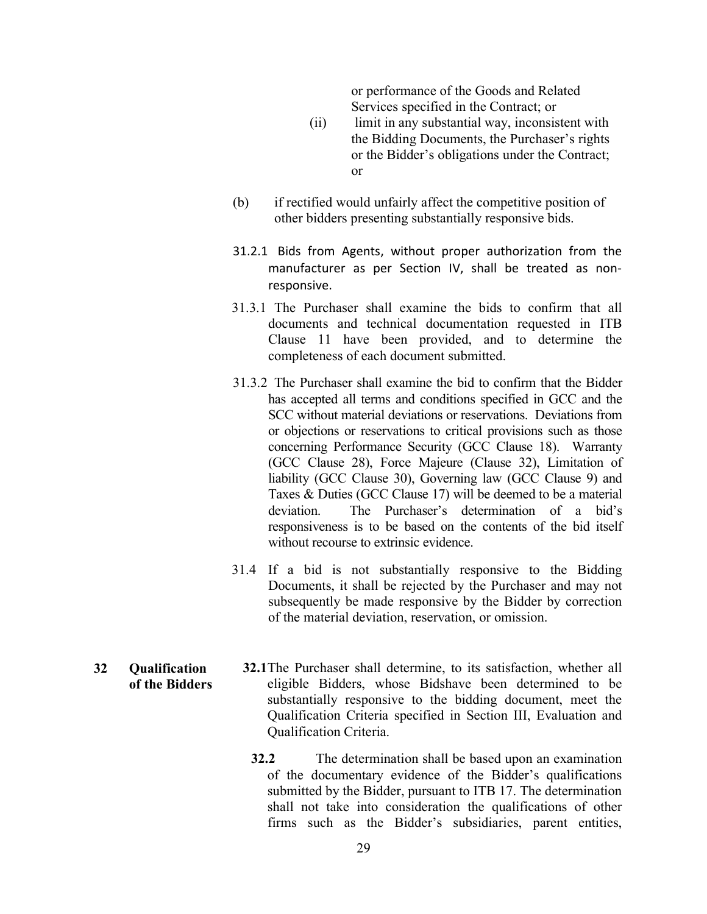or performance of the Goods and Related Services specified in the Contract; or

(ii) limit in any substantial way, inconsistent with the Bidding Documents, the Purchaser's rights or the Bidder's obligations under the Contract; or

(b) if rectified would unfairly affect the competitive position of other bidders presenting substantially responsive bids.

31.2.1 Bids from Agents, without proper authorization from the manufacturer as per Section IV, shall be treated as non-responsive.

31.3.1 The Purchaser shall examine the bids to confirm that all documents and technical documentation requested in ITB Clause 11 have been provided, and to determine the completeness of each document submitted.

31.3.2 The Purchaser shall examine the bid to confirm that the Bidder has accepted all terms and conditions specified in GCC and the SCC without material deviations or reservations. Deviations from or objections or reservations to critical provisions such as those concerning Performance Security (GCC Clause 18). Warranty (GCC Clause 28), Force Majeure (Clause 32), Limitation of liability (GCC Clause 30), Governing law (GCC Clause 9) and Taxes & Duties (GCC Clause 17) will be deemed to be a material deviation. The Purchaser's determination of a bid's responsiveness is to be based on the contents of the bid itself without recourse to extrinsic evidence.

31.4 If a bid is not substantially responsive to the Bidding Documents, it shall be rejected by the Purchaser and may not subsequently be made responsive by the Bidder by correction of the material deviation, reservation, or omission.

**32 Qualification of the Bidders**

**32.1** The Purchaser shall determine, to its satisfaction, whether all eligible Bidders, whose Bidshave been determined to be substantially responsive to the bidding document, meet the Qualification Criteria specified in Section III, Evaluation and Qualification Criteria.

**32.2** The determination shall be based upon an examination of the documentary evidence of the Bidder's qualifications submitted by the Bidder, pursuant to ITB 17. The determination shall not take into consideration the qualifications of other firms such as the Bidder's subsidiaries, parent entities,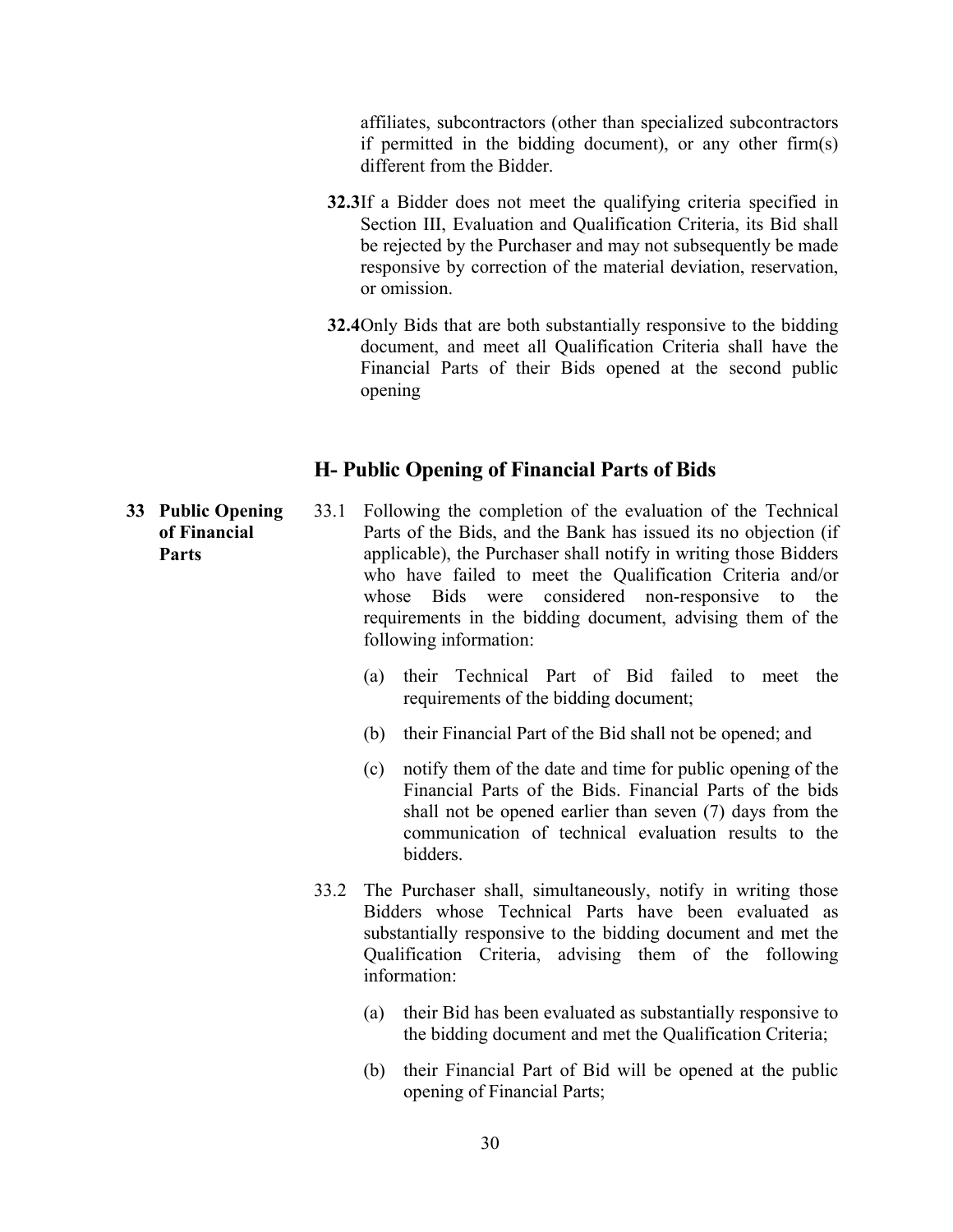affiliates, subcontractors (other than specialized subcontractors if permitted in the bidding document), or any other firm(s) different from the Bidder.

**32.3** If a Bidder does not meet the qualifying criteria specified in Section III, Evaluation and Qualification Criteria, its Bid shall be rejected by the Purchaser and may not subsequently be made responsive by correction of the material deviation, reservation, or omission.

**32.4** Only Bids that are both substantially responsive to the bidding document, and meet all Qualification Criteria shall have the Financial Parts of their Bids opened at the second public opening

## H- Public Opening of Financial Parts of Bids

**33 Public Opening of Financial Parts**

33.1 Following the completion of the evaluation of the Technical Parts of the Bids, and the Bank has issued its no objection (if applicable), the Purchaser shall notify in writing those Bidders who have failed to meet the Qualification Criteria and/or whose Bids were considered non-responsive to the requirements in the bidding document, advising them of the following information:

(a) their Technical Part of Bid failed to meet the requirements of the bidding document;

(b) their Financial Part of the Bid shall not be opened; and

(c) notify them of the date and time for public opening of the Financial Parts of the Bids. Financial Parts of the bids shall not be opened earlier than seven (7) days from the communication of technical evaluation results to the bidders.

33.2 The Purchaser shall, simultaneously, notify in writing those Bidders whose Technical Parts have been evaluated as substantially responsive to the bidding document and met the Qualification Criteria, advising them of the following information:

(a) their Bid has been evaluated as substantially responsive to the bidding document and met the Qualification Criteria;

(b) their Financial Part of Bid will be opened at the public opening of Financial Parts;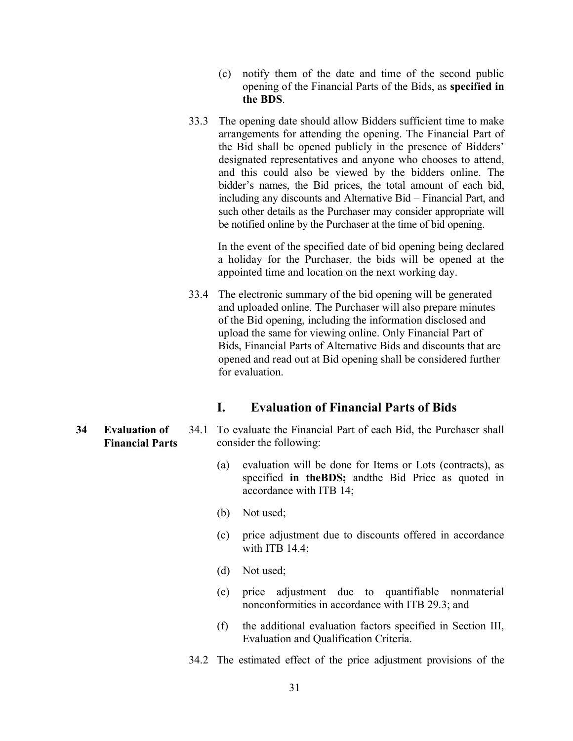(c) notify them of the date and time of the second public opening of the Financial Parts of the Bids, as **specified in the BDS**.

33.3 The opening date should allow Bidders sufficient time to make arrangements for attending the opening. The Financial Part of the Bid shall be opened publicly in the presence of Bidders' designated representatives and anyone who chooses to attend, and this could also be viewed by the bidders online. The bidder's names, the Bid prices, the total amount of each bid, including any discounts and Alternative Bid – Financial Part, and such other details as the Purchaser may consider appropriate will be notified online by the Purchaser at the time of bid opening.

In the event of the specified date of bid opening being declared a holiday for the Purchaser, the bids will be opened at the appointed time and location on the next working day.

33.4 The electronic summary of the bid opening will be generated and uploaded online. The Purchaser will also prepare minutes of the Bid opening, including the information disclosed and upload the same for viewing online. Only Financial Part of Bids, Financial Parts of Alternative Bids and discounts that are opened and read out at Bid opening shall be considered further for evaluation.

## I. Evaluation of Financial Parts of Bids

**34 Evaluation of Financial Parts**

34.1 To evaluate the Financial Part of each Bid, the Purchaser shall consider the following:

(a) evaluation will be done for Items or Lots (contracts), as specified **in theBDS;** andthe Bid Price as quoted in accordance with ITB 14;

(b) Not used;

(c) price adjustment due to discounts offered in accordance with ITB 14.4;

(d) Not used;

(e) price adjustment due to quantifiable nonmaterial nonconformities in accordance with ITB 29.3; and

(f) the additional evaluation factors specified in Section III, Evaluation and Qualification Criteria.

34.2 The estimated effect of the price adjustment provisions of the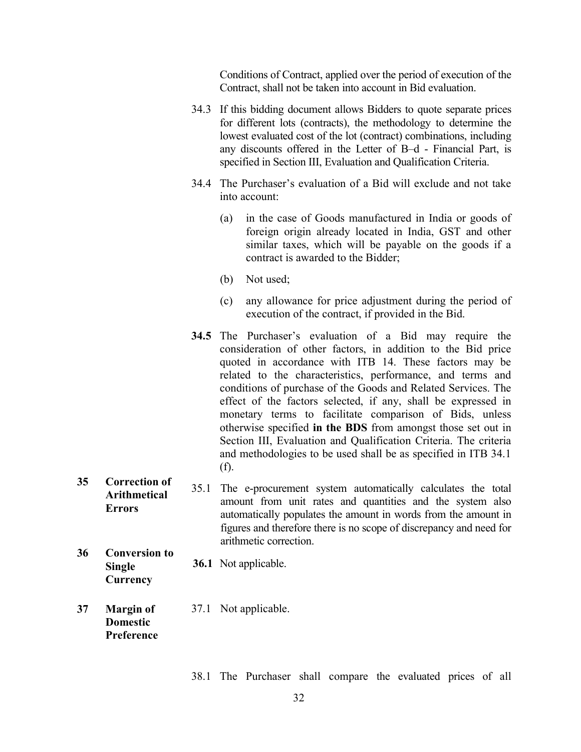Conditions of Contract, applied over the period of execution of the Contract, shall not be taken into account in Bid evaluation.

34.3 If this bidding document allows Bidders to quote separate prices for different lots (contracts), the methodology to determine the lowest evaluated cost of the lot (contract) combinations, including any discounts offered in the Letter of B–d - Financial Part, is specified in Section III, Evaluation and Qualification Criteria.

34.4 The Purchaser's evaluation of a Bid will exclude and not take into account:

(a) in the case of Goods manufactured in India or goods of foreign origin already located in India, GST and other similar taxes, which will be payable on the goods if a contract is awarded to the Bidder;

(b) Not used;

(c) any allowance for price adjustment during the period of execution of the contract, if provided in the Bid.

**34.5** The Purchaser's evaluation of a Bid may require the consideration of other factors, in addition to the Bid price quoted in accordance with ITB 14. These factors may be related to the characteristics, performance, and terms and conditions of purchase of the Goods and Related Services. The effect of the factors selected, if any, shall be expressed in monetary terms to facilitate comparison of Bids, unless otherwise specified **in the BDS** from amongst those set out in Section III, Evaluation and Qualification Criteria. The criteria and methodologies to be used shall be as specified in ITB 34.1 (f).

**35 Correction of Arithmetical Errors**

35.1 The e-procurement system automatically calculates the total amount from unit rates and quantities and the system also automatically populates the amount in words from the amount in figures and therefore there is no scope of discrepancy and need for arithmetic correction.

**36 Conversion to Single Currency**

**36.1** Not applicable.

**37 Margin of Domestic Preference**

37.1 Not applicable.

38.1 The Purchaser shall compare the evaluated prices of all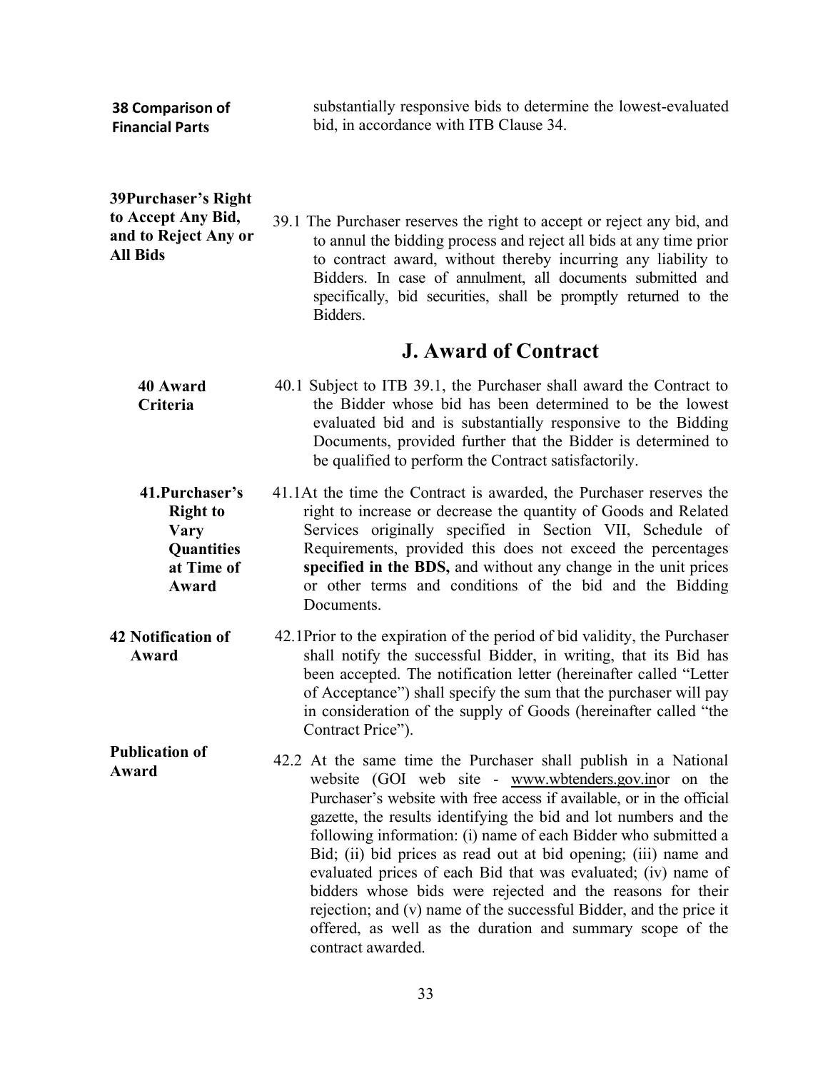**38 Comparison of Financial Parts**

substantially responsive bids to determine the lowest-evaluated bid, in accordance with ITB Clause 34.

**39Purchaser's Right to Accept Any Bid, and to Reject Any or All Bids**

39.1 The Purchaser reserves the right to accept or reject any bid, and to annul the bidding process and reject all bids at any time prior to contract award, without thereby incurring any liability to Bidders. In case of annulment, all documents submitted and specifically, bid securities, shall be promptly returned to the Bidders.

## J. Award of Contract

**40 Award Criteria**

40.1 Subject to ITB 39.1, the Purchaser shall award the Contract to the Bidder whose bid has been determined to be the lowest evaluated bid and is substantially responsive to the Bidding Documents, provided further that the Bidder is determined to be qualified to perform the Contract satisfactorily.

**41.Purchaser's Right to Vary Quantities at Time of Award**

41.1At the time the Contract is awarded, the Purchaser reserves the right to increase or decrease the quantity of Goods and Related Services originally specified in Section VII, Schedule of Requirements, provided this does not exceed the percentages **specified in the BDS,** and without any change in the unit prices or other terms and conditions of the bid and the Bidding Documents.

**42 Notification of Award**

42.1Prior to the expiration of the period of bid validity, the Purchaser shall notify the successful Bidder, in writing, that its Bid has been accepted. The notification letter (hereinafter called "Letter of Acceptance") shall specify the sum that the purchaser will pay in consideration of the supply of Goods (hereinafter called "the Contract Price").

**Publication of Award**

42.2 At the same time the Purchaser shall publish in a National website (GOI web site - www.wbtenders.gov.inor on the Purchaser's website with free access if available, or in the official gazette, the results identifying the bid and lot numbers and the following information: (i) name of each Bidder who submitted a Bid; (ii) bid prices as read out at bid opening; (iii) name and evaluated prices of each Bid that was evaluated; (iv) name of bidders whose bids were rejected and the reasons for their rejection; and (v) name of the successful Bidder, and the price it offered, as well as the duration and summary scope of the contract awarded.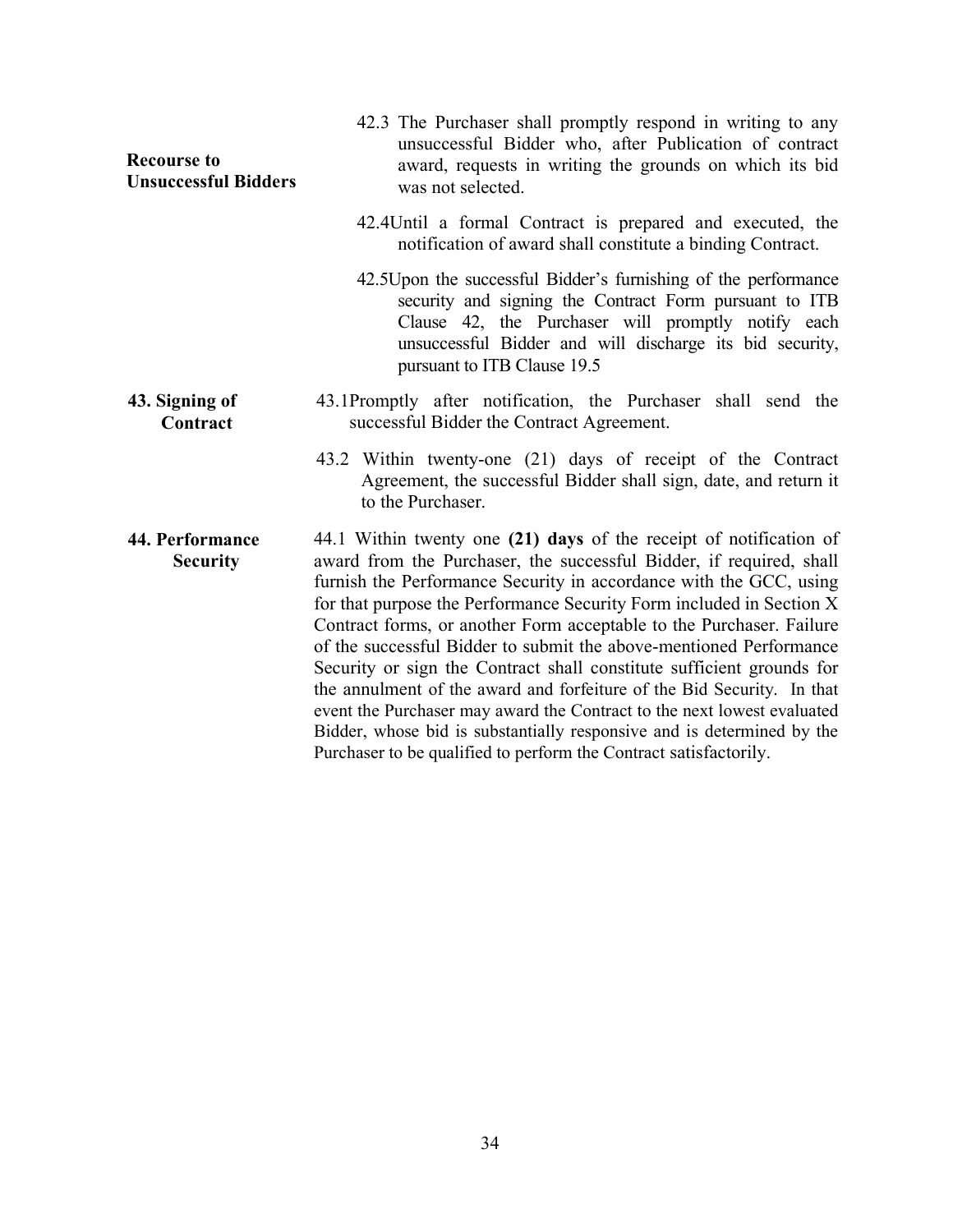**Recourse to Unsuccessful Bidders**

42.3 The Purchaser shall promptly respond in writing to any unsuccessful Bidder who, after Publication of contract award, requests in writing the grounds on which its bid was not selected.

42.4Until a formal Contract is prepared and executed, the notification of award shall constitute a binding Contract.

42.5Upon the successful Bidder's furnishing of the performance security and signing the Contract Form pursuant to ITB Clause 42, the Purchaser will promptly notify each unsuccessful Bidder and will discharge its bid security, pursuant to ITB Clause 19.5

**43. Signing of Contract**

43.1Promptly after notification, the Purchaser shall send the successful Bidder the Contract Agreement.

43.2 Within twenty-one (21) days of receipt of the Contract Agreement, the successful Bidder shall sign, date, and return it to the Purchaser.

**44. Performance Security**

44.1 Within twenty one **(21) days** of the receipt of notification of award from the Purchaser, the successful Bidder, if required, shall furnish the Performance Security in accordance with the GCC, using for that purpose the Performance Security Form included in Section X Contract forms, or another Form acceptable to the Purchaser. Failure of the successful Bidder to submit the above-mentioned Performance Security or sign the Contract shall constitute sufficient grounds for the annulment of the award and forfeiture of the Bid Security. In that event the Purchaser may award the Contract to the next lowest evaluated Bidder, whose bid is substantially responsive and is determined by the Purchaser to be qualified to perform the Contract satisfactorily.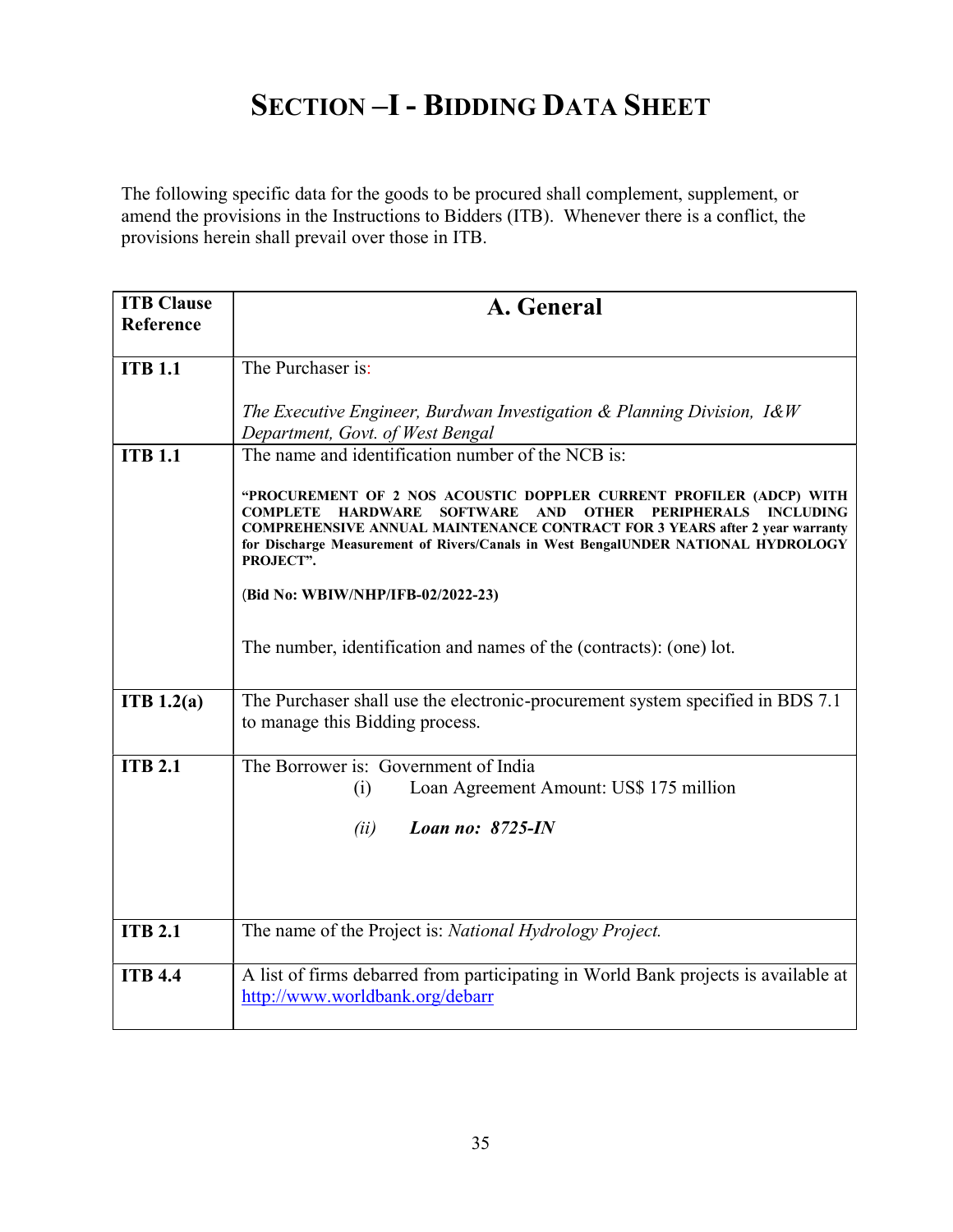# SECTION –I - BIDDING DATA SHEET

The following specific data for the goods to be procured shall complement, supplement, or amend the provisions in the Instructions to Bidders (ITB). Whenever there is a conflict, the provisions herein shall prevail over those in ITB.

| ITB Clause Reference | A. General |
|---|---|
| **ITB 1.1** | The Purchaser is:<br><br>*The Executive Engineer, Burdwan Investigation & Planning Division, I&W Department, Govt. of West Bengal* |
| **ITB 1.1** | The name and identification number of the NCB is:<br><br>**"PROCUREMENT OF 2 NOS ACOUSTIC DOPPLER CURRENT PROFILER (ADCP) WITH COMPLETE HARDWARE SOFTWARE AND OTHER PERIPHERALS INCLUDING COMPREHENSIVE ANNUAL MAINTENANCE CONTRACT FOR 3 YEARS after 2 year warranty for Discharge Measurement of Rivers/Canals in West BengalUNDER NATIONAL HYDROLOGY PROJECT".**<br><br>**(Bid No: WBIW/NHP/IFB-02/2022-23)**<br><br>The number, identification and names of the (contracts): (one) lot. |
| **ITB 1.2(a)** | The Purchaser shall use the electronic-procurement system specified in BDS 7.1 to manage this Bidding process. |
| **ITB 2.1** | The Borrower is: Government of India<br>(i) Loan Agreement Amount: US$ 175 million<br><br>*(ii)* ***Loan no: 8725-IN*** |
| **ITB 2.1** | The name of the Project is: *National Hydrology Project.* |
| **ITB 4.4** | A list of firms debarred from participating in World Bank projects is available at http://www.worldbank.org/debarr |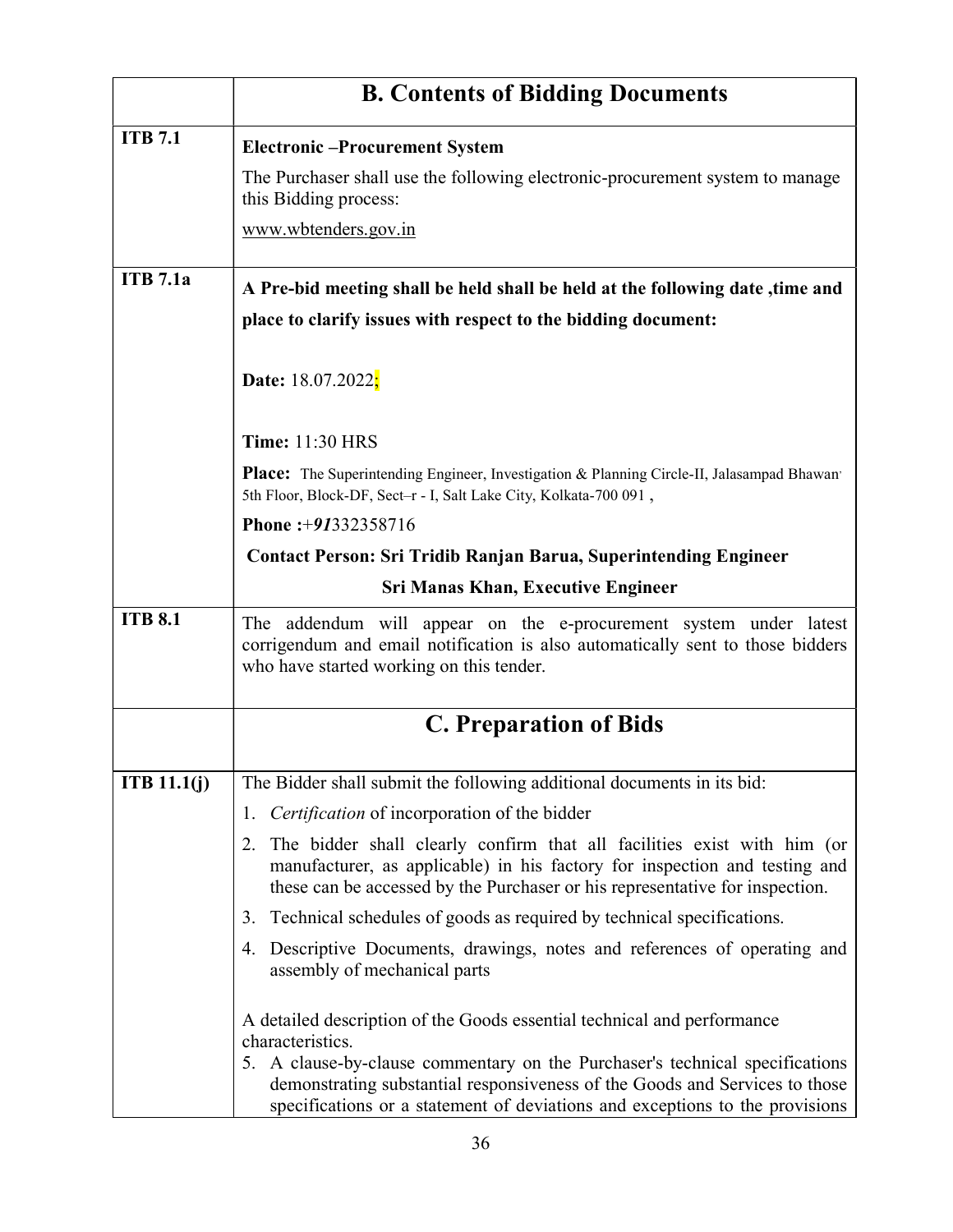| | B. Contents of Bidding Documents |
|---|---|
| **ITB 7.1** | **Electronic –Procurement System**<br><br>The Purchaser shall use the following electronic-procurement system to manage this Bidding process:<br><br>www.wbtenders.gov.in |
| **ITB 7.1a** | **A Pre-bid meeting shall be held shall be held at the following date ,time and place to clarify issues with respect to the bidding document:**<br><br>**Date:** 18.07.2022;<br><br>**Time:** 11:30 HRS<br><br>**Place:** The Superintending Engineer, Investigation & Planning Circle-II, Jalasampad Bhawan, 5th Floor, Block-DF, Sect–r - I, Salt Lake City, Kolkata-700 091 ,<br><br>**Phone :**+***91***332358716<br><br>**Contact Person: Sri Tridib Ranjan Barua, Superintending Engineer**<br><br>**Sri Manas Khan, Executive Engineer** |
| **ITB 8.1** | The addendum will appear on the e-procurement system under latest corrigendum and email notification is also automatically sent to those bidders who have started working on this tender. |
| | **C. Preparation of Bids** |
| **ITB 11.1(j)** | The Bidder shall submit the following additional documents in its bid:<br><br>1. *Certification* of incorporation of the bidder<br>2. The bidder shall clearly confirm that all facilities exist with him (or manufacturer, as applicable) in his factory for inspection and testing and these can be accessed by the Purchaser or his representative for inspection.<br>3. Technical schedules of goods as required by technical specifications.<br>4. Descriptive Documents, drawings, notes and references of operating and assembly of mechanical parts<br><br>A detailed description of the Goods essential technical and performance characteristics.<br>5. A clause-by-clause commentary on the Purchaser's technical specifications demonstrating substantial responsiveness of the Goods and Services to those specifications or a statement of deviations and exceptions to the provisions |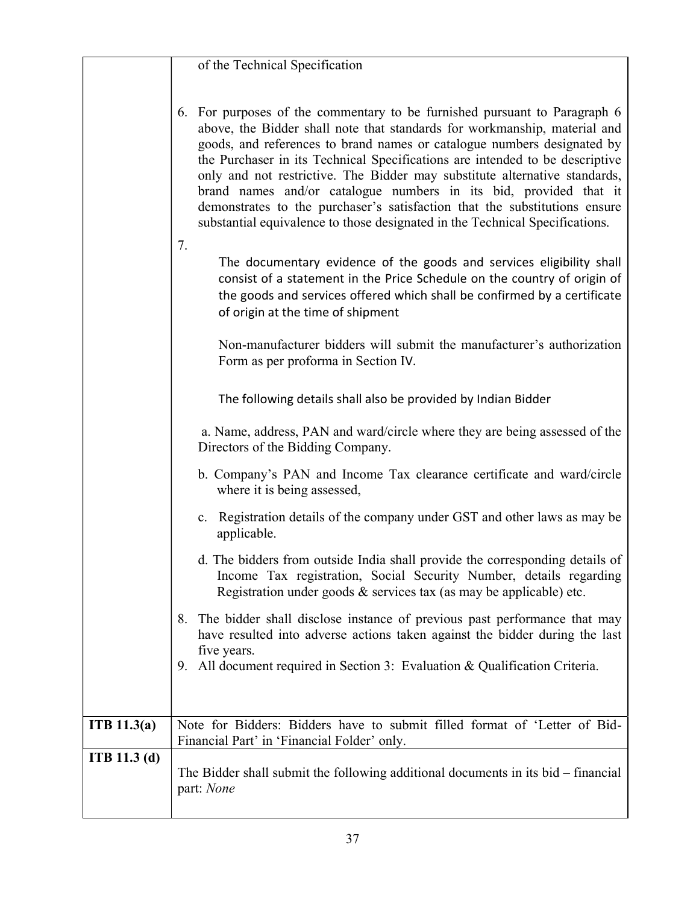| | |
|---|---|
| | of the Technical Specification<br><br>6. For purposes of the commentary to be furnished pursuant to Paragraph 6 above, the Bidder shall note that standards for workmanship, material and goods, and references to brand names or catalogue numbers designated by the Purchaser in its Technical Specifications are intended to be descriptive only and not restrictive. The Bidder may substitute alternative standards, brand names and/or catalogue numbers in its bid, provided that it demonstrates to the purchaser's satisfaction that the substitutions ensure substantial equivalence to those designated in the Technical Specifications.<br><br>7.<br>The documentary evidence of the goods and services eligibility shall consist of a statement in the Price Schedule on the country of origin of the goods and services offered which shall be confirmed by a certificate of origin at the time of shipment<br><br>Non-manufacturer bidders will submit the manufacturer's authorization Form as per proforma in Section IV.<br><br>The following details shall also be provided by Indian Bidder<br><br>a. Name, address, PAN and ward/circle where they are being assessed of the Directors of the Bidding Company.<br><br>b. Company's PAN and Income Tax clearance certificate and ward/circle where it is being assessed,<br><br>c. Registration details of the company under GST and other laws as may be applicable.<br><br>d. The bidders from outside India shall provide the corresponding details of Income Tax registration, Social Security Number, details regarding Registration under goods & services tax (as may be applicable) etc.<br><br>8. The bidder shall disclose instance of previous past performance that may have resulted into adverse actions taken against the bidder during the last five years.<br>9. All document required in Section 3: Evaluation & Qualification Criteria. |
| **ITB 11.3(a)** | Note for Bidders: Bidders have to submit filled format of 'Letter of Bid-Financial Part' in 'Financial Folder' only. |
| **ITB 11.3 (d)** | The Bidder shall submit the following additional documents in its bid – financial part: *None* |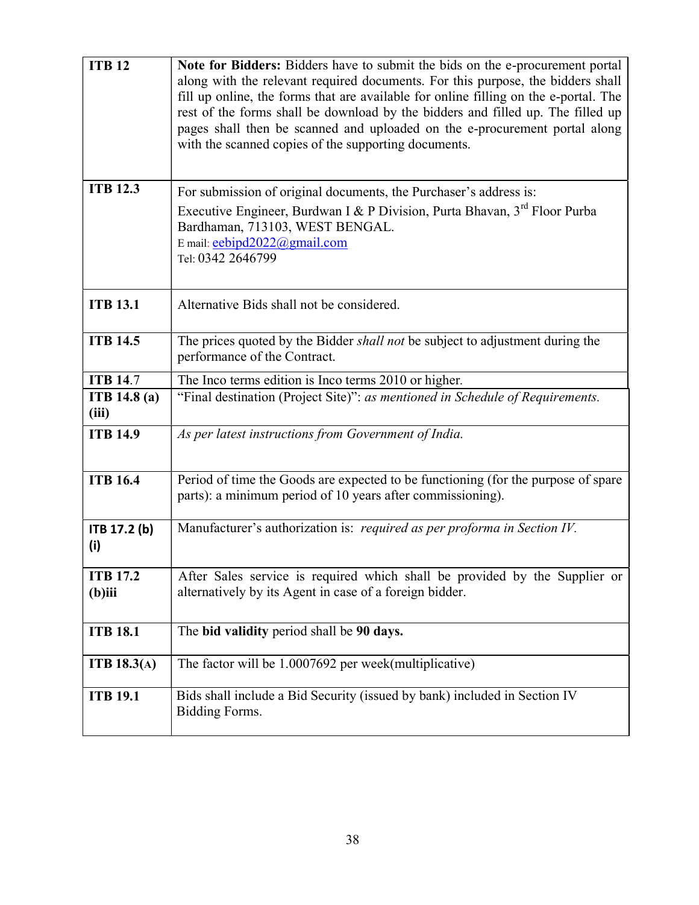| | |
|---|---|
| **ITB 12** | **Note for Bidders:** Bidders have to submit the bids on the e-procurement portal along with the relevant required documents. For this purpose, the bidders shall fill up online, the forms that are available for online filling on the e-portal. The rest of the forms shall be download by the bidders and filled up. The filled up pages shall then be scanned and uploaded on the e-procurement portal along with the scanned copies of the supporting documents. |
| **ITB 12.3** | For submission of original documents, the Purchaser's address is:<br>Executive Engineer, Burdwan I & P Division, Purta Bhavan, 3rd Floor Purba Bardhaman, 713103, WEST BENGAL.<br>E mail: eebipd2022@gmail.com<br>Tel: 0342 2646799 |
| **ITB 13.1** | Alternative Bids shall not be considered. |
| **ITB 14.5** | The prices quoted by the Bidder *shall not* be subject to adjustment during the performance of the Contract. |
| **ITB 14**.7 | The Inco terms edition is Inco terms 2010 or higher. |
| **ITB 14.8 (a) (iii)** | "Final destination (Project Site)": *as mentioned in Schedule of Requirements.* |
| **ITB 14.9** | *As per latest instructions from Government of India.* |
| **ITB 16.4** | Period of time the Goods are expected to be functioning (for the purpose of spare parts): a minimum period of 10 years after commissioning). |
| **ITB 17.2 (b) (i)** | Manufacturer's authorization is: *required as per proforma in Section IV.* |
| **ITB 17.2 (b)iii** | After Sales service is required which shall be provided by the Supplier or alternatively by its Agent in case of a foreign bidder. |
| **ITB 18.1** | The **bid validity** period shall be **90 days.** |
| **ITB 18.3(A)** | The factor will be 1.0007692 per week(multiplicative) |
| **ITB 19.1** | Bids shall include a Bid Security (issued by bank) included in Section IV Bidding Forms. |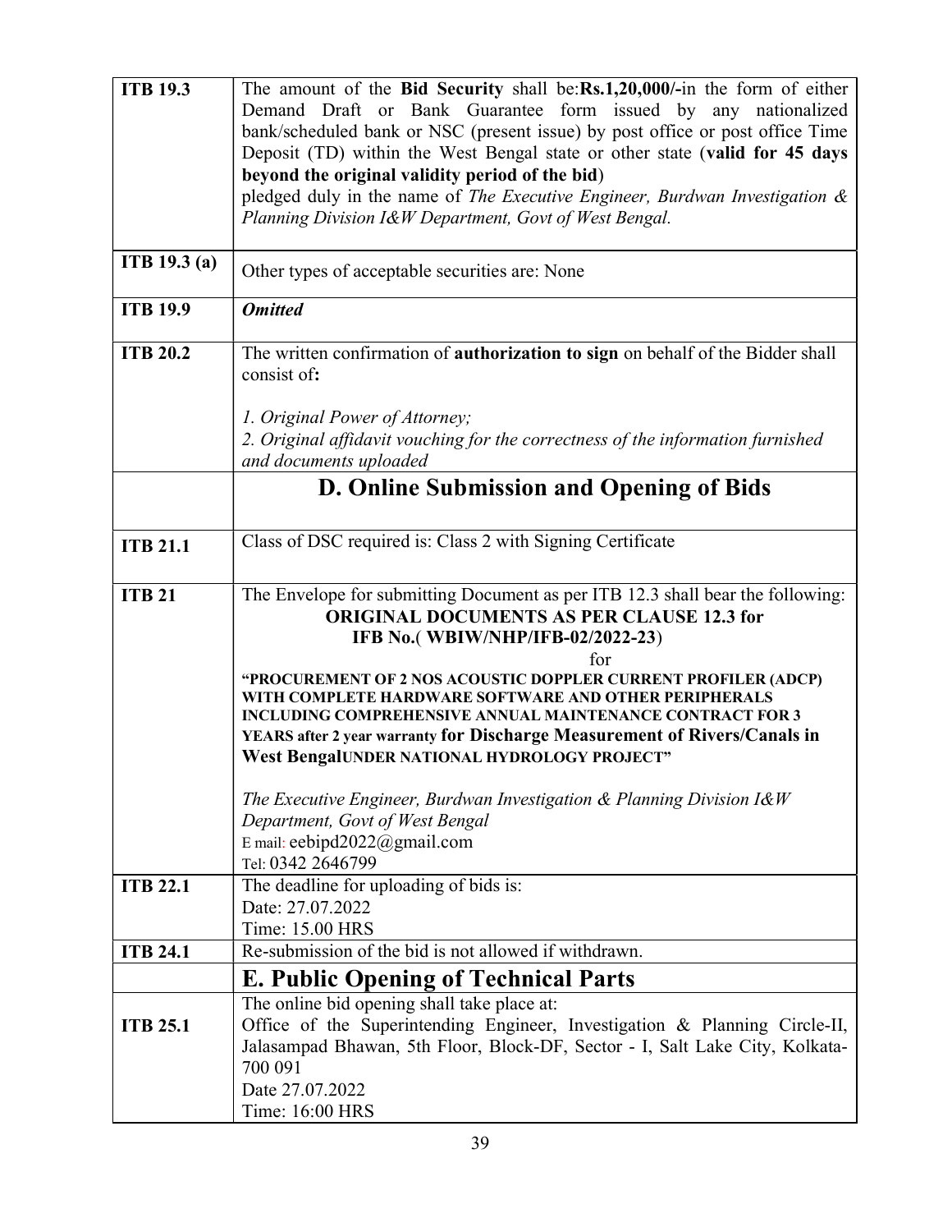| | |
|---|---|
| **ITB 19.3** | The amount of the **Bid Security** shall be:**Rs.1,20,000/-**in the form of either Demand Draft or Bank Guarantee form issued by any nationalized bank/scheduled bank or NSC (present issue) by post office or post office Time Deposit (TD) within the West Bengal state or other state (**valid for 45 days beyond the original validity period of the bid**) pledged duly in the name of *The Executive Engineer, Burdwan Investigation & Planning Division I&W Department, Govt of West Bengal.* |
| **ITB 19.3 (a)** | Other types of acceptable securities are: None |
| **ITB 19.9** | ***Omitted*** |
| **ITB 20.2** | The written confirmation of **authorization to sign** on behalf of the Bidder shall consist of**:**<br><br>*1. Original Power of Attorney;*<br>*2. Original affidavit vouching for the correctness of the information furnished and documents uploaded* |
| | **D. Online Submission and Opening of Bids** |
| **ITB 21.1** | Class of DSC required is: Class 2 with Signing Certificate |
| **ITB 21** | The Envelope for submitting Document as per ITB 12.3 shall bear the following:<br>**ORIGINAL DOCUMENTS AS PER CLAUSE 12.3 for IFB No.( WBIW/NHP/IFB-02/2022-23)**<br>for<br>**"PROCUREMENT OF 2 NOS ACOUSTIC DOPPLER CURRENT PROFILER (ADCP) WITH COMPLETE HARDWARE SOFTWARE AND OTHER PERIPHERALS INCLUDING COMPREHENSIVE ANNUAL MAINTENANCE CONTRACT FOR 3 YEARS after 2 year warranty for Discharge Measurement of Rivers/Canals in West BengalUNDER NATIONAL HYDROLOGY PROJECT"**<br><br>*The Executive Engineer, Burdwan Investigation & Planning Division I&W Department, Govt of West Bengal*<br>E mail: eebipd2022@gmail.com<br>Tel: 0342 2646799 |
| **ITB 22.1** | The deadline for uploading of bids is:<br>Date: 27.07.2022<br>Time: 15.00 HRS |
| **ITB 24.1** | Re-submission of the bid is not allowed if withdrawn. |
| | **E. Public Opening of Technical Parts** |
| **ITB 25.1** | The online bid opening shall take place at:<br>Office of the Superintending Engineer, Investigation & Planning Circle-II, Jalasampad Bhawan, 5th Floor, Block-DF, Sector - I, Salt Lake City, Kolkata-700 091<br>Date 27.07.2022<br>Time: 16:00 HRS |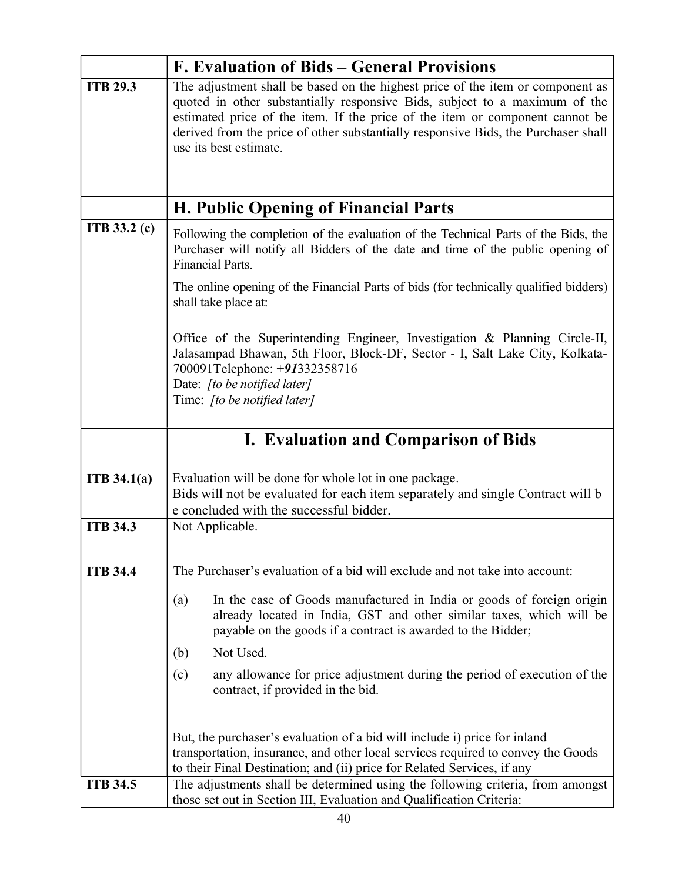| | F. Evaluation of Bids – General Provisions |
|---|---|
| **ITB 29.3** | The adjustment shall be based on the highest price of the item or component as quoted in other substantially responsive Bids, subject to a maximum of the estimated price of the item. If the price of the item or component cannot be derived from the price of other substantially responsive Bids, the Purchaser shall use its best estimate. |
| | **H. Public Opening of Financial Parts** |
| **ITB 33.2 (c)** | Following the completion of the evaluation of the Technical Parts of the Bids, the Purchaser will notify all Bidders of the date and time of the public opening of Financial Parts.<br><br>The online opening of the Financial Parts of bids (for technically qualified bidders) shall take place at:<br><br>Office of the Superintending Engineer, Investigation & Planning Circle-II, Jalasampad Bhawan, 5th Floor, Block-DF, Sector - I, Salt Lake City, Kolkata-700091Telephone: +***91***332358716<br>Date: *[to be notified later]*<br>Time: *[to be notified later]* |
| | **I. Evaluation and Comparison of Bids** |
| **ITB 34.1(a)** | Evaluation will be done for whole lot in one package.<br>Bids will not be evaluated for each item separately and single Contract will b e concluded with the successful bidder. |
| **ITB 34.3** | Not Applicable. |
| **ITB 34.4** | The Purchaser's evaluation of a bid will exclude and not take into account:<br><br>(a) In the case of Goods manufactured in India or goods of foreign origin already located in India, GST and other similar taxes, which will be payable on the goods if a contract is awarded to the Bidder;<br><br>(b) Not Used.<br><br>(c) any allowance for price adjustment during the period of execution of the contract, if provided in the bid.<br><br>But, the purchaser's evaluation of a bid will include i) price for inland transportation, insurance, and other local services required to convey the Goods to their Final Destination; and (ii) price for Related Services, if any |
| **ITB 34.5** | The adjustments shall be determined using the following criteria, from amongst those set out in Section III, Evaluation and Qualification Criteria: |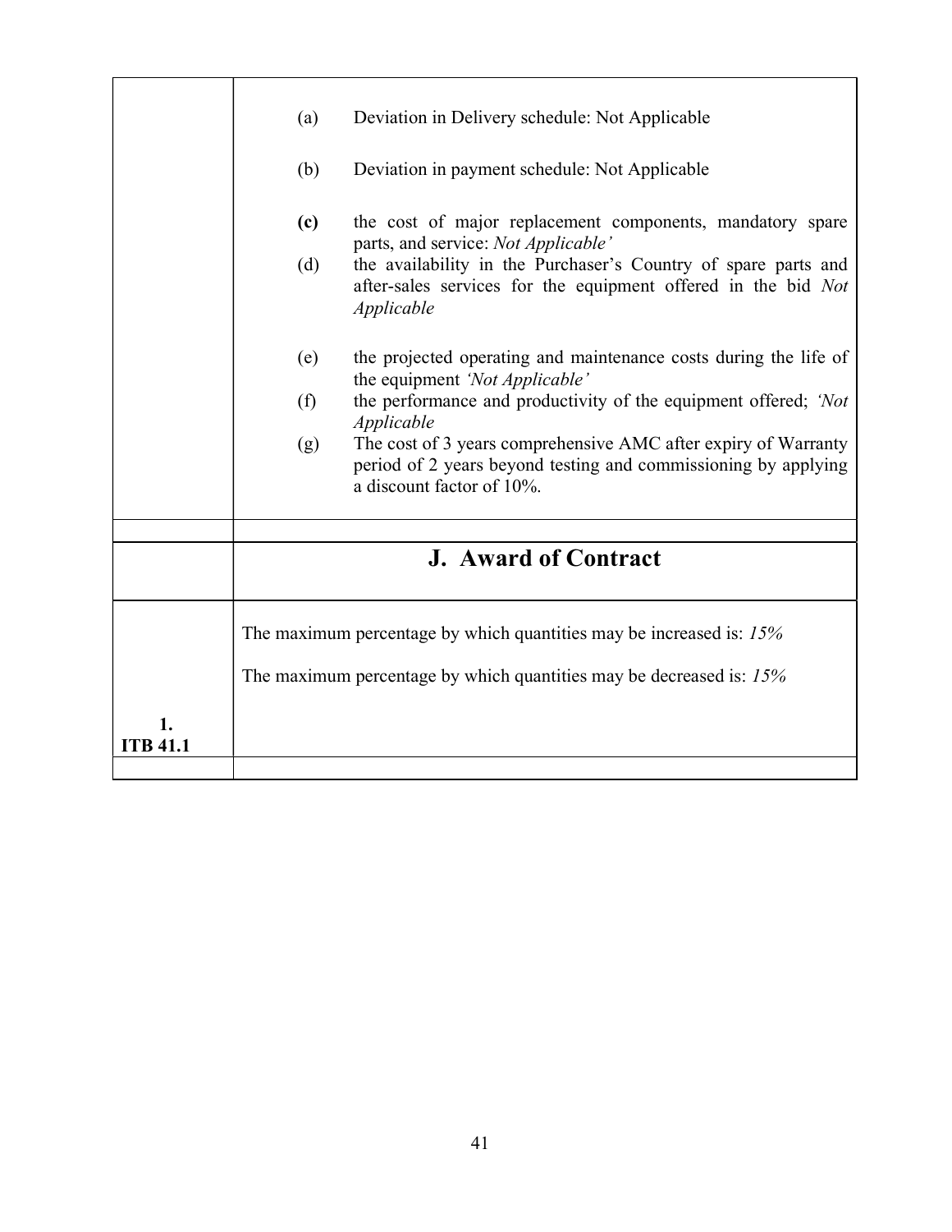| | |
|---|---|
| | (a) Deviation in Delivery schedule: Not Applicable<br><br>(b) Deviation in payment schedule: Not Applicable<br><br>**(c)** the cost of major replacement components, mandatory spare parts, and service: *Not Applicable'*<br>(d) the availability in the Purchaser's Country of spare parts and after-sales services for the equipment offered in the bid *Not Applicable*<br><br>(e) the projected operating and maintenance costs during the life of the equipment *'Not Applicable'*<br>(f) the performance and productivity of the equipment offered; *'Not Applicable*<br>(g) The cost of 3 years comprehensive AMC after expiry of Warranty period of 2 years beyond testing and commissioning by applying a discount factor of 10%. |
| | |
| | **J. Award of Contract** |
| **1. ITB 41.1** | The maximum percentage by which quantities may be increased is: *15%*<br><br>The maximum percentage by which quantities may be decreased is: *15%* |
| | |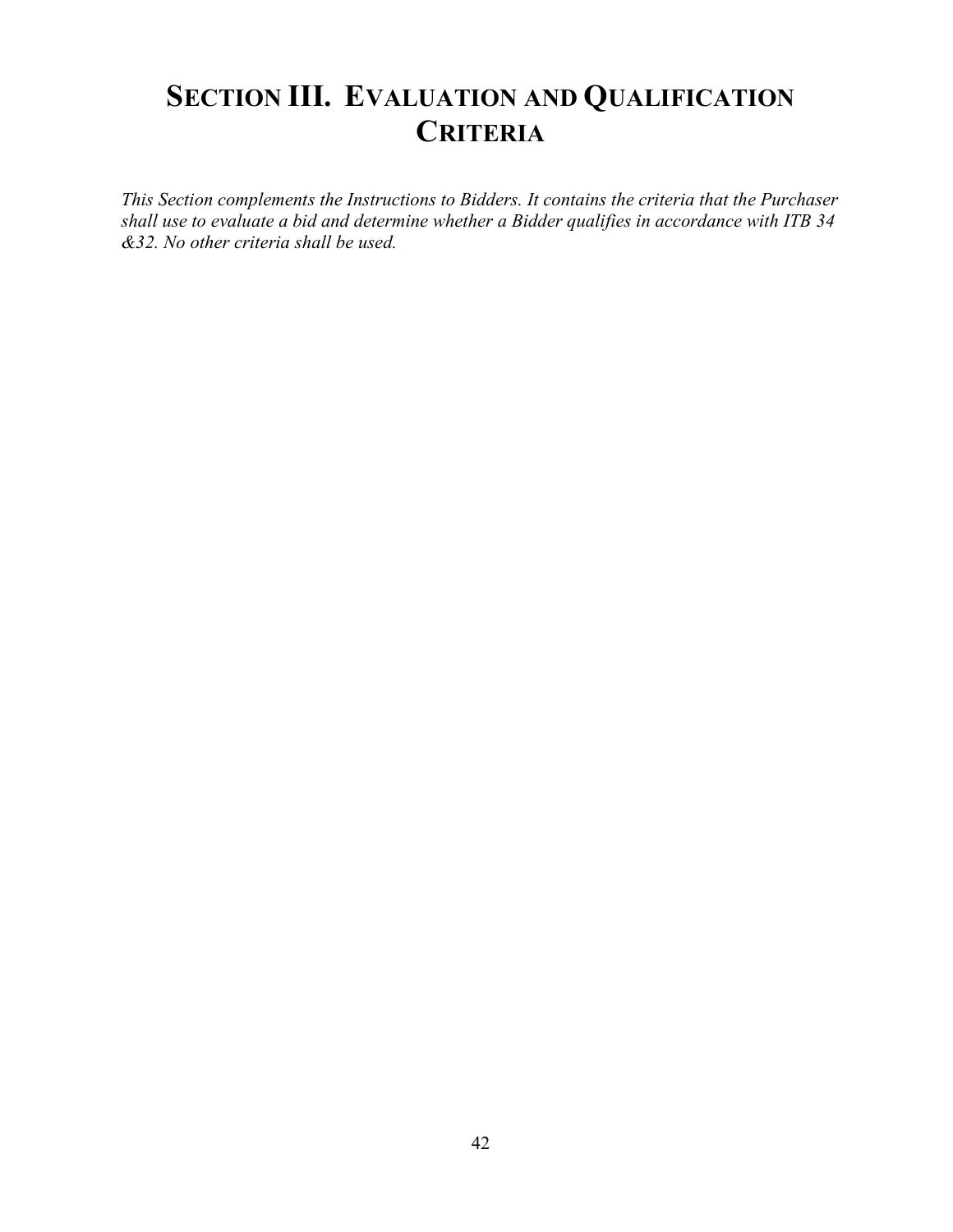# Section III. Evaluation and Qualification Criteria

*This Section complements the Instructions to Bidders. It contains the criteria that the Purchaser shall use to evaluate a bid and determine whether a Bidder qualifies in accordance with ITB 34 &32. No other criteria shall be used.*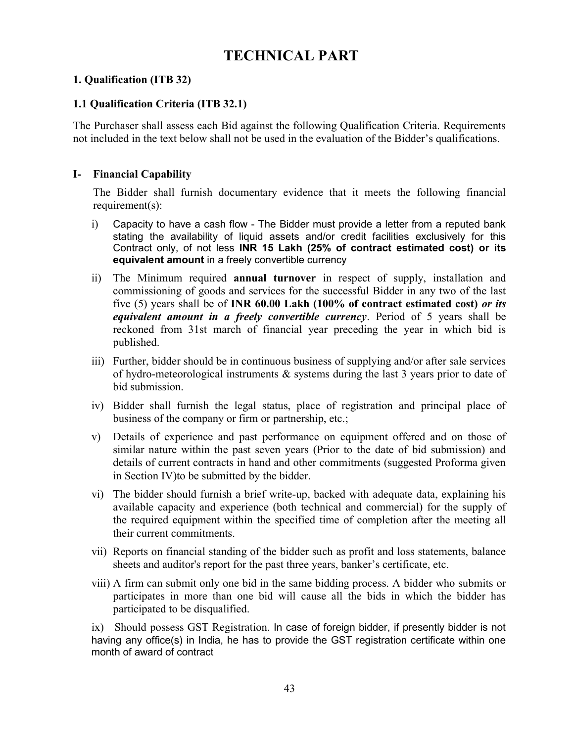# TECHNICAL PART

### 1. Qualification (ITB 32)

### 1.1 Qualification Criteria (ITB 32.1)

The Purchaser shall assess each Bid against the following Qualification Criteria. Requirements not included in the text below shall not be used in the evaluation of the Bidder's qualifications.

### I- Financial Capability

The Bidder shall furnish documentary evidence that it meets the following financial requirement(s):

i) Capacity to have a cash flow - The Bidder must provide a letter from a reputed bank stating the availability of liquid assets and/or credit facilities exclusively for this Contract only, of not less **INR 15 Lakh (25% of contract estimated cost) or its equivalent amount** in a freely convertible currency

ii) The Minimum required **annual turnover** in respect of supply, installation and commissioning of goods and services for the successful Bidder in any two of the last five (5) years shall be of **INR 60.00 Lakh (100% of contract estimated cost)** ***or its equivalent amount in a freely convertible currency***. Period of 5 years shall be reckoned from 31st march of financial year preceding the year in which bid is published.

iii) Further, bidder should be in continuous business of supplying and/or after sale services of hydro-meteorological instruments & systems during the last 3 years prior to date of bid submission.

iv) Bidder shall furnish the legal status, place of registration and principal place of business of the company or firm or partnership, etc.;

v) Details of experience and past performance on equipment offered and on those of similar nature within the past seven years (Prior to the date of bid submission) and details of current contracts in hand and other commitments (suggested Proforma given in Section IV)to be submitted by the bidder.

vi) The bidder should furnish a brief write-up, backed with adequate data, explaining his available capacity and experience (both technical and commercial) for the supply of the required equipment within the specified time of completion after the meeting all their current commitments.

vii) Reports on financial standing of the bidder such as profit and loss statements, balance sheets and auditor's report for the past three years, banker's certificate, etc.

viii) A firm can submit only one bid in the same bidding process. A bidder who submits or participates in more than one bid will cause all the bids in which the bidder has participated to be disqualified.

ix) Should possess GST Registration. In case of foreign bidder, if presently bidder is not having any office(s) in India, he has to provide the GST registration certificate within one month of award of contract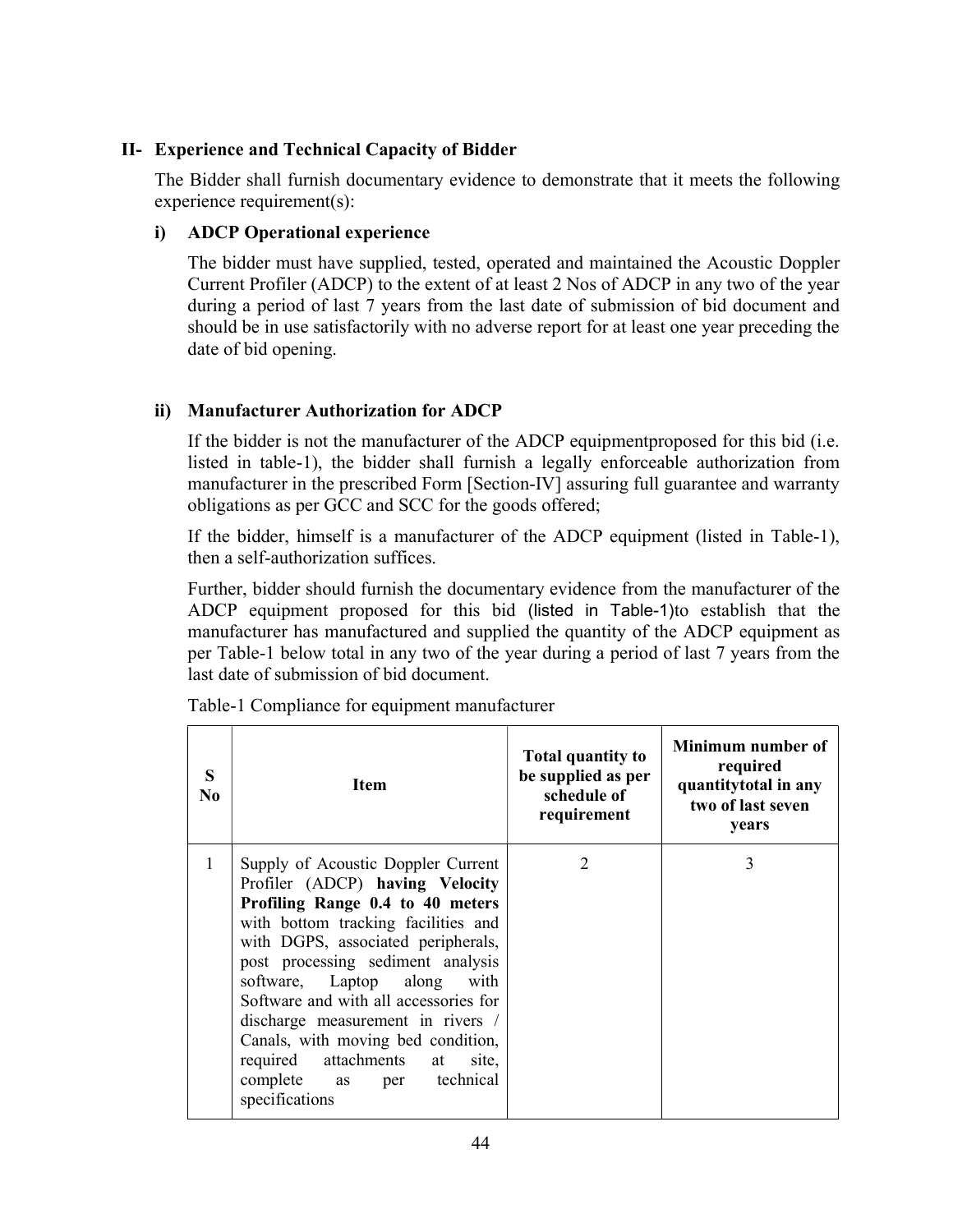## II- Experience and Technical Capacity of Bidder

The Bidder shall furnish documentary evidence to demonstrate that it meets the following experience requirement(s):

### i) ADCP Operational experience

The bidder must have supplied, tested, operated and maintained the Acoustic Doppler Current Profiler (ADCP) to the extent of at least 2 Nos of ADCP in any two of the year during a period of last 7 years from the last date of submission of bid document and should be in use satisfactorily with no adverse report for at least one year preceding the date of bid opening.

### ii) Manufacturer Authorization for ADCP

If the bidder is not the manufacturer of the ADCP equipmentproposed for this bid (i.e. listed in table-1), the bidder shall furnish a legally enforceable authorization from manufacturer in the prescribed Form [Section-IV] assuring full guarantee and warranty obligations as per GCC and SCC for the goods offered;

If the bidder, himself is a manufacturer of the ADCP equipment (listed in Table-1), then a self-authorization suffices.

Further, bidder should furnish the documentary evidence from the manufacturer of the ADCP equipment proposed for this bid (listed in Table-1)to establish that the manufacturer has manufactured and supplied the quantity of the ADCP equipment as per Table-1 below total in any two of the year during a period of last 7 years from the last date of submission of bid document.

Table-1 Compliance for equipment manufacturer

| S No | Item | Total quantity to be supplied as per schedule of requirement | Minimum number of required quantitytotal in any two of last seven years |
|---|---|---|---|
| 1 | Supply of Acoustic Doppler Current Profiler (ADCP) **having Velocity Profiling Range 0.4 to 40 meters** with bottom tracking facilities and with DGPS, associated peripherals, post processing sediment analysis software, Laptop along with Software and with all accessories for discharge measurement in rivers / Canals, with moving bed condition, required attachments at site, complete as per technical specifications | 2 | 3 |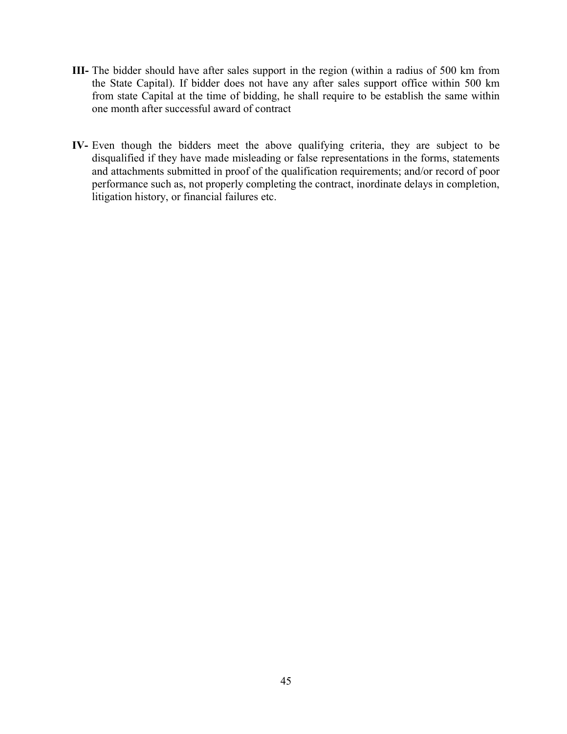**III-** The bidder should have after sales support in the region (within a radius of 500 km from the State Capital). If bidder does not have any after sales support office within 500 km from state Capital at the time of bidding, he shall require to be establish the same within one month after successful award of contract

**IV-** Even though the bidders meet the above qualifying criteria, they are subject to be disqualified if they have made misleading or false representations in the forms, statements and attachments submitted in proof of the qualification requirements; and/or record of poor performance such as, not properly completing the contract, inordinate delays in completion, litigation history, or financial failures etc.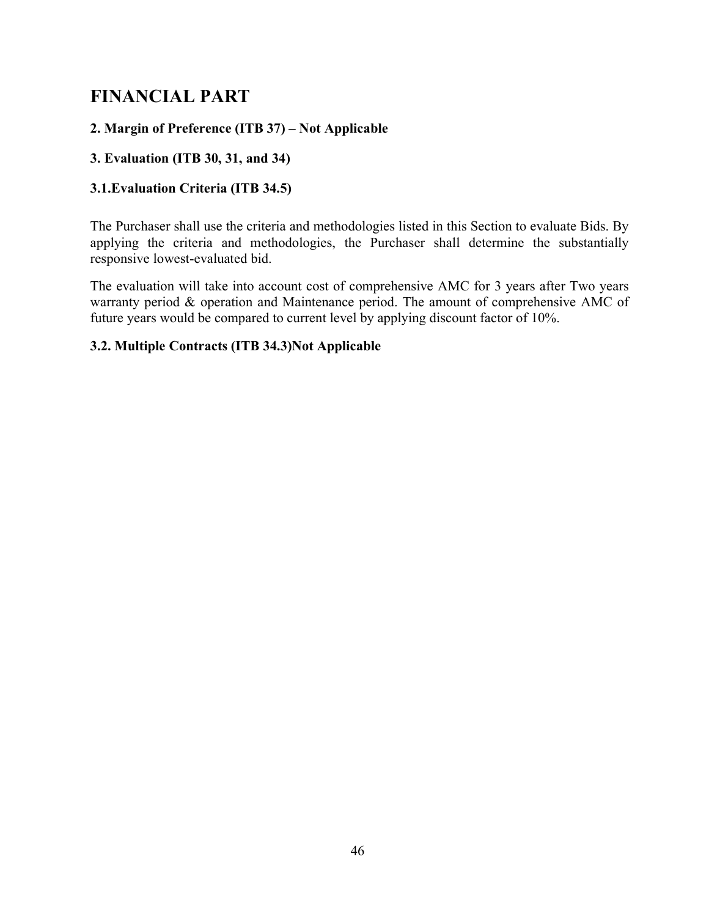# FINANCIAL PART

**2. Margin of Preference (ITB 37) – Not Applicable**

**3. Evaluation (ITB 30, 31, and 34)**

**3.1.Evaluation Criteria (ITB 34.5)**

The Purchaser shall use the criteria and methodologies listed in this Section to evaluate Bids. By applying the criteria and methodologies, the Purchaser shall determine the substantially responsive lowest-evaluated bid.

The evaluation will take into account cost of comprehensive AMC for 3 years after Two years warranty period & operation and Maintenance period. The amount of comprehensive AMC of future years would be compared to current level by applying discount factor of 10%.

**3.2. Multiple Contracts (ITB 34.3)Not Applicable**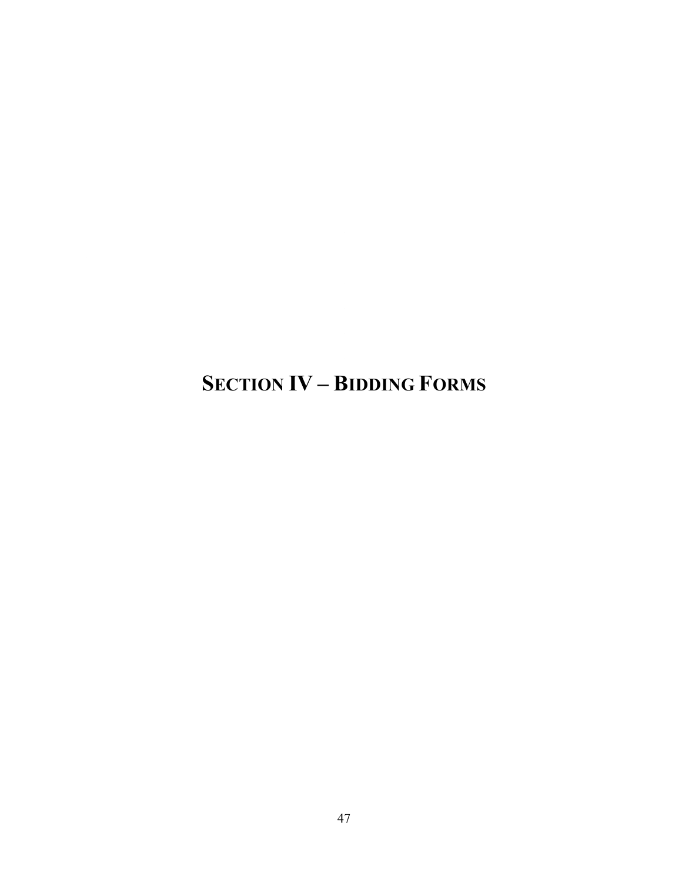# SECTION IV – BIDDING FORMS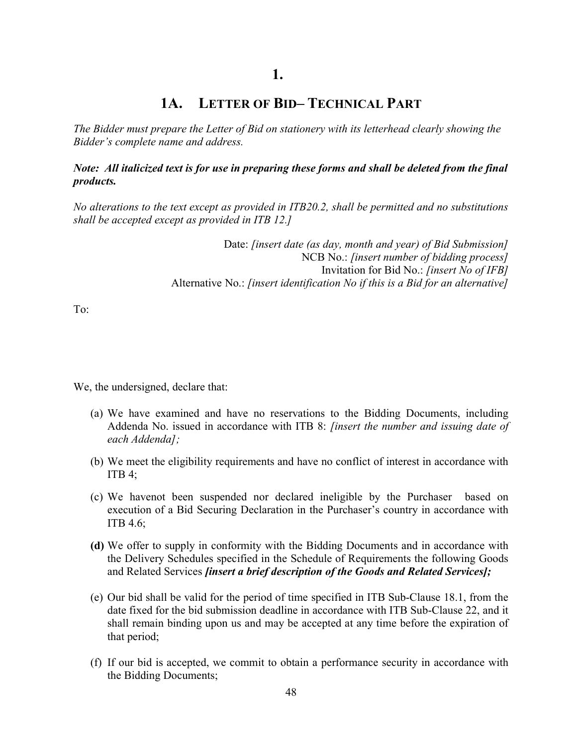# 1.

## 1A. LETTER OF BID– TECHNICAL PART

*The Bidder must prepare the Letter of Bid on stationery with its letterhead clearly showing the Bidder's complete name and address.*

***Note: All italicized text is for use in preparing these forms and shall be deleted from the final products.***

*No alterations to the text except as provided in ITB20.2, shall be permitted and no substitutions shall be accepted except as provided in ITB 12.]*

Date: *[insert date (as day, month and year) of Bid Submission]*
NCB No.: *[insert number of bidding process]*
Invitation for Bid No.: *[insert No of IFB]*
Alternative No.: *[insert identification No if this is a Bid for an alternative]*

To:

We, the undersigned, declare that:

(a) We have examined and have no reservations to the Bidding Documents, including Addenda No. issued in accordance with ITB 8: *[insert the number and issuing date of each Addenda];*

(b) We meet the eligibility requirements and have no conflict of interest in accordance with ITB 4;

(c) We havenot been suspended nor declared ineligible by the Purchaser based on execution of a Bid Securing Declaration in the Purchaser's country in accordance with ITB 4.6;

**(d)** We offer to supply in conformity with the Bidding Documents and in accordance with the Delivery Schedules specified in the Schedule of Requirements the following Goods and Related Services ***[insert a brief description of the Goods and Related Services];***

(e) Our bid shall be valid for the period of time specified in ITB Sub-Clause 18.1, from the date fixed for the bid submission deadline in accordance with ITB Sub-Clause 22, and it shall remain binding upon us and may be accepted at any time before the expiration of that period;

(f) If our bid is accepted, we commit to obtain a performance security in accordance with the Bidding Documents;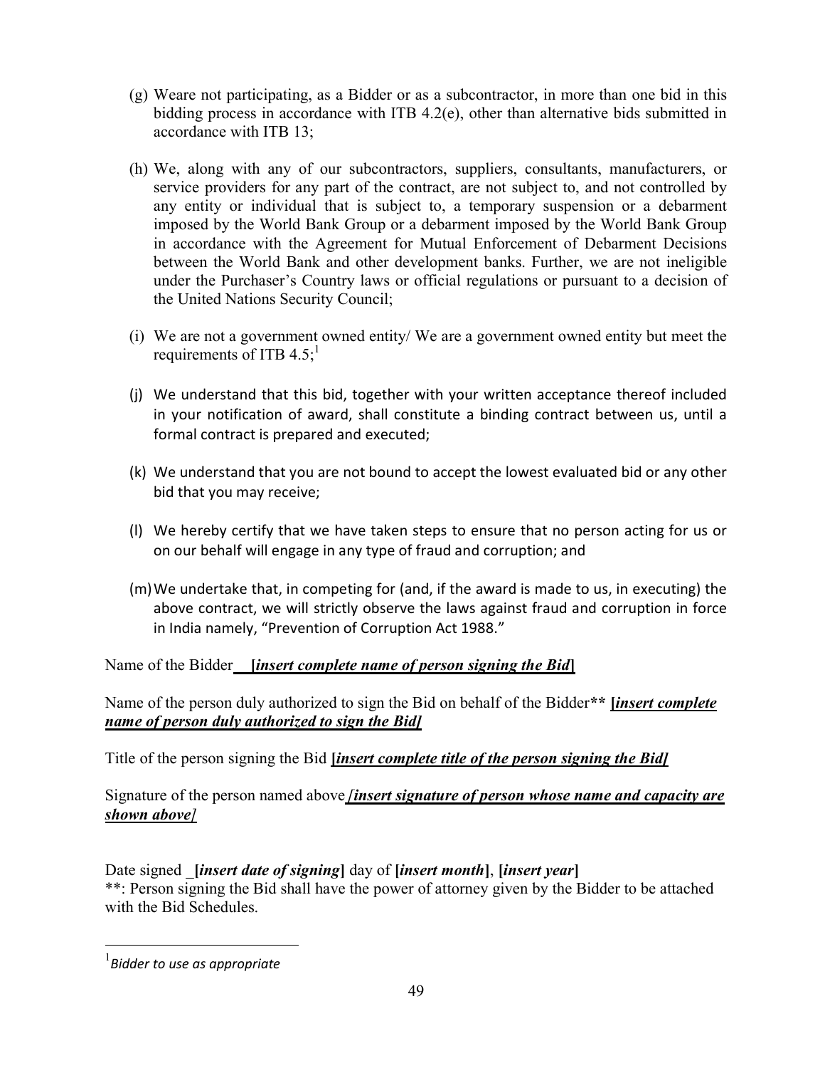(g) Weare not participating, as a Bidder or as a subcontractor, in more than one bid in this bidding process in accordance with ITB 4.2(e), other than alternative bids submitted in accordance with ITB 13;

(h) We, along with any of our subcontractors, suppliers, consultants, manufacturers, or service providers for any part of the contract, are not subject to, and not controlled by any entity or individual that is subject to, a temporary suspension or a debarment imposed by the World Bank Group or a debarment imposed by the World Bank Group in accordance with the Agreement for Mutual Enforcement of Debarment Decisions between the World Bank and other development banks. Further, we are not ineligible under the Purchaser's Country laws or official regulations or pursuant to a decision of the United Nations Security Council;

(i) We are not a government owned entity/ We are a government owned entity but meet the requirements of ITB 4.5;[1]

(j) We understand that this bid, together with your written acceptance thereof included in your notification of award, shall constitute a binding contract between us, until a formal contract is prepared and executed;

(k) We understand that you are not bound to accept the lowest evaluated bid or any other bid that you may receive;

(l) We hereby certify that we have taken steps to ensure that no person acting for us or on our behalf will engage in any type of fraud and corruption; and

(m) We undertake that, in competing for (and, if the award is made to us, in executing) the above contract, we will strictly observe the laws against fraud and corruption in force in India namely, "Prevention of Corruption Act 1988."

Name of the Bidder **[*insert complete name of person signing the Bid*]**

Name of the person duly authorized to sign the Bid on behalf of the Bidder** **[*insert complete name of person duly authorized to sign the Bid*]**

Title of the person signing the Bid **[*insert complete title of the person signing the Bid*]**

Signature of the person named above ***[insert signature of person whose name and capacity are shown above]***

Date signed _**[*insert date of signing*]** day of **[*insert month*]**, **[*insert year*]**
**: Person signing the Bid shall have the power of attorney given by the Bidder to be attached with the Bid Schedules.

---

[1] *Bidder to use as appropriate*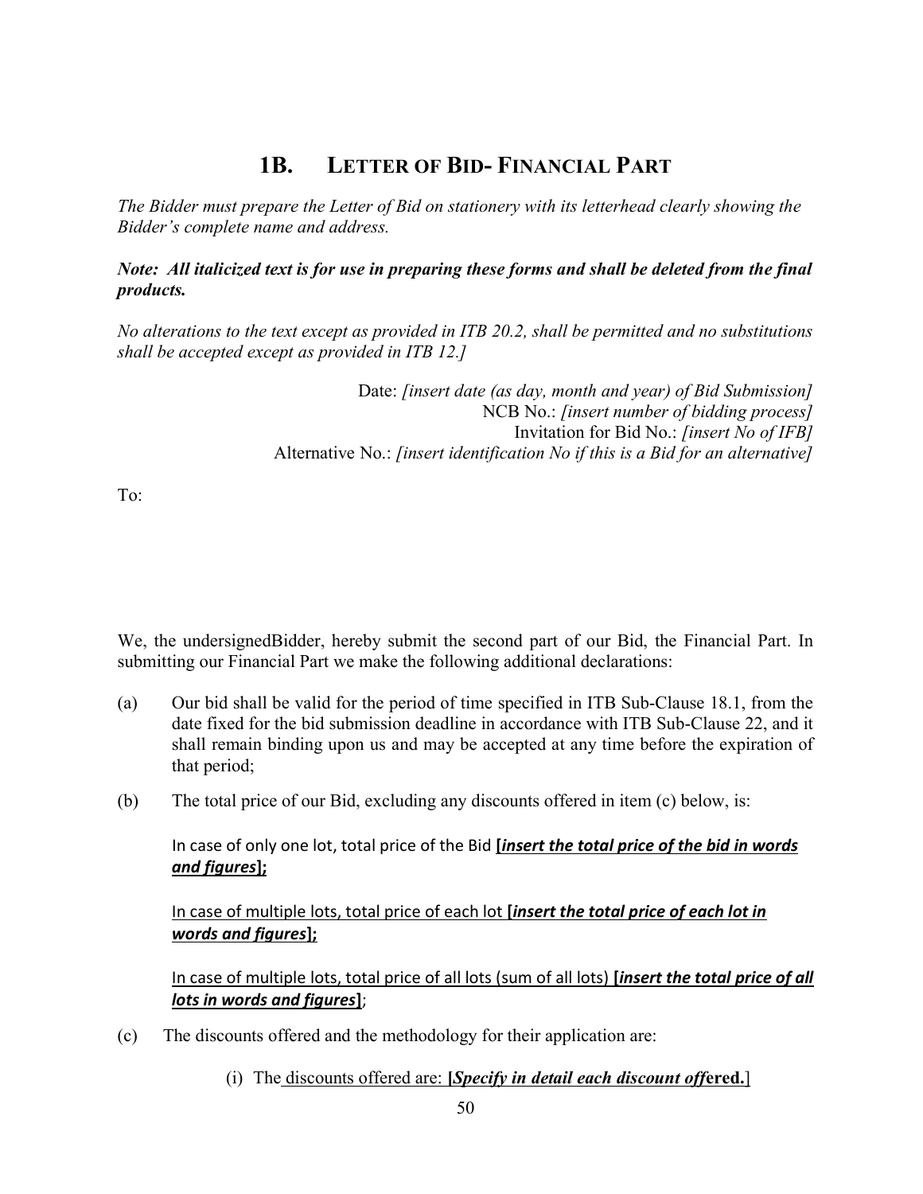# 1B. LETTER OF BID- FINANCIAL PART

*The Bidder must prepare the Letter of Bid on stationery with its letterhead clearly showing the Bidder's complete name and address.*

***Note: All italicized text is for use in preparing these forms and shall be deleted from the final products.***

*No alterations to the text except as provided in ITB 20.2, shall be permitted and no substitutions shall be accepted except as provided in ITB 12.]*

Date: *[insert date (as day, month and year) of Bid Submission]*
NCB No.: *[insert number of bidding process]*
Invitation for Bid No.: *[insert No of IFB]*
Alternative No.: *[insert identification No if this is a Bid for an alternative]*

To:

We, the undersignedBidder, hereby submit the second part of our Bid, the Financial Part. In submitting our Financial Part we make the following additional declarations:

(a) Our bid shall be valid for the period of time specified in ITB Sub-Clause 18.1, from the date fixed for the bid submission deadline in accordance with ITB Sub-Clause 22, and it shall remain binding upon us and may be accepted at any time before the expiration of that period;

(b) The total price of our Bid, excluding any discounts offered in item (c) below, is:

In case of only one lot, total price of the Bid **[*insert the total price of the bid in words and figures*];**

In case of multiple lots, total price of each lot **[*insert the total price of each lot in words and figures*];**

In case of multiple lots, total price of all lots (sum of all lots) **[*insert the total price of all lots in words and figures*]**;

(c) The discounts offered and the methodology for their application are:

(i) The discounts offered are: **[*Specify in detail each discount off*ered.]**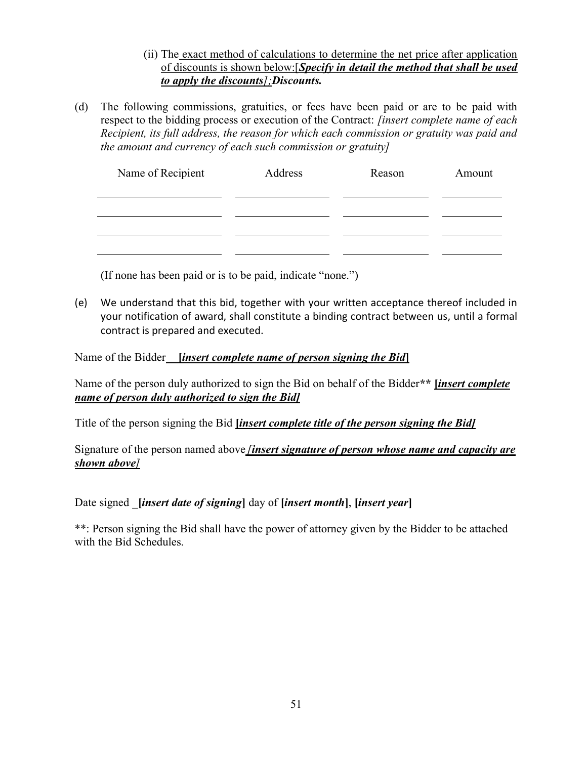(ii) The exact method of calculations to determine the net price after application of discounts is shown below:[***Specify in detail the method that shall be used to apply the discounts***];***Discounts.***

(d) The following commissions, gratuities, or fees have been paid or are to be paid with respect to the bidding process or execution of the Contract: *[insert complete name of each Recipient, its full address, the reason for which each commission or gratuity was paid and the amount and currency of each such commission or gratuity]*

| Name of Recipient | Address | Reason | Amount |
|---|---|---|---|
| | | | |
| | | | |
| | | | |
| | | | |

(If none has been paid or is to be paid, indicate "none.")

(e) We understand that this bid, together with your written acceptance thereof included in your notification of award, shall constitute a binding contract between us, until a formal contract is prepared and executed.

Name of the Bidder **[*insert complete name of person signing the Bid*]**

Name of the person duly authorized to sign the Bid on behalf of the Bidder** **[*insert complete name of person duly authorized to sign the Bid]***

Title of the person signing the Bid **[*insert complete title of the person signing the Bid]***

Signature of the person named above ***[insert signature of person whose name and capacity are shown above]***

Date signed _**[*insert date of signing*]** day of **[*insert month*]**, **[*insert year*]**

**: Person signing the Bid shall have the power of attorney given by the Bidder to be attached with the Bid Schedules.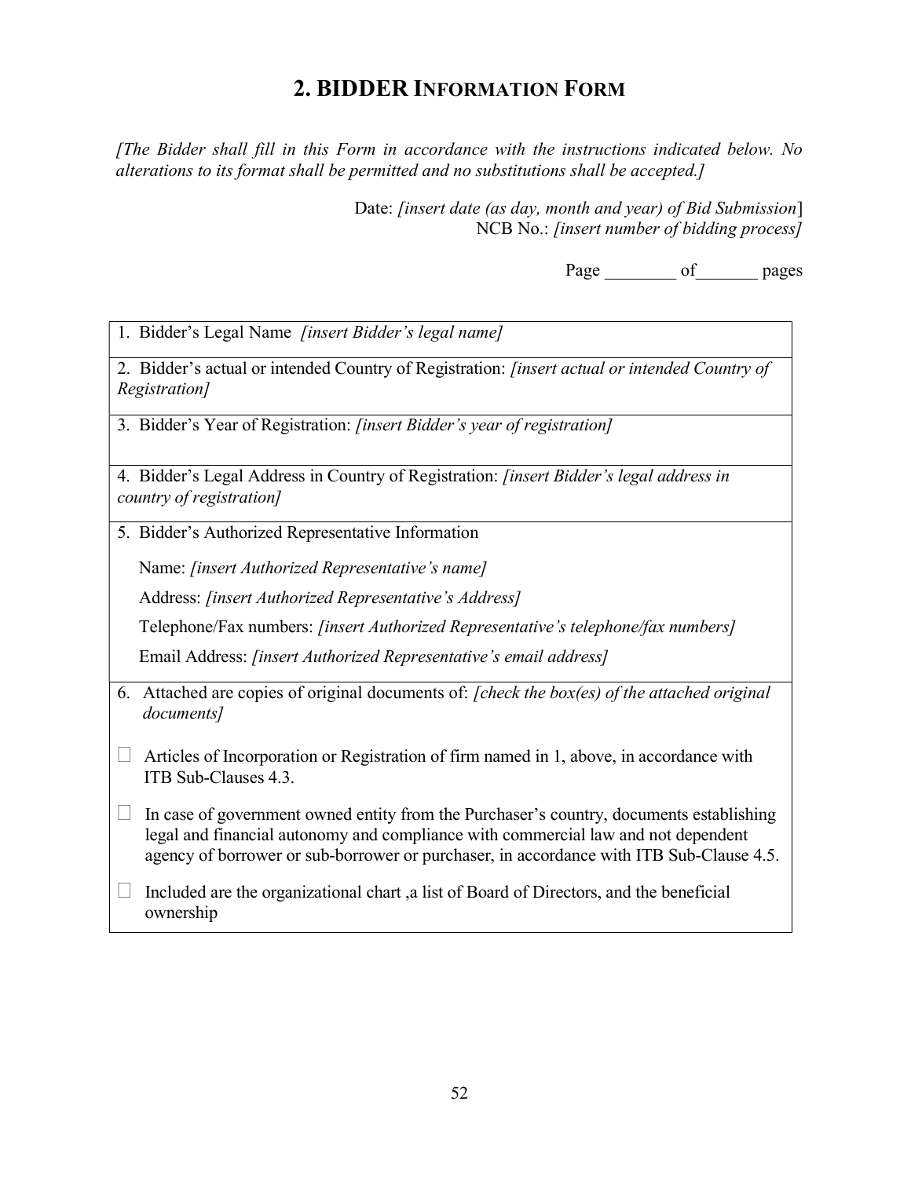# 2. BIDDER INFORMATION FORM

*[The Bidder shall fill in this Form in accordance with the instructions indicated below. No alterations to its format shall be permitted and no substitutions shall be accepted.]*

Date: *[insert date (as day, month and year) of Bid Submission*]
NCB No.: *[insert number of bidding process]*

Page ________ of_______ pages

| |
|---|
| 1. Bidder's Legal Name *[insert Bidder's legal name]* |
| 2. Bidder's actual or intended Country of Registration: *[insert actual or intended Country of Registration]* |
| 3. Bidder's Year of Registration: *[insert Bidder's year of registration]* |
| 4. Bidder's Legal Address in Country of Registration: *[insert Bidder's legal address in country of registration]* |
| 5. Bidder's Authorized Representative Information<br>Name: *[insert Authorized Representative's name]*<br>Address: *[insert Authorized Representative's Address]*<br>Telephone/Fax numbers: *[insert Authorized Representative's telephone/fax numbers]*<br>Email Address: *[insert Authorized Representative's email address]* |
| 6. Attached are copies of original documents of: *[check the box(es) of the attached original documents]*<br>☐ Articles of Incorporation or Registration of firm named in 1, above, in accordance with ITB Sub-Clauses 4.3.<br>☐ In case of government owned entity from the Purchaser's country, documents establishing legal and financial autonomy and compliance with commercial law and not dependent agency of borrower or sub-borrower or purchaser, in accordance with ITB Sub-Clause 4.5.<br>☐ Included are the organizational chart ,a list of Board of Directors, and the beneficial ownership |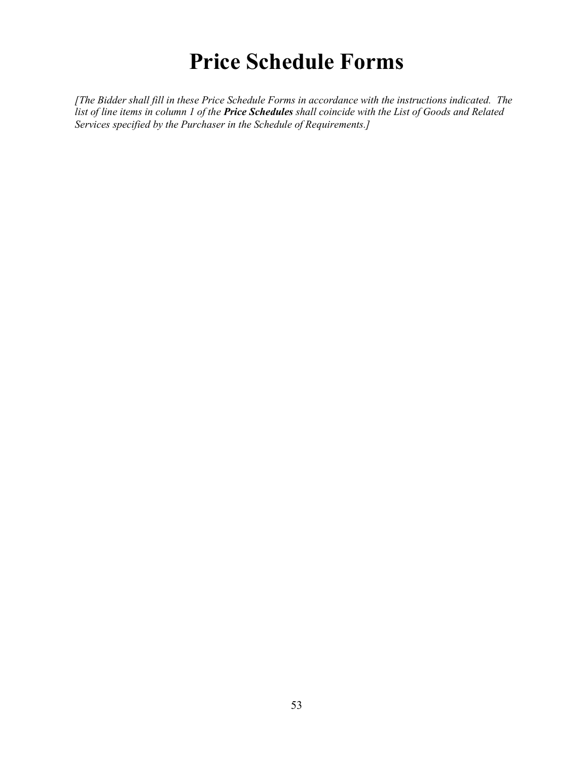# Price Schedule Forms

*[The Bidder shall fill in these Price Schedule Forms in accordance with the instructions indicated. The list of line items in column 1 of the* ***Price Schedules*** *shall coincide with the List of Goods and Related Services specified by the Purchaser in the Schedule of Requirements.]*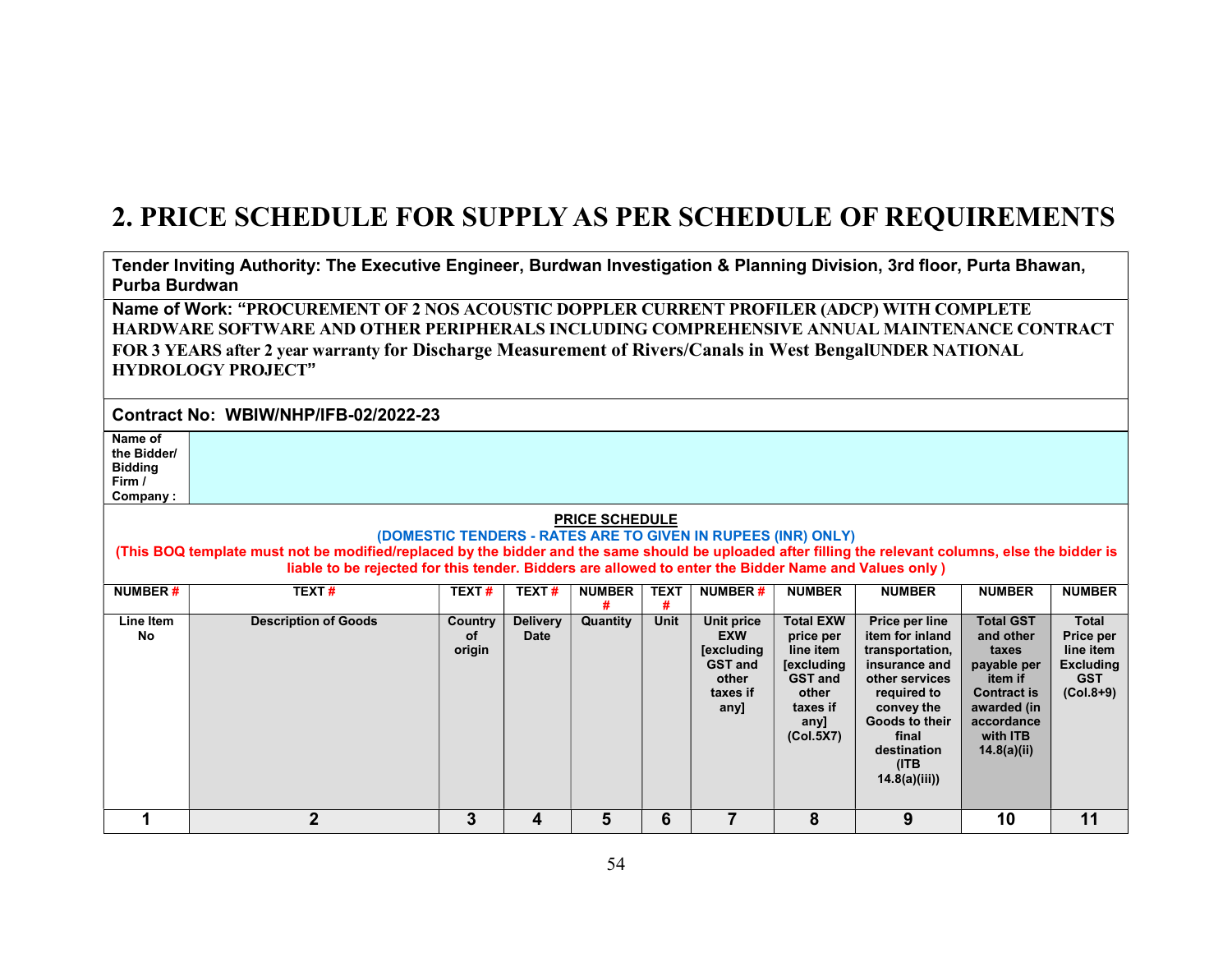# 2. PRICE SCHEDULE FOR SUPPLY AS PER SCHEDULE OF REQUIREMENTS

**Tender Inviting Authority: The Executive Engineer, Burdwan Investigation & Planning Division, 3rd floor, Purta Bhawan, Purba Burdwan**

**Name of Work: "PROCUREMENT OF 2 NOS ACOUSTIC DOPPLER CURRENT PROFILER (ADCP) WITH COMPLETE HARDWARE SOFTWARE AND OTHER PERIPHERALS INCLUDING COMPREHENSIVE ANNUAL MAINTENANCE CONTRACT FOR 3 YEARS after 2 year warranty for Discharge Measurement of Rivers/Canals in West BengalUNDER NATIONAL HYDROLOGY PROJECT"**

**Contract No: WBIW/NHP/IFB-02/2022-23**

**Name of the Bidder/ Bidding Firm / Company :**

**PRICE SCHEDULE**

**(DOMESTIC TENDERS - RATES ARE TO GIVEN IN RUPEES (INR) ONLY)**

**(This BOQ template must not be modified/replaced by the bidder and the same should be uploaded after filling the relevant columns, else the bidder is liable to be rejected for this tender. Bidders are allowed to enter the Bidder Name and Values only )**

| NUMBER # | TEXT # | TEXT # | TEXT # | NUMBER # | TEXT # | NUMBER # | NUMBER | NUMBER | NUMBER | NUMBER |
|---|---|---|---|---|---|---|---|---|---|---|
| Line Item No | Description of Goods | Country of origin | Delivery Date | Quantity | Unit | Unit price EXW [excluding GST and other taxes if any] | Total EXW price per line item [excluding GST and other taxes if any] (Col.5X7) | Price per line item for inland transportation, insurance and other services required to convey the Goods to their final destination (ITB 14.8(a)(iii)) | Total GST and other taxes payable per item if Contract is awarded (in accordance with ITB 14.8(a)(ii) | Total Price per line item Excluding GST (Col.8+9) |
| 1 | 2 | 3 | 4 | 5 | 6 | 7 | 8 | 9 | 10 | 11 |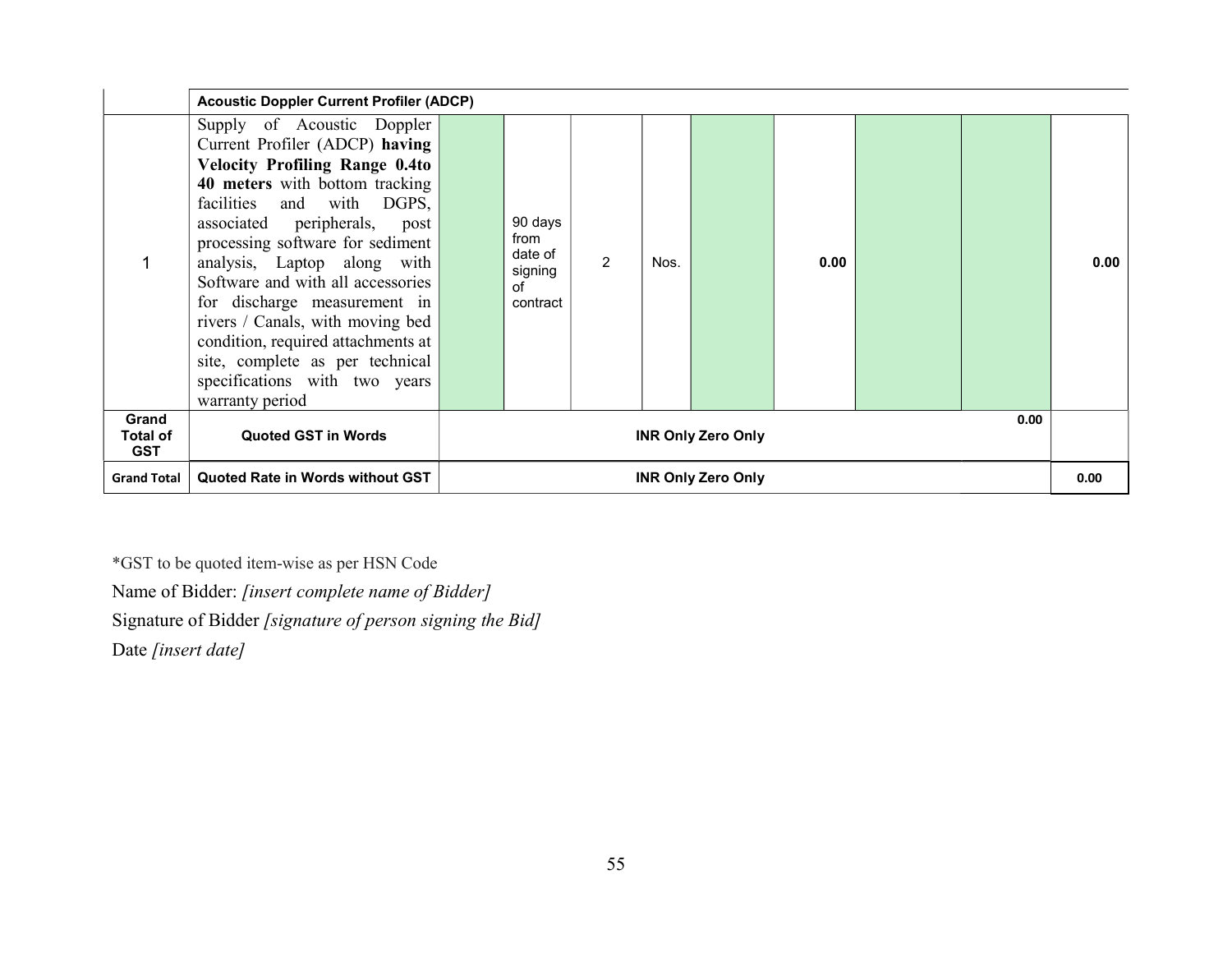| | | | | | | | | | | |
|---|---|---|---|---|---|---|---|---|---|---|
| | **Acoustic Doppler Current Profiler (ADCP)** | | | | | | | | | |
| 1 | Supply of Acoustic Doppler Current Profiler (ADCP) **having Velocity Profiling Range 0.4to 40 meters** with bottom tracking facilities and with DGPS, associated peripherals, post processing software for sediment analysis, Laptop along with Software and with all accessories for discharge measurement in rivers / Canals, with moving bed condition, required attachments at site, complete as per technical specifications with two years warranty period | | 90 days from date of signing of contract | 2 | Nos. | | **0.00** | | | **0.00** |
| **Grand Total of GST** | **Quoted GST in Words** | **INR Only Zero Only** | | | | | | | **0.00** | |
| **Grand Total** | **Quoted Rate in Words without GST** | **INR Only Zero Only** | | | | | | | | **0.00** |

*GST to be quoted item-wise as per HSN Code

Name of Bidder: *[insert complete name of Bidder]*

Signature of Bidder *[signature of person signing the Bid]*

Date *[insert date]*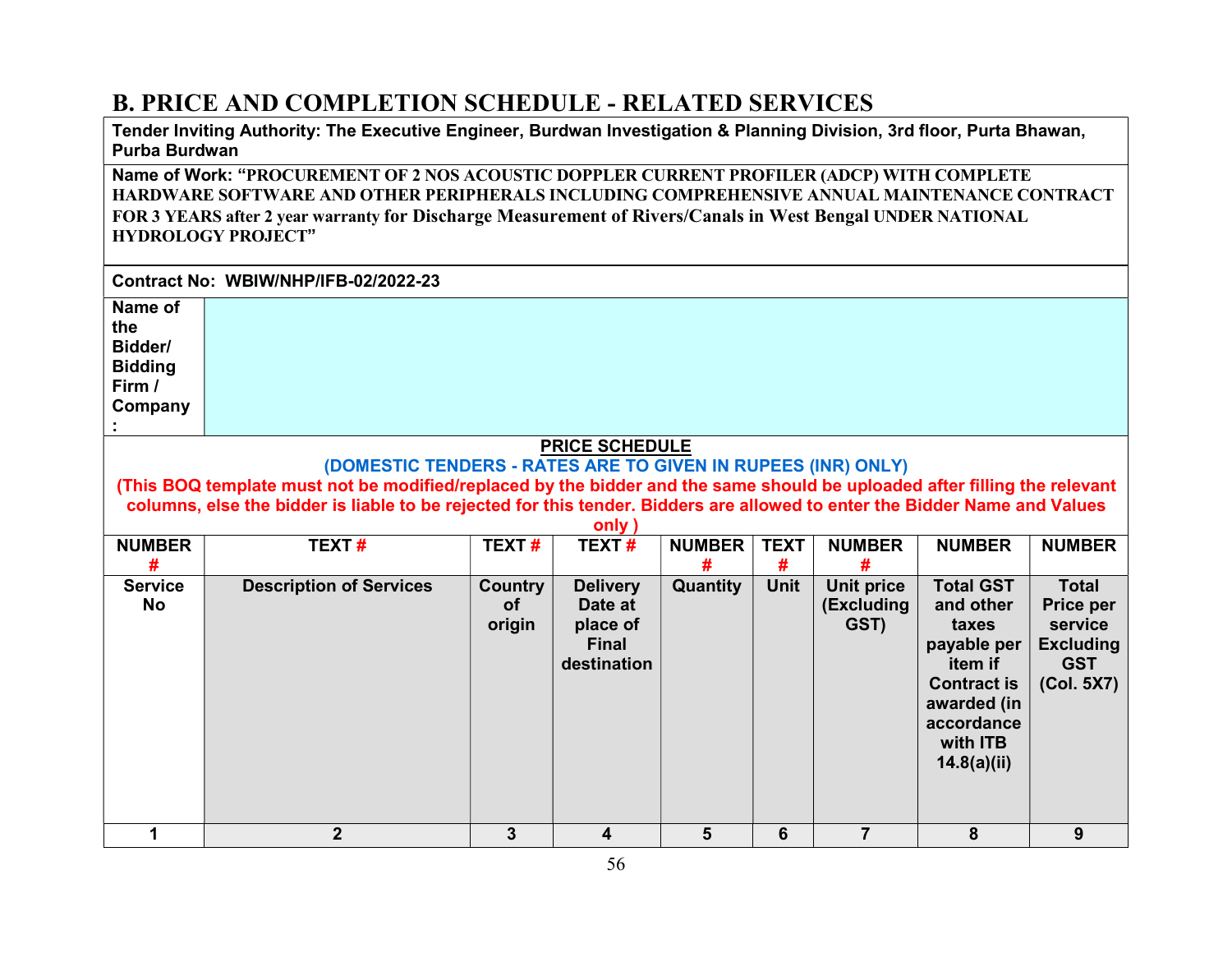# B. PRICE AND COMPLETION SCHEDULE - RELATED SERVICES

**Tender Inviting Authority: The Executive Engineer, Burdwan Investigation & Planning Division, 3rd floor, Purta Bhawan, Purba Burdwan**

**Name of Work: "PROCUREMENT OF 2 NOS ACOUSTIC DOPPLER CURRENT PROFILER (ADCP) WITH COMPLETE HARDWARE SOFTWARE AND OTHER PERIPHERALS INCLUDING COMPREHENSIVE ANNUAL MAINTENANCE CONTRACT FOR 3 YEARS after 2 year warranty for Discharge Measurement of Rivers/Canals in West Bengal UNDER NATIONAL HYDROLOGY PROJECT"**

**Contract No: WBIW/NHP/IFB-02/2022-23**

| **Name of the Bidder/ Bidding Firm / Company :** | |
|---|---|

**PRICE SCHEDULE**

**(DOMESTIC TENDERS - RATES ARE TO GIVEN IN RUPEES (INR) ONLY)**

**(This BOQ template must not be modified/replaced by the bidder and the same should be uploaded after filling the relevant columns, else the bidder is liable to be rejected for this tender. Bidders are allowed to enter the Bidder Name and Values only )**

| NUMBER # | TEXT # | TEXT # | TEXT # | NUMBER # | TEXT # | NUMBER # | NUMBER | NUMBER |
|---|---|---|---|---|---|---|---|---|
| **Service No** | **Description of Services** | **Country of origin** | **Delivery Date at place of Final destination** | **Quantity** | **Unit** | **Unit price (Excluding GST)** | **Total GST and other taxes payable per item if Contract is awarded (in accordance with ITB 14.8(a)(ii)** | **Total Price per service Excluding GST (Col. 5X7)** |
| 1 | 2 | 3 | 4 | 5 | 6 | 7 | 8 | 9 |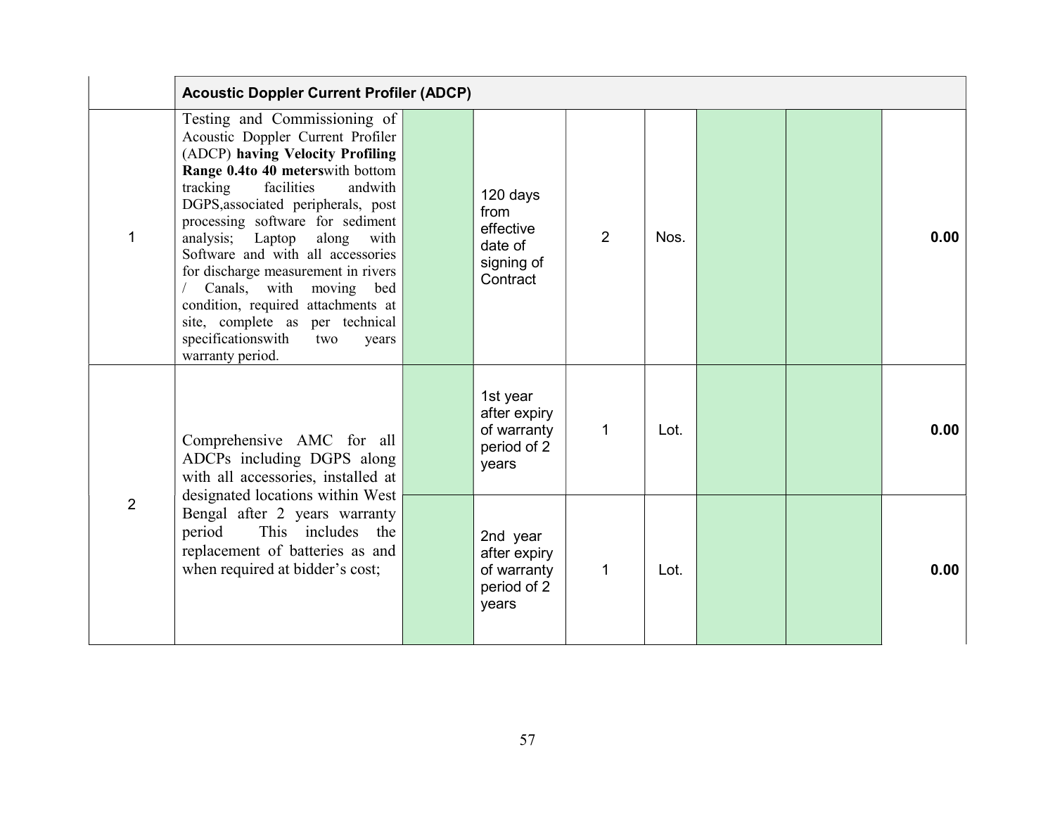| | Acoustic Doppler Current Profiler (ADCP) | | | | | | | |
|---|---|---|---|---|---|---|---|---|
| 1 | Testing and Commissioning of Acoustic Doppler Current Profiler (ADCP) **having Velocity Profiling Range 0.4to 40 meters**with bottom tracking facilities andwith DGPS,associated peripherals, post processing software for sediment analysis; Laptop along with Software and with all accessories for discharge measurement in rivers / Canals, with moving bed condition, required attachments at site, complete as per technical specificationswith two years warranty period. | | 120 days from effective date of signing of Contract | 2 | Nos. | | | **0.00** |
| 2 | Comprehensive AMC for all ADCPs including DGPS along with all accessories, installed at designated locations within West Bengal after 2 years warranty period This includes the replacement of batteries as and when required at bidder's cost; | | 1st year after expiry of warranty period of 2 years | 1 | Lot. | | | **0.00** |
| | | | 2nd year after expiry of warranty period of 2 years | 1 | Lot. | | | **0.00** |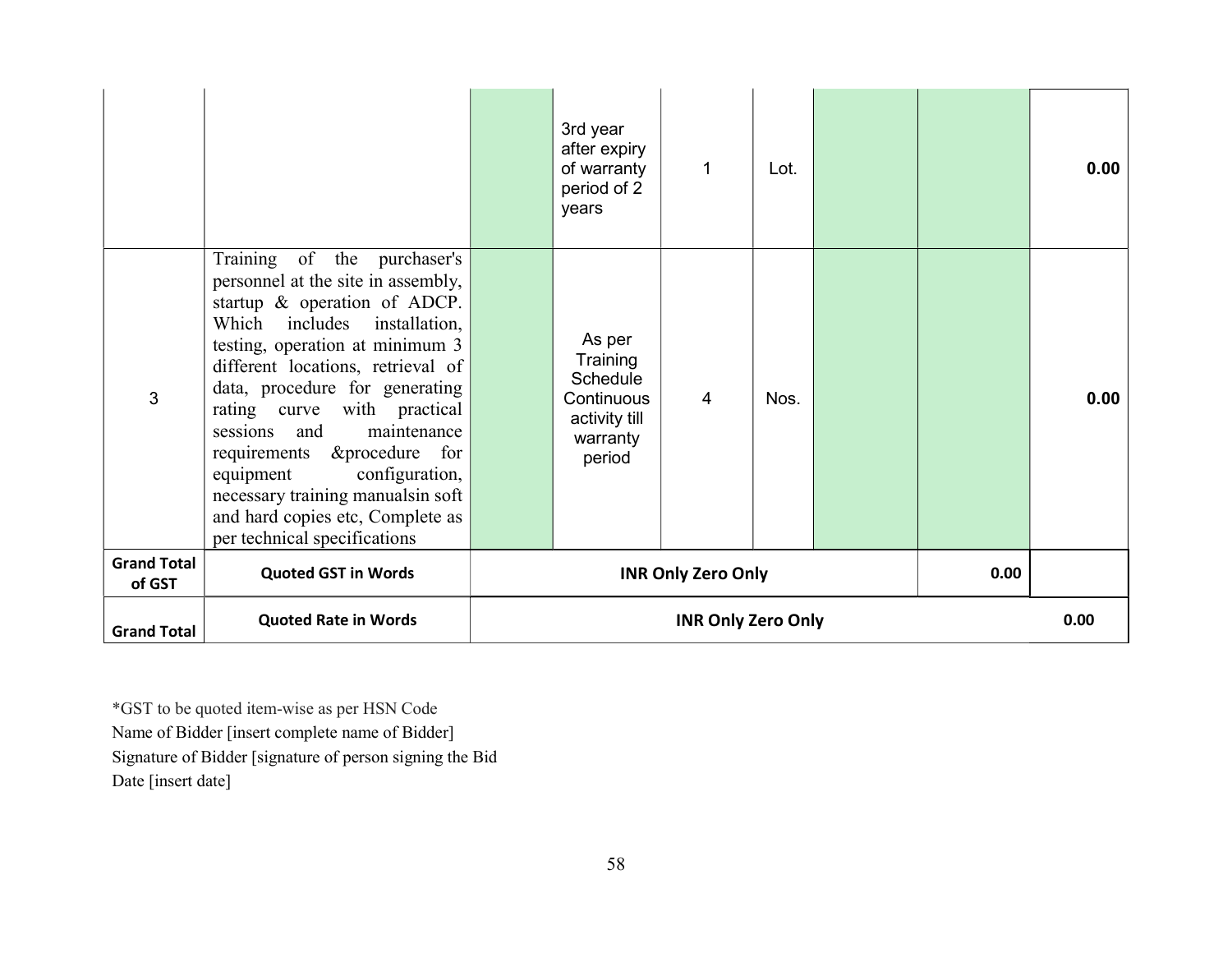| | | | | | | | | |
|---|---|---|---|---|---|---|---|---|
| | | | 3rd year after expiry of warranty period of 2 years | 1 | Lot. | | | 0.00 |
| 3 | Training of the purchaser's personnel at the site in assembly, startup & operation of ADCP. Which includes installation, testing, operation at minimum 3 different locations, retrieval of data, procedure for generating rating curve with practical sessions and maintenance requirements &procedure for equipment configuration, necessary training manualsin soft and hard copies etc, Complete as per technical specifications | | As per Training Schedule Continuous activity till warranty period | 4 | Nos. | | | 0.00 |
| **Grand Total of GST** | **Quoted GST in Words** | **INR Only Zero Only** | | | | | **0.00** | |
| **Grand Total** | **Quoted Rate in Words** | **INR Only Zero Only** | | | | | | **0.00** |

*GST to be quoted item-wise as per HSN Code

Name of Bidder [insert complete name of Bidder]

Signature of Bidder [signature of person signing the Bid

Date [insert date]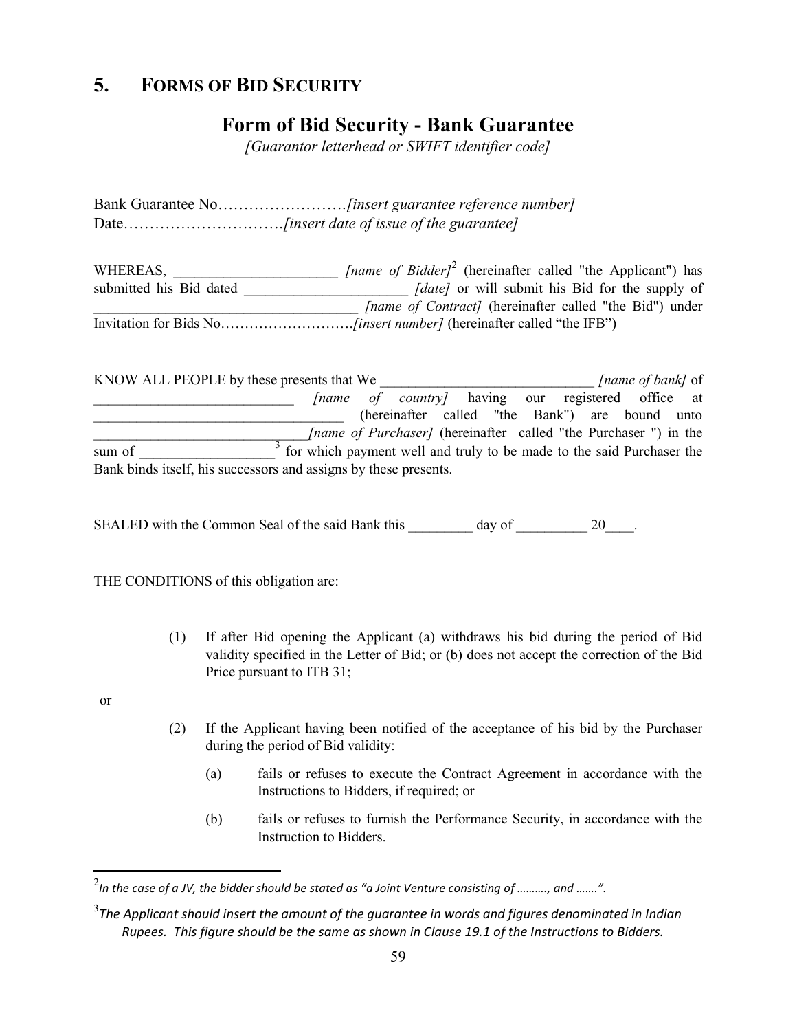## 5. FORMS OF BID SECURITY

### Form of Bid Security - Bank Guarantee

*[Guarantor letterhead or SWIFT identifier code]*

Bank Guarantee No…………………….*[insert guarantee reference number]*
Date………………………….*[insert date of issue of the guarantee]*

WHEREAS, ______________________ *[name of Bidder]*[2] (hereinafter called "the Applicant") has submitted his Bid dated ______________________ *[date]* or will submit his Bid for the supply of ____________________________________ *[name of Contract]* (hereinafter called "the Bid") under Invitation for Bids No……………………….*[insert number]* (hereinafter called "the IFB")

KNOW ALL PEOPLE by these presents that We _____________________________ *[name of bank]* of ___________________________ *[name of country]* having our registered office at ___________________________________ (hereinafter called "the Bank") are bound unto ______________________________*[name of Purchaser]* (hereinafter called "the Purchaser ") in the sum of __________________[3] for which payment well and truly to be made to the said Purchaser the Bank binds itself, his successors and assigns by these presents.

SEALED with the Common Seal of the said Bank this _________ day of __________ 20____.

THE CONDITIONS of this obligation are:

(1) If after Bid opening the Applicant (a) withdraws his bid during the period of Bid validity specified in the Letter of Bid; or (b) does not accept the correction of the Bid Price pursuant to ITB 31;

or

(2) If the Applicant having been notified of the acceptance of his bid by the Purchaser during the period of Bid validity:

   (a) fails or refuses to execute the Contract Agreement in accordance with the Instructions to Bidders, if required; or

   (b) fails or refuses to furnish the Performance Security, in accordance with the Instruction to Bidders.

---

[2] *In the case of a JV, the bidder should be stated as "a Joint Venture consisting of ………, and …….".*

[3] *The Applicant should insert the amount of the guarantee in words and figures denominated in Indian Rupees. This figure should be the same as shown in Clause 19.1 of the Instructions to Bidders.*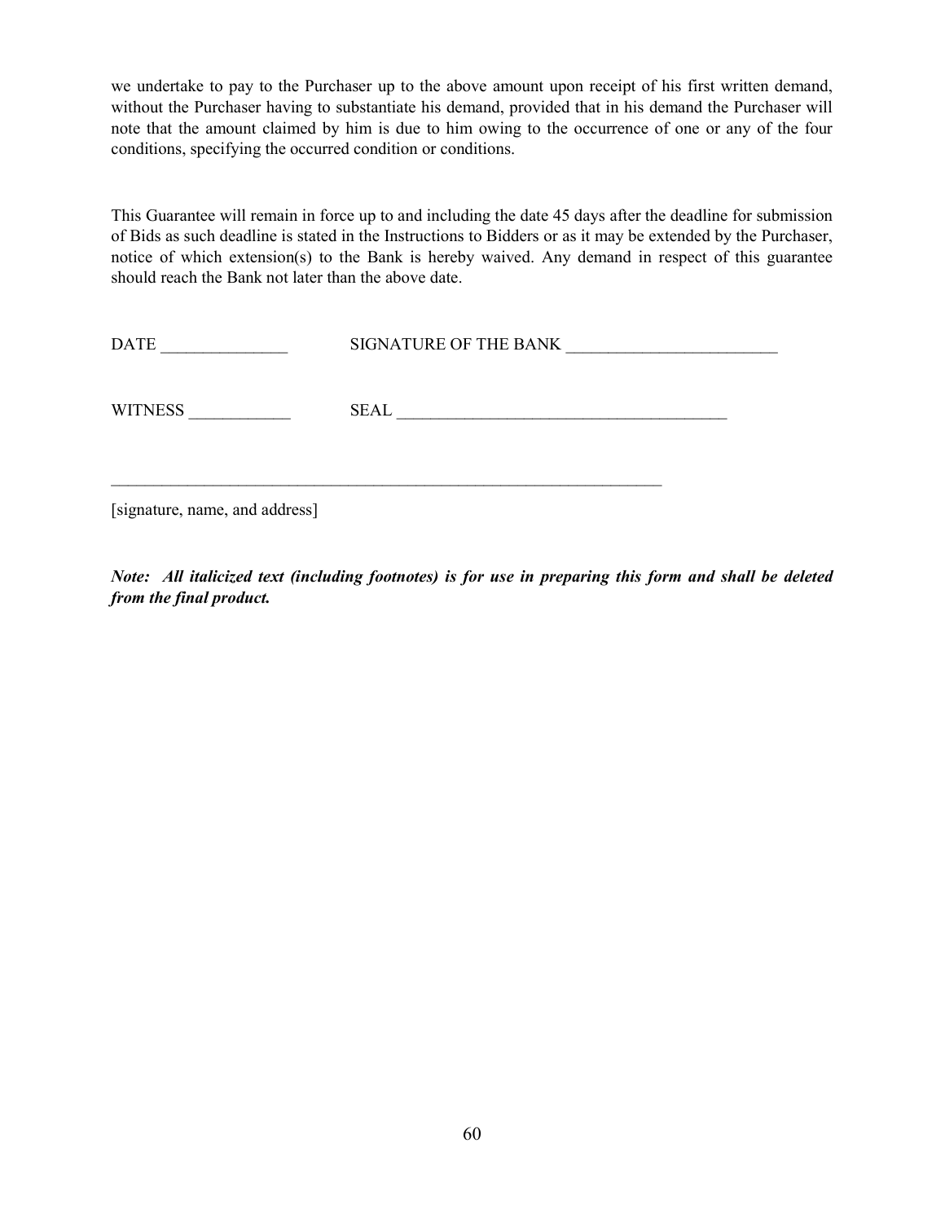we undertake to pay to the Purchaser up to the above amount upon receipt of his first written demand, without the Purchaser having to substantiate his demand, provided that in his demand the Purchaser will note that the amount claimed by him is due to him owing to the occurrence of one or any of the four conditions, specifying the occurred condition or conditions.

This Guarantee will remain in force up to and including the date 45 days after the deadline for submission of Bids as such deadline is stated in the Instructions to Bidders or as it may be extended by the Purchaser, notice of which extension(s) to the Bank is hereby waived. Any demand in respect of this guarantee should reach the Bank not later than the above date.

DATE _______________ SIGNATURE OF THE BANK _________________________

WITNESS ____________ SEAL _______________________________________

_____________________________________________________________________

[signature, name, and address]

***Note: All italicized text (including footnotes) is for use in preparing this form and shall be deleted from the final product.***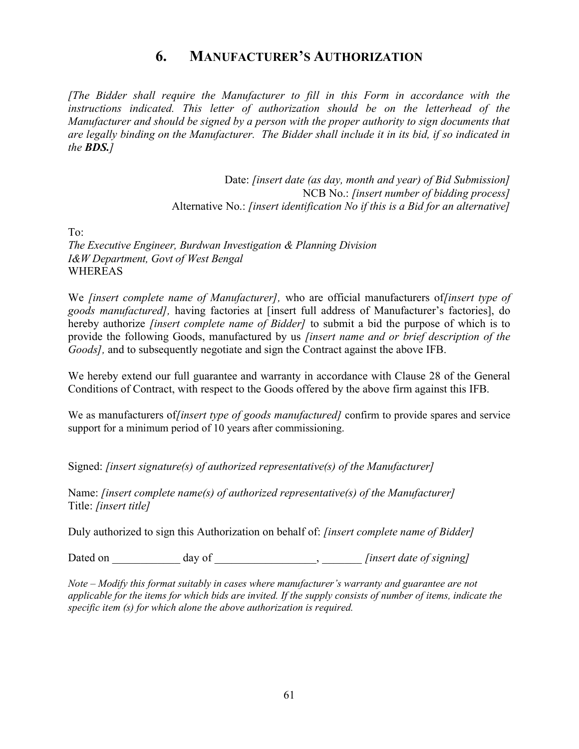## 6. MANUFACTURER'S AUTHORIZATION

*[The Bidder shall require the Manufacturer to fill in this Form in accordance with the instructions indicated. This letter of authorization should be on the letterhead of the Manufacturer and should be signed by a person with the proper authority to sign documents that are legally binding on the Manufacturer. The Bidder shall include it in its bid, if so indicated in the **BDS.**]*

Date: *[insert date (as day, month and year) of Bid Submission]*
NCB No.: *[insert number of bidding process]*
Alternative No.: *[insert identification No if this is a Bid for an alternative]*

To:
*The Executive Engineer, Burdwan Investigation & Planning Division*
*I&W Department, Govt of West Bengal*
WHEREAS

We *[insert complete name of Manufacturer],* who are official manufacturers of*[insert type of goods manufactured],* having factories at [insert full address of Manufacturer's factories], do hereby authorize *[insert complete name of Bidder]* to submit a bid the purpose of which is to provide the following Goods, manufactured by us *[insert name and or brief description of the Goods],* and to subsequently negotiate and sign the Contract against the above IFB.

We hereby extend our full guarantee and warranty in accordance with Clause 28 of the General Conditions of Contract, with respect to the Goods offered by the above firm against this IFB.

We as manufacturers of*[insert type of goods manufactured]* confirm to provide spares and service support for a minimum period of 10 years after commissioning.

Signed: *[insert signature(s) of authorized representative(s) of the Manufacturer]*

Name: *[insert complete name(s) of authorized representative(s) of the Manufacturer]*
Title: *[insert title]*

Duly authorized to sign this Authorization on behalf of: *[insert complete name of Bidder]*

Dated on ____________ day of __________________, _______ *[insert date of signing]*

*Note – Modify this format suitably in cases where manufacturer's warranty and guarantee are not applicable for the items for which bids are invited. If the supply consists of number of items, indicate the specific item (s) for which alone the above authorization is required.*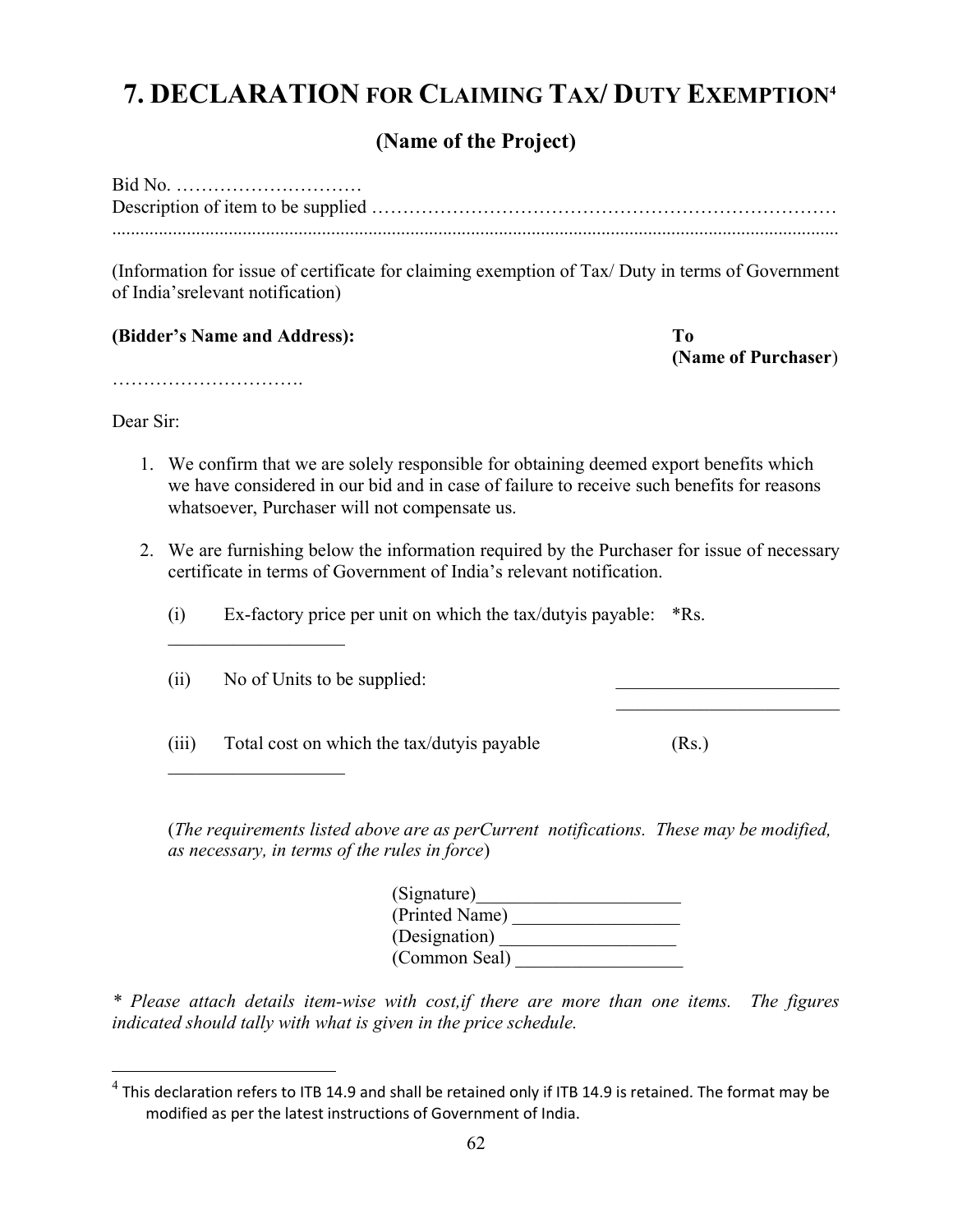# 7. DECLARATION FOR CLAIMING TAX/ DUTY EXEMPTION[4]

## (Name of the Project)

Bid No. …………………………
Description of item to be supplied ………………………………………………………………
..........................................................................................................................................

(Information for issue of certificate for claiming exemption of Tax/ Duty in terms of Government of India'srelevant notification)

**(Bidder's Name and Address):** **To (Name of Purchaser)**

………………………….

Dear Sir:

1. We confirm that we are solely responsible for obtaining deemed export benefits which we have considered in our bid and in case of failure to receive such benefits for reasons whatsoever, Purchaser will not compensate us.

2. We are furnishing below the information required by the Purchaser for issue of necessary certificate in terms of Government of India's relevant notification.

   (i) Ex-factory price per unit on which the tax/dutyis payable: *Rs. ___________________

   (ii) No of Units to be supplied: ________________________ ________________________

   (iii) Total cost on which the tax/dutyis payable (Rs.) ___________________

   (*The requirements listed above are as perCurrent notifications. These may be modified, as necessary, in terms of the rules in force*)

(Signature)______________________
(Printed Name) __________________
(Designation) ___________________
(Common Seal) __________________

*\* Please attach details item-wise with cost,if there are more than one items. The figures indicated should tally with what is given in the price schedule.*

---

[4] This declaration refers to ITB 14.9 and shall be retained only if ITB 14.9 is retained. The format may be modified as per the latest instructions of Government of India.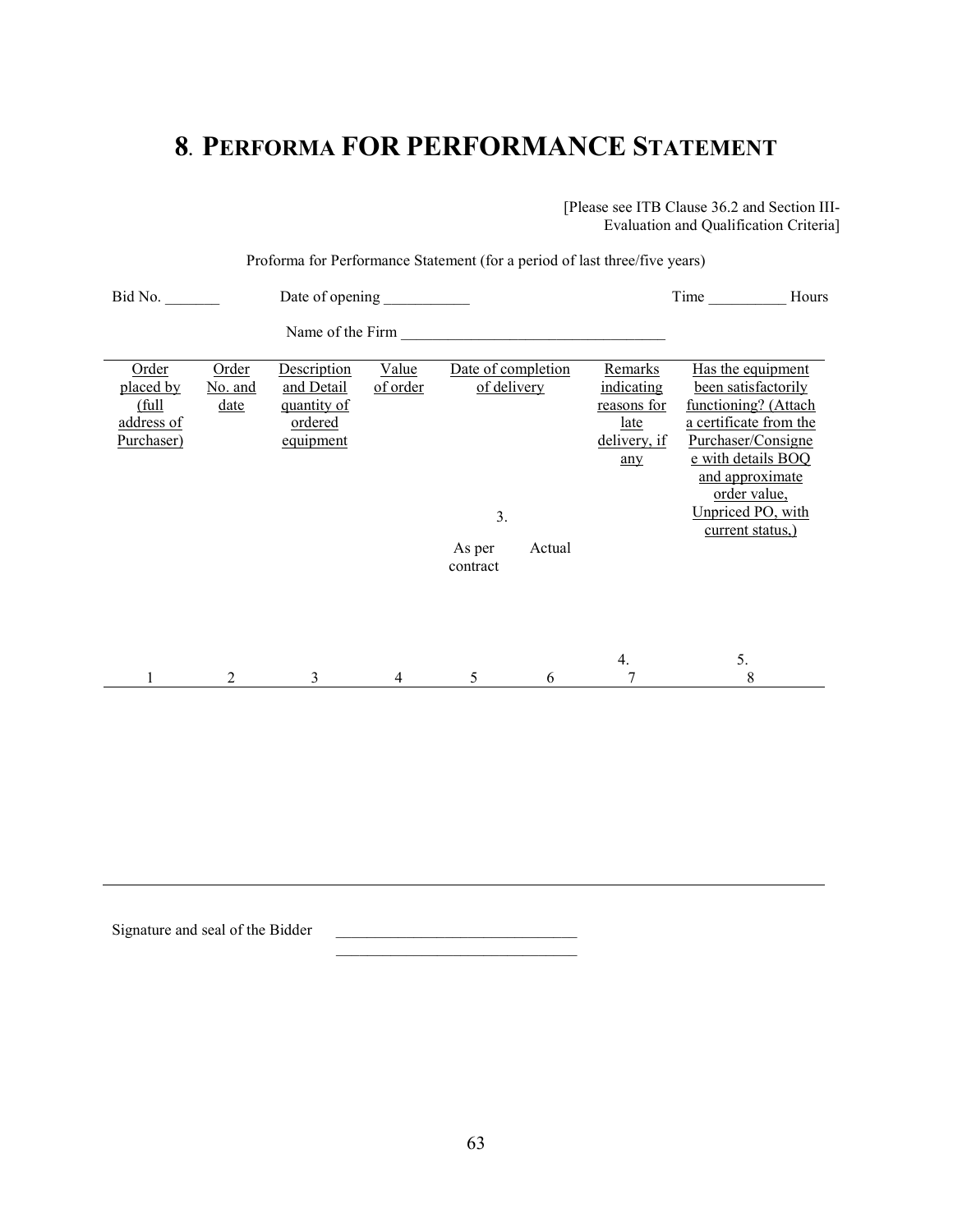# 8. PERFORMA FOR PERFORMANCE STATEMENT

[Please see ITB Clause 36.2 and Section III-Evaluation and Qualification Criteria]

Proforma for Performance Statement (for a period of last three/five years)

Bid No. _______ Date of opening ___________ Time __________ Hours

Name of the Firm __________________________________

| Order placed by (full address of Purchaser) | Order No. and date | Description and Detail quantity of ordered equipment | Value of order | Date of completion of delivery 3. | | Remarks indicating reasons for late delivery, if any | Has the equipment been satisfactorily functioning? (Attach a certificate from the Purchaser/Consignee with details BOQ and approximate order value, Unpriced PO, with current status,) |
|---|---|---|---|---|---|---|---|
| | | | | As per contract | Actual | | |
| 1 | 2 | 3 | 4 | 5 | 6 | 4. 7 | 5. 8 |
| | | | | | | | |

Signature and seal of the Bidder _______________________________

_______________________________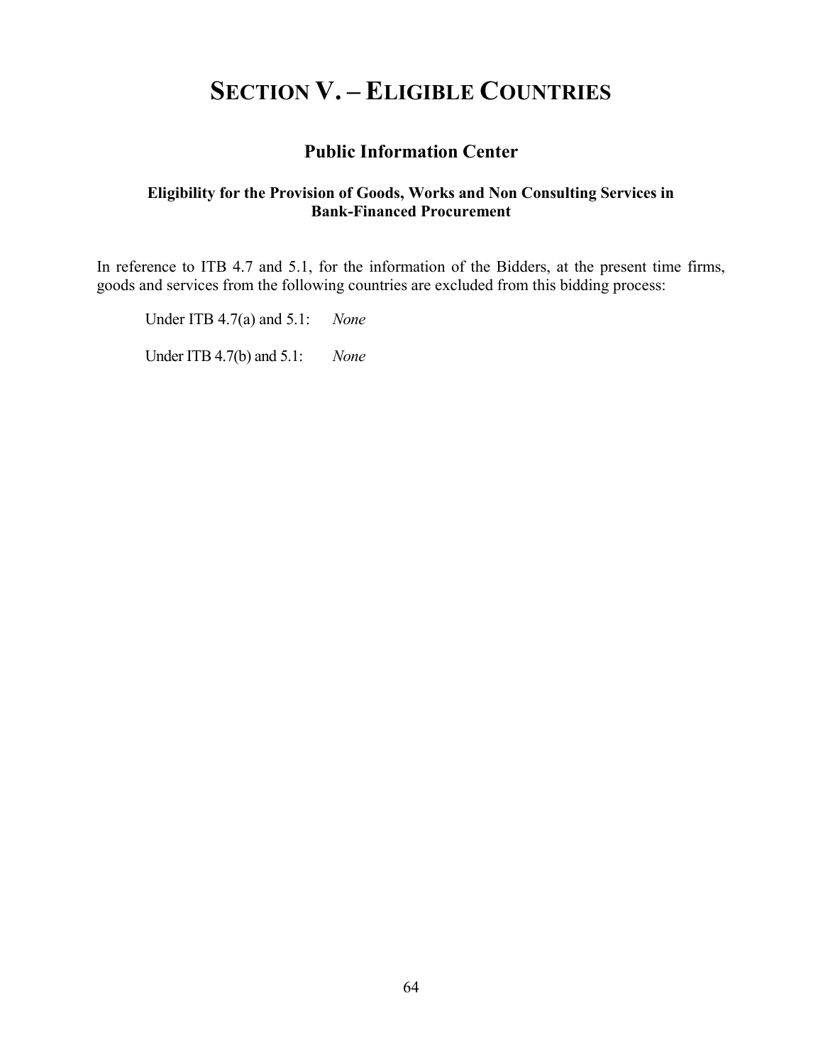# SECTION V. – ELIGIBLE COUNTRIES

## Public Information Center

### Eligibility for the Provision of Goods, Works and Non Consulting Services in Bank-Financed Procurement

In reference to ITB 4.7 and 5.1, for the information of the Bidders, at the present time firms, goods and services from the following countries are excluded from this bidding process:

Under ITB 4.7(a) and 5.1: *None*

Under ITB 4.7(b) and 5.1: *None*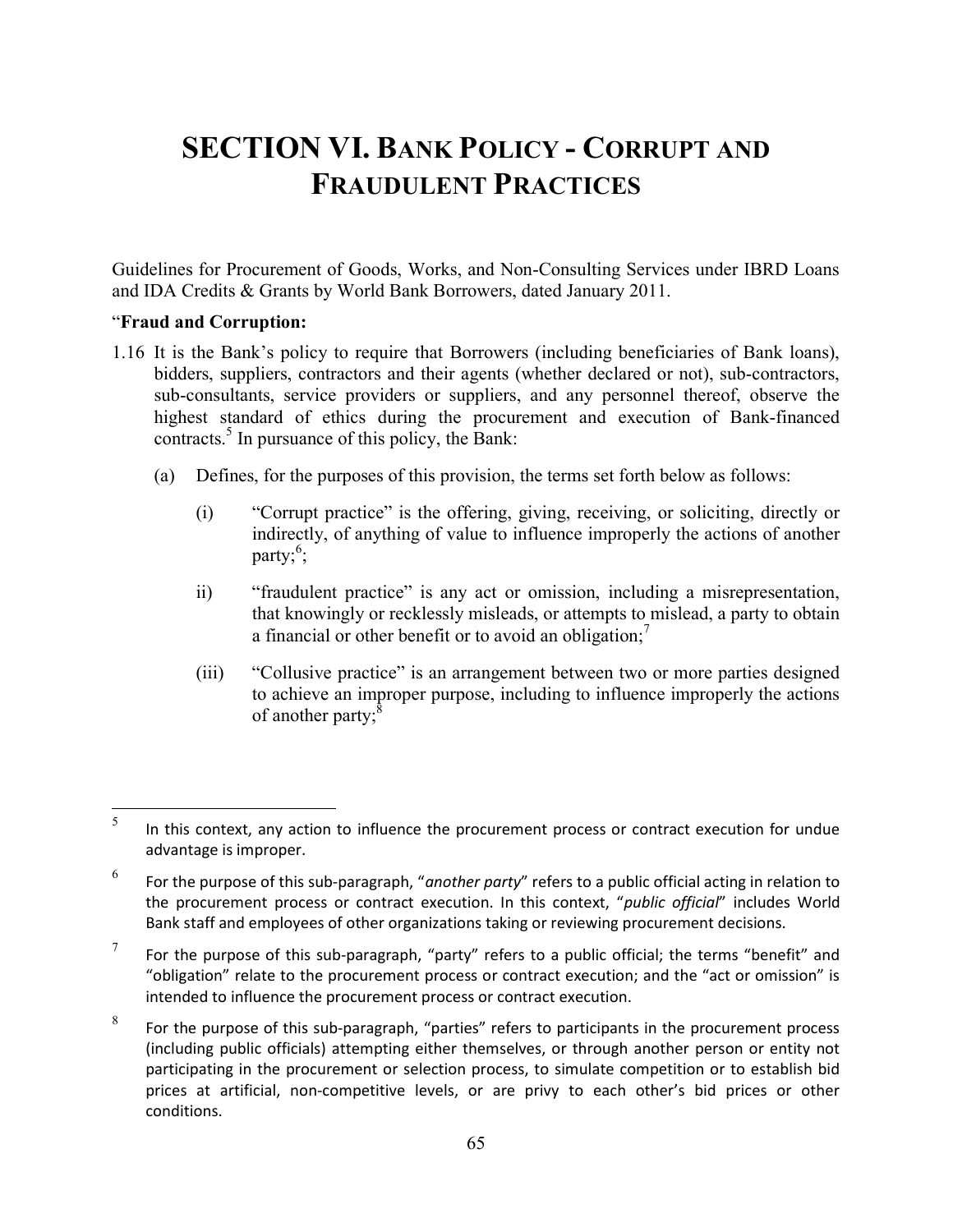# SECTION VI. BANK POLICY - CORRUPT AND FRAUDULENT PRACTICES

Guidelines for Procurement of Goods, Works, and Non-Consulting Services under IBRD Loans and IDA Credits & Grants by World Bank Borrowers, dated January 2011.

"**Fraud and Corruption:**

1.16 It is the Bank's policy to require that Borrowers (including beneficiaries of Bank loans), bidders, suppliers, contractors and their agents (whether declared or not), sub-contractors, sub-consultants, service providers or suppliers, and any personnel thereof, observe the highest standard of ethics during the procurement and execution of Bank-financed contracts.[5] In pursuance of this policy, the Bank:

   (a) Defines, for the purposes of this provision, the terms set forth below as follows:

      (i) "Corrupt practice" is the offering, giving, receiving, or soliciting, directly or indirectly, of anything of value to influence improperly the actions of another party;[6];

      ii) "fraudulent practice" is any act or omission, including a misrepresentation, that knowingly or recklessly misleads, or attempts to mislead, a party to obtain a financial or other benefit or to avoid an obligation;[7]

      (iii) "Collusive practice" is an arrangement between two or more parties designed to achieve an improper purpose, including to influence improperly the actions of another party;[8]

---

[5] In this context, any action to influence the procurement process or contract execution for undue advantage is improper.

[6] For the purpose of this sub-paragraph, "*another party*" refers to a public official acting in relation to the procurement process or contract execution. In this context, "*public official*" includes World Bank staff and employees of other organizations taking or reviewing procurement decisions.

[7] For the purpose of this sub-paragraph, "party" refers to a public official; the terms "benefit" and "obligation" relate to the procurement process or contract execution; and the "act or omission" is intended to influence the procurement process or contract execution.

[8] For the purpose of this sub-paragraph, "parties" refers to participants in the procurement process (including public officials) attempting either themselves, or through another person or entity not participating in the procurement or selection process, to simulate competition or to establish bid prices at artificial, non-competitive levels, or are privy to each other's bid prices or other conditions.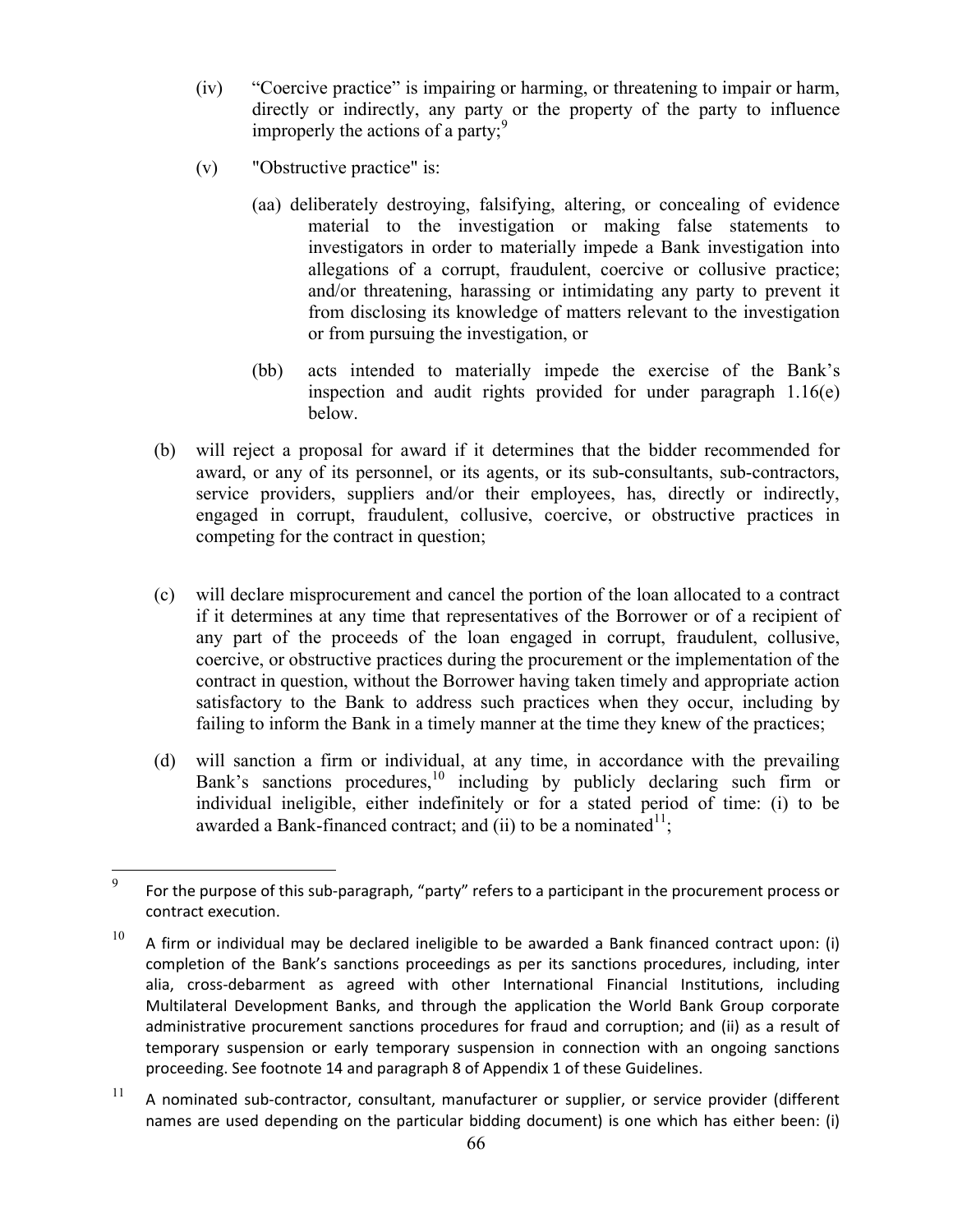(iv) "Coercive practice" is impairing or harming, or threatening to impair or harm, directly or indirectly, any party or the property of the party to influence improperly the actions of a party;[9]

(v) "Obstructive practice" is:

(aa) deliberately destroying, falsifying, altering, or concealing of evidence material to the investigation or making false statements to investigators in order to materially impede a Bank investigation into allegations of a corrupt, fraudulent, coercive or collusive practice; and/or threatening, harassing or intimidating any party to prevent it from disclosing its knowledge of matters relevant to the investigation or from pursuing the investigation, or

(bb) acts intended to materially impede the exercise of the Bank's inspection and audit rights provided for under paragraph 1.16(e) below.

(b) will reject a proposal for award if it determines that the bidder recommended for award, or any of its personnel, or its agents, or its sub-consultants, sub-contractors, service providers, suppliers and/or their employees, has, directly or indirectly, engaged in corrupt, fraudulent, collusive, coercive, or obstructive practices in competing for the contract in question;

(c) will declare misprocurement and cancel the portion of the loan allocated to a contract if it determines at any time that representatives of the Borrower or of a recipient of any part of the proceeds of the loan engaged in corrupt, fraudulent, collusive, coercive, or obstructive practices during the procurement or the implementation of the contract in question, without the Borrower having taken timely and appropriate action satisfactory to the Bank to address such practices when they occur, including by failing to inform the Bank in a timely manner at the time they knew of the practices;

(d) will sanction a firm or individual, at any time, in accordance with the prevailing Bank's sanctions procedures,[10] including by publicly declaring such firm or individual ineligible, either indefinitely or for a stated period of time: (i) to be awarded a Bank-financed contract; and (ii) to be a nominated[11];

---

[9] For the purpose of this sub-paragraph, "party" refers to a participant in the procurement process or contract execution.

[10] A firm or individual may be declared ineligible to be awarded a Bank financed contract upon: (i) completion of the Bank's sanctions proceedings as per its sanctions procedures, including, inter alia, cross-debarment as agreed with other International Financial Institutions, including Multilateral Development Banks, and through the application the World Bank Group corporate administrative procurement sanctions procedures for fraud and corruption; and (ii) as a result of temporary suspension or early temporary suspension in connection with an ongoing sanctions proceeding. See footnote 14 and paragraph 8 of Appendix 1 of these Guidelines.

[11] A nominated sub-contractor, consultant, manufacturer or supplier, or service provider (different names are used depending on the particular bidding document) is one which has either been: (i)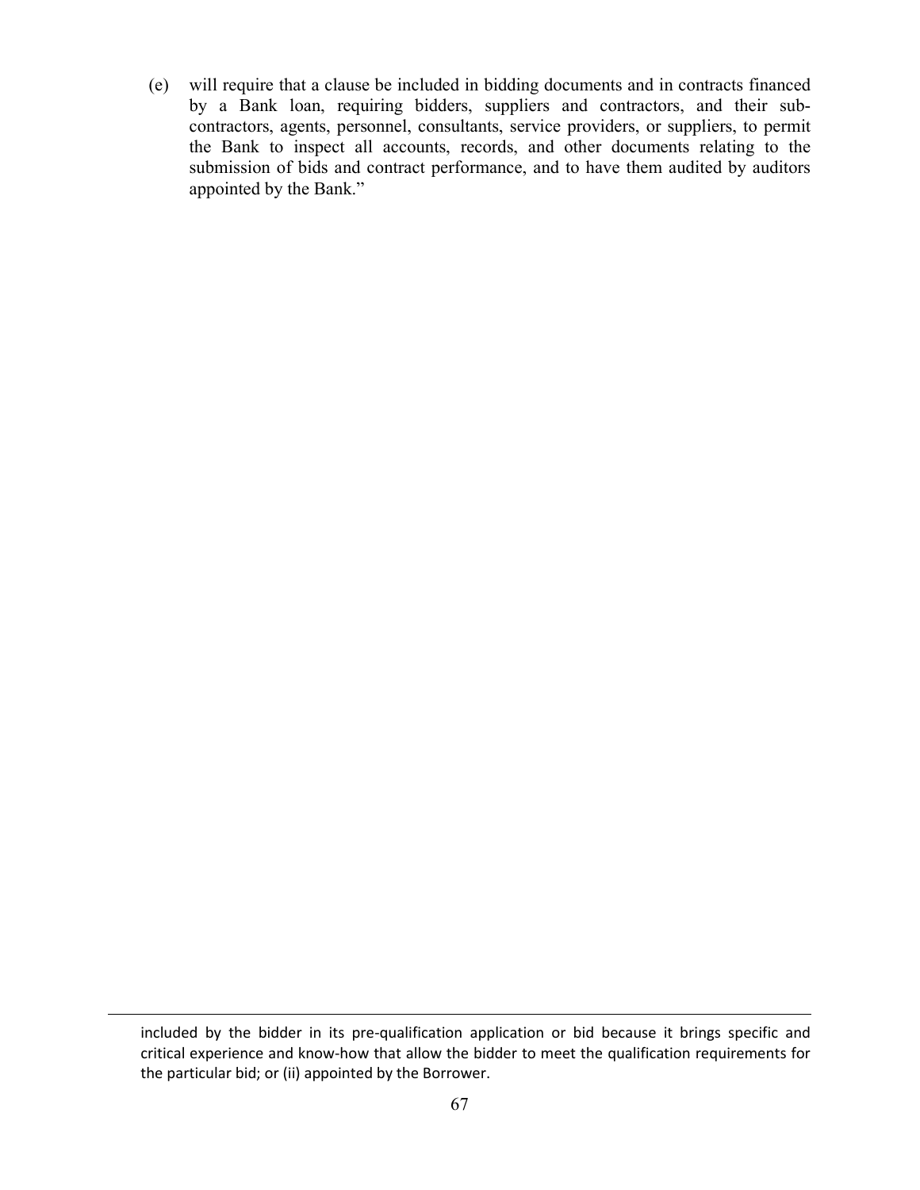(e) will require that a clause be included in bidding documents and in contracts financed by a Bank loan, requiring bidders, suppliers and contractors, and their sub-contractors, agents, personnel, consultants, service providers, or suppliers, to permit the Bank to inspect all accounts, records, and other documents relating to the submission of bids and contract performance, and to have them audited by auditors appointed by the Bank."

---

included by the bidder in its pre-qualification application or bid because it brings specific and critical experience and know-how that allow the bidder to meet the qualification requirements for the particular bid; or (ii) appointed by the Borrower.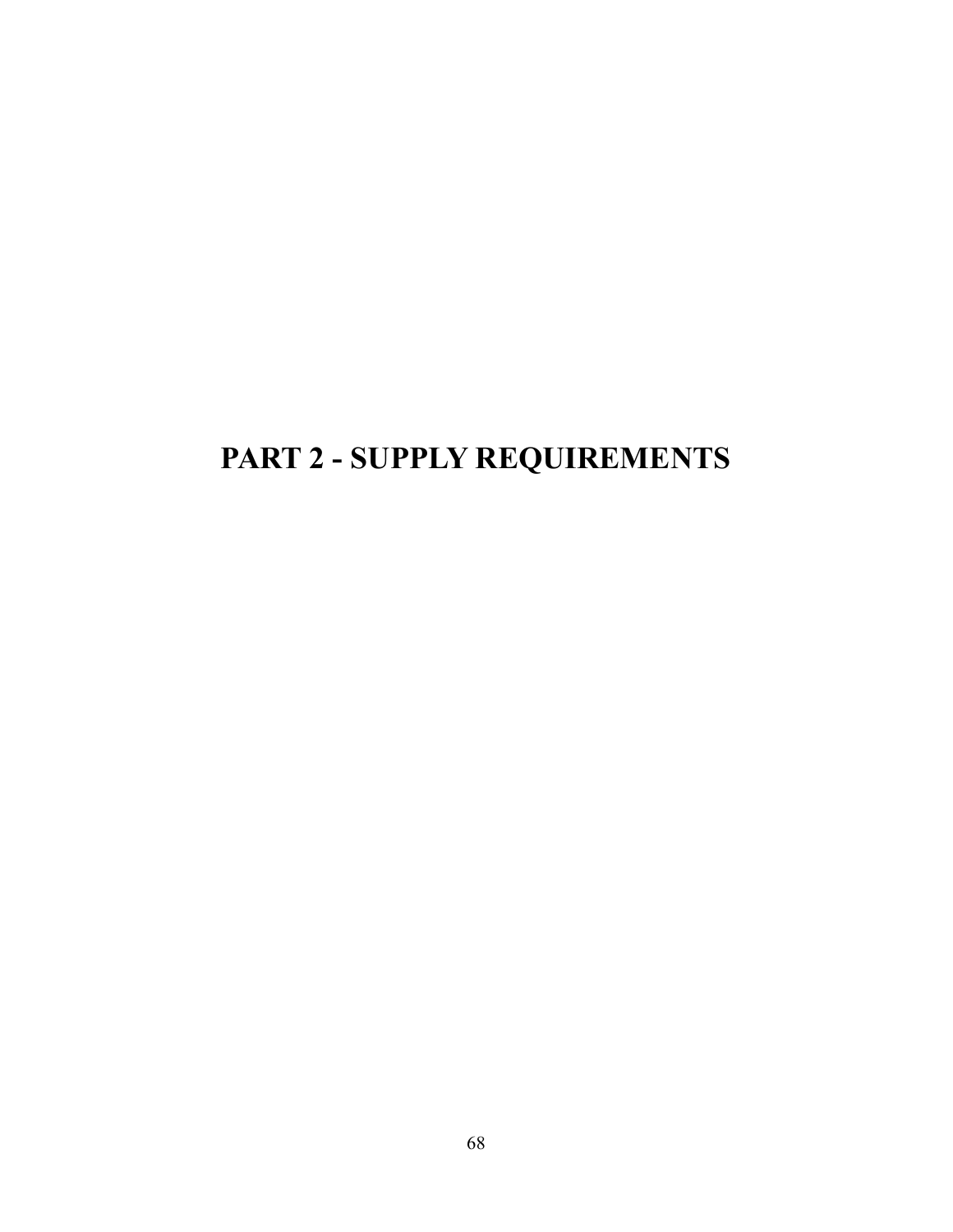# PART 2 - SUPPLY REQUIREMENTS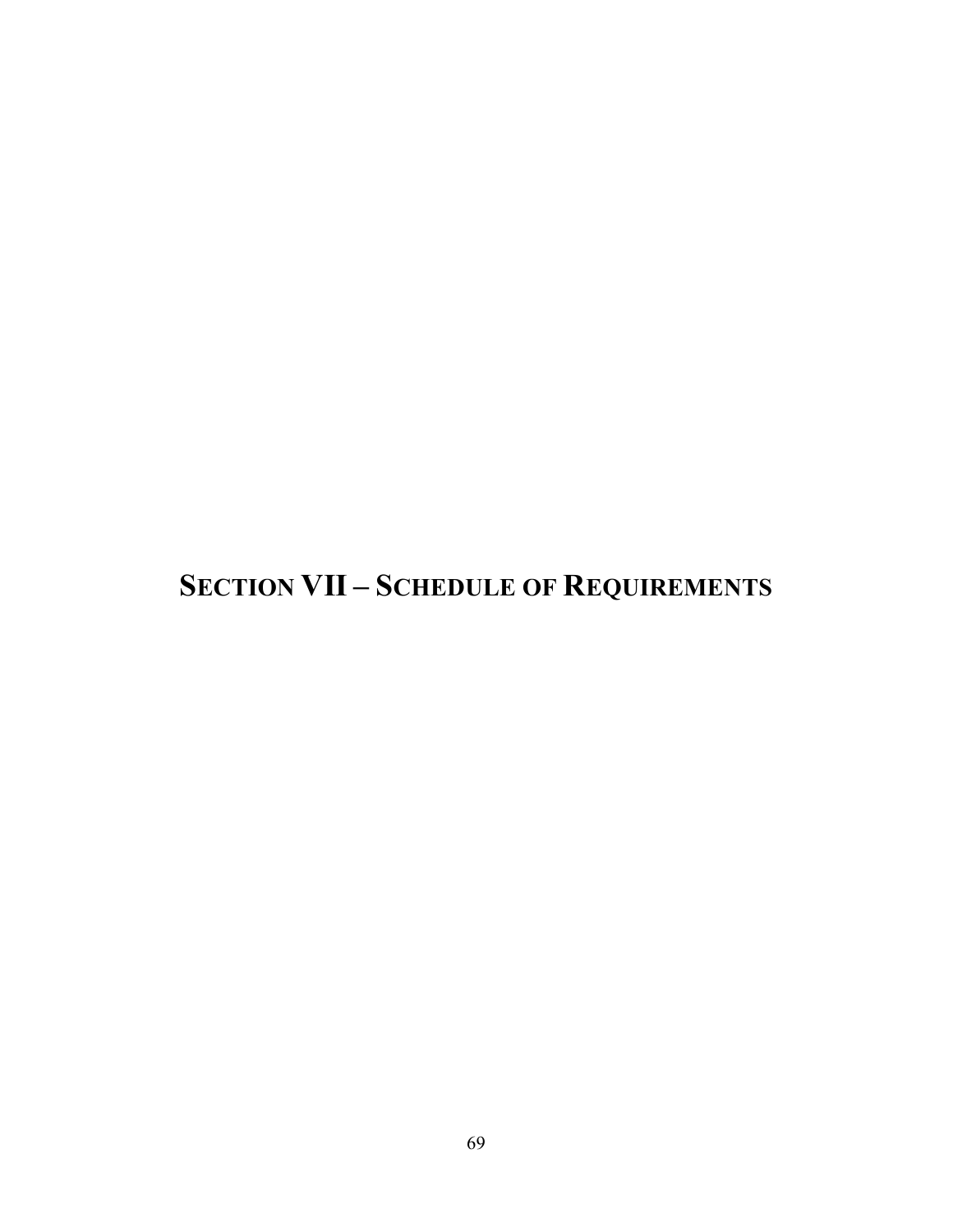# SECTION VII – SCHEDULE OF REQUIREMENTS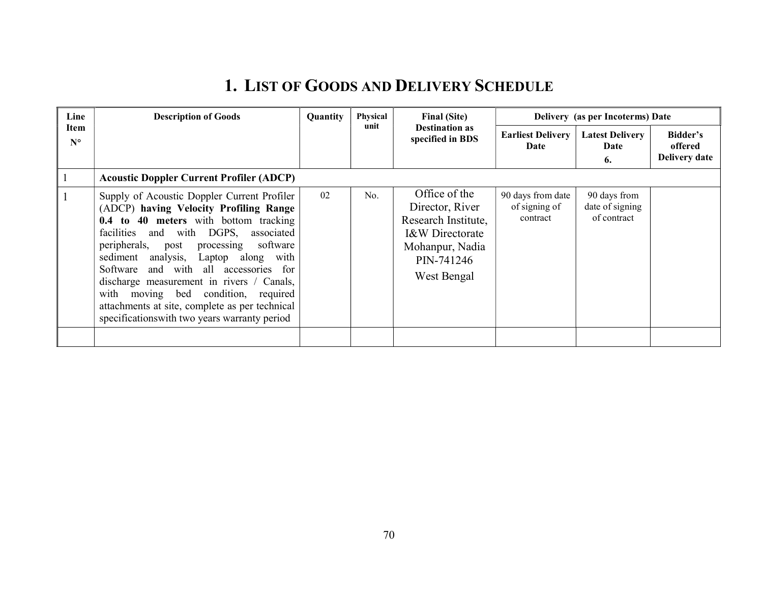# 1. LIST OF GOODS AND DELIVERY SCHEDULE

| Line Item N° | Description of Goods | Quantity | Physical unit | Final (Site) Destination as specified in BDS | Delivery (as per Incoterms) Date | | |
|---|---|---|---|---|---|---|---|
| | | | | | Earliest Delivery Date | Latest Delivery Date 6. | Bidder's offered Delivery date |
| 1 | **Acoustic Doppler Current Profiler (ADCP)** | | | | | | |
| 1 | Supply of Acoustic Doppler Current Profiler (ADCP) **having Velocity Profiling Range 0.4 to 40 meters** with bottom tracking facilities and with DGPS, associated peripherals, post processing software sediment analysis, Laptop along with Software and with all accessories for discharge measurement in rivers / Canals, with moving bed condition, required attachments at site, complete as per technical specificationswith two years warranty period | 02 | No. | Office of the Director, River Research Institute, I&W Directorate Mohanpur, Nadia PIN-741246 West Bengal | 90 days from date of signing of contract | 90 days from date of signing of contract | |
| | | | | | | | |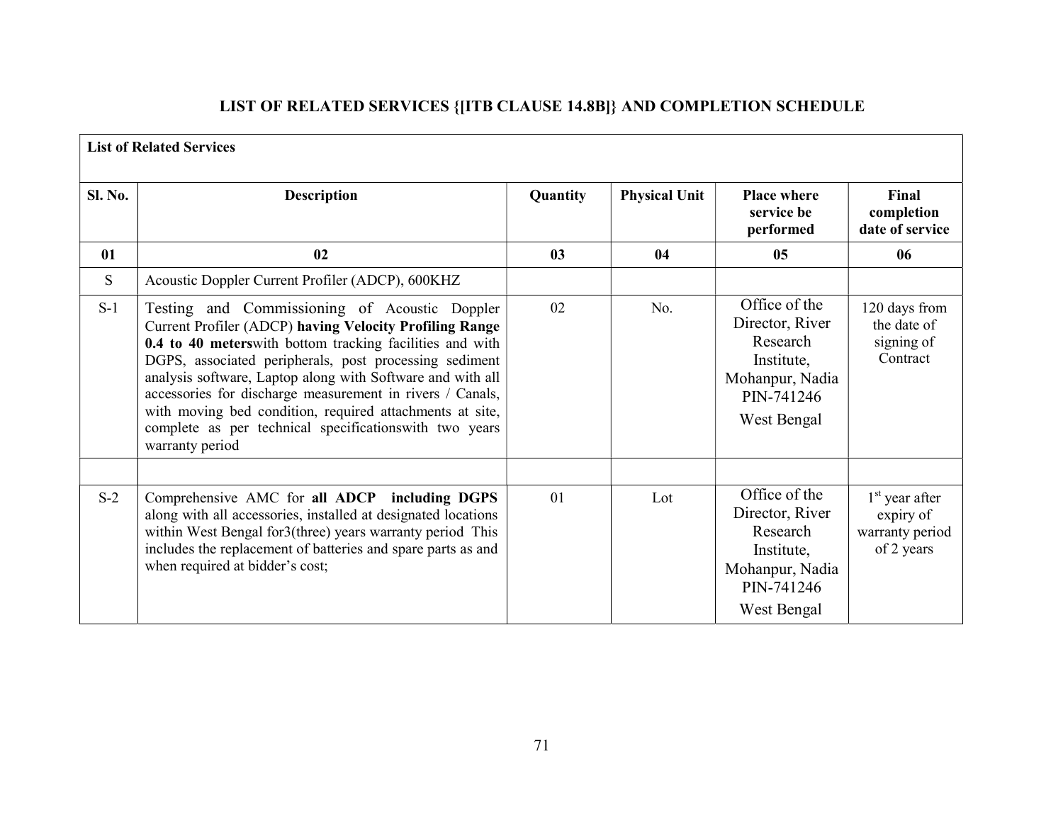# LIST OF RELATED SERVICES {[ITB CLAUSE 14.8B]} AND COMPLETION SCHEDULE

| **List of Related Services** | | | | | |
|---|---|---|---|---|---|
| **Sl. No.** | **Description** | **Quantity** | **Physical Unit** | **Place where service be performed** | **Final completion date of service** |
| **01** | **02** | **03** | **04** | **05** | **06** |
| S | Acoustic Doppler Current Profiler (ADCP), 600KHZ | | | | |
| S-1 | Testing and Commissioning of Acoustic Doppler Current Profiler (ADCP) **having Velocity Profiling Range 0.4 to 40 meters**with bottom tracking facilities and with DGPS, associated peripherals, post processing sediment analysis software, Laptop along with Software and with all accessories for discharge measurement in rivers / Canals, with moving bed condition, required attachments at site, complete as per technical specificationswith two years warranty period | 02 | No. | Office of the Director, River Research Institute, Mohanpur, Nadia PIN-741246 West Bengal | 120 days from the date of signing of Contract |
| | | | | | |
| S-2 | Comprehensive AMC for **all ADCP including DGPS** along with all accessories, installed at designated locations within West Bengal for3(three) years warranty period This includes the replacement of batteries and spare parts as and when required at bidder's cost; | 01 | Lot | Office of the Director, River Research Institute, Mohanpur, Nadia PIN-741246 West Bengal | 1st year after expiry of warranty period of 2 years |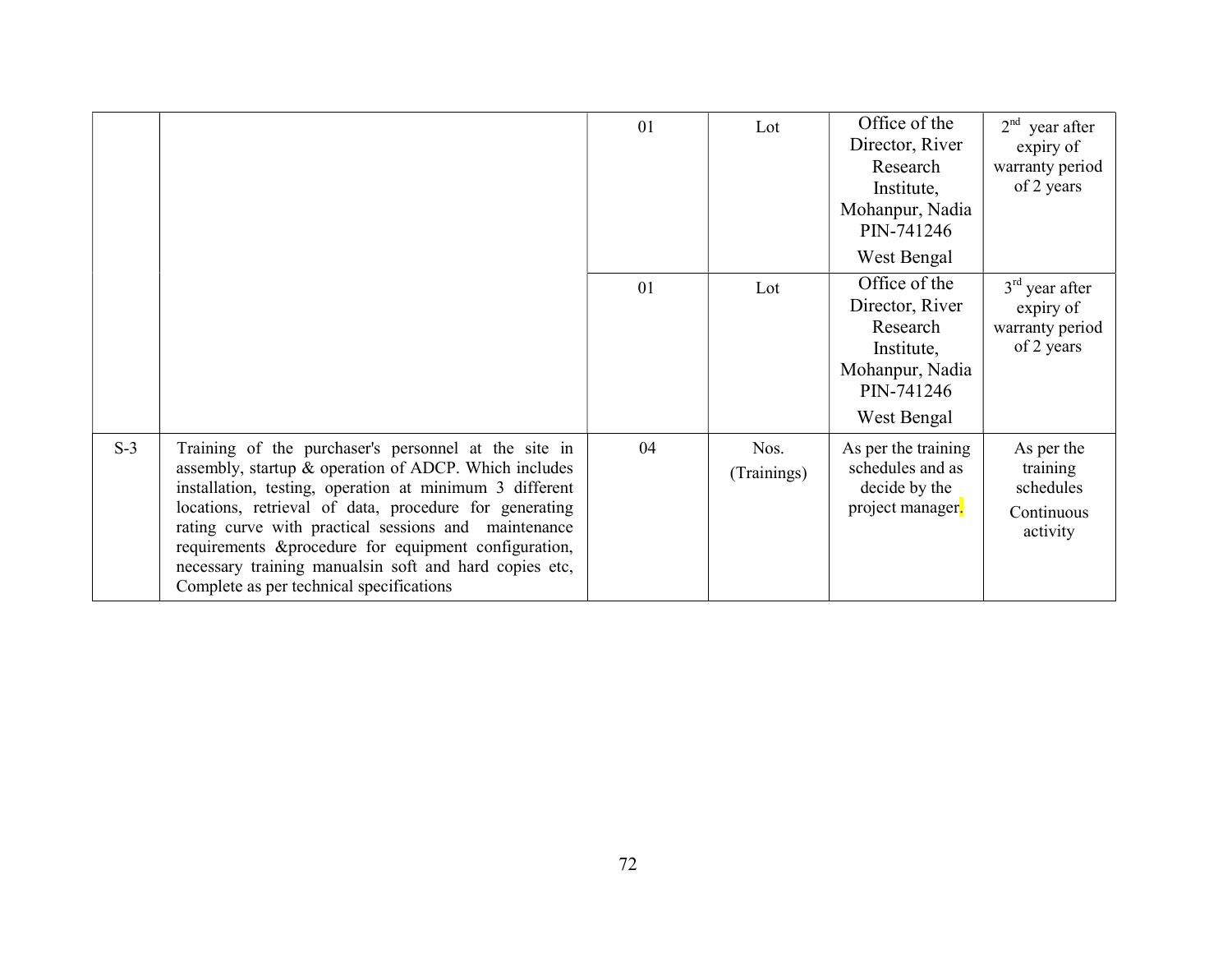| | | | | | |
|---|---|---|---|---|---|
| | | 01 | Lot | Office of the Director, River Research Institute, Mohanpur, Nadia PIN-741246 West Bengal | 2nd year after expiry of warranty period of 2 years |
| | | 01 | Lot | Office of the Director, River Research Institute, Mohanpur, Nadia PIN-741246 West Bengal | 3rd year after expiry of warranty period of 2 years |
| S-3 | Training of the purchaser's personnel at the site in assembly, startup & operation of ADCP. Which includes installation, testing, operation at minimum 3 different locations, retrieval of data, procedure for generating rating curve with practical sessions and maintenance requirements &procedure for equipment configuration, necessary training manualsin soft and hard copies etc, Complete as per technical specifications | 04 | Nos. (Trainings) | As per the training schedules and as decide by the project manager. | As per the training schedules Continuous activity |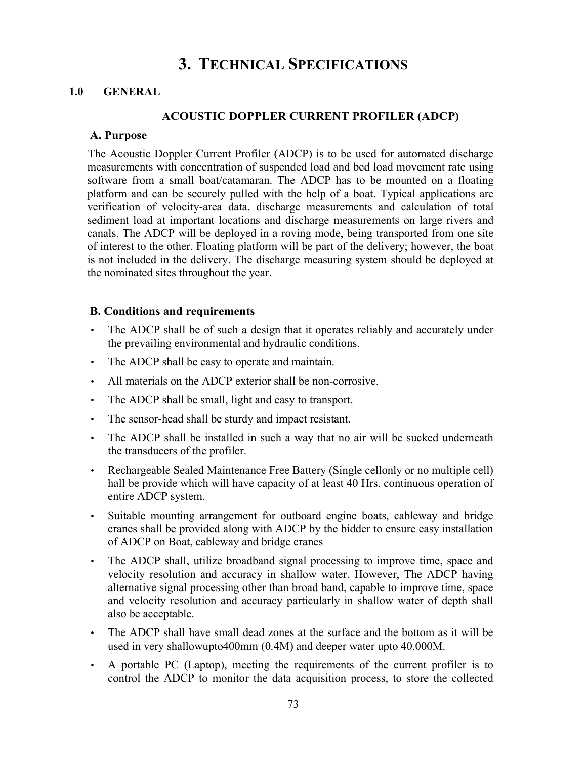# 3. TECHNICAL SPECIFICATIONS

## 1.0 GENERAL

### ACOUSTIC DOPPLER CURRENT PROFILER (ADCP)

**A. Purpose**

The Acoustic Doppler Current Profiler (ADCP) is to be used for automated discharge measurements with concentration of suspended load and bed load movement rate using software from a small boat/catamaran. The ADCP has to be mounted on a floating platform and can be securely pulled with the help of a boat. Typical applications are verification of velocity-area data, discharge measurements and calculation of total sediment load at important locations and discharge measurements on large rivers and canals. The ADCP will be deployed in a roving mode, being transported from one site of interest to the other. Floating platform will be part of the delivery; however, the boat is not included in the delivery. The discharge measuring system should be deployed at the nominated sites throughout the year.

**B. Conditions and requirements**

- The ADCP shall be of such a design that it operates reliably and accurately under the prevailing environmental and hydraulic conditions.
- The ADCP shall be easy to operate and maintain.
- All materials on the ADCP exterior shall be non-corrosive.
- The ADCP shall be small, light and easy to transport.
- The sensor-head shall be sturdy and impact resistant.
- The ADCP shall be installed in such a way that no air will be sucked underneath the transducers of the profiler.
- Rechargeable Sealed Maintenance Free Battery (Single cellonly or no multiple cell) hall be provide which will have capacity of at least 40 Hrs. continuous operation of entire ADCP system.
- Suitable mounting arrangement for outboard engine boats, cableway and bridge cranes shall be provided along with ADCP by the bidder to ensure easy installation of ADCP on Boat, cableway and bridge cranes
- The ADCP shall, utilize broadband signal processing to improve time, space and velocity resolution and accuracy in shallow water. However, The ADCP having alternative signal processing other than broad band, capable to improve time, space and velocity resolution and accuracy particularly in shallow water of depth shall also be acceptable.
- The ADCP shall have small dead zones at the surface and the bottom as it will be used in very shallowupto400mm (0.4M) and deeper water upto 40.000M.
- A portable PC (Laptop), meeting the requirements of the current profiler is to control the ADCP to monitor the data acquisition process, to store the collected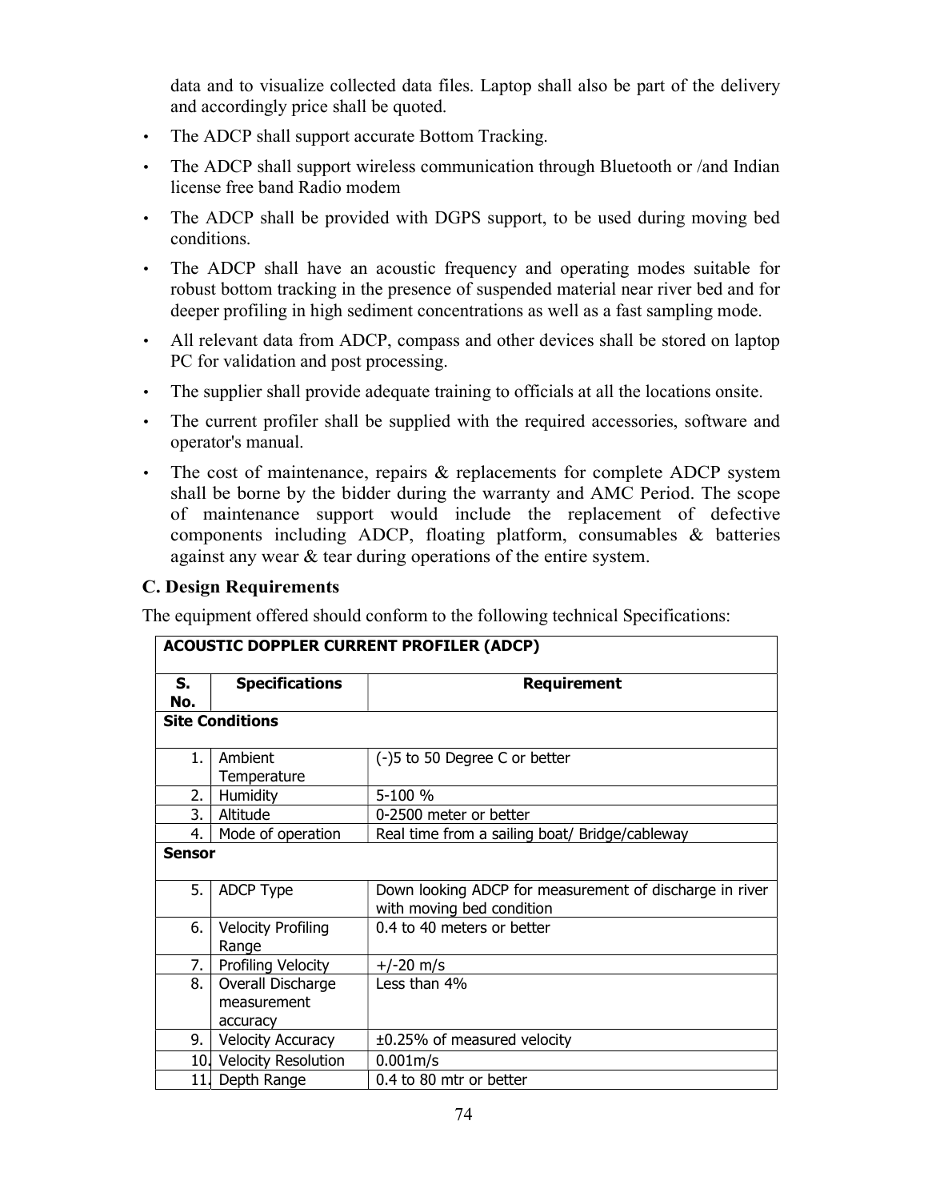data and to visualize collected data files. Laptop shall also be part of the delivery and accordingly price shall be quoted.

- The ADCP shall support accurate Bottom Tracking.
- The ADCP shall support wireless communication through Bluetooth or /and Indian license free band Radio modem
- The ADCP shall be provided with DGPS support, to be used during moving bed conditions.
- The ADCP shall have an acoustic frequency and operating modes suitable for robust bottom tracking in the presence of suspended material near river bed and for deeper profiling in high sediment concentrations as well as a fast sampling mode.
- All relevant data from ADCP, compass and other devices shall be stored on laptop PC for validation and post processing.
- The supplier shall provide adequate training to officials at all the locations onsite.
- The current profiler shall be supplied with the required accessories, software and operator's manual.
- The cost of maintenance, repairs & replacements for complete ADCP system shall be borne by the bidder during the warranty and AMC Period. The scope of maintenance support would include the replacement of defective components including ADCP, floating platform, consumables & batteries against any wear & tear during operations of the entire system.

### C. Design Requirements

The equipment offered should conform to the following technical Specifications:

| **ACOUSTIC DOPPLER CURRENT PROFILER (ADCP)** | | |
|---|---|---|
| **S. No.** | **Specifications** | **Requirement** |
| **Site Conditions** | | |
| 1. | Ambient Temperature | (-)5 to 50 Degree C or better |
| 2. | Humidity | 5-100 % |
| 3. | Altitude | 0-2500 meter or better |
| 4. | Mode of operation | Real time from a sailing boat/ Bridge/cableway |
| **Sensor** | | |
| 5. | ADCP Type | Down looking ADCP for measurement of discharge in river with moving bed condition |
| 6. | Velocity Profiling Range | 0.4 to 40 meters or better |
| 7. | Profiling Velocity | +/-20 m/s |
| 8. | Overall Discharge measurement accuracy | Less than 4% |
| 9. | Velocity Accuracy | ±0.25% of measured velocity |
| 10. | Velocity Resolution | 0.001m/s |
| 11. | Depth Range | 0.4 to 80 mtr or better |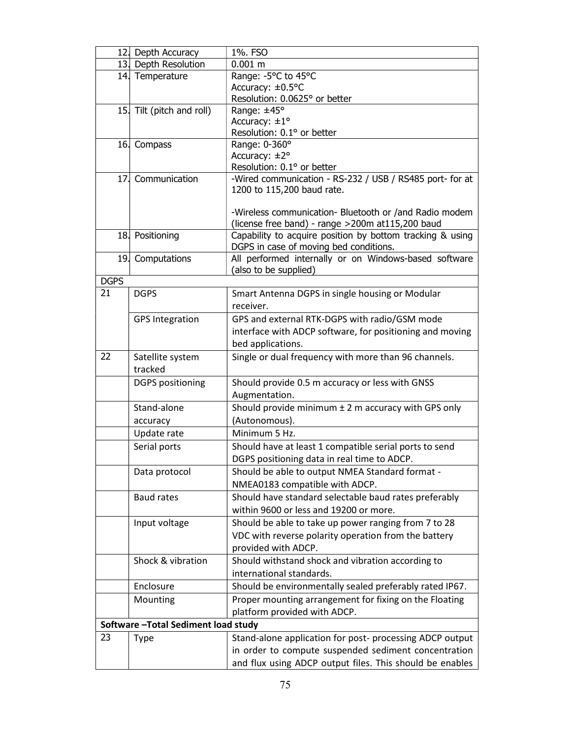| | | |
|---|---|---|
| 12. | Depth Accuracy | 1%. FSO |
| 13. | Depth Resolution | 0.001 m |
| 14. | Temperature | Range: -5°C to 45°C<br>Accuracy: ±0.5°C<br>Resolution: 0.0625° or better |
| 15. | Tilt (pitch and roll) | Range: ±45°<br>Accuracy: ±1°<br>Resolution: 0.1° or better |
| 16. | Compass | Range: 0-360°<br>Accuracy: ±2°<br>Resolution: 0.1° or better |
| 17. | Communication | -Wired communication - RS-232 / USB / RS485 port- for at 1200 to 115,200 baud rate.<br><br>-Wireless communication- Bluetooth or /and Radio modem (license free band) - range >200m at115,200 baud |
| 18. | Positioning | Capability to acquire position by bottom tracking & using DGPS in case of moving bed conditions. |
| 19. | Computations | All performed internally or on Windows-based software (also to be supplied) |
| DGPS | | |
| 21 | DGPS | Smart Antenna DGPS in single housing or Modular receiver. |
| | GPS Integration | GPS and external RTK-DGPS with radio/GSM mode interface with ADCP software, for positioning and moving bed applications. |
| 22 | Satellite system tracked | Single or dual frequency with more than 96 channels. |
| | DGPS positioning | Should provide 0.5 m accuracy or less with GNSS Augmentation. |
| | Stand-alone accuracy | Should provide minimum ± 2 m accuracy with GPS only (Autonomous). |
| | Update rate | Minimum 5 Hz. |
| | Serial ports | Should have at least 1 compatible serial ports to send DGPS positioning data in real time to ADCP. |
| | Data protocol | Should be able to output NMEA Standard format - NMEA0183 compatible with ADCP. |
| | Baud rates | Should have standard selectable baud rates preferably within 9600 or less and 19200 or more. |
| | Input voltage | Should be able to take up power ranging from 7 to 28 VDC with reverse polarity operation from the battery provided with ADCP. |
| | Shock & vibration | Should withstand shock and vibration according to international standards. |
| | Enclosure | Should be environmentally sealed preferably rated IP67. |
| | Mounting | Proper mounting arrangement for fixing on the Floating platform provided with ADCP. |
| **Software –Total Sediment load study** | | |
| 23 | Type | Stand-alone application for post- processing ADCP output in order to compute suspended sediment concentration and flux using ADCP output files. This should be enables |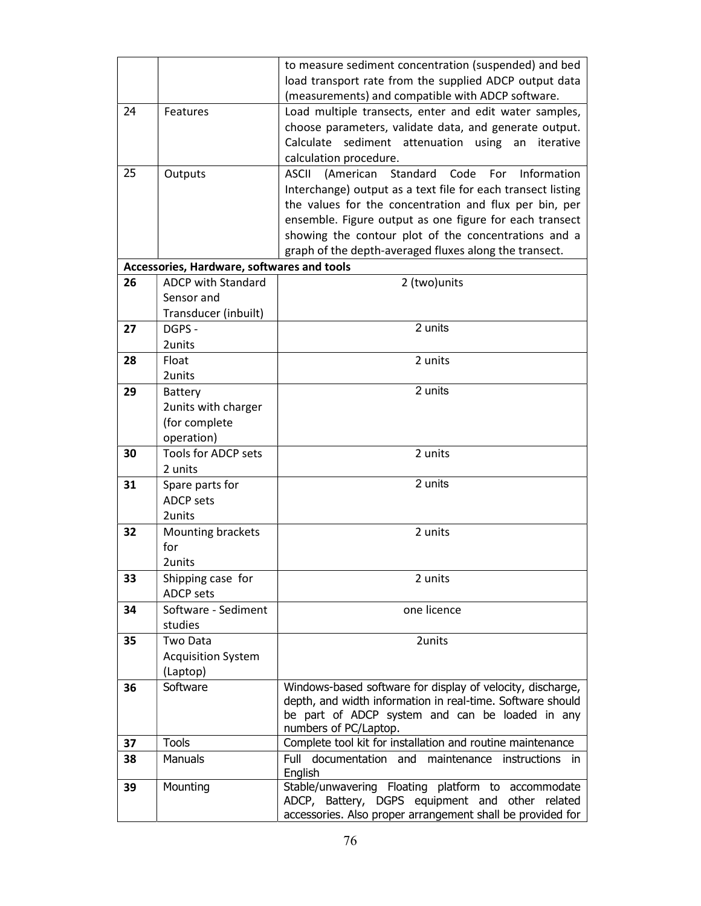|  |  |  |
|---|---|---|
|  |  | to measure sediment concentration (suspended) and bed load transport rate from the supplied ADCP output data (measurements) and compatible with ADCP software. |
| 24 | Features | Load multiple transects, enter and edit water samples, choose parameters, validate data, and generate output. Calculate sediment attenuation using an iterative calculation procedure. |
| 25 | Outputs | ASCII (American Standard Code For Information Interchange) output as a text file for each transect listing the values for the concentration and flux per bin, per ensemble. Figure output as one figure for each transect showing the contour plot of the concentrations and a graph of the depth-averaged fluxes along the transect. |
| **Accessories, Hardware, softwares and tools** | | |
| **26** | ADCP with Standard Sensor and Transducer (inbuilt) | 2 (two)units |
| **27** | DGPS - 2units | 2 units |
| **28** | Float 2units | 2 units |
| **29** | Battery 2units with charger (for complete operation) | 2 units |
| **30** | Tools for ADCP sets 2 units | 2 units |
| **31** | Spare parts for ADCP sets 2units | 2 units |
| **32** | Mounting brackets for 2units | 2 units |
| **33** | Shipping case for ADCP sets | 2 units |
| **34** | Software - Sediment studies | one licence |
| **35** | Two Data Acquisition System (Laptop) | 2units |
| **36** | Software | Windows-based software for display of velocity, discharge, depth, and width information in real-time. Software should be part of ADCP system and can be loaded in any numbers of PC/Laptop. |
| **37** | Tools | Complete tool kit for installation and routine maintenance |
| **38** | Manuals | Full documentation and maintenance instructions in English |
| **39** | Mounting | Stable/unwavering Floating platform to accommodate ADCP, Battery, DGPS equipment and other related accessories. Also proper arrangement shall be provided for |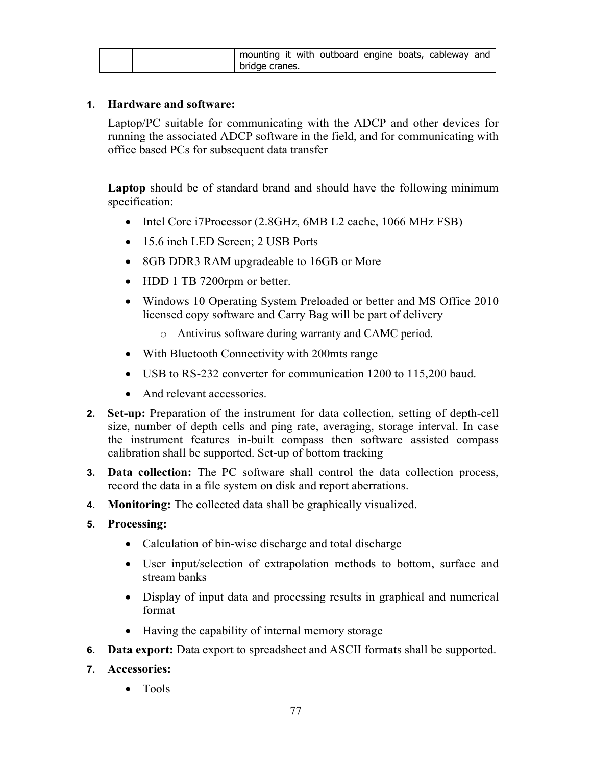| | | mounting it with outboard engine boats, cableway and bridge cranes. |
|---|---|---|

1. **Hardware and software:**

   Laptop/PC suitable for communicating with the ADCP and other devices for running the associated ADCP software in the field, and for communicating with office based PCs for subsequent data transfer

   **Laptop** should be of standard brand and should have the following minimum specification:

   - Intel Core i7Processor (2.8GHz, 6MB L2 cache, 1066 MHz FSB)
   - 15.6 inch LED Screen; 2 USB Ports
   - 8GB DDR3 RAM upgradeable to 16GB or More
   - HDD 1 TB 7200rpm or better.
   - Windows 10 Operating System Preloaded or better and MS Office 2010 licensed copy software and Carry Bag will be part of delivery
     - Antivirus software during warranty and CAMC period.
   - With Bluetooth Connectivity with 200mts range
   - USB to RS-232 converter for communication 1200 to 115,200 baud.
   - And relevant accessories.

2. **Set-up:** Preparation of the instrument for data collection, setting of depth-cell size, number of depth cells and ping rate, averaging, storage interval. In case the instrument features in-built compass then software assisted compass calibration shall be supported. Set-up of bottom tracking

3. **Data collection:** The PC software shall control the data collection process, record the data in a file system on disk and report aberrations.

4. **Monitoring:** The collected data shall be graphically visualized.

5. **Processing:**
   - Calculation of bin-wise discharge and total discharge
   - User input/selection of extrapolation methods to bottom, surface and stream banks
   - Display of input data and processing results in graphical and numerical format
   - Having the capability of internal memory storage

6. **Data export:** Data export to spreadsheet and ASCII formats shall be supported.

7. **Accessories:**
   - Tools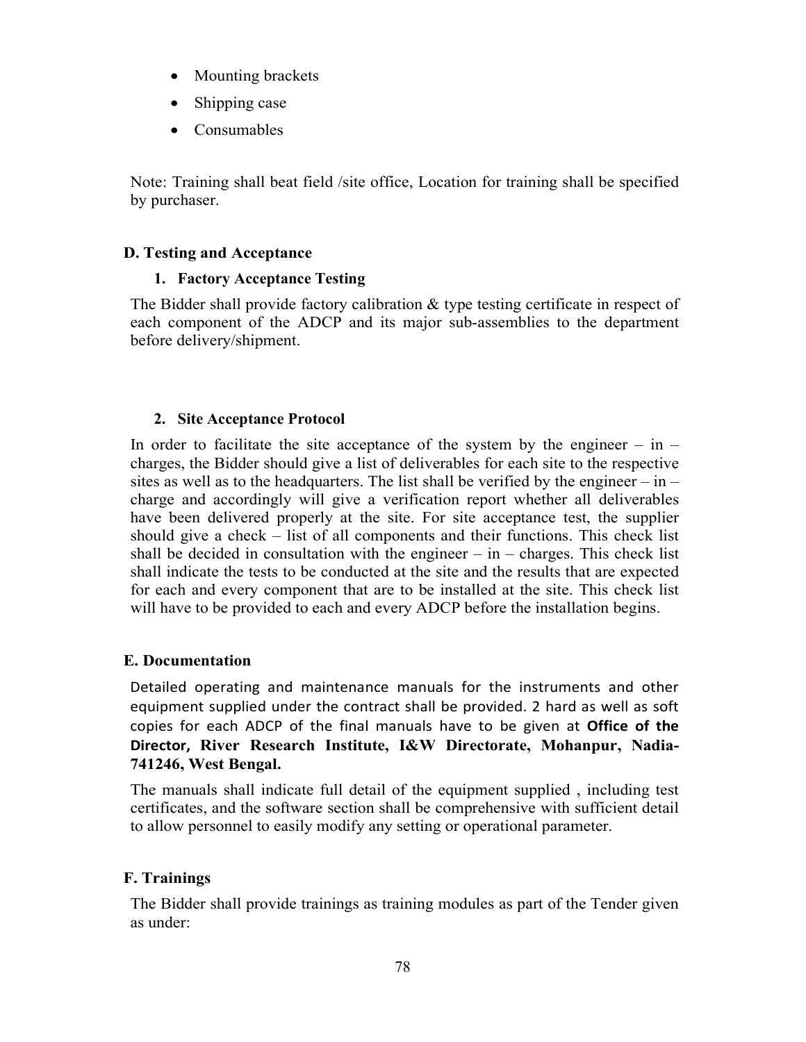- Mounting brackets
- Shipping case
- Consumables

Note: Training shall beat field /site office, Location for training shall be specified by purchaser.

### D. Testing and Acceptance

#### 1. Factory Acceptance Testing

The Bidder shall provide factory calibration & type testing certificate in respect of each component of the ADCP and its major sub-assemblies to the department before delivery/shipment.

#### 2. Site Acceptance Protocol

In order to facilitate the site acceptance of the system by the engineer – in – charges, the Bidder should give a list of deliverables for each site to the respective sites as well as to the headquarters. The list shall be verified by the engineer – in – charge and accordingly will give a verification report whether all deliverables have been delivered properly at the site. For site acceptance test, the supplier should give a check – list of all components and their functions. This check list shall be decided in consultation with the engineer – in – charges. This check list shall indicate the tests to be conducted at the site and the results that are expected for each and every component that are to be installed at the site. This check list will have to be provided to each and every ADCP before the installation begins.

### E. Documentation

Detailed operating and maintenance manuals for the instruments and other equipment supplied under the contract shall be provided. 2 hard as well as soft copies for each ADCP of the final manuals have to be given at **Office of the Director, River Research Institute, I&W Directorate, Mohanpur, Nadia-741246, West Bengal.**

The manuals shall indicate full detail of the equipment supplied , including test certificates, and the software section shall be comprehensive with sufficient detail to allow personnel to easily modify any setting or operational parameter.

### F. Trainings

The Bidder shall provide trainings as training modules as part of the Tender given as under: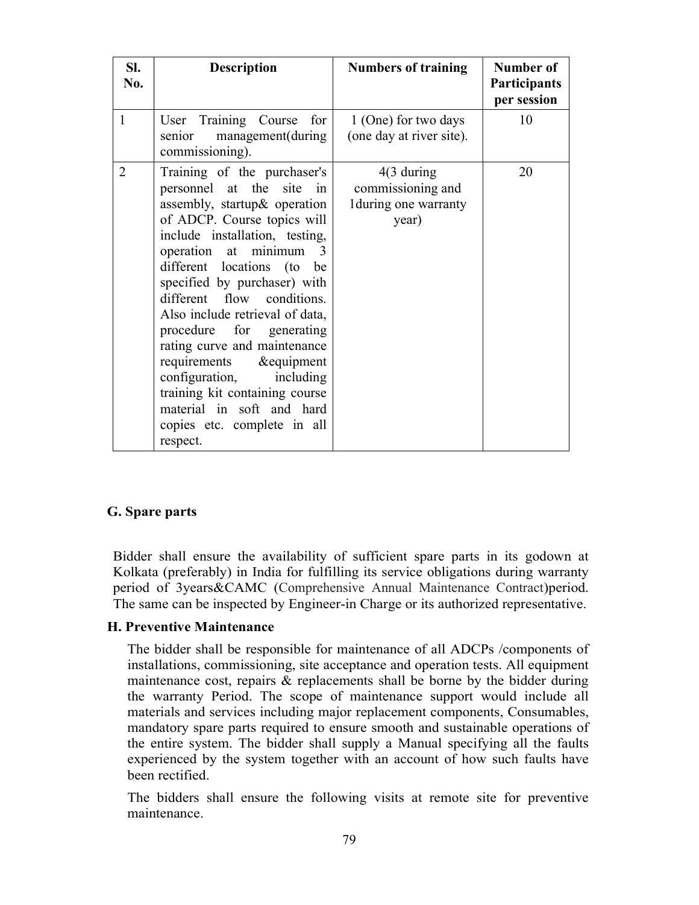| Sl. No. | Description | Numbers of training | Number of Participants per session |
|---|---|---|---|
| 1 | User Training Course for senior management(during commissioning). | 1 (One) for two days (one day at river site). | 10 |
| 2 | Training of the purchaser's personnel at the site in assembly, startup& operation of ADCP. Course topics will include installation, testing, operation at minimum 3 different locations (to be specified by purchaser) with different flow conditions. Also include retrieval of data, procedure for generating rating curve and maintenance requirements &equipment configuration, including training kit containing course material in soft and hard copies etc. complete in all respect. | 4(3 during commissioning and 1during one warranty year) | 20 |

### G. Spare parts

Bidder shall ensure the availability of sufficient spare parts in its godown at Kolkata (preferably) in India for fulfilling its service obligations during warranty period of 3years&CAMC (Comprehensive Annual Maintenance Contract)period. The same can be inspected by Engineer-in Charge or its authorized representative.

### H. Preventive Maintenance

The bidder shall be responsible for maintenance of all ADCPs /components of installations, commissioning, site acceptance and operation tests. All equipment maintenance cost, repairs & replacements shall be borne by the bidder during the warranty Period. The scope of maintenance support would include all materials and services including major replacement components, Consumables, mandatory spare parts required to ensure smooth and sustainable operations of the entire system. The bidder shall supply a Manual specifying all the faults experienced by the system together with an account of how such faults have been rectified.

The bidders shall ensure the following visits at remote site for preventive maintenance.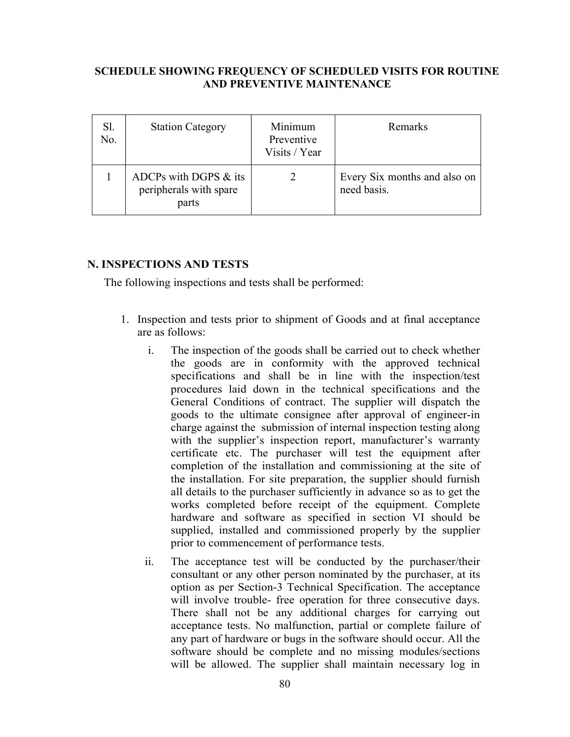## SCHEDULE SHOWING FREQUENCY OF SCHEDULED VISITS FOR ROUTINE AND PREVENTIVE MAINTENANCE

| Sl. No. | Station Category | Minimum Preventive Visits / Year | Remarks |
|---|---|---|---|
| 1 | ADCPs with DGPS & its peripherals with spare parts | 2 | Every Six months and also on need basis. |

## N. INSPECTIONS AND TESTS

The following inspections and tests shall be performed:

1. Inspection and tests prior to shipment of Goods and at final acceptance are as follows:

   i. The inspection of the goods shall be carried out to check whether the goods are in conformity with the approved technical specifications and shall be in line with the inspection/test procedures laid down in the technical specifications and the General Conditions of contract. The supplier will dispatch the goods to the ultimate consignee after approval of engineer-in charge against the submission of internal inspection testing along with the supplier's inspection report, manufacturer's warranty certificate etc. The purchaser will test the equipment after completion of the installation and commissioning at the site of the installation. For site preparation, the supplier should furnish all details to the purchaser sufficiently in advance so as to get the works completed before receipt of the equipment. Complete hardware and software as specified in section VI should be supplied, installed and commissioned properly by the supplier prior to commencement of performance tests.

   ii. The acceptance test will be conducted by the purchaser/their consultant or any other person nominated by the purchaser, at its option as per Section-3 Technical Specification. The acceptance will involve trouble- free operation for three consecutive days. There shall not be any additional charges for carrying out acceptance tests. No malfunction, partial or complete failure of any part of hardware or bugs in the software should occur. All the software should be complete and no missing modules/sections will be allowed. The supplier shall maintain necessary log in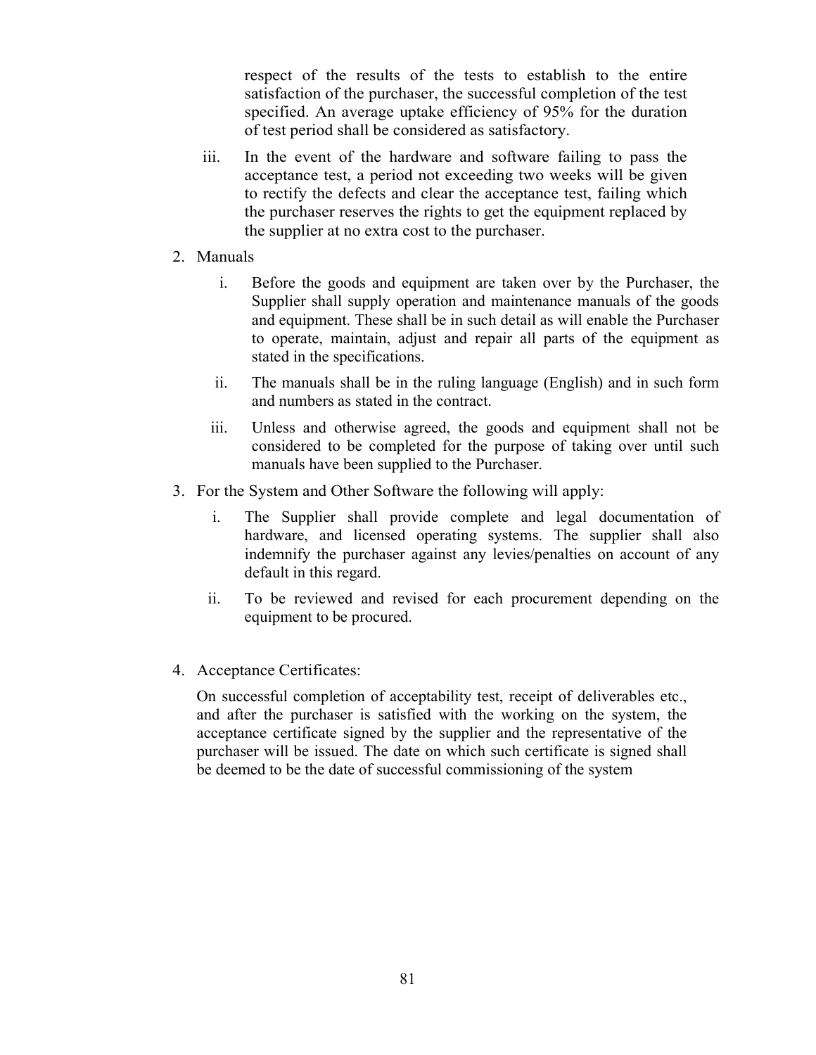respect of the results of the tests to establish to the entire satisfaction of the purchaser, the successful completion of the test specified. An average uptake efficiency of 95% for the duration of test period shall be considered as satisfactory.

iii. In the event of the hardware and software failing to pass the acceptance test, a period not exceeding two weeks will be given to rectify the defects and clear the acceptance test, failing which the purchaser reserves the rights to get the equipment replaced by the supplier at no extra cost to the purchaser.

2. Manuals

   i. Before the goods and equipment are taken over by the Purchaser, the Supplier shall supply operation and maintenance manuals of the goods and equipment. These shall be in such detail as will enable the Purchaser to operate, maintain, adjust and repair all parts of the equipment as stated in the specifications.

   ii. The manuals shall be in the ruling language (English) and in such form and numbers as stated in the contract.

   iii. Unless and otherwise agreed, the goods and equipment shall not be considered to be completed for the purpose of taking over until such manuals have been supplied to the Purchaser.

3. For the System and Other Software the following will apply:

   i. The Supplier shall provide complete and legal documentation of hardware, and licensed operating systems. The supplier shall also indemnify the purchaser against any levies/penalties on account of any default in this regard.

   ii. To be reviewed and revised for each procurement depending on the equipment to be procured.

4. Acceptance Certificates:

   On successful completion of acceptability test, receipt of deliverables etc., and after the purchaser is satisfied with the working on the system, the acceptance certificate signed by the supplier and the representative of the purchaser will be issued. The date on which such certificate is signed shall be deemed to be the date of successful commissioning of the system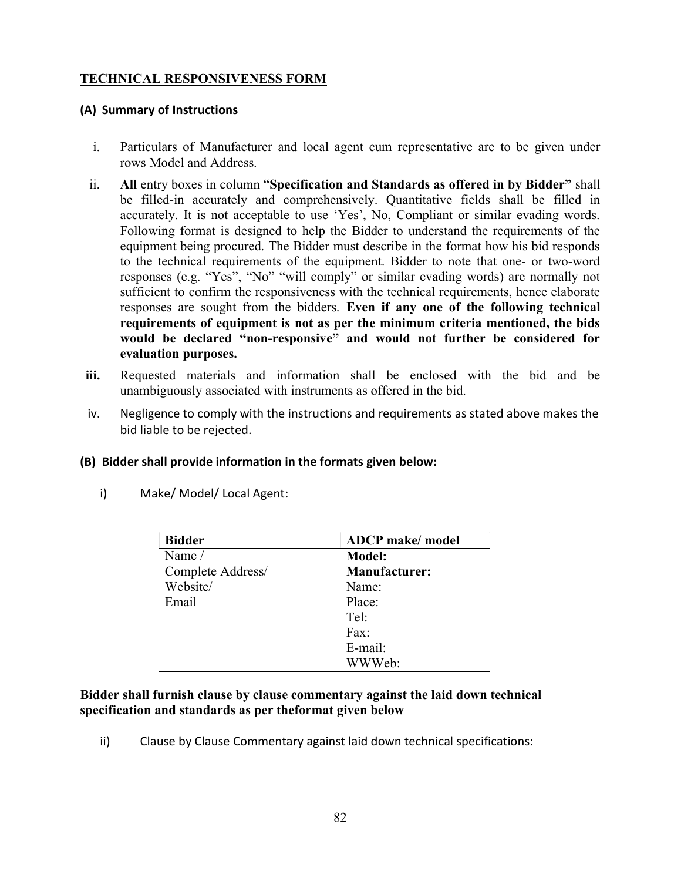## TECHNICAL RESPONSIVENESS FORM

### (A) Summary of Instructions

i. Particulars of Manufacturer and local agent cum representative are to be given under rows Model and Address.

ii. **All** entry boxes in column "**Specification and Standards as offered in by Bidder**" shall be filled-in accurately and comprehensively. Quantitative fields shall be filled in accurately. It is not acceptable to use 'Yes', No, Compliant or similar evading words. Following format is designed to help the Bidder to understand the requirements of the equipment being procured. The Bidder must describe in the format how his bid responds to the technical requirements of the equipment. Bidder to note that one- or two-word responses (e.g. "Yes", "No" "will comply" or similar evading words) are normally not sufficient to confirm the responsiveness with the technical requirements, hence elaborate responses are sought from the bidders. **Even if any one of the following technical requirements of equipment is not as per the minimum criteria mentioned, the bids would be declared "non-responsive" and would not further be considered for evaluation purposes.**

**iii.** Requested materials and information shall be enclosed with the bid and be unambiguously associated with instruments as offered in the bid.

iv. Negligence to comply with the instructions and requirements as stated above makes the bid liable to be rejected.

### (B) Bidder shall provide information in the formats given below:

i) Make/ Model/ Local Agent:

| Bidder | ADCP make/ model |
|---|---|
| Name / | **Model:** |
| Complete Address/ | **Manufacturer:** |
| Website/ | Name: |
| Email | Place: |
| | Tel: |
| | Fax: |
| | E-mail: |
| | WWWeb: |

**Bidder shall furnish clause by clause commentary against the laid down technical specification and standards as per theformat given below**

ii) Clause by Clause Commentary against laid down technical specifications: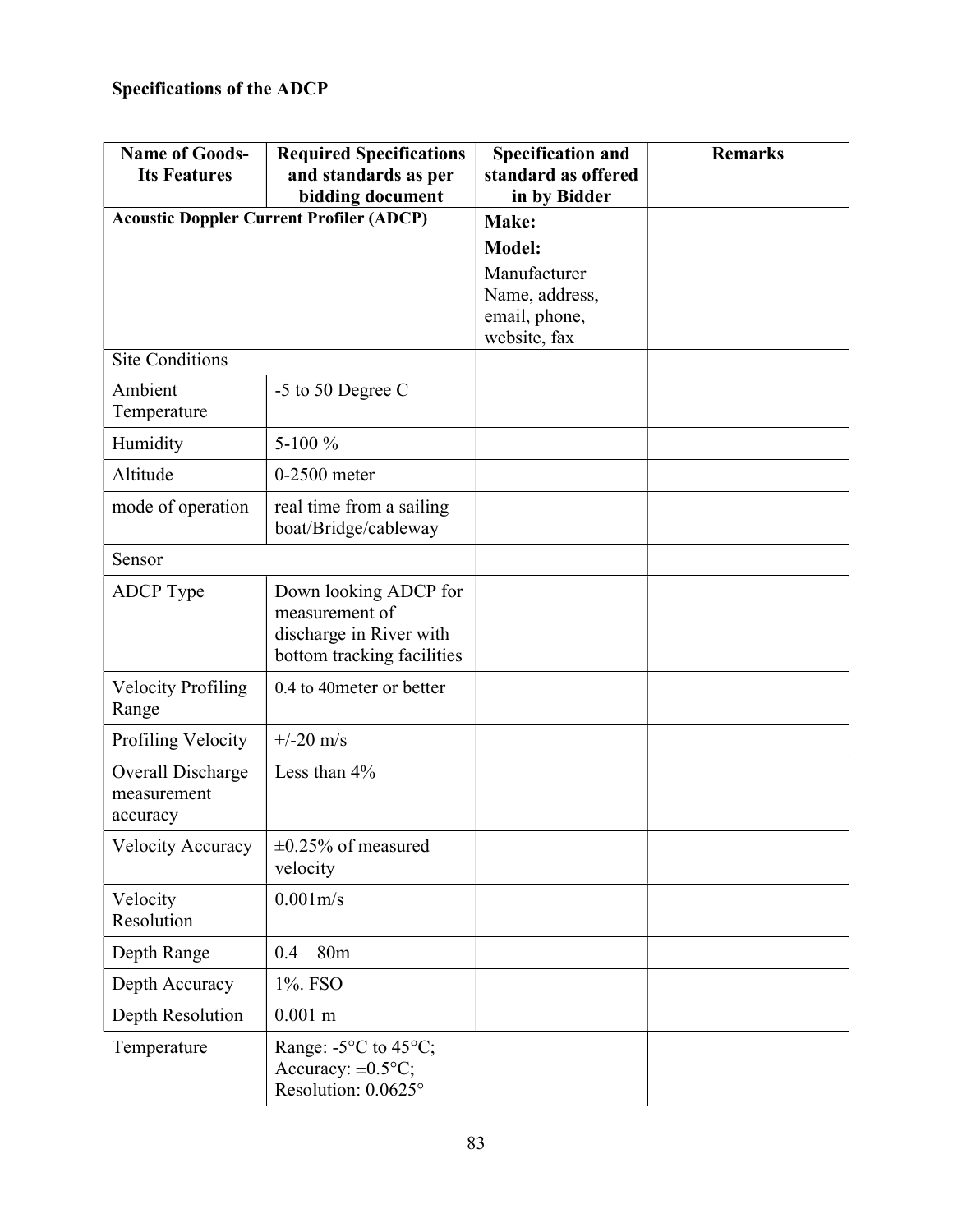**Specifications of the ADCP**

| Name of Goods-Its Features | Required Specifications and standards as per bidding document | Specification and standard as offered in by Bidder | Remarks |
|---|---|---|---|
| **Acoustic Doppler Current Profiler (ADCP)** | | **Make:**<br>**Model:**<br>Manufacturer Name, address, email, phone, website, fax | |
| Site Conditions | | | |
| Ambient Temperature | -5 to 50 Degree C | | |
| Humidity | 5-100 % | | |
| Altitude | 0-2500 meter | | |
| mode of operation | real time from a sailing boat/Bridge/cableway | | |
| Sensor | | | |
| ADCP Type | Down looking ADCP for measurement of discharge in River with bottom tracking facilities | | |
| Velocity Profiling Range | 0.4 to 40meter or better | | |
| Profiling Velocity | +/-20 m/s | | |
| Overall Discharge measurement accuracy | Less than 4% | | |
| Velocity Accuracy | ±0.25% of measured velocity | | |
| Velocity Resolution | 0.001m/s | | |
| Depth Range | 0.4 – 80m | | |
| Depth Accuracy | 1%. FSO | | |
| Depth Resolution | 0.001 m | | |
| Temperature | Range: -5°C to 45°C; Accuracy: ±0.5°C; Resolution: 0.0625° | | |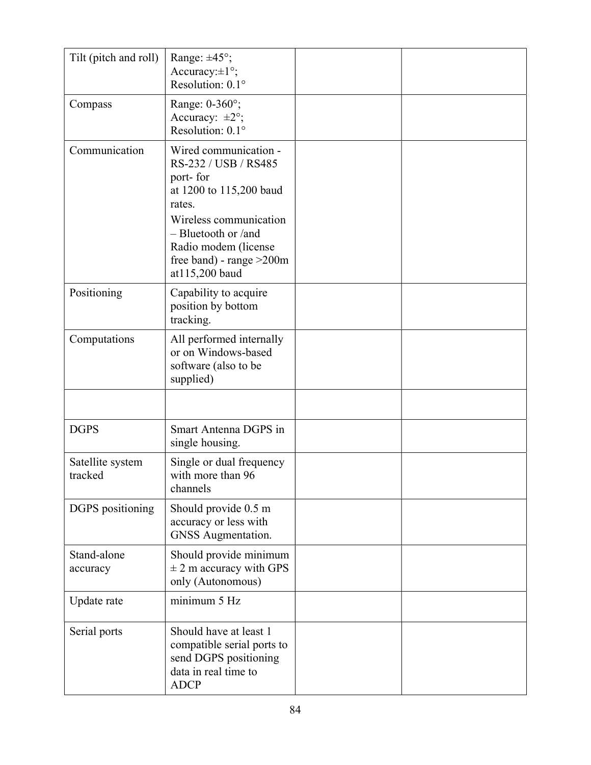| Tilt (pitch and roll) | Range: ±45°; Accuracy:±1°; Resolution: 0.1° | | |
|---|---|---|---|
| Compass | Range: 0-360°; Accuracy: ±2°; Resolution: 0.1° | | |
| Communication | Wired communication - RS-232 / USB / RS485 port- for at 1200 to 115,200 baud rates. Wireless communication – Bluetooth or /and Radio modem (license free band) - range >200m at115,200 baud | | |
| Positioning | Capability to acquire position by bottom tracking. | | |
| Computations | All performed internally or on Windows-based software (also to be supplied) | | |
| | | | |
| DGPS | Smart Antenna DGPS in single housing. | | |
| Satellite system tracked | Single or dual frequency with more than 96 channels | | |
| DGPS positioning | Should provide 0.5 m accuracy or less with GNSS Augmentation. | | |
| Stand-alone accuracy | Should provide minimum ± 2 m accuracy with GPS only (Autonomous) | | |
| Update rate | minimum 5 Hz | | |
| Serial ports | Should have at least 1 compatible serial ports to send DGPS positioning data in real time to ADCP | | |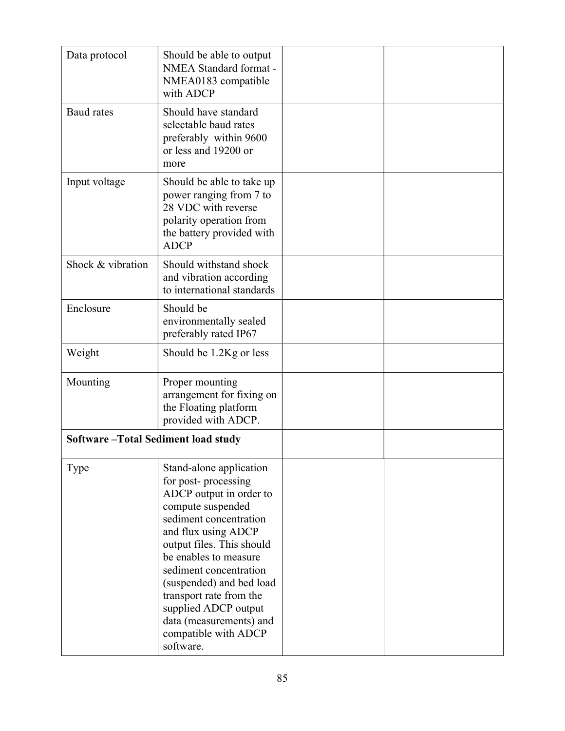| | | | |
|---|---|---|---|
| Data protocol | Should be able to output NMEA Standard format - NMEA0183 compatible with ADCP | | |
| Baud rates | Should have standard selectable baud rates preferably within 9600 or less and 19200 or more | | |
| Input voltage | Should be able to take up power ranging from 7 to 28 VDC with reverse polarity operation from the battery provided with ADCP | | |
| Shock & vibration | Should withstand shock and vibration according to international standards | | |
| Enclosure | Should be environmentally sealed preferably rated IP67 | | |
| Weight | Should be 1.2Kg or less | | |
| Mounting | Proper mounting arrangement for fixing on the Floating platform provided with ADCP. | | |
| **Software –Total Sediment load study** | | | |
| Type | Stand-alone application for post- processing ADCP output in order to compute suspended sediment concentration and flux using ADCP output files. This should be enables to measure sediment concentration (suspended) and bed load transport rate from the supplied ADCP output data (measurements) and compatible with ADCP software. | | |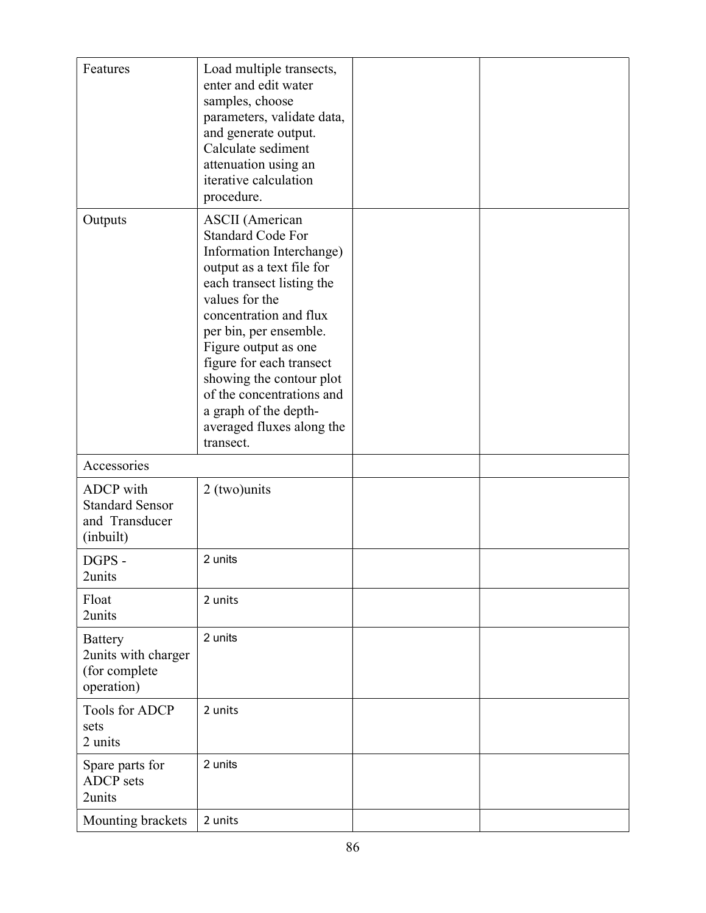| Features | Load multiple transects, enter and edit water samples, choose parameters, validate data, and generate output. Calculate sediment attenuation using an iterative calculation procedure. | | |
|---|---|---|---|
| Outputs | ASCII (American Standard Code For Information Interchange) output as a text file for each transect listing the values for the concentration and flux per bin, per ensemble. Figure output as one figure for each transect showing the contour plot of the concentrations and a graph of the depth-averaged fluxes along the transect. | | |
| Accessories | | | |
| ADCP with Standard Sensor and Transducer (inbuilt) | 2 (two)units | | |
| DGPS - 2units | 2 units | | |
| Float 2units | 2 units | | |
| Battery 2units with charger (for complete operation) | 2 units | | |
| Tools for ADCP sets 2 units | 2 units | | |
| Spare parts for ADCP sets 2units | 2 units | | |
| Mounting brackets | 2 units | | |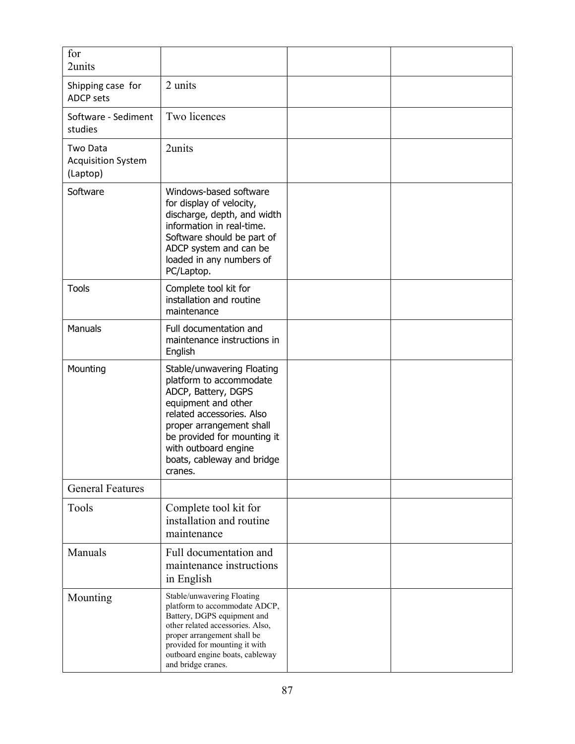| for 2units | | | |
|---|---|---|---|
| Shipping case for ADCP sets | 2 units | | |
| Software - Sediment studies | Two licences | | |
| Two Data Acquisition System (Laptop) | 2units | | |
| Software | Windows-based software for display of velocity, discharge, depth, and width information in real-time. Software should be part of ADCP system and can be loaded in any numbers of PC/Laptop. | | |
| Tools | Complete tool kit for installation and routine maintenance | | |
| Manuals | Full documentation and maintenance instructions in English | | |
| Mounting | Stable/unwavering Floating platform to accommodate ADCP, Battery, DGPS equipment and other related accessories. Also proper arrangement shall be provided for mounting it with outboard engine boats, cableway and bridge cranes. | | |
| General Features | | | |
| Tools | Complete tool kit for installation and routine maintenance | | |
| Manuals | Full documentation and maintenance instructions in English | | |
| Mounting | Stable/unwavering Floating platform to accommodate ADCP, Battery, DGPS equipment and other related accessories. Also, proper arrangement shall be provided for mounting it with outboard engine boats, cableway and bridge cranes. | | |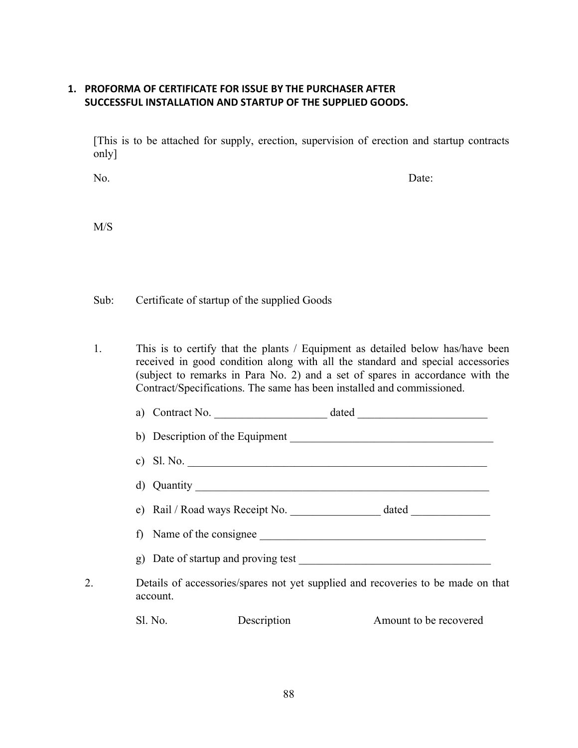## 1. PROFORMA OF CERTIFICATE FOR ISSUE BY THE PURCHASER AFTER SUCCESSFUL INSTALLATION AND STARTUP OF THE SUPPLIED GOODS.

[This is to be attached for supply, erection, supervision of erection and startup contracts only]

No. Date:

M/S

Sub: Certificate of startup of the supplied Goods

1. This is to certify that the plants / Equipment as detailed below has/have been received in good condition along with all the standard and special accessories (subject to remarks in Para No. 2) and a set of spares in accordance with the Contract/Specifications. The same has been installed and commissioned.

   a) Contract No. ____________________ dated _______________________

   b) Description of the Equipment ____________________________________

   c) Sl. No. ________________________________________________________

   d) Quantity _______________________________________________________

   e) Rail / Road ways Receipt No. ________________ dated ______________

   f) Name of the consignee ________________________________________

   g) Date of startup and proving test __________________________________

2. Details of accessories/spares not yet supplied and recoveries to be made on that account.

| Sl. No. | Description | Amount to be recovered |
|---|---|---|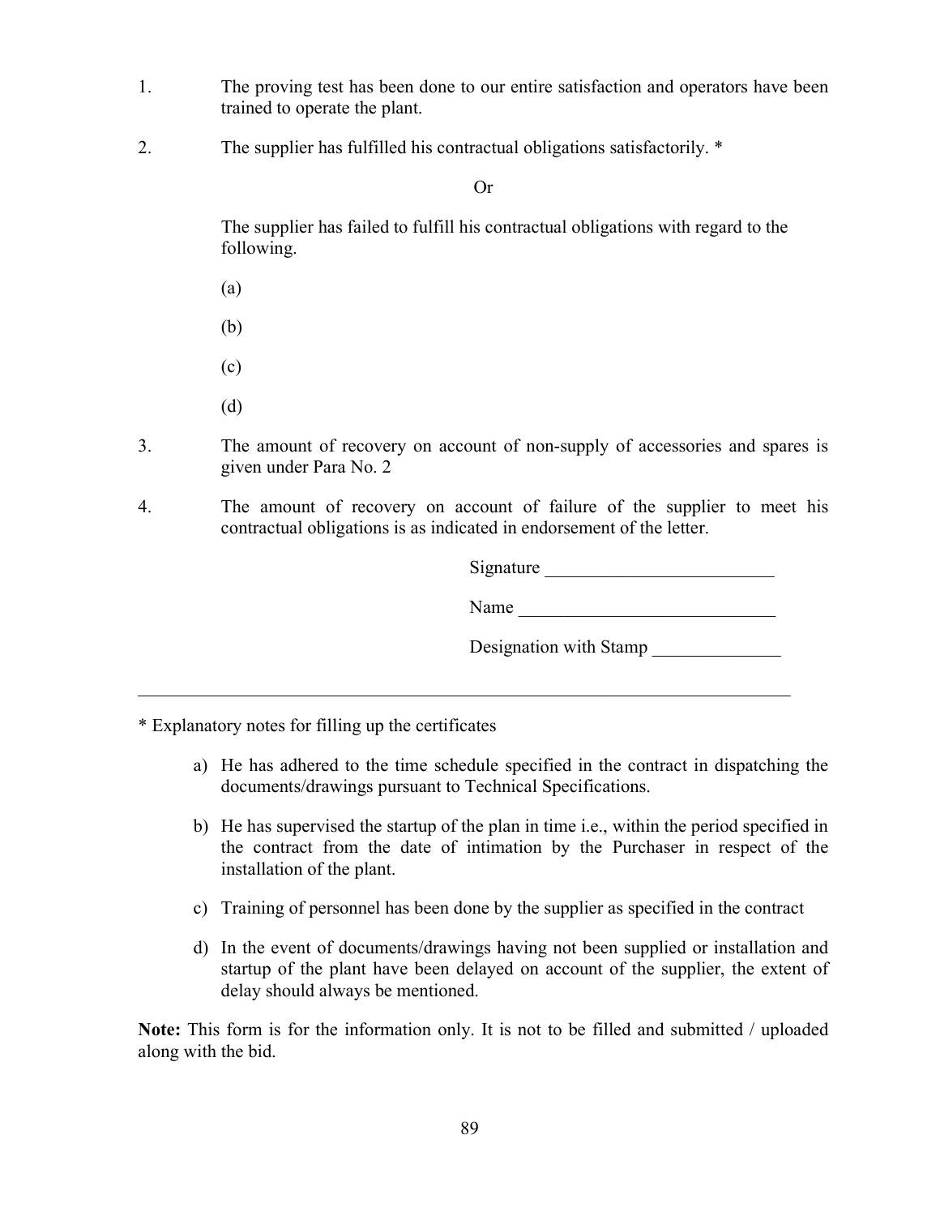1. The proving test has been done to our entire satisfaction and operators have been trained to operate the plant.

2. The supplier has fulfilled his contractual obligations satisfactorily. *

   Or

   The supplier has failed to fulfill his contractual obligations with regard to the following.

   (a)

   (b)

   (c)

   (d)

3. The amount of recovery on account of non-supply of accessories and spares is given under Para No. 2

4. The amount of recovery on account of failure of the supplier to meet his contractual obligations is as indicated in endorsement of the letter.

Signature ________________________

Name ___________________________

Designation with Stamp ______________

---

* Explanatory notes for filling up the certificates

a) He has adhered to the time schedule specified in the contract in dispatching the documents/drawings pursuant to Technical Specifications.

b) He has supervised the startup of the plan in time i.e., within the period specified in the contract from the date of intimation by the Purchaser in respect of the installation of the plant.

c) Training of personnel has been done by the supplier as specified in the contract

d) In the event of documents/drawings having not been supplied or installation and startup of the plant have been delayed on account of the supplier, the extent of delay should always be mentioned.

**Note:** This form is for the information only. It is not to be filled and submitted / uploaded along with the bid.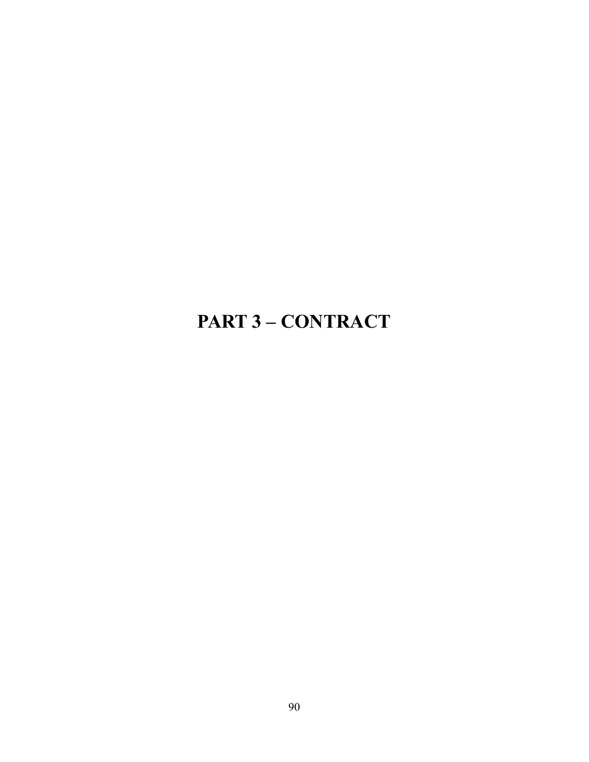# PART 3 – CONTRACT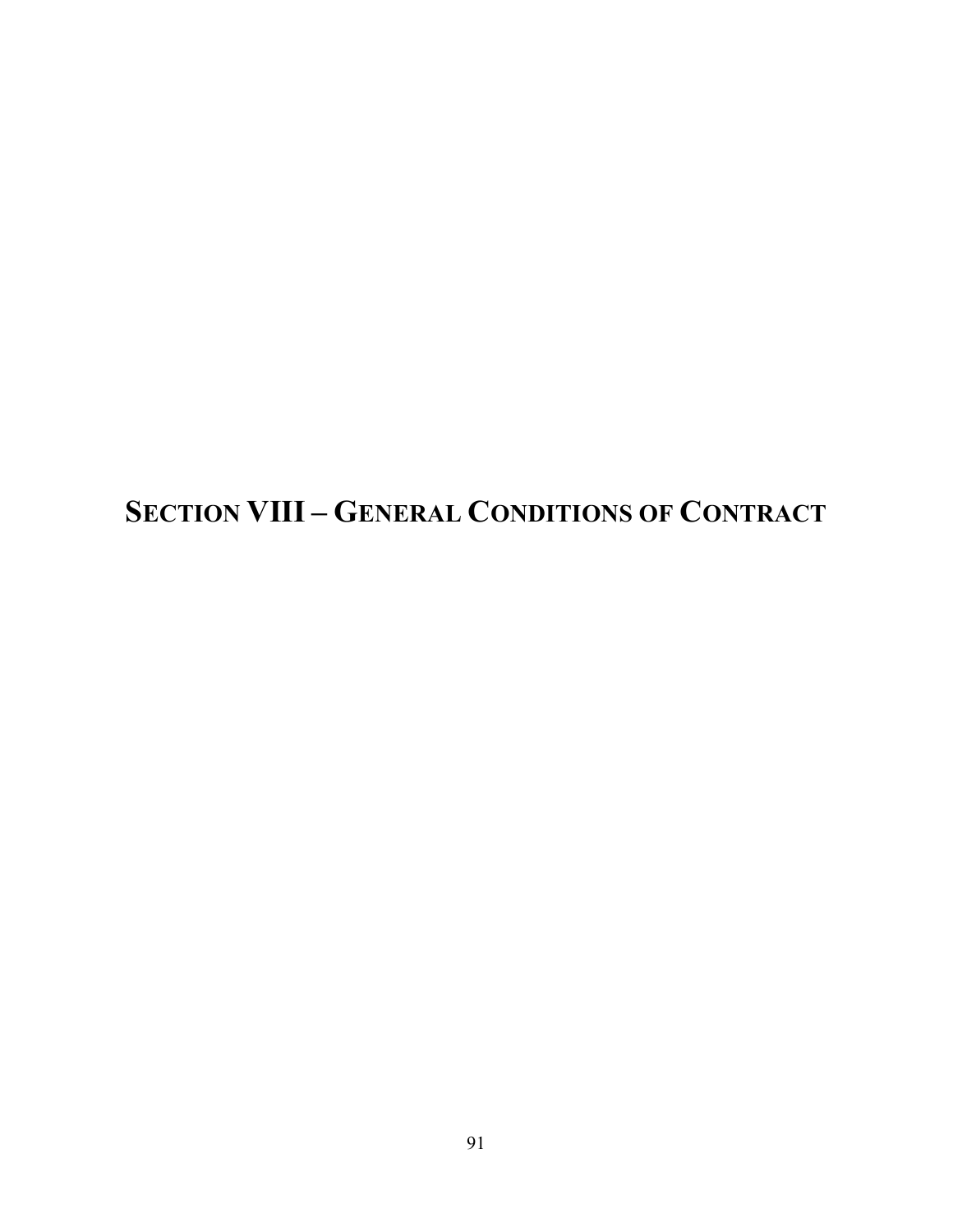# SECTION VIII – GENERAL CONDITIONS OF CONTRACT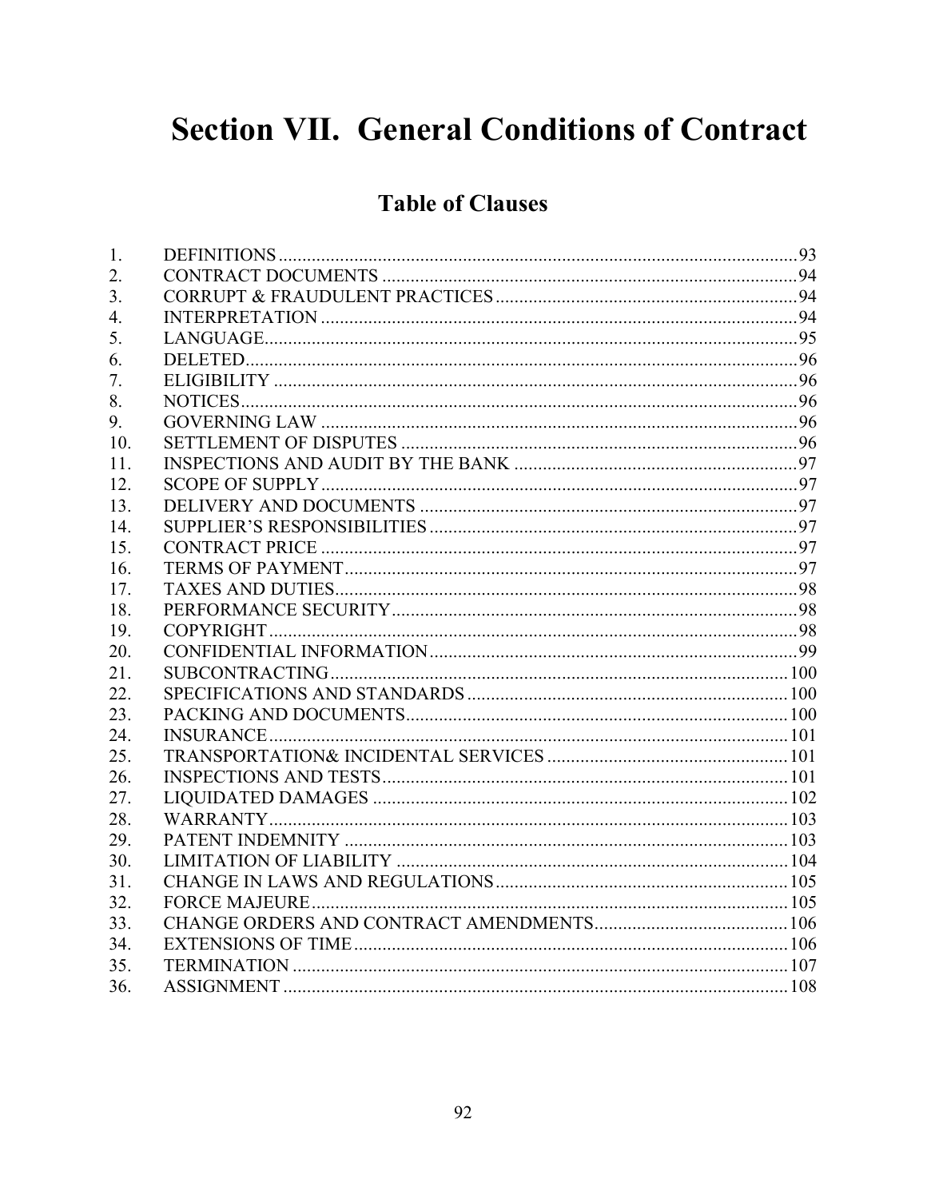# Section VII. General Conditions of Contract

## Table of Clauses

| | | |
|---|---|---|
| 1. | DEFINITIONS | 93 |
| 2. | CONTRACT DOCUMENTS | 94 |
| 3. | CORRUPT & FRAUDULENT PRACTICES | 94 |
| 4. | INTERPRETATION | 94 |
| 5. | LANGUAGE | 95 |
| 6. | DELETED | 96 |
| 7. | ELIGIBILITY | 96 |
| 8. | NOTICES | 96 |
| 9. | GOVERNING LAW | 96 |
| 10. | SETTLEMENT OF DISPUTES | 96 |
| 11. | INSPECTIONS AND AUDIT BY THE BANK | 97 |
| 12. | SCOPE OF SUPPLY | 97 |
| 13. | DELIVERY AND DOCUMENTS | 97 |
| 14. | SUPPLIER'S RESPONSIBILITIES | 97 |
| 15. | CONTRACT PRICE | 97 |
| 16. | TERMS OF PAYMENT | 97 |
| 17. | TAXES AND DUTIES | 98 |
| 18. | PERFORMANCE SECURITY | 98 |
| 19. | COPYRIGHT | 98 |
| 20. | CONFIDENTIAL INFORMATION | 99 |
| 21. | SUBCONTRACTING | 100 |
| 22. | SPECIFICATIONS AND STANDARDS | 100 |
| 23. | PACKING AND DOCUMENTS | 100 |
| 24. | INSURANCE | 101 |
| 25. | TRANSPORTATION& INCIDENTAL SERVICES | 101 |
| 26. | INSPECTIONS AND TESTS | 101 |
| 27. | LIQUIDATED DAMAGES | 102 |
| 28. | WARRANTY | 103 |
| 29. | PATENT INDEMNITY | 103 |
| 30. | LIMITATION OF LIABILITY | 104 |
| 31. | CHANGE IN LAWS AND REGULATIONS | 105 |
| 32. | FORCE MAJEURE | 105 |
| 33. | CHANGE ORDERS AND CONTRACT AMENDMENTS | 106 |
| 34. | EXTENSIONS OF TIME | 106 |
| 35. | TERMINATION | 107 |
| 36. | ASSIGNMENT | 108 |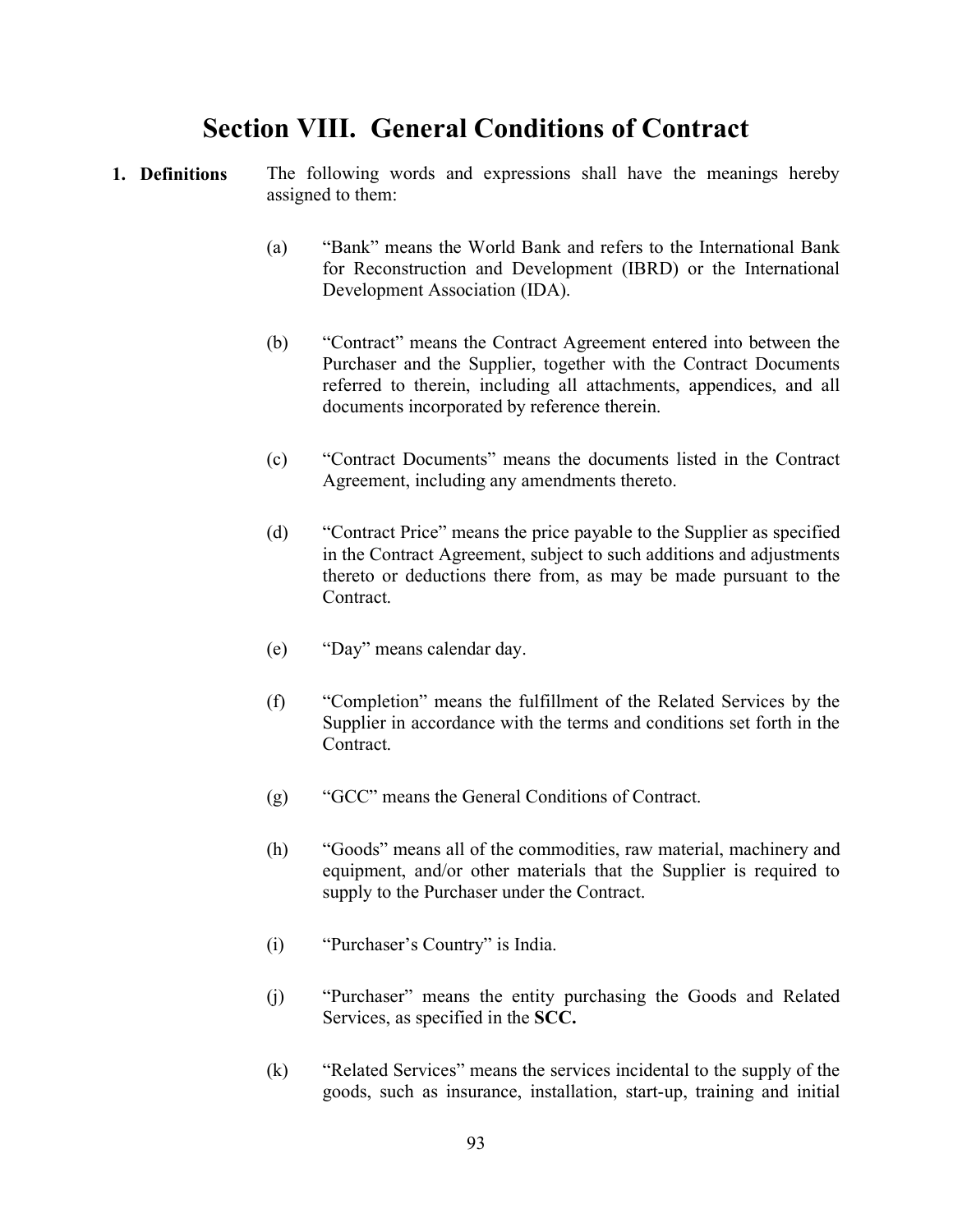# Section VIII. General Conditions of Contract

**1. Definitions**

The following words and expressions shall have the meanings hereby assigned to them:

(a) "Bank" means the World Bank and refers to the International Bank for Reconstruction and Development (IBRD) or the International Development Association (IDA).

(b) "Contract" means the Contract Agreement entered into between the Purchaser and the Supplier, together with the Contract Documents referred to therein, including all attachments, appendices, and all documents incorporated by reference therein.

(c) "Contract Documents" means the documents listed in the Contract Agreement, including any amendments thereto.

(d) "Contract Price" means the price payable to the Supplier as specified in the Contract Agreement, subject to such additions and adjustments thereto or deductions there from, as may be made pursuant to the Contract.

(e) "Day" means calendar day.

(f) "Completion" means the fulfillment of the Related Services by the Supplier in accordance with the terms and conditions set forth in the Contract.

(g) "GCC" means the General Conditions of Contract.

(h) "Goods" means all of the commodities, raw material, machinery and equipment, and/or other materials that the Supplier is required to supply to the Purchaser under the Contract.

(i) "Purchaser's Country" is India.

(j) "Purchaser" means the entity purchasing the Goods and Related Services, as specified in the **SCC.**

(k) "Related Services" means the services incidental to the supply of the goods, such as insurance, installation, start-up, training and initial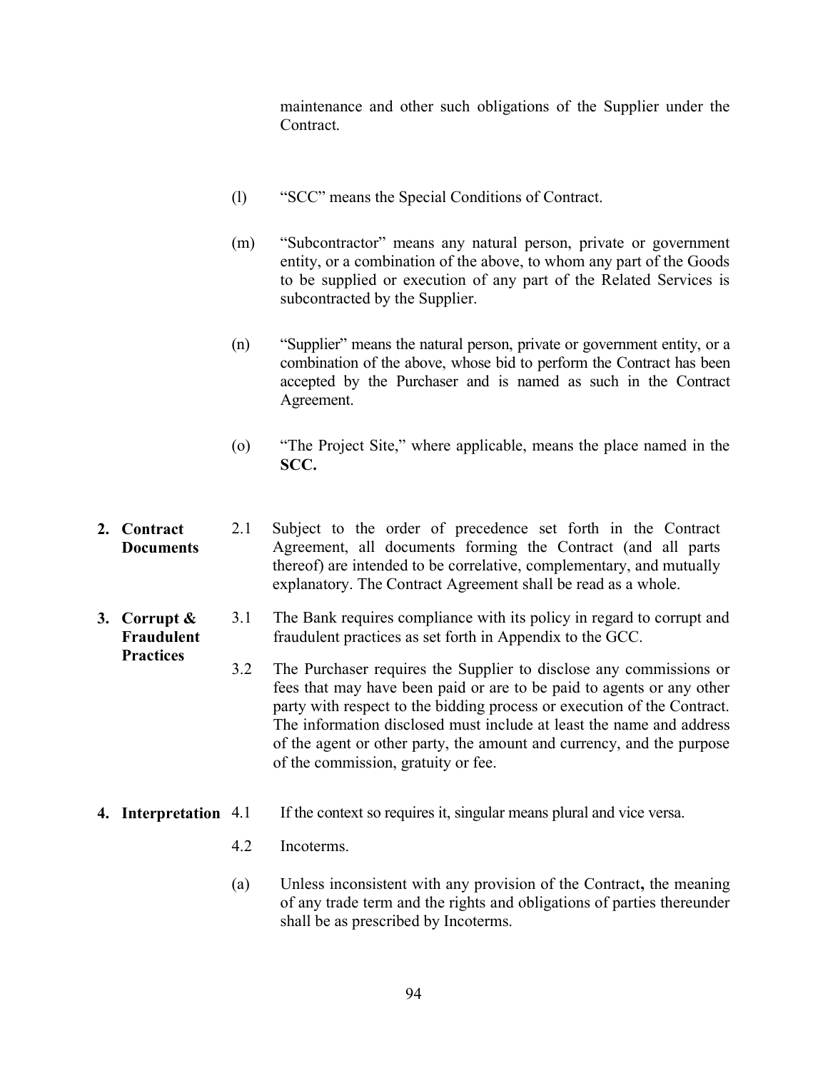maintenance and other such obligations of the Supplier under the Contract.

(l) "SCC" means the Special Conditions of Contract.

(m) "Subcontractor" means any natural person, private or government entity, or a combination of the above, to whom any part of the Goods to be supplied or execution of any part of the Related Services is subcontracted by the Supplier.

(n) "Supplier" means the natural person, private or government entity, or a combination of the above, whose bid to perform the Contract has been accepted by the Purchaser and is named as such in the Contract Agreement.

(o) "The Project Site," where applicable, means the place named in the **SCC.**

**2. Contract Documents**

2.1 Subject to the order of precedence set forth in the Contract Agreement, all documents forming the Contract (and all parts thereof) are intended to be correlative, complementary, and mutually explanatory. The Contract Agreement shall be read as a whole.

**3. Corrupt & Fraudulent Practices**

3.1 The Bank requires compliance with its policy in regard to corrupt and fraudulent practices as set forth in Appendix to the GCC.

3.2 The Purchaser requires the Supplier to disclose any commissions or fees that may have been paid or are to be paid to agents or any other party with respect to the bidding process or execution of the Contract. The information disclosed must include at least the name and address of the agent or other party, the amount and currency, and the purpose of the commission, gratuity or fee.

**4. Interpretation**

4.1 If the context so requires it, singular means plural and vice versa.

4.2 Incoterms.

(a) Unless inconsistent with any provision of the Contract**,** the meaning of any trade term and the rights and obligations of parties thereunder shall be as prescribed by Incoterms.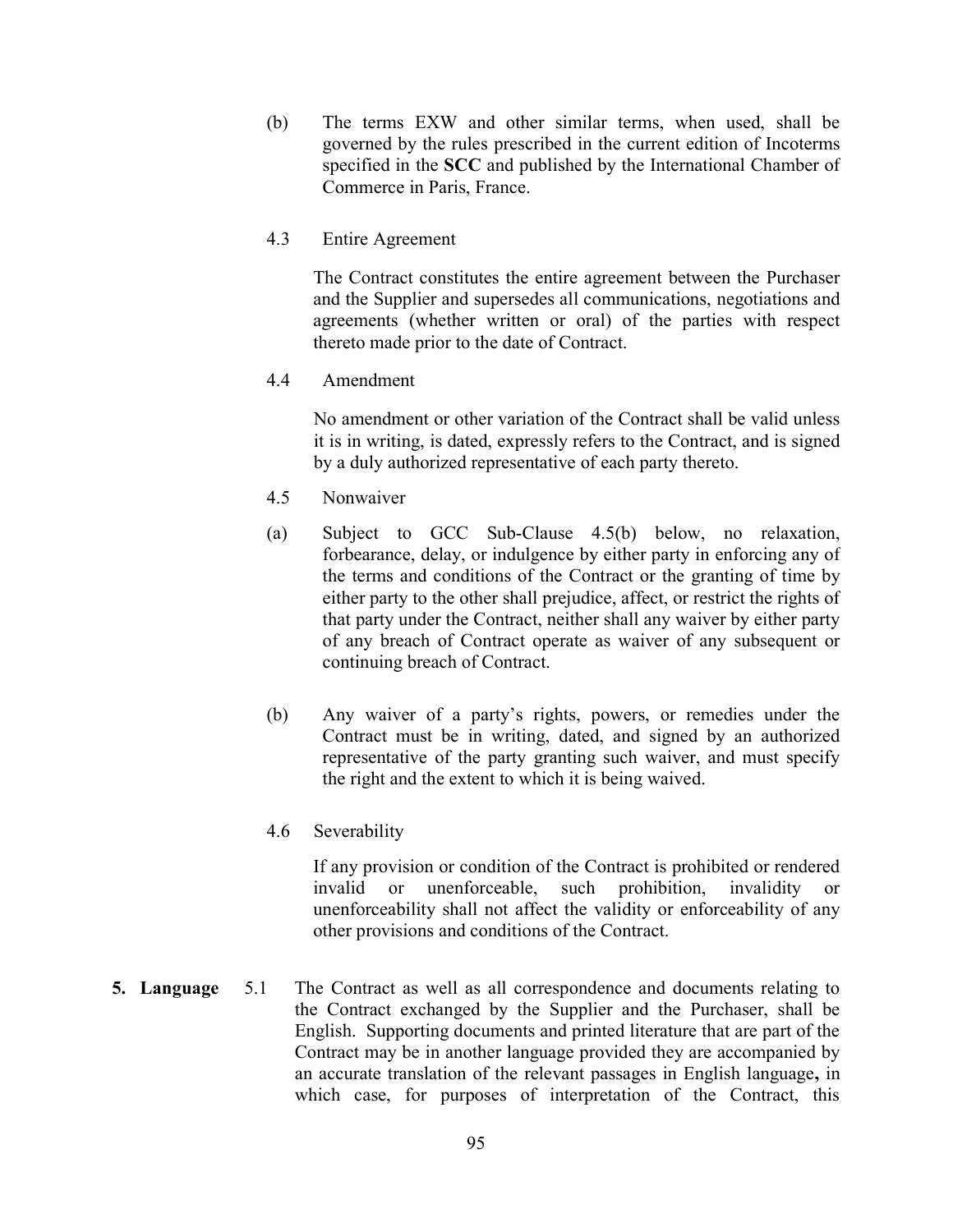(b) The terms EXW and other similar terms, when used, shall be governed by the rules prescribed in the current edition of Incoterms specified in the **SCC** and published by the International Chamber of Commerce in Paris, France.

4.3 Entire Agreement

The Contract constitutes the entire agreement between the Purchaser and the Supplier and supersedes all communications, negotiations and agreements (whether written or oral) of the parties with respect thereto made prior to the date of Contract.

4.4 Amendment

No amendment or other variation of the Contract shall be valid unless it is in writing, is dated, expressly refers to the Contract, and is signed by a duly authorized representative of each party thereto.

4.5 Nonwaiver

(a) Subject to GCC Sub-Clause 4.5(b) below, no relaxation, forbearance, delay, or indulgence by either party in enforcing any of the terms and conditions of the Contract or the granting of time by either party to the other shall prejudice, affect, or restrict the rights of that party under the Contract, neither shall any waiver by either party of any breach of Contract operate as waiver of any subsequent or continuing breach of Contract.

(b) Any waiver of a party's rights, powers, or remedies under the Contract must be in writing, dated, and signed by an authorized representative of the party granting such waiver, and must specify the right and the extent to which it is being waived.

4.6 Severability

If any provision or condition of the Contract is prohibited or rendered invalid or unenforceable, such prohibition, invalidity or unenforceability shall not affect the validity or enforceability of any other provisions and conditions of the Contract.

**5. Language**

5.1 The Contract as well as all correspondence and documents relating to the Contract exchanged by the Supplier and the Purchaser, shall be English. Supporting documents and printed literature that are part of the Contract may be in another language provided they are accompanied by an accurate translation of the relevant passages in English language**,** in which case, for purposes of interpretation of the Contract, this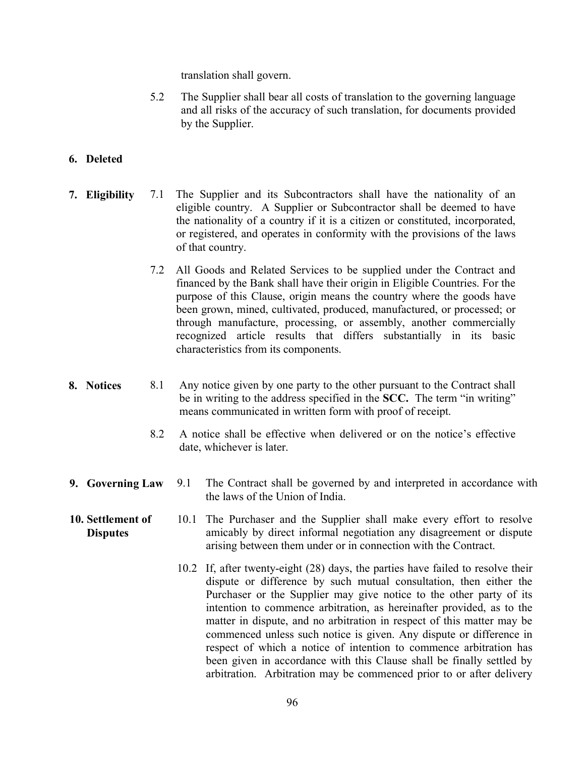translation shall govern.

5.2 The Supplier shall bear all costs of translation to the governing language and all risks of the accuracy of such translation, for documents provided by the Supplier.

**6. Deleted**

**7. Eligibility**

7.1 The Supplier and its Subcontractors shall have the nationality of an eligible country. A Supplier or Subcontractor shall be deemed to have the nationality of a country if it is a citizen or constituted, incorporated, or registered, and operates in conformity with the provisions of the laws of that country.

7.2 All Goods and Related Services to be supplied under the Contract and financed by the Bank shall have their origin in Eligible Countries. For the purpose of this Clause, origin means the country where the goods have been grown, mined, cultivated, produced, manufactured, or processed; or through manufacture, processing, or assembly, another commercially recognized article results that differs substantially in its basic characteristics from its components.

**8. Notices**

8.1 Any notice given by one party to the other pursuant to the Contract shall be in writing to the address specified in the **SCC.** The term "in writing" means communicated in written form with proof of receipt.

8.2 A notice shall be effective when delivered or on the notice's effective date, whichever is later.

**9. Governing Law**

9.1 The Contract shall be governed by and interpreted in accordance with the laws of the Union of India.

**10. Settlement of Disputes**

10.1 The Purchaser and the Supplier shall make every effort to resolve amicably by direct informal negotiation any disagreement or dispute arising between them under or in connection with the Contract.

10.2 If, after twenty-eight (28) days, the parties have failed to resolve their dispute or difference by such mutual consultation, then either the Purchaser or the Supplier may give notice to the other party of its intention to commence arbitration, as hereinafter provided, as to the matter in dispute, and no arbitration in respect of this matter may be commenced unless such notice is given. Any dispute or difference in respect of which a notice of intention to commence arbitration has been given in accordance with this Clause shall be finally settled by arbitration. Arbitration may be commenced prior to or after delivery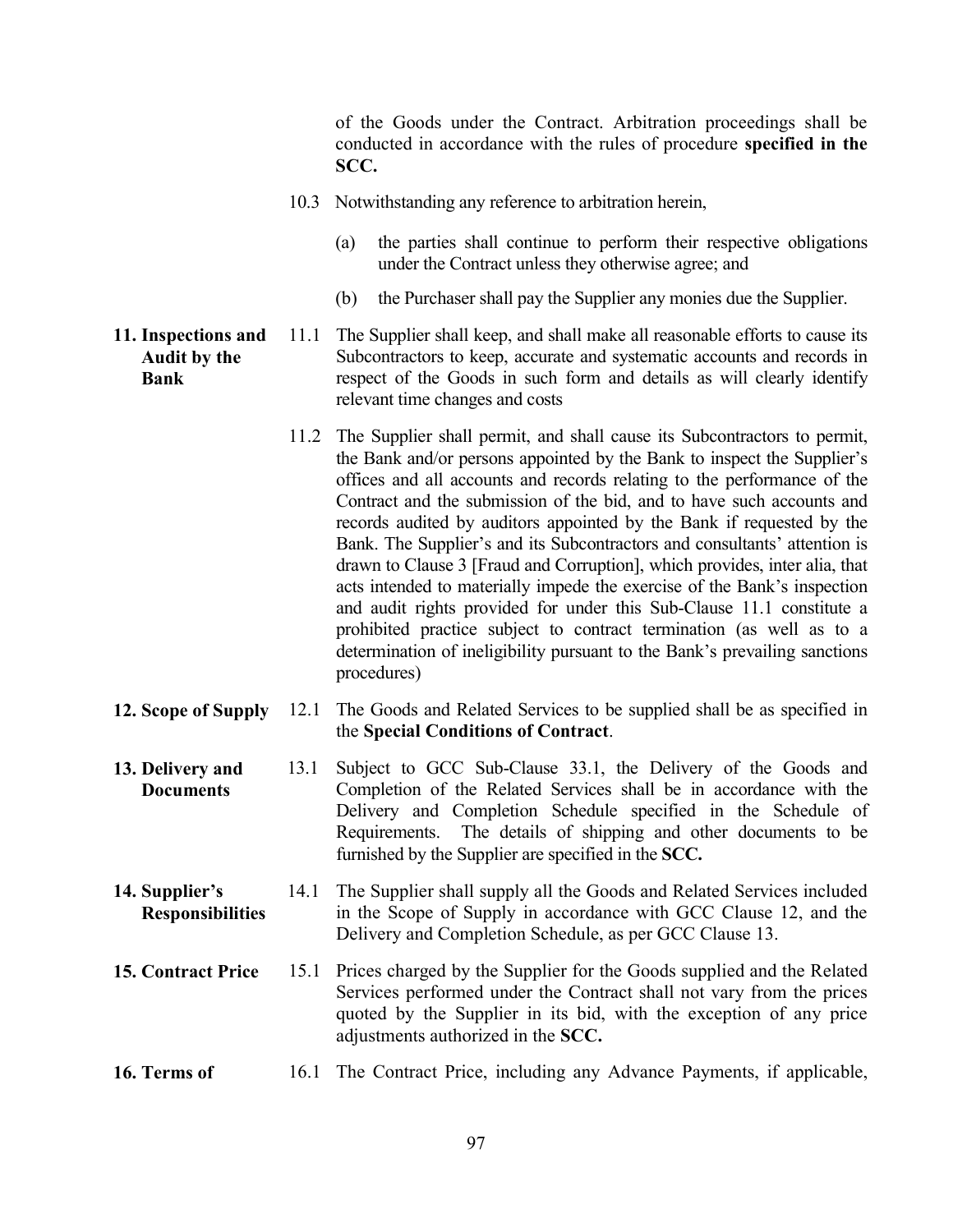of the Goods under the Contract. Arbitration proceedings shall be conducted in accordance with the rules of procedure **specified in the SCC.**

10.3 Notwithstanding any reference to arbitration herein,

(a) the parties shall continue to perform their respective obligations under the Contract unless they otherwise agree; and

(b) the Purchaser shall pay the Supplier any monies due the Supplier.

**11. Inspections and Audit by the Bank**

11.1 The Supplier shall keep, and shall make all reasonable efforts to cause its Subcontractors to keep, accurate and systematic accounts and records in respect of the Goods in such form and details as will clearly identify relevant time changes and costs

11.2 The Supplier shall permit, and shall cause its Subcontractors to permit, the Bank and/or persons appointed by the Bank to inspect the Supplier's offices and all accounts and records relating to the performance of the Contract and the submission of the bid, and to have such accounts and records audited by auditors appointed by the Bank if requested by the Bank. The Supplier's and its Subcontractors and consultants' attention is drawn to Clause 3 [Fraud and Corruption], which provides, inter alia, that acts intended to materially impede the exercise of the Bank's inspection and audit rights provided for under this Sub-Clause 11.1 constitute a prohibited practice subject to contract termination (as well as to a determination of ineligibility pursuant to the Bank's prevailing sanctions procedures)

**12. Scope of Supply**

12.1 The Goods and Related Services to be supplied shall be as specified in the **Special Conditions of Contract**.

**13. Delivery and Documents**

13.1 Subject to GCC Sub-Clause 33.1, the Delivery of the Goods and Completion of the Related Services shall be in accordance with the Delivery and Completion Schedule specified in the Schedule of Requirements. The details of shipping and other documents to be furnished by the Supplier are specified in the **SCC.**

**14. Supplier's Responsibilities**

14.1 The Supplier shall supply all the Goods and Related Services included in the Scope of Supply in accordance with GCC Clause 12, and the Delivery and Completion Schedule, as per GCC Clause 13.

**15. Contract Price**

15.1 Prices charged by the Supplier for the Goods supplied and the Related Services performed under the Contract shall not vary from the prices quoted by the Supplier in its bid, with the exception of any price adjustments authorized in the **SCC.**

**16. Terms of**

16.1 The Contract Price, including any Advance Payments, if applicable,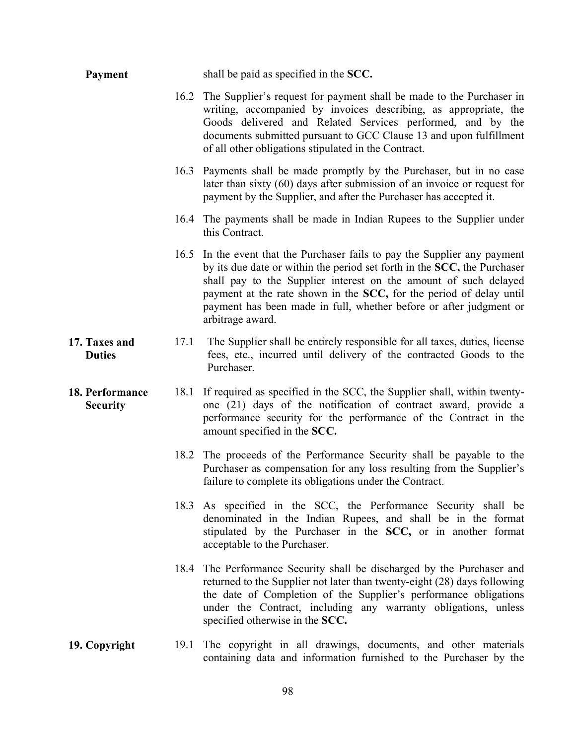**Payment** shall be paid as specified in the **SCC.**

16.2 The Supplier's request for payment shall be made to the Purchaser in writing, accompanied by invoices describing, as appropriate, the Goods delivered and Related Services performed, and by the documents submitted pursuant to GCC Clause 13 and upon fulfillment of all other obligations stipulated in the Contract.

16.3 Payments shall be made promptly by the Purchaser, but in no case later than sixty (60) days after submission of an invoice or request for payment by the Supplier, and after the Purchaser has accepted it.

16.4 The payments shall be made in Indian Rupees to the Supplier under this Contract.

16.5 In the event that the Purchaser fails to pay the Supplier any payment by its due date or within the period set forth in the **SCC,** the Purchaser shall pay to the Supplier interest on the amount of such delayed payment at the rate shown in the **SCC,** for the period of delay until payment has been made in full, whether before or after judgment or arbitrage award.

**17. Taxes and Duties**

17.1 The Supplier shall be entirely responsible for all taxes, duties, license fees, etc., incurred until delivery of the contracted Goods to the Purchaser.

**18. Performance Security**

18.1 If required as specified in the SCC, the Supplier shall, within twenty-one (21) days of the notification of contract award, provide a performance security for the performance of the Contract in the amount specified in the **SCC.**

18.2 The proceeds of the Performance Security shall be payable to the Purchaser as compensation for any loss resulting from the Supplier's failure to complete its obligations under the Contract.

18.3 As specified in the SCC, the Performance Security shall be denominated in the Indian Rupees, and shall be in the format stipulated by the Purchaser in the **SCC,** or in another format acceptable to the Purchaser.

18.4 The Performance Security shall be discharged by the Purchaser and returned to the Supplier not later than twenty-eight (28) days following the date of Completion of the Supplier's performance obligations under the Contract, including any warranty obligations, unless specified otherwise in the **SCC.**

**19. Copyright**

19.1 The copyright in all drawings, documents, and other materials containing data and information furnished to the Purchaser by the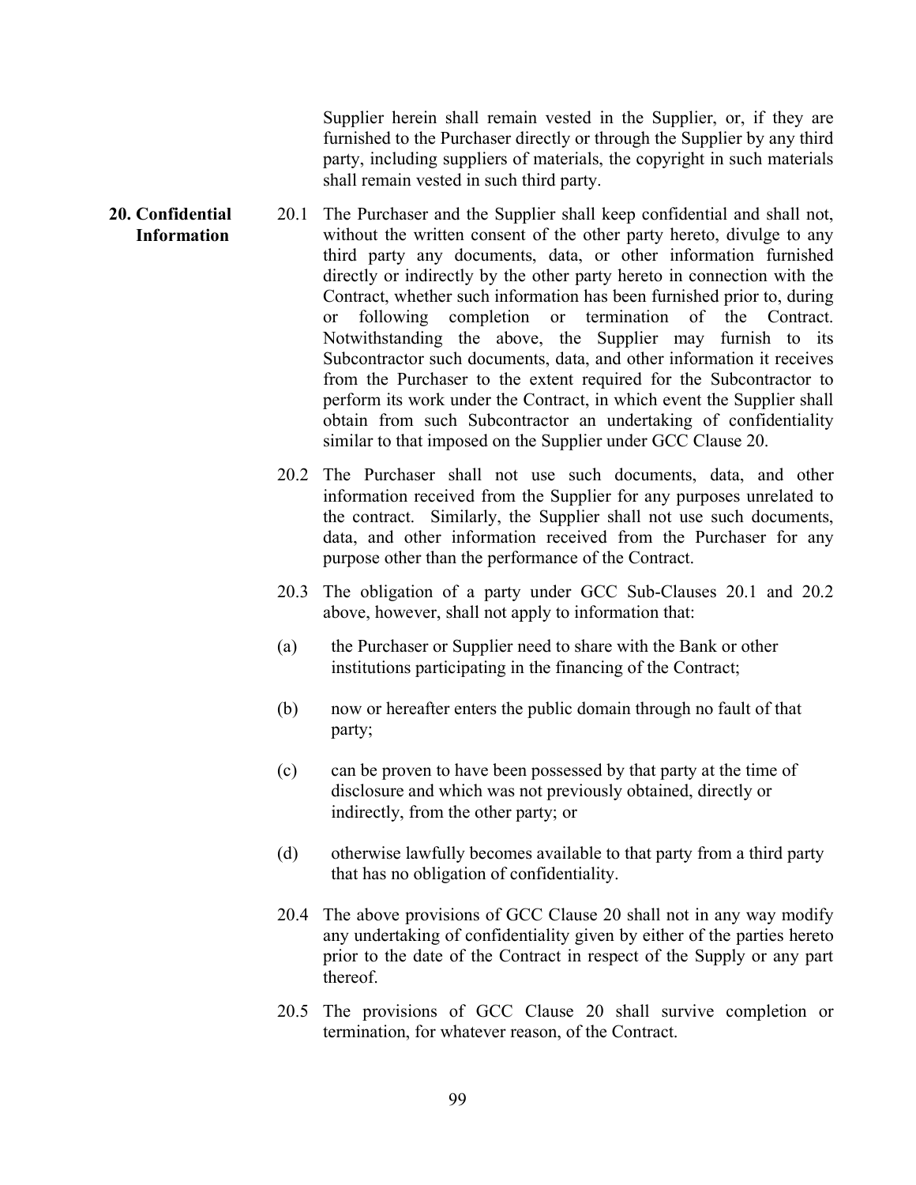Supplier herein shall remain vested in the Supplier, or, if they are furnished to the Purchaser directly or through the Supplier by any third party, including suppliers of materials, the copyright in such materials shall remain vested in such third party.

**20. Confidential Information**

20.1 The Purchaser and the Supplier shall keep confidential and shall not, without the written consent of the other party hereto, divulge to any third party any documents, data, or other information furnished directly or indirectly by the other party hereto in connection with the Contract, whether such information has been furnished prior to, during or following completion or termination of the Contract. Notwithstanding the above, the Supplier may furnish to its Subcontractor such documents, data, and other information it receives from the Purchaser to the extent required for the Subcontractor to perform its work under the Contract, in which event the Supplier shall obtain from such Subcontractor an undertaking of confidentiality similar to that imposed on the Supplier under GCC Clause 20.

20.2 The Purchaser shall not use such documents, data, and other information received from the Supplier for any purposes unrelated to the contract. Similarly, the Supplier shall not use such documents, data, and other information received from the Purchaser for any purpose other than the performance of the Contract.

20.3 The obligation of a party under GCC Sub-Clauses 20.1 and 20.2 above, however, shall not apply to information that:

(a) the Purchaser or Supplier need to share with the Bank or other institutions participating in the financing of the Contract;

(b) now or hereafter enters the public domain through no fault of that party;

(c) can be proven to have been possessed by that party at the time of disclosure and which was not previously obtained, directly or indirectly, from the other party; or

(d) otherwise lawfully becomes available to that party from a third party that has no obligation of confidentiality.

20.4 The above provisions of GCC Clause 20 shall not in any way modify any undertaking of confidentiality given by either of the parties hereto prior to the date of the Contract in respect of the Supply or any part thereof.

20.5 The provisions of GCC Clause 20 shall survive completion or termination, for whatever reason, of the Contract.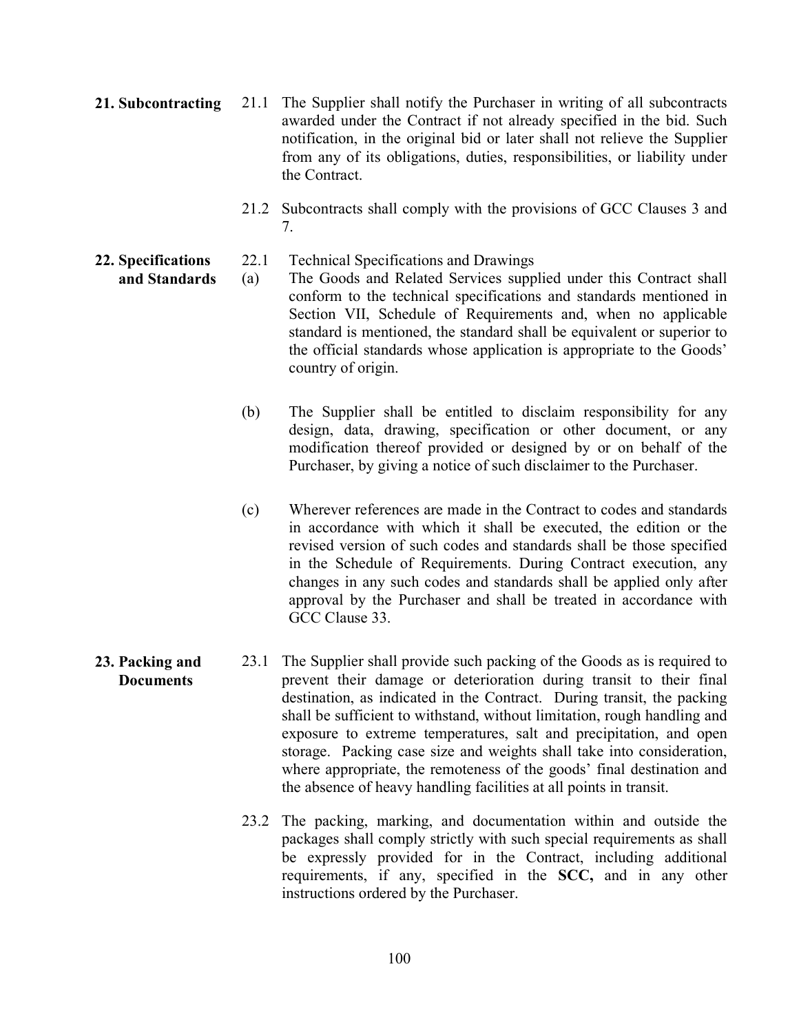**21. Subcontracting**

21.1 The Supplier shall notify the Purchaser in writing of all subcontracts awarded under the Contract if not already specified in the bid. Such notification, in the original bid or later shall not relieve the Supplier from any of its obligations, duties, responsibilities, or liability under the Contract.

21.2 Subcontracts shall comply with the provisions of GCC Clauses 3 and 7.

**22. Specifications and Standards**

22.1 Technical Specifications and Drawings

(a) The Goods and Related Services supplied under this Contract shall conform to the technical specifications and standards mentioned in Section VII, Schedule of Requirements and, when no applicable standard is mentioned, the standard shall be equivalent or superior to the official standards whose application is appropriate to the Goods' country of origin.

(b) The Supplier shall be entitled to disclaim responsibility for any design, data, drawing, specification or other document, or any modification thereof provided or designed by or on behalf of the Purchaser, by giving a notice of such disclaimer to the Purchaser.

(c) Wherever references are made in the Contract to codes and standards in accordance with which it shall be executed, the edition or the revised version of such codes and standards shall be those specified in the Schedule of Requirements. During Contract execution, any changes in any such codes and standards shall be applied only after approval by the Purchaser and shall be treated in accordance with GCC Clause 33.

**23. Packing and Documents**

23.1 The Supplier shall provide such packing of the Goods as is required to prevent their damage or deterioration during transit to their final destination, as indicated in the Contract. During transit, the packing shall be sufficient to withstand, without limitation, rough handling and exposure to extreme temperatures, salt and precipitation, and open storage. Packing case size and weights shall take into consideration, where appropriate, the remoteness of the goods' final destination and the absence of heavy handling facilities at all points in transit.

23.2 The packing, marking, and documentation within and outside the packages shall comply strictly with such special requirements as shall be expressly provided for in the Contract, including additional requirements, if any, specified in the **SCC,** and in any other instructions ordered by the Purchaser.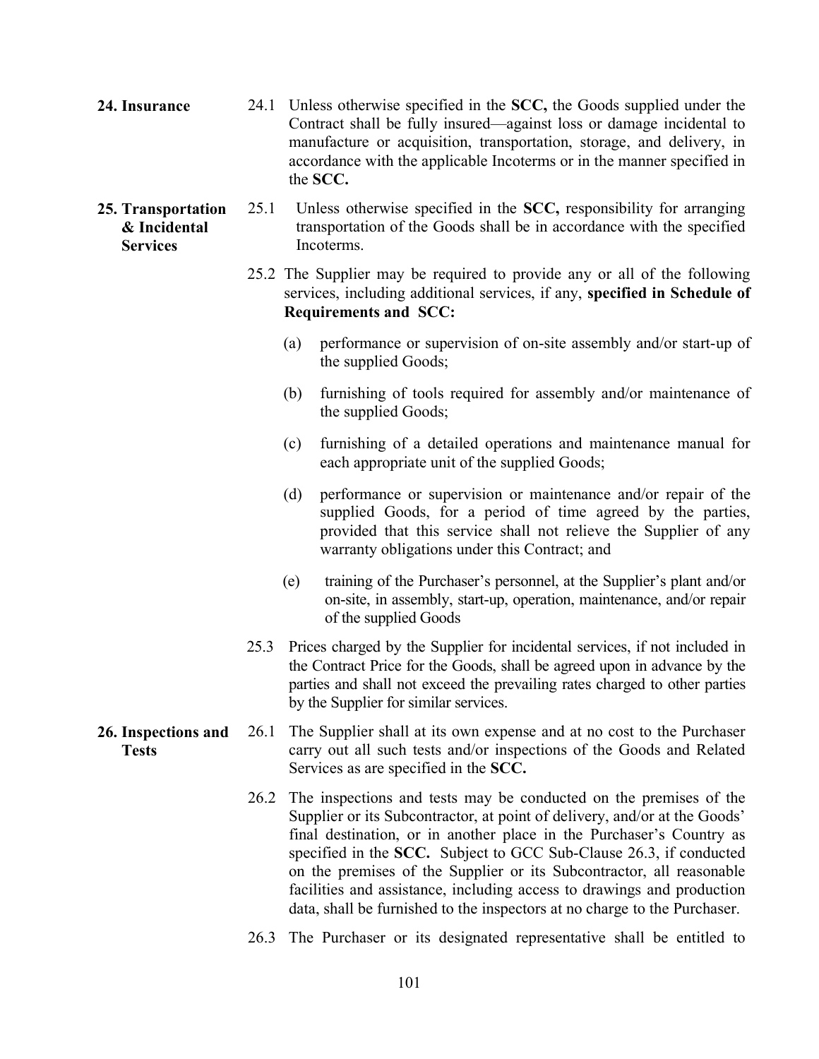**24. Insurance**

24.1 Unless otherwise specified in the **SCC,** the Goods supplied under the Contract shall be fully insured—against loss or damage incidental to manufacture or acquisition, transportation, storage, and delivery, in accordance with the applicable Incoterms or in the manner specified in the **SCC.**

**25. Transportation & Incidental Services**

25.1 Unless otherwise specified in the **SCC,** responsibility for arranging transportation of the Goods shall be in accordance with the specified Incoterms.

25.2 The Supplier may be required to provide any or all of the following services, including additional services, if any, **specified in Schedule of Requirements and SCC:**

(a) performance or supervision of on-site assembly and/or start-up of the supplied Goods;

(b) furnishing of tools required for assembly and/or maintenance of the supplied Goods;

(c) furnishing of a detailed operations and maintenance manual for each appropriate unit of the supplied Goods;

(d) performance or supervision or maintenance and/or repair of the supplied Goods, for a period of time agreed by the parties, provided that this service shall not relieve the Supplier of any warranty obligations under this Contract; and

(e) training of the Purchaser's personnel, at the Supplier's plant and/or on-site, in assembly, start-up, operation, maintenance, and/or repair of the supplied Goods

25.3 Prices charged by the Supplier for incidental services, if not included in the Contract Price for the Goods, shall be agreed upon in advance by the parties and shall not exceed the prevailing rates charged to other parties by the Supplier for similar services.

**26. Inspections and Tests**

26.1 The Supplier shall at its own expense and at no cost to the Purchaser carry out all such tests and/or inspections of the Goods and Related Services as are specified in the **SCC.**

26.2 The inspections and tests may be conducted on the premises of the Supplier or its Subcontractor, at point of delivery, and/or at the Goods' final destination, or in another place in the Purchaser's Country as specified in the **SCC.** Subject to GCC Sub-Clause 26.3, if conducted on the premises of the Supplier or its Subcontractor, all reasonable facilities and assistance, including access to drawings and production data, shall be furnished to the inspectors at no charge to the Purchaser.

26.3 The Purchaser or its designated representative shall be entitled to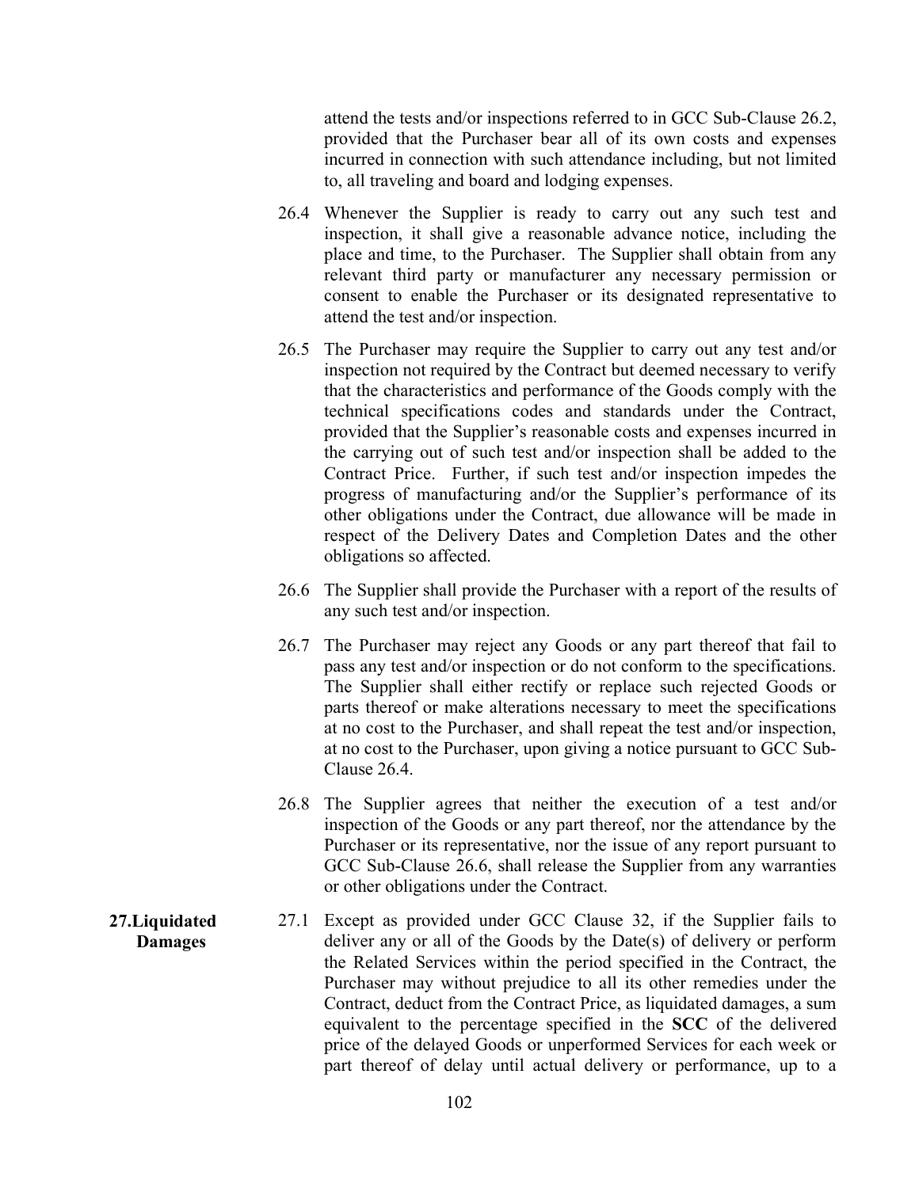attend the tests and/or inspections referred to in GCC Sub-Clause 26.2, provided that the Purchaser bear all of its own costs and expenses incurred in connection with such attendance including, but not limited to, all traveling and board and lodging expenses.

26.4 Whenever the Supplier is ready to carry out any such test and inspection, it shall give a reasonable advance notice, including the place and time, to the Purchaser. The Supplier shall obtain from any relevant third party or manufacturer any necessary permission or consent to enable the Purchaser or its designated representative to attend the test and/or inspection.

26.5 The Purchaser may require the Supplier to carry out any test and/or inspection not required by the Contract but deemed necessary to verify that the characteristics and performance of the Goods comply with the technical specifications codes and standards under the Contract, provided that the Supplier's reasonable costs and expenses incurred in the carrying out of such test and/or inspection shall be added to the Contract Price. Further, if such test and/or inspection impedes the progress of manufacturing and/or the Supplier's performance of its other obligations under the Contract, due allowance will be made in respect of the Delivery Dates and Completion Dates and the other obligations so affected.

26.6 The Supplier shall provide the Purchaser with a report of the results of any such test and/or inspection.

26.7 The Purchaser may reject any Goods or any part thereof that fail to pass any test and/or inspection or do not conform to the specifications. The Supplier shall either rectify or replace such rejected Goods or parts thereof or make alterations necessary to meet the specifications at no cost to the Purchaser, and shall repeat the test and/or inspection, at no cost to the Purchaser, upon giving a notice pursuant to GCC Sub-Clause 26.4.

26.8 The Supplier agrees that neither the execution of a test and/or inspection of the Goods or any part thereof, nor the attendance by the Purchaser or its representative, nor the issue of any report pursuant to GCC Sub-Clause 26.6, shall release the Supplier from any warranties or other obligations under the Contract.

**27. Liquidated Damages**

27.1 Except as provided under GCC Clause 32, if the Supplier fails to deliver any or all of the Goods by the Date(s) of delivery or perform the Related Services within the period specified in the Contract, the Purchaser may without prejudice to all its other remedies under the Contract, deduct from the Contract Price, as liquidated damages, a sum equivalent to the percentage specified in the **SCC** of the delivered price of the delayed Goods or unperformed Services for each week or part thereof of delay until actual delivery or performance, up to a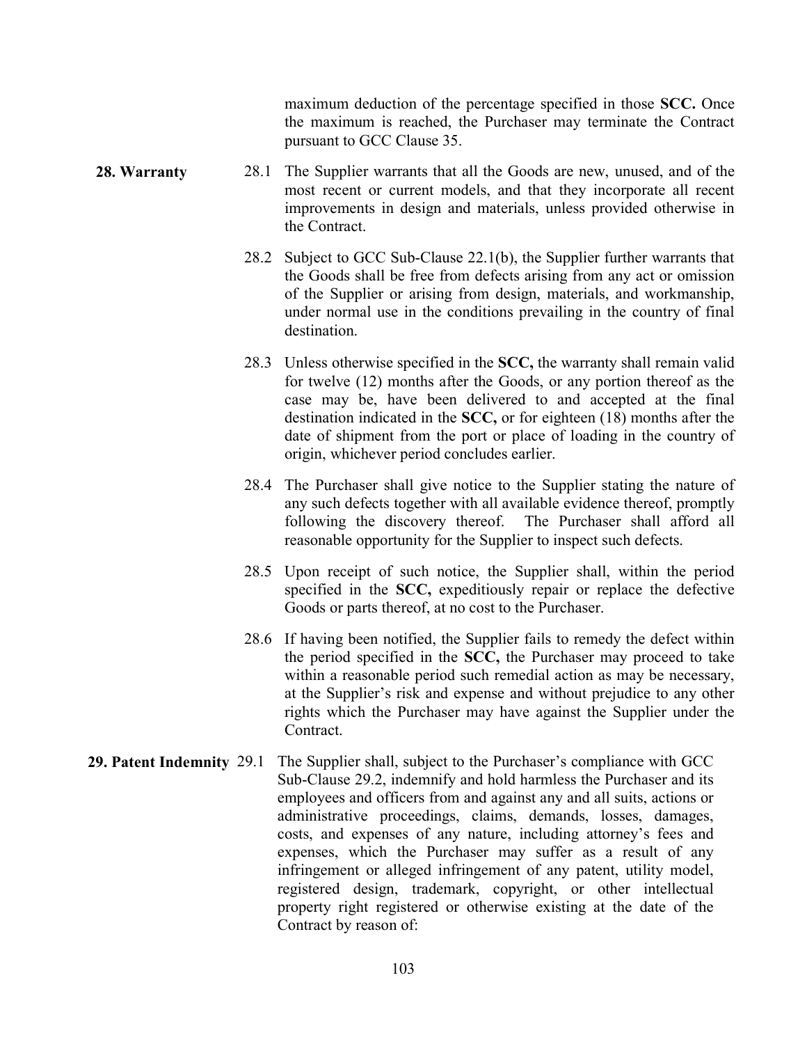maximum deduction of the percentage specified in those **SCC.** Once the maximum is reached, the Purchaser may terminate the Contract pursuant to GCC Clause 35.

**28. Warranty**

28.1 The Supplier warrants that all the Goods are new, unused, and of the most recent or current models, and that they incorporate all recent improvements in design and materials, unless provided otherwise in the Contract.

28.2 Subject to GCC Sub-Clause 22.1(b), the Supplier further warrants that the Goods shall be free from defects arising from any act or omission of the Supplier or arising from design, materials, and workmanship, under normal use in the conditions prevailing in the country of final destination.

28.3 Unless otherwise specified in the **SCC,** the warranty shall remain valid for twelve (12) months after the Goods, or any portion thereof as the case may be, have been delivered to and accepted at the final destination indicated in the **SCC,** or for eighteen (18) months after the date of shipment from the port or place of loading in the country of origin, whichever period concludes earlier.

28.4 The Purchaser shall give notice to the Supplier stating the nature of any such defects together with all available evidence thereof, promptly following the discovery thereof. The Purchaser shall afford all reasonable opportunity for the Supplier to inspect such defects.

28.5 Upon receipt of such notice, the Supplier shall, within the period specified in the **SCC,** expeditiously repair or replace the defective Goods or parts thereof, at no cost to the Purchaser.

28.6 If having been notified, the Supplier fails to remedy the defect within the period specified in the **SCC,** the Purchaser may proceed to take within a reasonable period such remedial action as may be necessary, at the Supplier's risk and expense and without prejudice to any other rights which the Purchaser may have against the Supplier under the Contract.

**29. Patent Indemnity**

29.1 The Supplier shall, subject to the Purchaser's compliance with GCC Sub-Clause 29.2, indemnify and hold harmless the Purchaser and its employees and officers from and against any and all suits, actions or administrative proceedings, claims, demands, losses, damages, costs, and expenses of any nature, including attorney's fees and expenses, which the Purchaser may suffer as a result of any infringement or alleged infringement of any patent, utility model, registered design, trademark, copyright, or other intellectual property right registered or otherwise existing at the date of the Contract by reason of: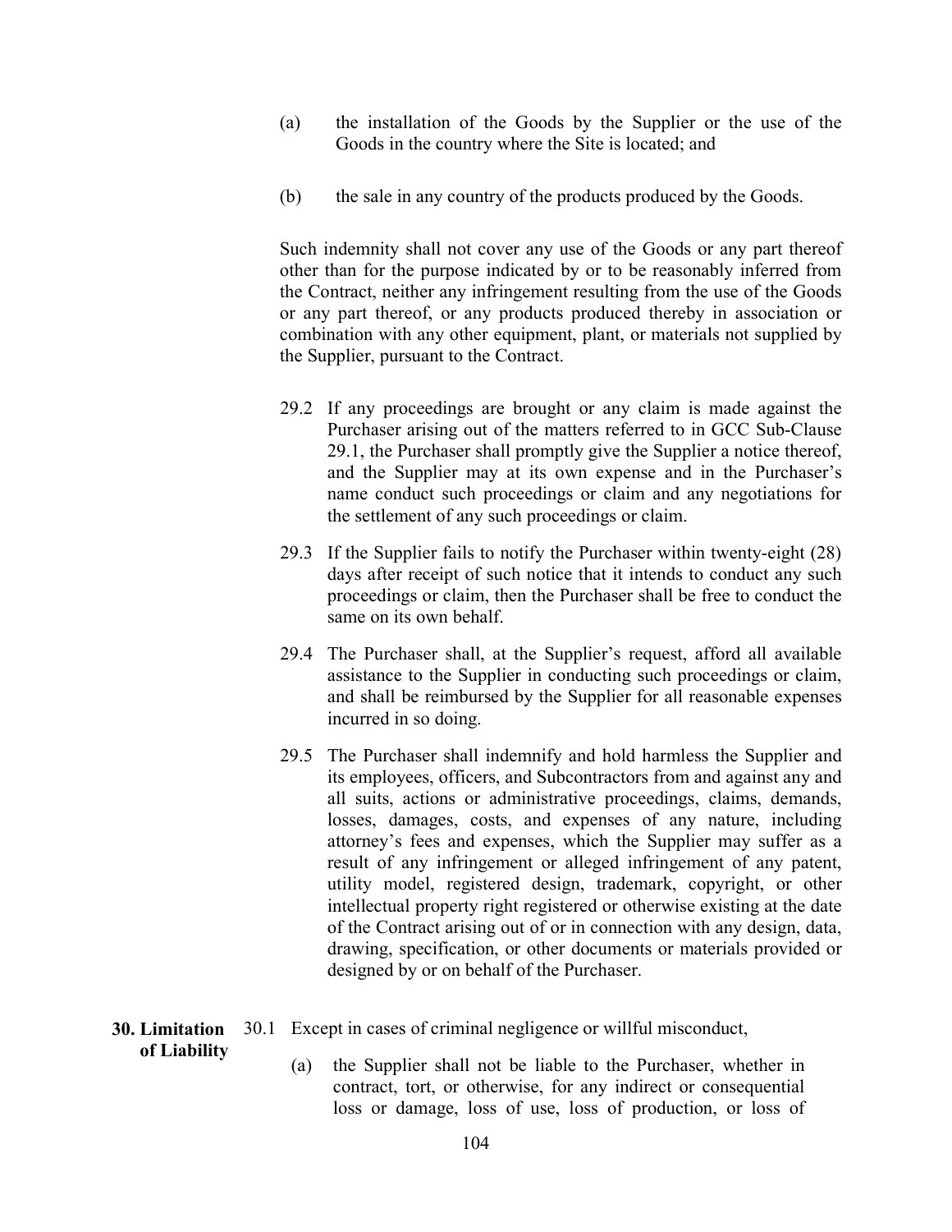(a) the installation of the Goods by the Supplier or the use of the Goods in the country where the Site is located; and

(b) the sale in any country of the products produced by the Goods.

Such indemnity shall not cover any use of the Goods or any part thereof other than for the purpose indicated by or to be reasonably inferred from the Contract, neither any infringement resulting from the use of the Goods or any part thereof, or any products produced thereby in association or combination with any other equipment, plant, or materials not supplied by the Supplier, pursuant to the Contract.

29.2 If any proceedings are brought or any claim is made against the Purchaser arising out of the matters referred to in GCC Sub-Clause 29.1, the Purchaser shall promptly give the Supplier a notice thereof, and the Supplier may at its own expense and in the Purchaser's name conduct such proceedings or claim and any negotiations for the settlement of any such proceedings or claim.

29.3 If the Supplier fails to notify the Purchaser within twenty-eight (28) days after receipt of such notice that it intends to conduct any such proceedings or claim, then the Purchaser shall be free to conduct the same on its own behalf.

29.4 The Purchaser shall, at the Supplier's request, afford all available assistance to the Supplier in conducting such proceedings or claim, and shall be reimbursed by the Supplier for all reasonable expenses incurred in so doing.

29.5 The Purchaser shall indemnify and hold harmless the Supplier and its employees, officers, and Subcontractors from and against any and all suits, actions or administrative proceedings, claims, demands, losses, damages, costs, and expenses of any nature, including attorney's fees and expenses, which the Supplier may suffer as a result of any infringement or alleged infringement of any patent, utility model, registered design, trademark, copyright, or other intellectual property right registered or otherwise existing at the date of the Contract arising out of or in connection with any design, data, drawing, specification, or other documents or materials provided or designed by or on behalf of the Purchaser.

**30. Limitation of Liability**

30.1 Except in cases of criminal negligence or willful misconduct,

(a) the Supplier shall not be liable to the Purchaser, whether in contract, tort, or otherwise, for any indirect or consequential loss or damage, loss of use, loss of production, or loss of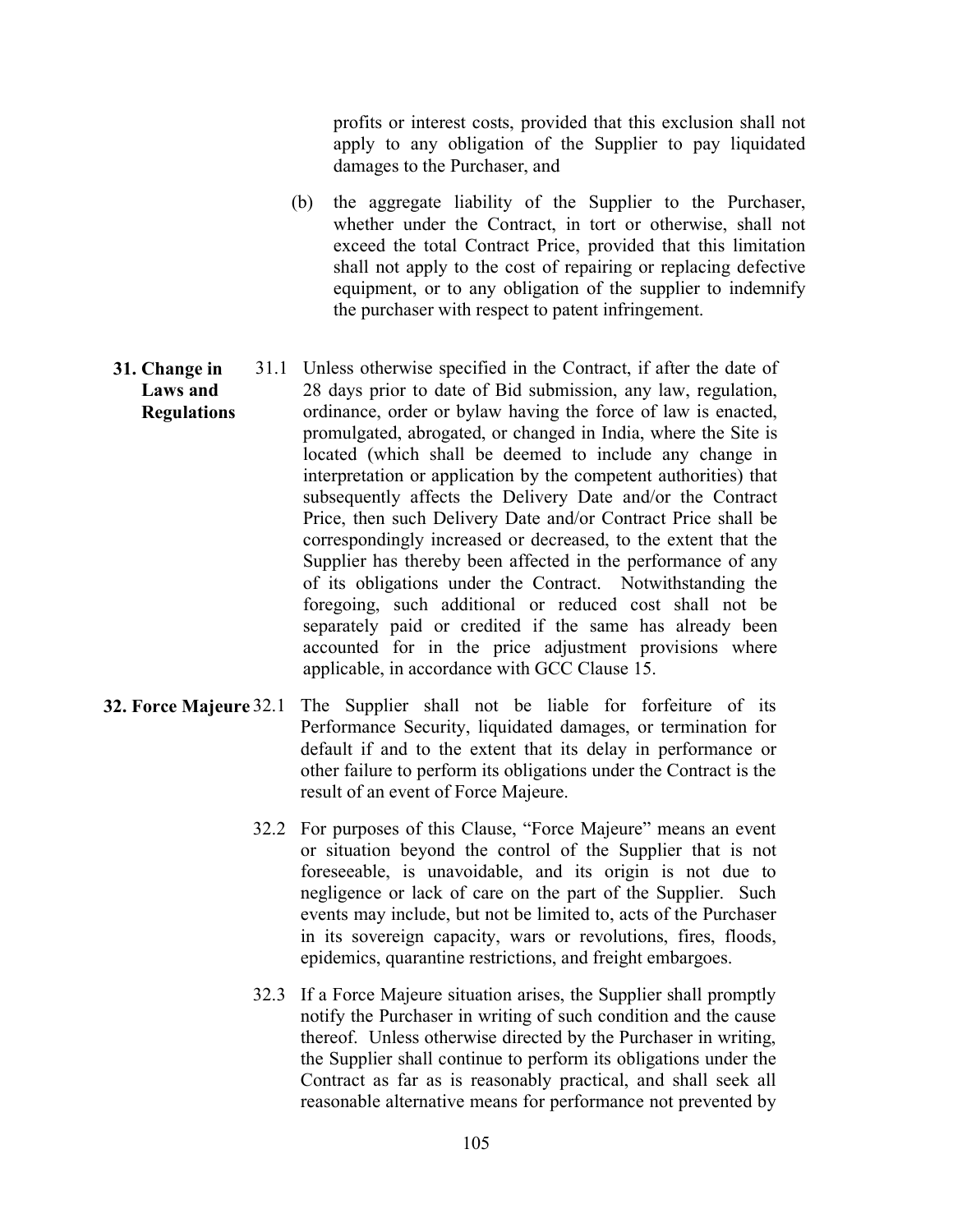profits or interest costs, provided that this exclusion shall not apply to any obligation of the Supplier to pay liquidated damages to the Purchaser, and

(b) the aggregate liability of the Supplier to the Purchaser, whether under the Contract, in tort or otherwise, shall not exceed the total Contract Price, provided that this limitation shall not apply to the cost of repairing or replacing defective equipment, or to any obligation of the supplier to indemnify the purchaser with respect to patent infringement.

**31. Change in Laws and Regulations**

31.1 Unless otherwise specified in the Contract, if after the date of 28 days prior to date of Bid submission, any law, regulation, ordinance, order or bylaw having the force of law is enacted, promulgated, abrogated, or changed in India, where the Site is located (which shall be deemed to include any change in interpretation or application by the competent authorities) that subsequently affects the Delivery Date and/or the Contract Price, then such Delivery Date and/or Contract Price shall be correspondingly increased or decreased, to the extent that the Supplier has thereby been affected in the performance of any of its obligations under the Contract. Notwithstanding the foregoing, such additional or reduced cost shall not be separately paid or credited if the same has already been accounted for in the price adjustment provisions where applicable, in accordance with GCC Clause 15.

**32. Force Majeure**

32.1 The Supplier shall not be liable for forfeiture of its Performance Security, liquidated damages, or termination for default if and to the extent that its delay in performance or other failure to perform its obligations under the Contract is the result of an event of Force Majeure.

32.2 For purposes of this Clause, "Force Majeure" means an event or situation beyond the control of the Supplier that is not foreseeable, is unavoidable, and its origin is not due to negligence or lack of care on the part of the Supplier. Such events may include, but not be limited to, acts of the Purchaser in its sovereign capacity, wars or revolutions, fires, floods, epidemics, quarantine restrictions, and freight embargoes.

32.3 If a Force Majeure situation arises, the Supplier shall promptly notify the Purchaser in writing of such condition and the cause thereof. Unless otherwise directed by the Purchaser in writing, the Supplier shall continue to perform its obligations under the Contract as far as is reasonably practical, and shall seek all reasonable alternative means for performance not prevented by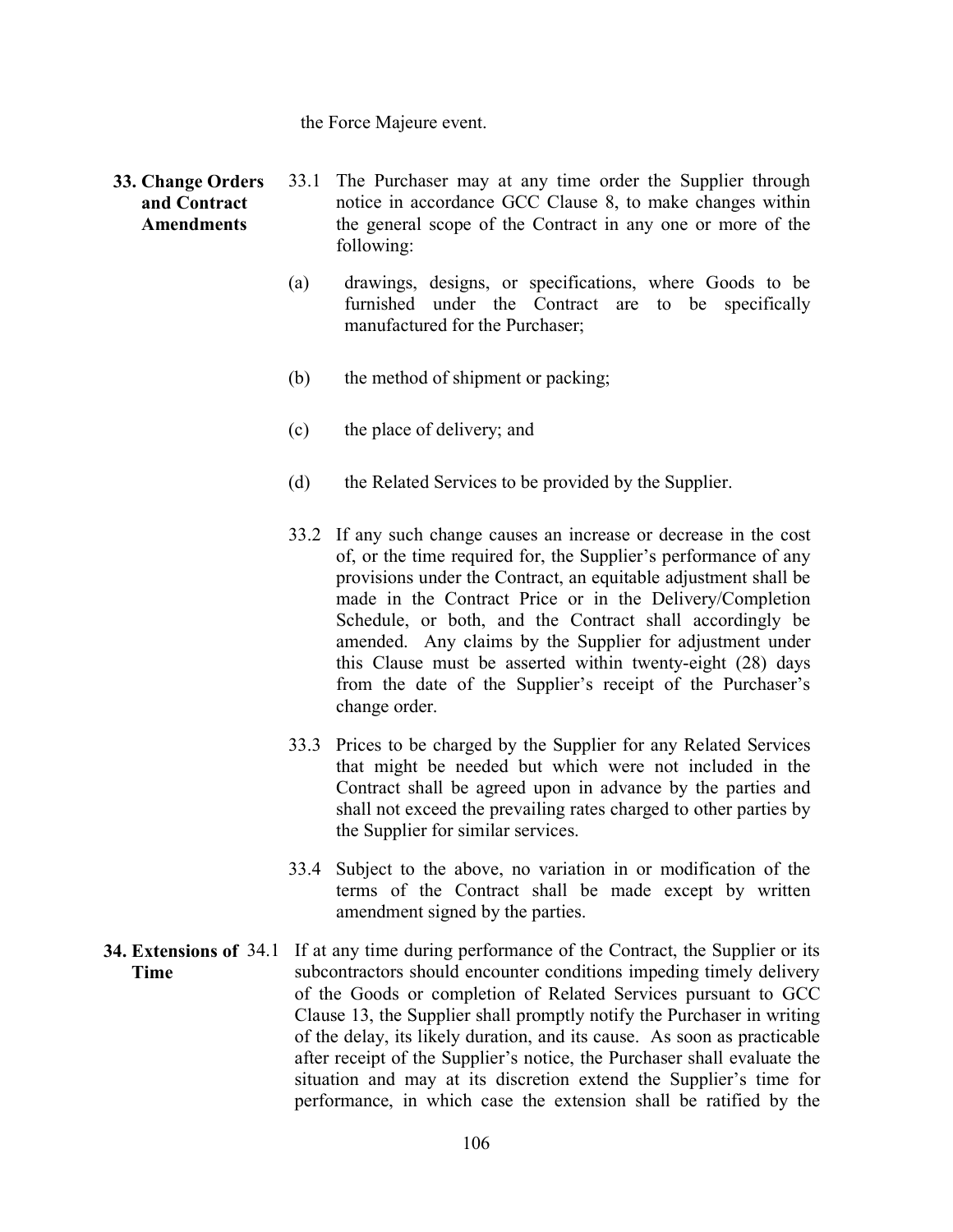the Force Majeure event.

**33. Change Orders and Contract Amendments**

33.1 The Purchaser may at any time order the Supplier through notice in accordance GCC Clause 8, to make changes within the general scope of the Contract in any one or more of the following:

(a) drawings, designs, or specifications, where Goods to be furnished under the Contract are to be specifically manufactured for the Purchaser;

(b) the method of shipment or packing;

(c) the place of delivery; and

(d) the Related Services to be provided by the Supplier.

33.2 If any such change causes an increase or decrease in the cost of, or the time required for, the Supplier's performance of any provisions under the Contract, an equitable adjustment shall be made in the Contract Price or in the Delivery/Completion Schedule, or both, and the Contract shall accordingly be amended. Any claims by the Supplier for adjustment under this Clause must be asserted within twenty-eight (28) days from the date of the Supplier's receipt of the Purchaser's change order.

33.3 Prices to be charged by the Supplier for any Related Services that might be needed but which were not included in the Contract shall be agreed upon in advance by the parties and shall not exceed the prevailing rates charged to other parties by the Supplier for similar services.

33.4 Subject to the above, no variation in or modification of the terms of the Contract shall be made except by written amendment signed by the parties.

**34. Extensions of Time**

34.1 If at any time during performance of the Contract, the Supplier or its subcontractors should encounter conditions impeding timely delivery of the Goods or completion of Related Services pursuant to GCC Clause 13, the Supplier shall promptly notify the Purchaser in writing of the delay, its likely duration, and its cause. As soon as practicable after receipt of the Supplier's notice, the Purchaser shall evaluate the situation and may at its discretion extend the Supplier's time for performance, in which case the extension shall be ratified by the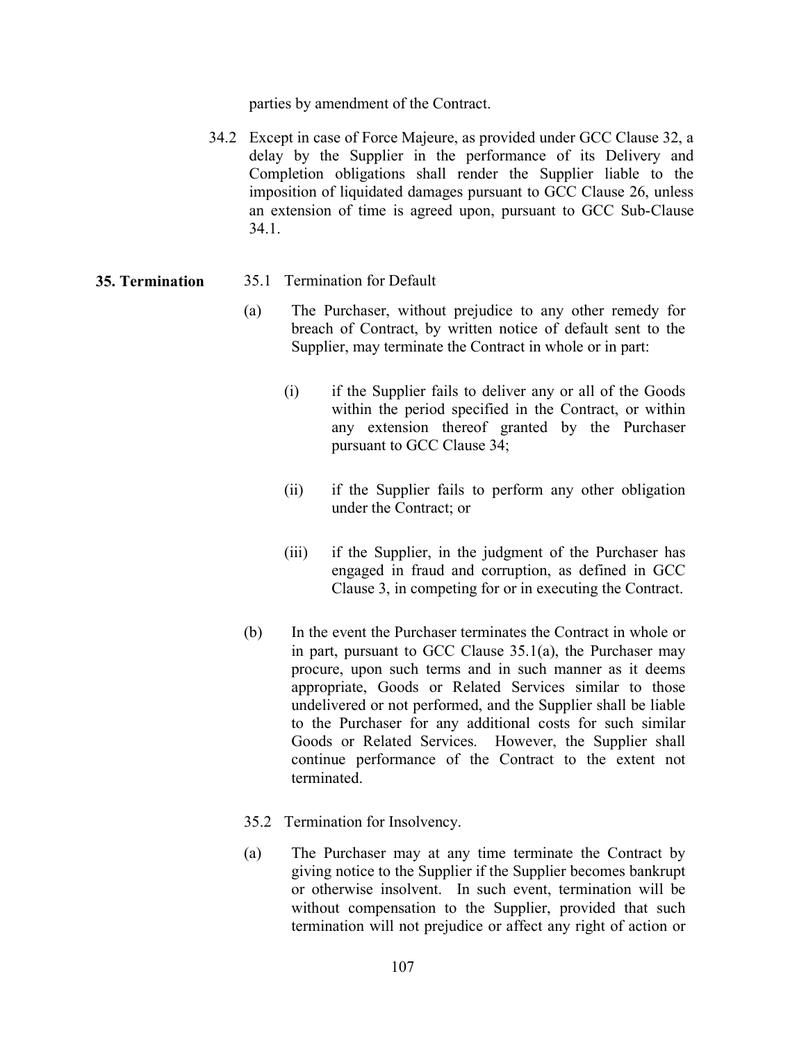parties by amendment of the Contract.

34.2 Except in case of Force Majeure, as provided under GCC Clause 32, a delay by the Supplier in the performance of its Delivery and Completion obligations shall render the Supplier liable to the imposition of liquidated damages pursuant to GCC Clause 26, unless an extension of time is agreed upon, pursuant to GCC Sub-Clause 34.1.

**35. Termination**

35.1 Termination for Default

(a) The Purchaser, without prejudice to any other remedy for breach of Contract, by written notice of default sent to the Supplier, may terminate the Contract in whole or in part:

(i) if the Supplier fails to deliver any or all of the Goods within the period specified in the Contract, or within any extension thereof granted by the Purchaser pursuant to GCC Clause 34;

(ii) if the Supplier fails to perform any other obligation under the Contract; or

(iii) if the Supplier, in the judgment of the Purchaser has engaged in fraud and corruption, as defined in GCC Clause 3, in competing for or in executing the Contract.

(b) In the event the Purchaser terminates the Contract in whole or in part, pursuant to GCC Clause 35.1(a), the Purchaser may procure, upon such terms and in such manner as it deems appropriate, Goods or Related Services similar to those undelivered or not performed, and the Supplier shall be liable to the Purchaser for any additional costs for such similar Goods or Related Services. However, the Supplier shall continue performance of the Contract to the extent not terminated.

35.2 Termination for Insolvency.

(a) The Purchaser may at any time terminate the Contract by giving notice to the Supplier if the Supplier becomes bankrupt or otherwise insolvent. In such event, termination will be without compensation to the Supplier, provided that such termination will not prejudice or affect any right of action or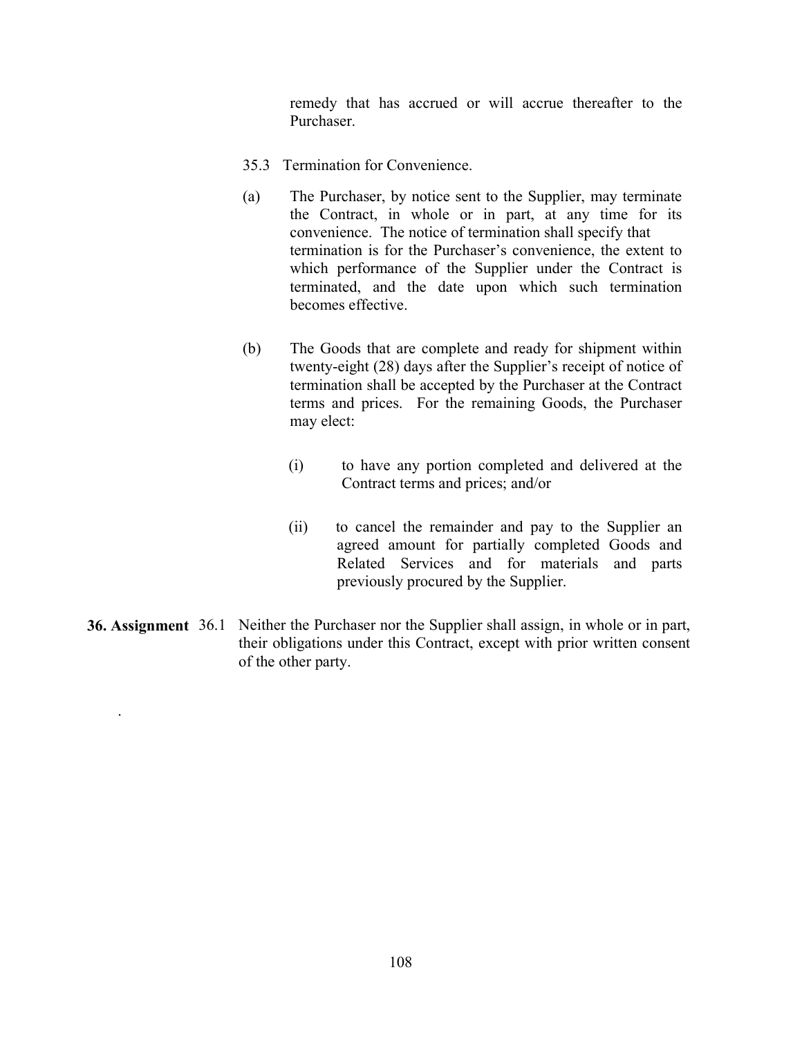remedy that has accrued or will accrue thereafter to the Purchaser.

35.3 Termination for Convenience.

(a) The Purchaser, by notice sent to the Supplier, may terminate the Contract, in whole or in part, at any time for its convenience. The notice of termination shall specify that termination is for the Purchaser's convenience, the extent to which performance of the Supplier under the Contract is terminated, and the date upon which such termination becomes effective.

(b) The Goods that are complete and ready for shipment within twenty-eight (28) days after the Supplier's receipt of notice of termination shall be accepted by the Purchaser at the Contract terms and prices. For the remaining Goods, the Purchaser may elect:

(i) to have any portion completed and delivered at the Contract terms and prices; and/or

(ii) to cancel the remainder and pay to the Supplier an agreed amount for partially completed Goods and Related Services and for materials and parts previously procured by the Supplier.

**36. Assignment** 36.1 Neither the Purchaser nor the Supplier shall assign, in whole or in part, their obligations under this Contract, except with prior written consent of the other party.

.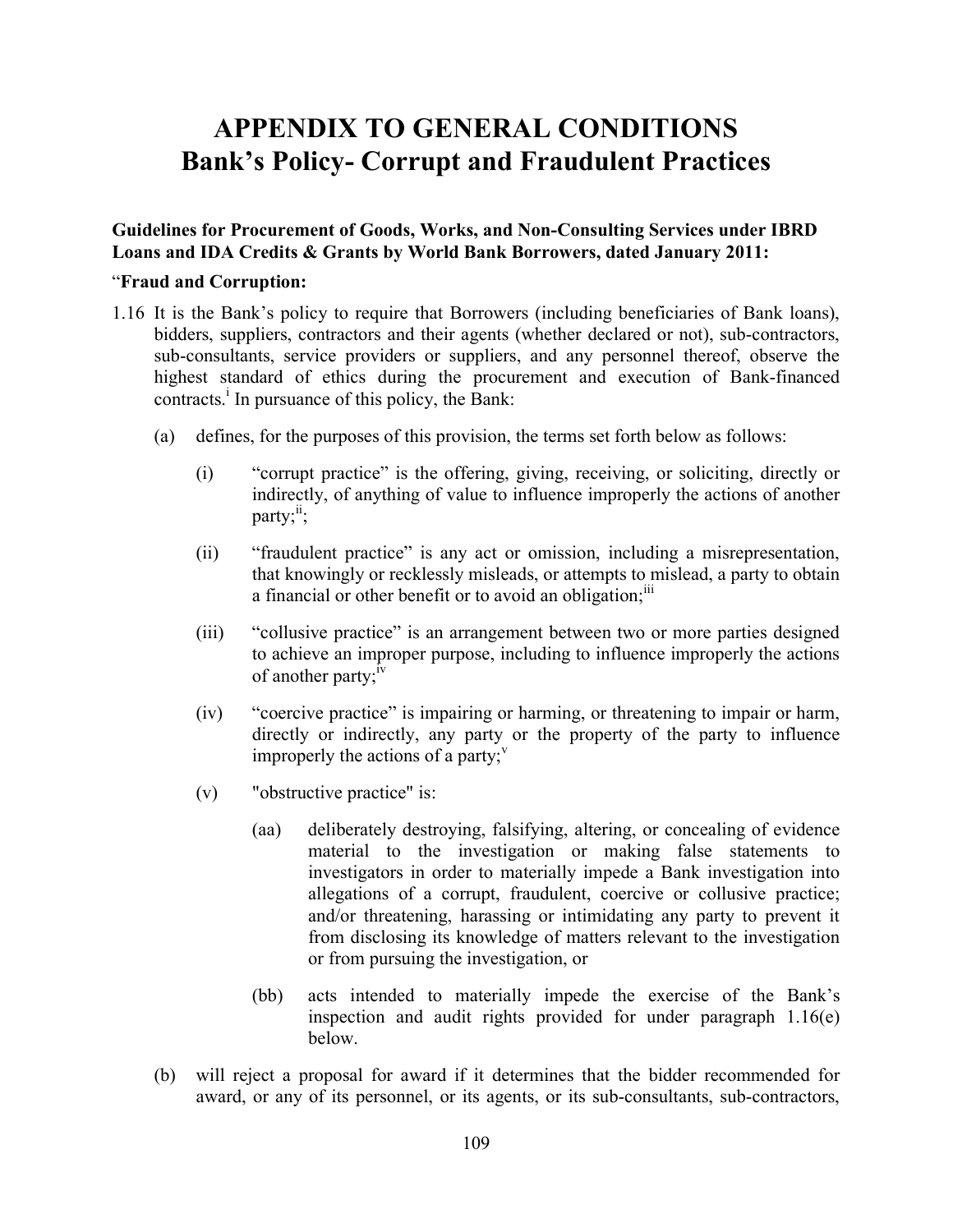# APPENDIX TO GENERAL CONDITIONS
# Bank's Policy- Corrupt and Fraudulent Practices

**Guidelines for Procurement of Goods, Works, and Non-Consulting Services under IBRD Loans and IDA Credits & Grants by World Bank Borrowers, dated January 2011:**

"**Fraud and Corruption:**

1.16 It is the Bank's policy to require that Borrowers (including beneficiaries of Bank loans), bidders, suppliers, contractors and their agents (whether declared or not), sub-contractors, sub-consultants, service providers or suppliers, and any personnel thereof, observe the highest standard of ethics during the procurement and execution of Bank-financed contracts.[i] In pursuance of this policy, the Bank:

(a) defines, for the purposes of this provision, the terms set forth below as follows:

(i) "corrupt practice" is the offering, giving, receiving, or soliciting, directly or indirectly, of anything of value to influence improperly the actions of another party;[ii];

(ii) "fraudulent practice" is any act or omission, including a misrepresentation, that knowingly or recklessly misleads, or attempts to mislead, a party to obtain a financial or other benefit or to avoid an obligation;[iii]

(iii) "collusive practice" is an arrangement between two or more parties designed to achieve an improper purpose, including to influence improperly the actions of another party;[iv]

(iv) "coercive practice" is impairing or harming, or threatening to impair or harm, directly or indirectly, any party or the property of the party to influence improperly the actions of a party;[v]

(v) "obstructive practice" is:

(aa) deliberately destroying, falsifying, altering, or concealing of evidence material to the investigation or making false statements to investigators in order to materially impede a Bank investigation into allegations of a corrupt, fraudulent, coercive or collusive practice; and/or threatening, harassing or intimidating any party to prevent it from disclosing its knowledge of matters relevant to the investigation or from pursuing the investigation, or

(bb) acts intended to materially impede the exercise of the Bank's inspection and audit rights provided for under paragraph 1.16(e) below.

(b) will reject a proposal for award if it determines that the bidder recommended for award, or any of its personnel, or its agents, or its sub-consultants, sub-contractors,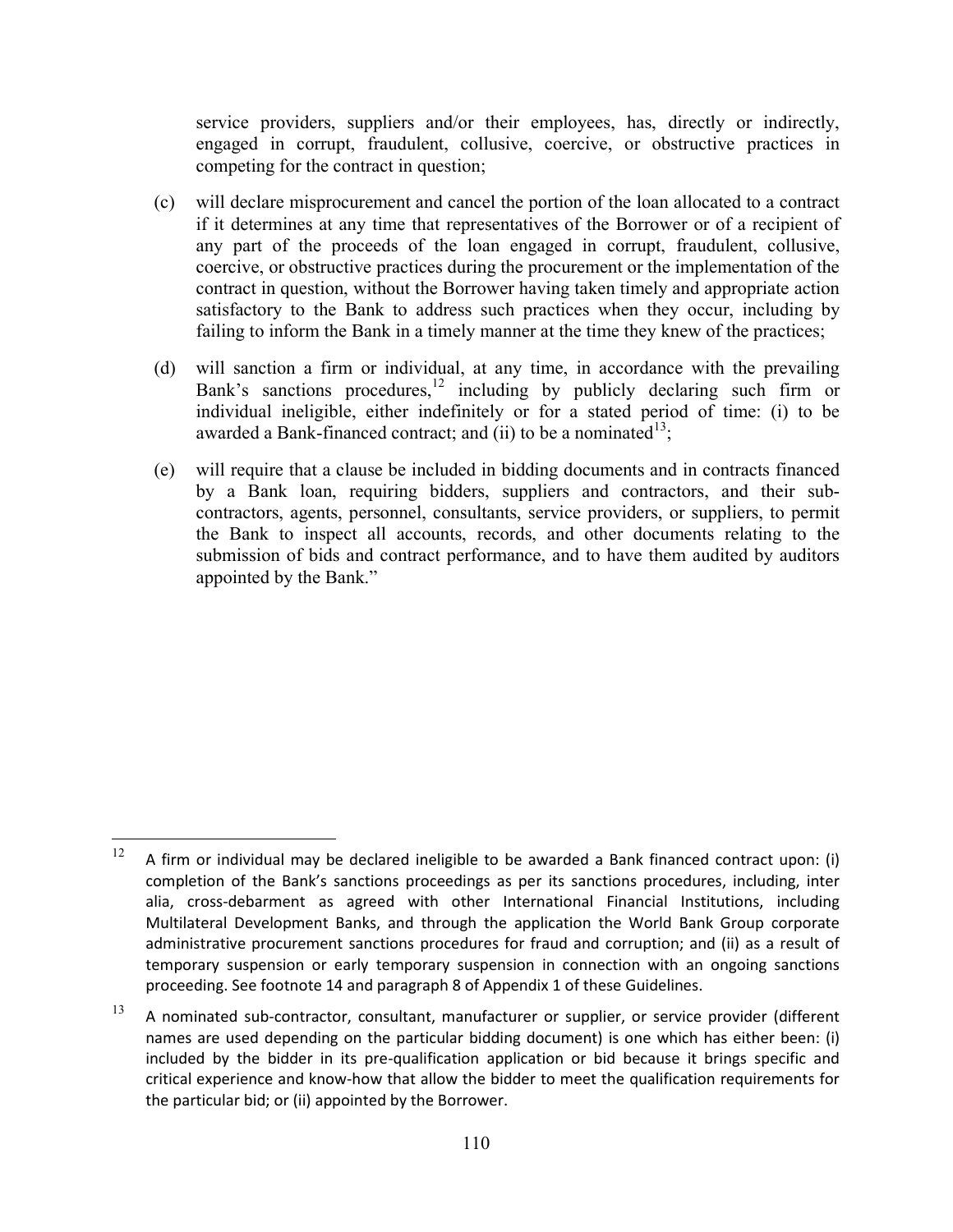service providers, suppliers and/or their employees, has, directly or indirectly, engaged in corrupt, fraudulent, collusive, coercive, or obstructive practices in competing for the contract in question;

(c) will declare misprocurement and cancel the portion of the loan allocated to a contract if it determines at any time that representatives of the Borrower or of a recipient of any part of the proceeds of the loan engaged in corrupt, fraudulent, collusive, coercive, or obstructive practices during the procurement or the implementation of the contract in question, without the Borrower having taken timely and appropriate action satisfactory to the Bank to address such practices when they occur, including by failing to inform the Bank in a timely manner at the time they knew of the practices;

(d) will sanction a firm or individual, at any time, in accordance with the prevailing Bank's sanctions procedures,[12] including by publicly declaring such firm or individual ineligible, either indefinitely or for a stated period of time: (i) to be awarded a Bank-financed contract; and (ii) to be a nominated[13];

(e) will require that a clause be included in bidding documents and in contracts financed by a Bank loan, requiring bidders, suppliers and contractors, and their sub-contractors, agents, personnel, consultants, service providers, or suppliers, to permit the Bank to inspect all accounts, records, and other documents relating to the submission of bids and contract performance, and to have them audited by auditors appointed by the Bank."

---

[12] A firm or individual may be declared ineligible to be awarded a Bank financed contract upon: (i) completion of the Bank's sanctions proceedings as per its sanctions procedures, including, inter alia, cross-debarment as agreed with other International Financial Institutions, including Multilateral Development Banks, and through the application the World Bank Group corporate administrative procurement sanctions procedures for fraud and corruption; and (ii) as a result of temporary suspension or early temporary suspension in connection with an ongoing sanctions proceeding. See footnote 14 and paragraph 8 of Appendix 1 of these Guidelines.

[13] A nominated sub-contractor, consultant, manufacturer or supplier, or service provider (different names are used depending on the particular bidding document) is one which has either been: (i) included by the bidder in its pre-qualification application or bid because it brings specific and critical experience and know-how that allow the bidder to meet the qualification requirements for the particular bid; or (ii) appointed by the Borrower.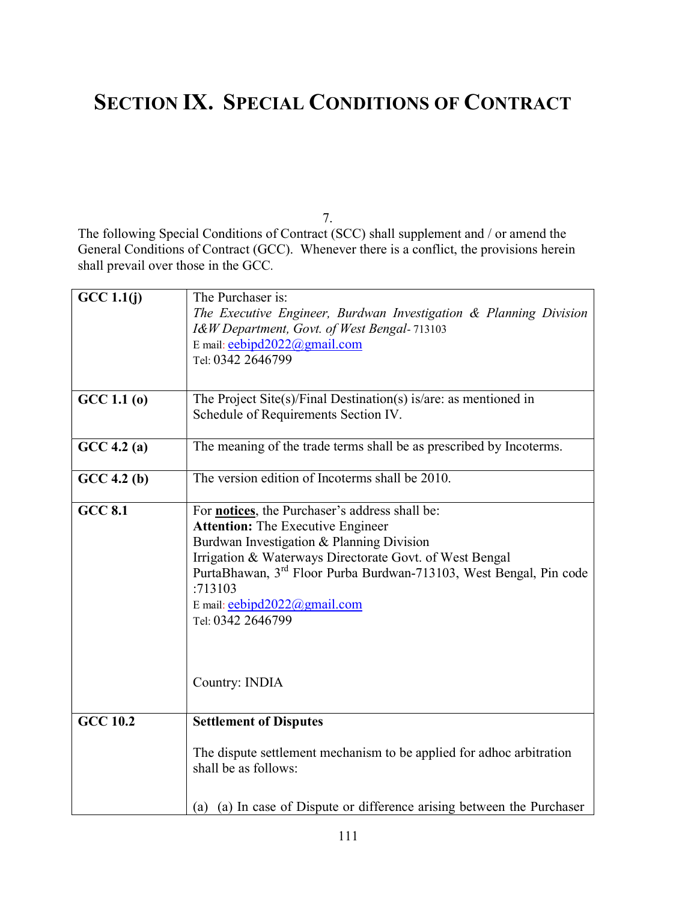# SECTION IX. SPECIAL CONDITIONS OF CONTRACT

7.

The following Special Conditions of Contract (SCC) shall supplement and / or amend the General Conditions of Contract (GCC). Whenever there is a conflict, the provisions herein shall prevail over those in the GCC.

| | |
|---|---|
| **GCC 1.1(j)** | The Purchaser is:<br>*The Executive Engineer, Burdwan Investigation & Planning Division I&W Department, Govt. of West Bengal*- 713103<br>E mail: eebipd2022@gmail.com<br>Tel: 0342 2646799 |
| **GCC 1.1 (o)** | The Project Site(s)/Final Destination(s) is/are: as mentioned in Schedule of Requirements Section IV. |
| **GCC 4.2 (a)** | The meaning of the trade terms shall be as prescribed by Incoterms. |
| **GCC 4.2 (b)** | The version edition of Incoterms shall be 2010. |
| **GCC 8.1** | For **notices**, the Purchaser's address shall be:<br>**Attention:** The Executive Engineer<br>Burdwan Investigation & Planning Division<br>Irrigation & Waterways Directorate Govt. of West Bengal<br>PurtaBhawan, 3rd Floor Purba Burdwan-713103, West Bengal, Pin code :713103<br>E mail: eebipd2022@gmail.com<br>Tel: 0342 2646799<br><br>Country: INDIA |
| **GCC 10.2** | **Settlement of Disputes**<br><br>The dispute settlement mechanism to be applied for adhoc arbitration shall be as follows:<br><br>(a) (a) In case of Dispute or difference arising between the Purchaser |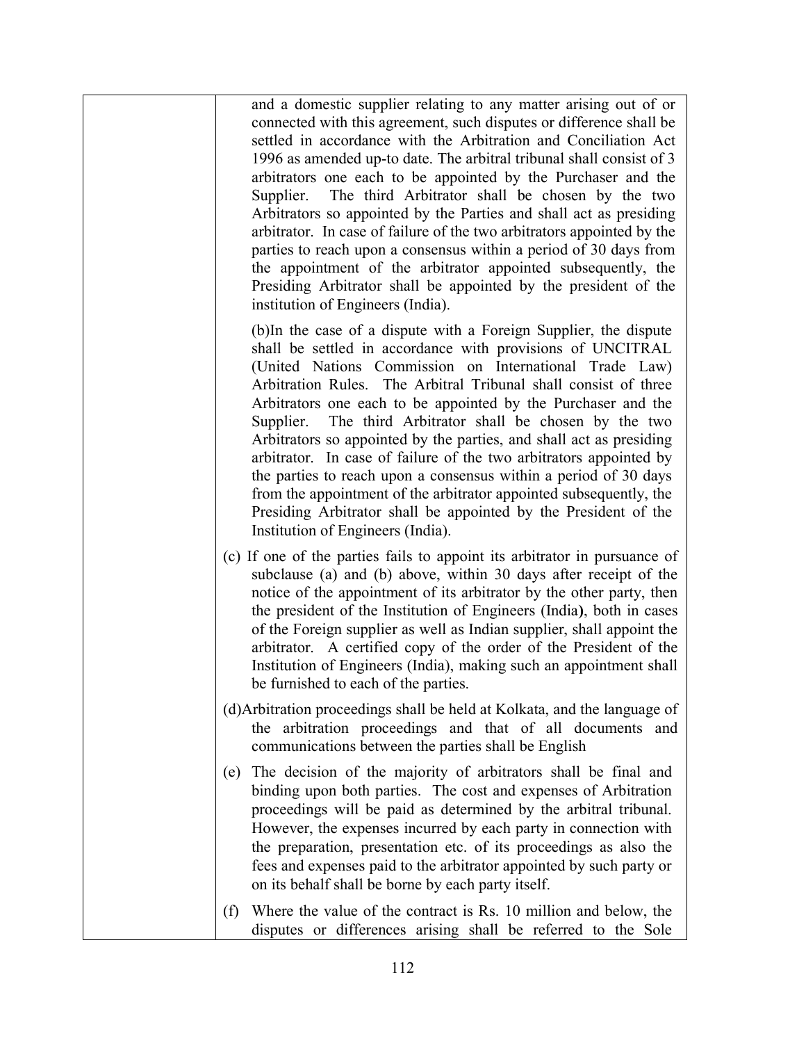| | and a domestic supplier relating to any matter arising out of or connected with this agreement, such disputes or difference shall be settled in accordance with the Arbitration and Conciliation Act 1996 as amended up-to date. The arbitral tribunal shall consist of 3 arbitrators one each to be appointed by the Purchaser and the Supplier. The third Arbitrator shall be chosen by the two Arbitrators so appointed by the Parties and shall act as presiding arbitrator. In case of failure of the two arbitrators appointed by the parties to reach upon a consensus within a period of 30 days from the appointment of the arbitrator appointed subsequently, the Presiding Arbitrator shall be appointed by the president of the institution of Engineers (India).<br><br>(b)In the case of a dispute with a Foreign Supplier, the dispute shall be settled in accordance with provisions of UNCITRAL (United Nations Commission on International Trade Law) Arbitration Rules. The Arbitral Tribunal shall consist of three Arbitrators one each to be appointed by the Purchaser and the Supplier. The third Arbitrator shall be chosen by the two Arbitrators so appointed by the parties, and shall act as presiding arbitrator. In case of failure of the two arbitrators appointed by the parties to reach upon a consensus within a period of 30 days from the appointment of the arbitrator appointed subsequently, the Presiding Arbitrator shall be appointed by the President of the Institution of Engineers (India).<br><br>(c) If one of the parties fails to appoint its arbitrator in pursuance of subclause (a) and (b) above, within 30 days after receipt of the notice of the appointment of its arbitrator by the other party, then the president of the Institution of Engineers (India), both in cases of the Foreign supplier as well as Indian supplier, shall appoint the arbitrator. A certified copy of the order of the President of the Institution of Engineers (India), making such an appointment shall be furnished to each of the parties.<br><br>(d)Arbitration proceedings shall be held at Kolkata, and the language of the arbitration proceedings and that of all documents and communications between the parties shall be English<br><br>(e) The decision of the majority of arbitrators shall be final and binding upon both parties. The cost and expenses of Arbitration proceedings will be paid as determined by the arbitral tribunal. However, the expenses incurred by each party in connection with the preparation, presentation etc. of its proceedings as also the fees and expenses paid to the arbitrator appointed by such party or on its behalf shall be borne by each party itself.<br><br>(f) Where the value of the contract is Rs. 10 million and below, the disputes or differences arising shall be referred to the Sole |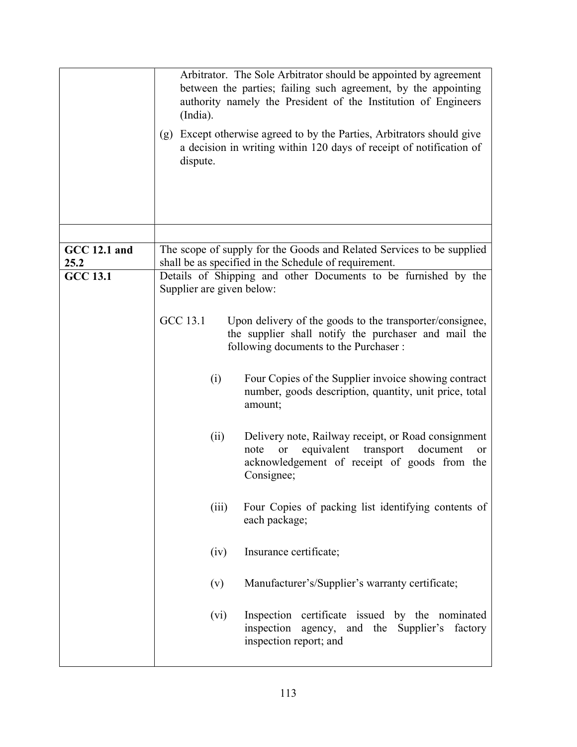| | |
|---|---|
| | Arbitrator. The Sole Arbitrator should be appointed by agreement between the parties; failing such agreement, by the appointing authority namely the President of the Institution of Engineers (India).<br><br>(g) Except otherwise agreed to by the Parties, Arbitrators should give a decision in writing within 120 days of receipt of notification of dispute. |
| | |
| **GCC 12.1 and 25.2** | The scope of supply for the Goods and Related Services to be supplied shall be as specified in the Schedule of requirement. |
| **GCC 13.1** | Details of Shipping and other Documents to be furnished by the Supplier are given below:<br><br>GCC 13.1 Upon delivery of the goods to the transporter/consignee, the supplier shall notify the purchaser and mail the following documents to the Purchaser :<br><br>(i) Four Copies of the Supplier invoice showing contract number, goods description, quantity, unit price, total amount;<br><br>(ii) Delivery note, Railway receipt, or Road consignment note or equivalent transport document or acknowledgement of receipt of goods from the Consignee;<br><br>(iii) Four Copies of packing list identifying contents of each package;<br><br>(iv) Insurance certificate;<br><br>(v) Manufacturer's/Supplier's warranty certificate;<br><br>(vi) Inspection certificate issued by the nominated inspection agency, and the Supplier's factory inspection report; and |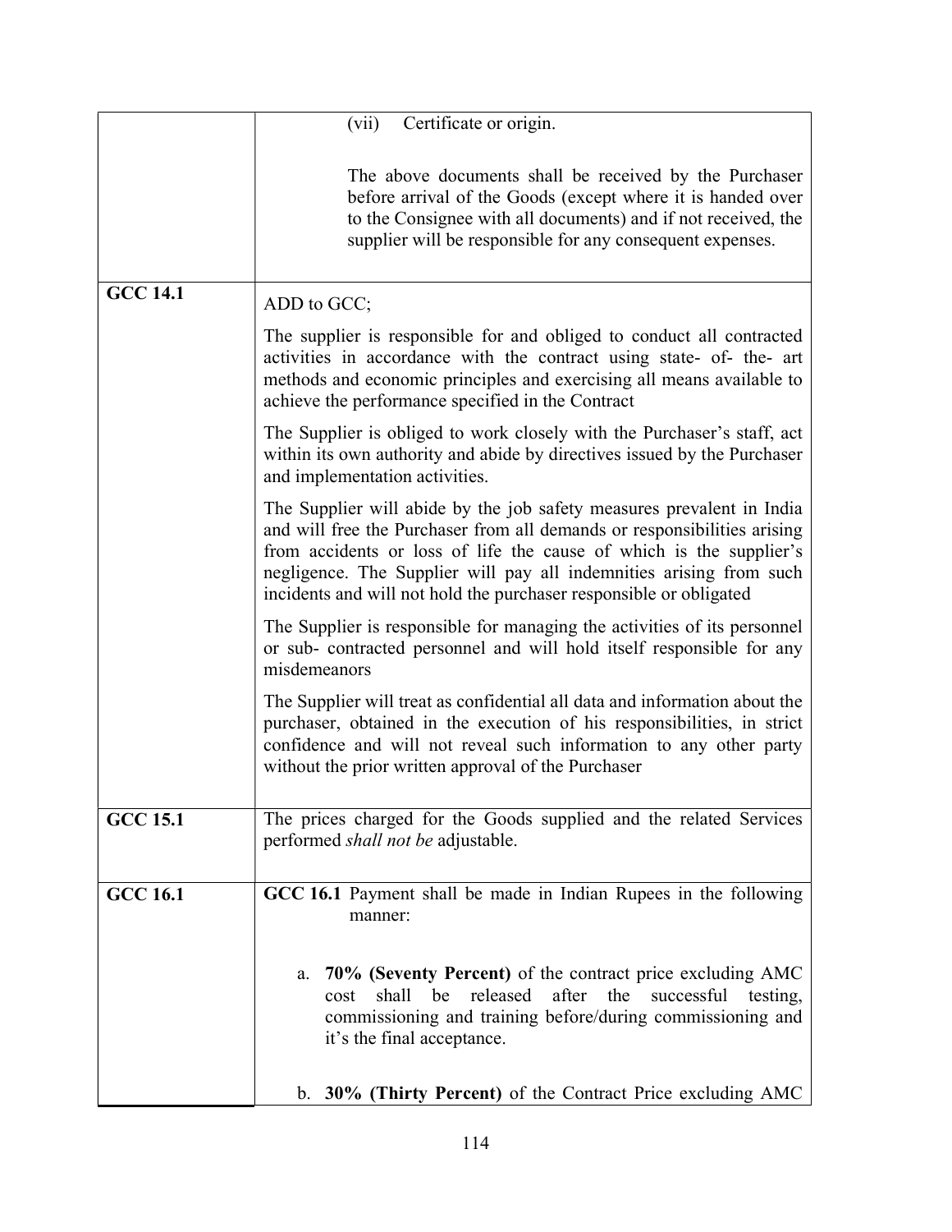| | |
|---|---|
| | (vii) Certificate or origin.<br><br>The above documents shall be received by the Purchaser before arrival of the Goods (except where it is handed over to the Consignee with all documents) and if not received, the supplier will be responsible for any consequent expenses. |
| **GCC 14.1** | ADD to GCC;<br><br>The supplier is responsible for and obliged to conduct all contracted activities in accordance with the contract using state- of- the- art methods and economic principles and exercising all means available to achieve the performance specified in the Contract<br><br>The Supplier is obliged to work closely with the Purchaser's staff, act within its own authority and abide by directives issued by the Purchaser and implementation activities.<br><br>The Supplier will abide by the job safety measures prevalent in India and will free the Purchaser from all demands or responsibilities arising from accidents or loss of life the cause of which is the supplier's negligence. The Supplier will pay all indemnities arising from such incidents and will not hold the purchaser responsible or obligated<br><br>The Supplier is responsible for managing the activities of its personnel or sub- contracted personnel and will hold itself responsible for any misdemeanors<br><br>The Supplier will treat as confidential all data and information about the purchaser, obtained in the execution of his responsibilities, in strict confidence and will not reveal such information to any other party without the prior written approval of the Purchaser |
| **GCC 15.1** | The prices charged for the Goods supplied and the related Services performed *shall not be* adjustable. |
| **GCC 16.1** | **GCC 16.1** Payment shall be made in Indian Rupees in the following manner:<br><br>a. **70% (Seventy Percent)** of the contract price excluding AMC cost shall be released after the successful testing, commissioning and training before/during commissioning and it's the final acceptance.<br><br>b. **30% (Thirty Percent)** of the Contract Price excluding AMC |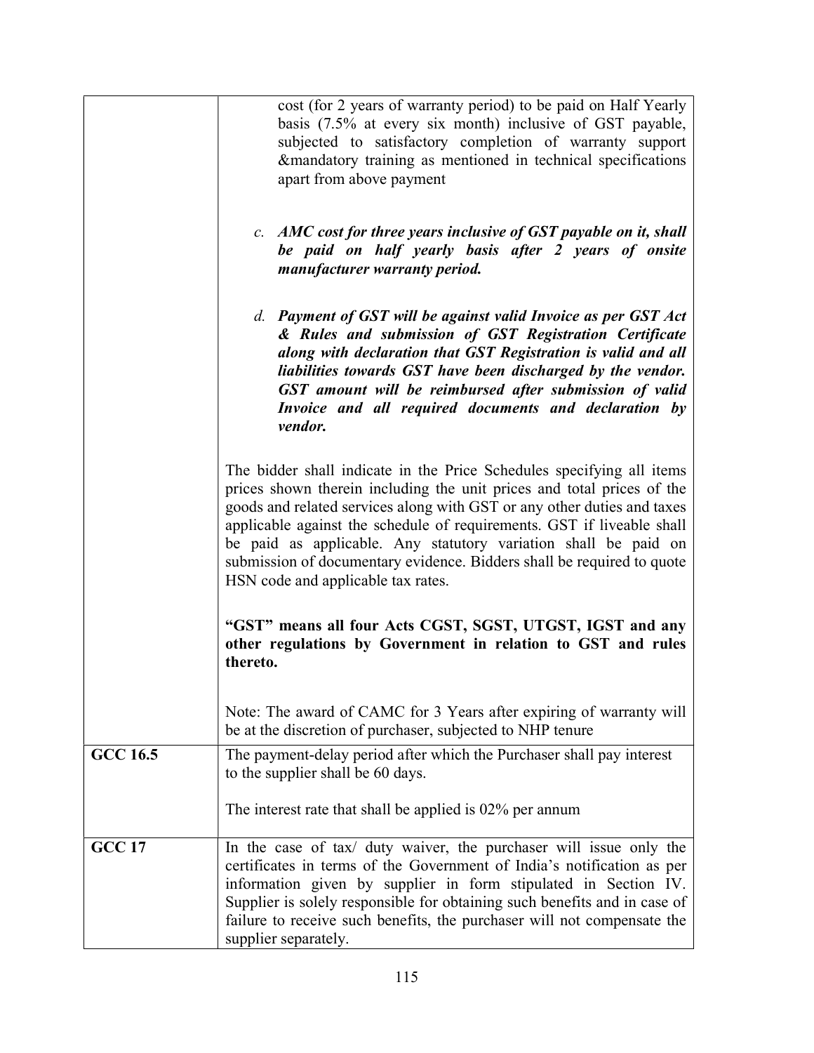| | |
|---|---|
| | cost (for 2 years of warranty period) to be paid on Half Yearly basis (7.5% at every six month) inclusive of GST payable, subjected to satisfactory completion of warranty support &mandatory training as mentioned in technical specifications apart from above payment<br><br>c. ***AMC cost for three years inclusive of GST payable on it, shall be paid on half yearly basis after 2 years of onsite manufacturer warranty period.***<br><br>d. ***Payment of GST will be against valid Invoice as per GST Act & Rules and submission of GST Registration Certificate along with declaration that GST Registration is valid and all liabilities towards GST have been discharged by the vendor. GST amount will be reimbursed after submission of valid Invoice and all required documents and declaration by vendor.***<br><br>The bidder shall indicate in the Price Schedules specifying all items prices shown therein including the unit prices and total prices of the goods and related services along with GST or any other duties and taxes applicable against the schedule of requirements. GST if liveable shall be paid as applicable. Any statutory variation shall be paid on submission of documentary evidence. Bidders shall be required to quote HSN code and applicable tax rates.<br><br>**"GST" means all four Acts CGST, SGST, UTGST, IGST and any other regulations by Government in relation to GST and rules thereto.**<br><br>Note: The award of CAMC for 3 Years after expiring of warranty will be at the discretion of purchaser, subjected to NHP tenure |
| **GCC 16.5** | The payment-delay period after which the Purchaser shall pay interest to the supplier shall be 60 days.<br><br>The interest rate that shall be applied is 02% per annum |
| **GCC 17** | In the case of tax/ duty waiver, the purchaser will issue only the certificates in terms of the Government of India's notification as per information given by supplier in form stipulated in Section IV. Supplier is solely responsible for obtaining such benefits and in case of failure to receive such benefits, the purchaser will not compensate the supplier separately. |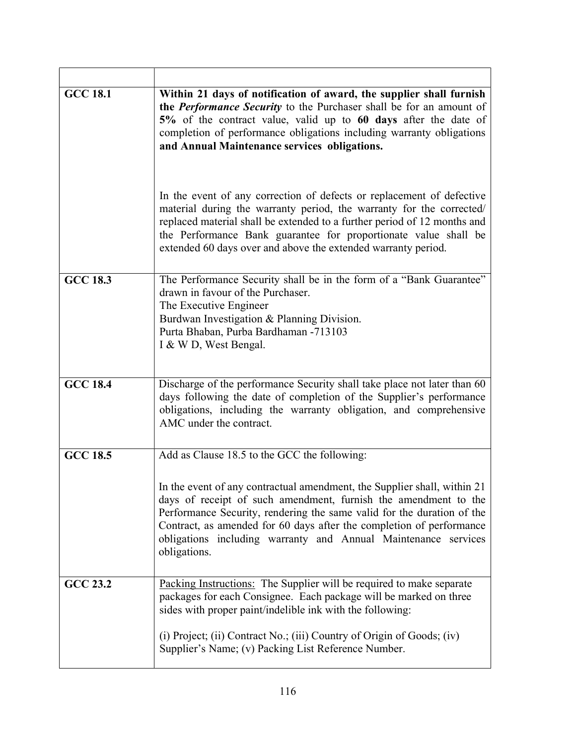| | |
|---|---|
| **GCC 18.1** | **Within 21 days of notification of award, the supplier shall furnish the *Performance Security* to the Purchaser shall be for an amount of 5% of the contract value, valid up to 60 days after the date of** completion of performance obligations including warranty obligations **and Annual Maintenance services obligations.**<br><br>In the event of any correction of defects or replacement of defective material during the warranty period, the warranty for the corrected/ replaced material shall be extended to a further period of 12 months and the Performance Bank guarantee for proportionate value shall be extended 60 days over and above the extended warranty period. |
| **GCC 18.3** | The Performance Security shall be in the form of a "Bank Guarantee" drawn in favour of the Purchaser.<br>The Executive Engineer<br>Burdwan Investigation & Planning Division.<br>Purta Bhaban, Purba Bardhaman -713103<br>I & W D, West Bengal. |
| **GCC 18.4** | Discharge of the performance Security shall take place not later than 60 days following the date of completion of the Supplier's performance obligations, including the warranty obligation, and comprehensive AMC under the contract. |
| **GCC 18.5** | Add as Clause 18.5 to the GCC the following:<br><br>In the event of any contractual amendment, the Supplier shall, within 21 days of receipt of such amendment, furnish the amendment to the Performance Security, rendering the same valid for the duration of the Contract, as amended for 60 days after the completion of performance obligations including warranty and Annual Maintenance services obligations. |
| **GCC 23.2** | Packing Instructions: The Supplier will be required to make separate packages for each Consignee. Each package will be marked on three sides with proper paint/indelible ink with the following:<br><br>(i) Project; (ii) Contract No.; (iii) Country of Origin of Goods; (iv) Supplier's Name; (v) Packing List Reference Number. |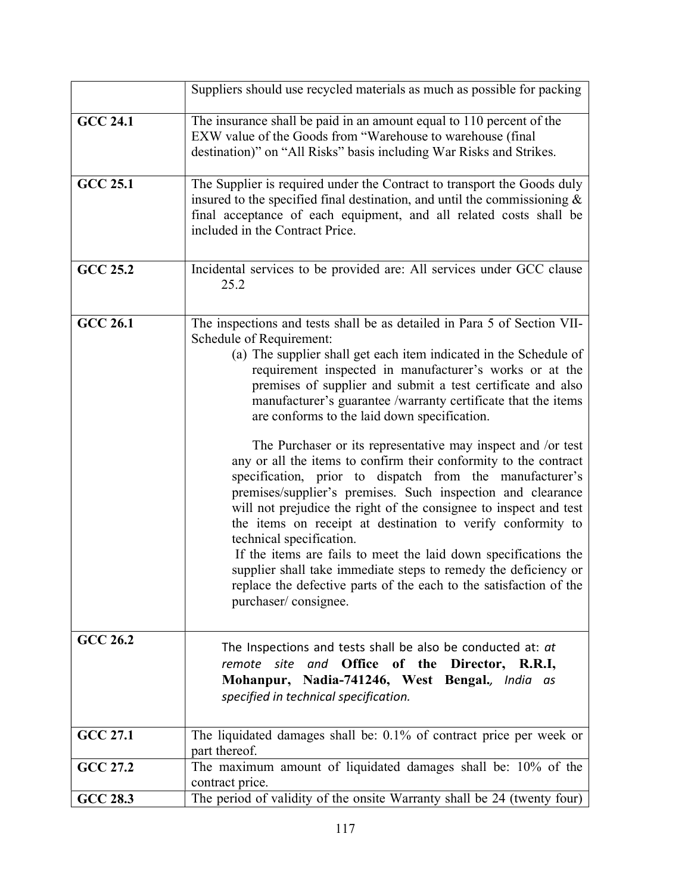| | |
|---|---|
| | Suppliers should use recycled materials as much as possible for packing |
| **GCC 24.1** | The insurance shall be paid in an amount equal to 110 percent of the EXW value of the Goods from "Warehouse to warehouse (final destination)" on "All Risks" basis including War Risks and Strikes. |
| **GCC 25.1** | The Supplier is required under the Contract to transport the Goods duly insured to the specified final destination, and until the commissioning & final acceptance of each equipment, and all related costs shall be included in the Contract Price. |
| **GCC 25.2** | Incidental services to be provided are: All services under GCC clause 25.2 |
| **GCC 26.1** | The inspections and tests shall be as detailed in Para 5 of Section VII-Schedule of Requirement:<br>(a) The supplier shall get each item indicated in the Schedule of requirement inspected in manufacturer's works or at the premises of supplier and submit a test certificate and also manufacturer's guarantee /warranty certificate that the items are conforms to the laid down specification.<br><br>The Purchaser or its representative may inspect and /or test any or all the items to confirm their conformity to the contract specification, prior to dispatch from the manufacturer's premises/supplier's premises. Such inspection and clearance will not prejudice the right of the consignee to inspect and test the items on receipt at destination to verify conformity to technical specification.<br>If the items are fails to meet the laid down specifications the supplier shall take immediate steps to remedy the deficiency or replace the defective parts of the each to the satisfaction of the purchaser/ consignee. |
| **GCC 26.2** | The Inspections and tests shall be also be conducted at: *at remote site and* **Office of the Director, R.R.I, Mohanpur, Nadia-741246, West Bengal.***, India as specified in technical specification.* |
| **GCC 27.1** | The liquidated damages shall be: 0.1% of contract price per week or part thereof. |
| **GCC 27.2** | The maximum amount of liquidated damages shall be: 10% of the contract price. |
| **GCC 28.3** | The period of validity of the onsite Warranty shall be 24 (twenty four) |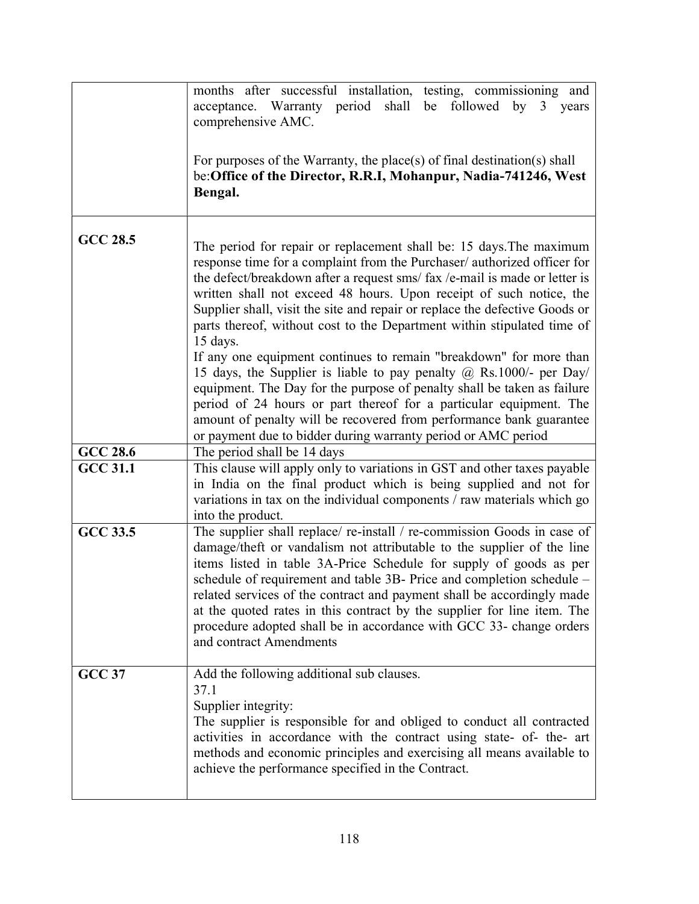| | |
|---|---|
| | months after successful installation, testing, commissioning and acceptance. Warranty period shall be followed by 3 years comprehensive AMC.<br><br>For purposes of the Warranty, the place(s) of final destination(s) shall be:**Office of the Director, R.R.I, Mohanpur, Nadia-741246, West Bengal.** |
| **GCC 28.5** | The period for repair or replacement shall be: 15 days.The maximum response time for a complaint from the Purchaser/ authorized officer for the defect/breakdown after a request sms/ fax /e-mail is made or letter is written shall not exceed 48 hours. Upon receipt of such notice, the Supplier shall, visit the site and repair or replace the defective Goods or parts thereof, without cost to the Department within stipulated time of 15 days.<br>If any one equipment continues to remain "breakdown" for more than 15 days, the Supplier is liable to pay penalty @ Rs.1000/- per Day/ equipment. The Day for the purpose of penalty shall be taken as failure period of 24 hours or part thereof for a particular equipment. The amount of penalty will be recovered from performance bank guarantee or payment due to bidder during warranty period or AMC period |
| **GCC 28.6** | The period shall be 14 days |
| **GCC 31.1** | This clause will apply only to variations in GST and other taxes payable in India on the final product which is being supplied and not for variations in tax on the individual components / raw materials which go into the product. |
| **GCC 33.5** | The supplier shall replace/ re-install / re-commission Goods in case of damage/theft or vandalism not attributable to the supplier of the line items listed in table 3A-Price Schedule for supply of goods as per schedule of requirement and table 3B- Price and completion schedule – related services of the contract and payment shall be accordingly made at the quoted rates in this contract by the supplier for line item. The procedure adopted shall be in accordance with GCC 33- change orders and contract Amendments |
| **GCC 37** | Add the following additional sub clauses.<br>37.1<br>Supplier integrity:<br>The supplier is responsible for and obliged to conduct all contracted activities in accordance with the contract using state- of- the- art methods and economic principles and exercising all means available to achieve the performance specified in the Contract. |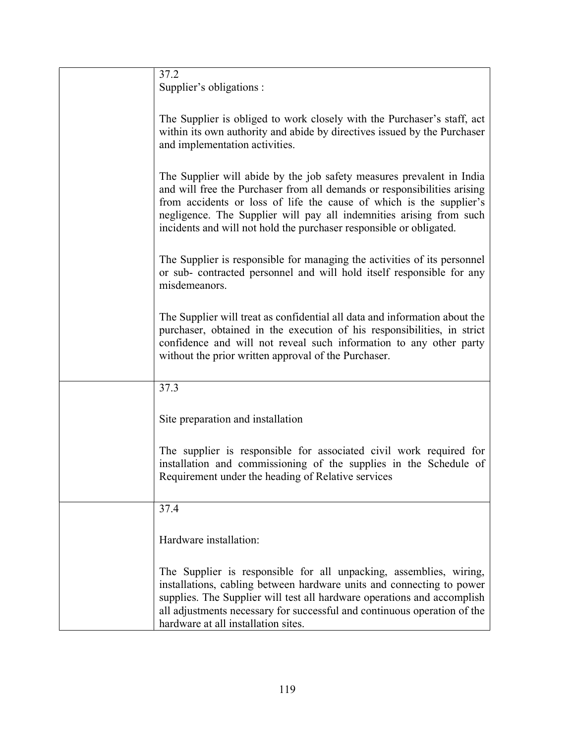| | |
|---|---|
| | 37.2<br>Supplier's obligations :<br><br>The Supplier is obliged to work closely with the Purchaser's staff, act within its own authority and abide by directives issued by the Purchaser and implementation activities.<br><br>The Supplier will abide by the job safety measures prevalent in India and will free the Purchaser from all demands or responsibilities arising from accidents or loss of life the cause of which is the supplier's negligence. The Supplier will pay all indemnities arising from such incidents and will not hold the purchaser responsible or obligated.<br><br>The Supplier is responsible for managing the activities of its personnel or sub- contracted personnel and will hold itself responsible for any misdemeanors.<br><br>The Supplier will treat as confidential all data and information about the purchaser, obtained in the execution of his responsibilities, in strict confidence and will not reveal such information to any other party without the prior written approval of the Purchaser. |
| | 37.3<br><br>Site preparation and installation<br><br>The supplier is responsible for associated civil work required for installation and commissioning of the supplies in the Schedule of Requirement under the heading of Relative services |
| | 37.4<br><br>Hardware installation:<br><br>The Supplier is responsible for all unpacking, assemblies, wiring, installations, cabling between hardware units and connecting to power supplies. The Supplier will test all hardware operations and accomplish all adjustments necessary for successful and continuous operation of the hardware at all installation sites. |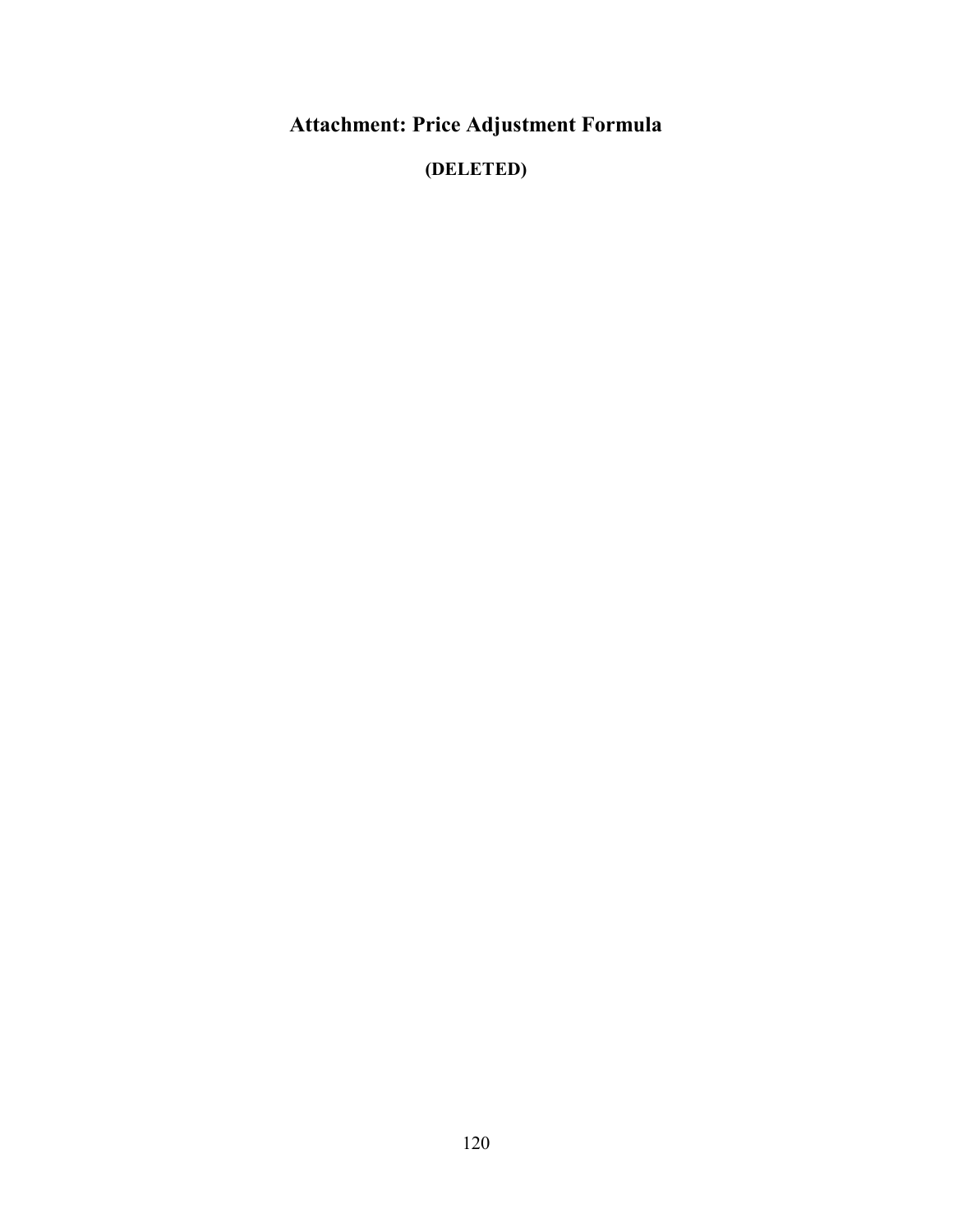# Attachment: Price Adjustment Formula

**(DELETED)**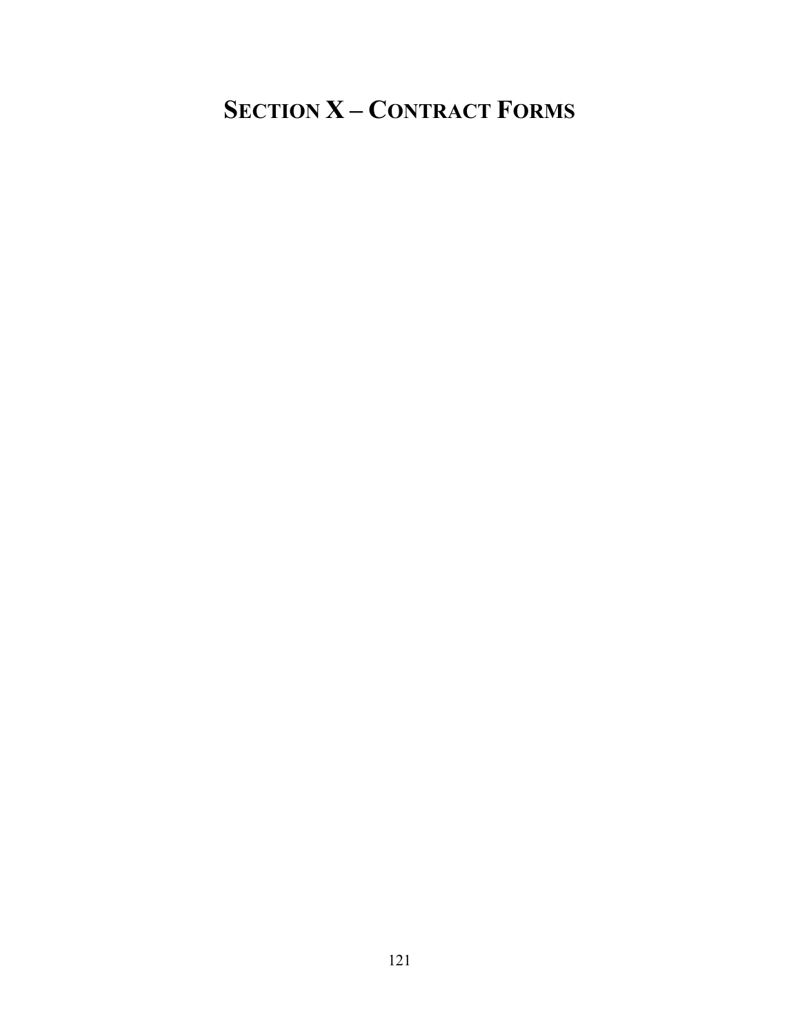# SECTION X – CONTRACT FORMS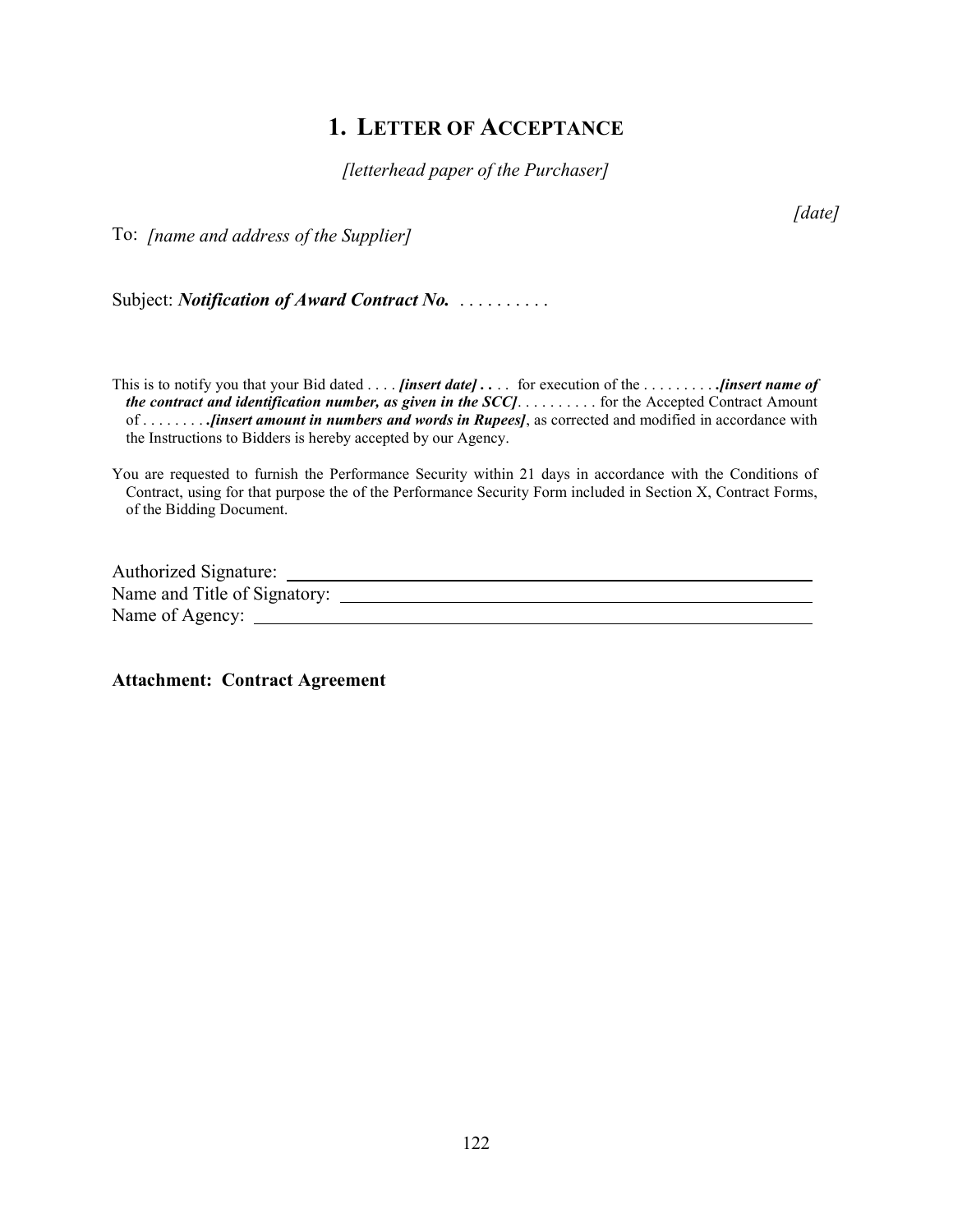# 1. LETTER OF ACCEPTANCE

*[letterhead paper of the Purchaser]*

*[date]*

To: *[name and address of the Supplier]*

Subject: ***Notification of Award Contract No.*** . . . . . . . . . .

This is to notify you that your Bid dated . . . . ***[insert date] . .*** . . for execution of the . . . . . . . . . ***.[insert name of the contract and identification number, as given in the SCC]***. . . . . . . . . . for the Accepted Contract Amount of . . . . . . . . ***.[insert amount in numbers and words in Rupees]***, as corrected and modified in accordance with the Instructions to Bidders is hereby accepted by our Agency.

You are requested to furnish the Performance Security within 21 days in accordance with the Conditions of Contract, using for that purpose the of the Performance Security Form included in Section X, Contract Forms, of the Bidding Document.

Authorized Signature: ______________________________

Name and Title of Signatory: ______________________________

Name of Agency: ______________________________

**Attachment: Contract Agreement**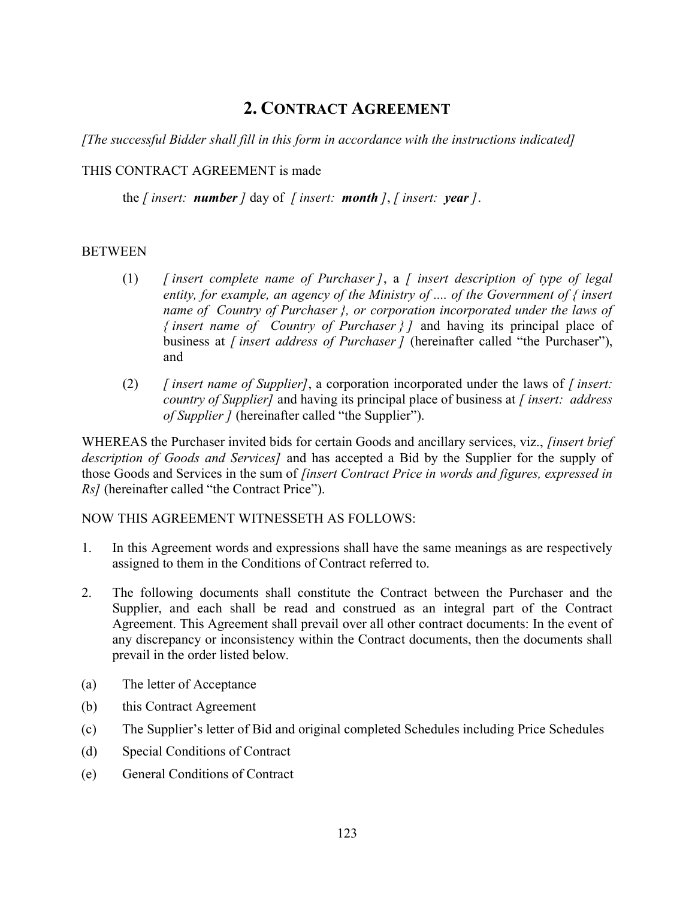## 2. CONTRACT AGREEMENT

*[The successful Bidder shall fill in this form in accordance with the instructions indicated]*

THIS CONTRACT AGREEMENT is made

the *[ insert: **number** ]* day of *[ insert: **month** ]*, *[ insert: **year** ]*.

BETWEEN

(1) *[ insert complete name of Purchaser ]*, a *[ insert description of type of legal entity, for example, an agency of the Ministry of .... of the Government of { insert name of Country of Purchaser }, or corporation incorporated under the laws of { insert name of Country of Purchaser } ]* and having its principal place of business at *[ insert address of Purchaser ]* (hereinafter called "the Purchaser"), and

(2) *[ insert name of Supplier]*, a corporation incorporated under the laws of *[ insert: country of Supplier]* and having its principal place of business at *[ insert: address of Supplier ]* (hereinafter called "the Supplier").

WHEREAS the Purchaser invited bids for certain Goods and ancillary services, viz., *[insert brief description of Goods and Services]* and has accepted a Bid by the Supplier for the supply of those Goods and Services in the sum of *[insert Contract Price in words and figures, expressed in Rs]* (hereinafter called "the Contract Price").

NOW THIS AGREEMENT WITNESSETH AS FOLLOWS:

1. In this Agreement words and expressions shall have the same meanings as are respectively assigned to them in the Conditions of Contract referred to.

2. The following documents shall constitute the Contract between the Purchaser and the Supplier, and each shall be read and construed as an integral part of the Contract Agreement. This Agreement shall prevail over all other contract documents: In the event of any discrepancy or inconsistency within the Contract documents, then the documents shall prevail in the order listed below.

(a) The letter of Acceptance

(b) this Contract Agreement

(c) The Supplier's letter of Bid and original completed Schedules including Price Schedules

(d) Special Conditions of Contract

(e) General Conditions of Contract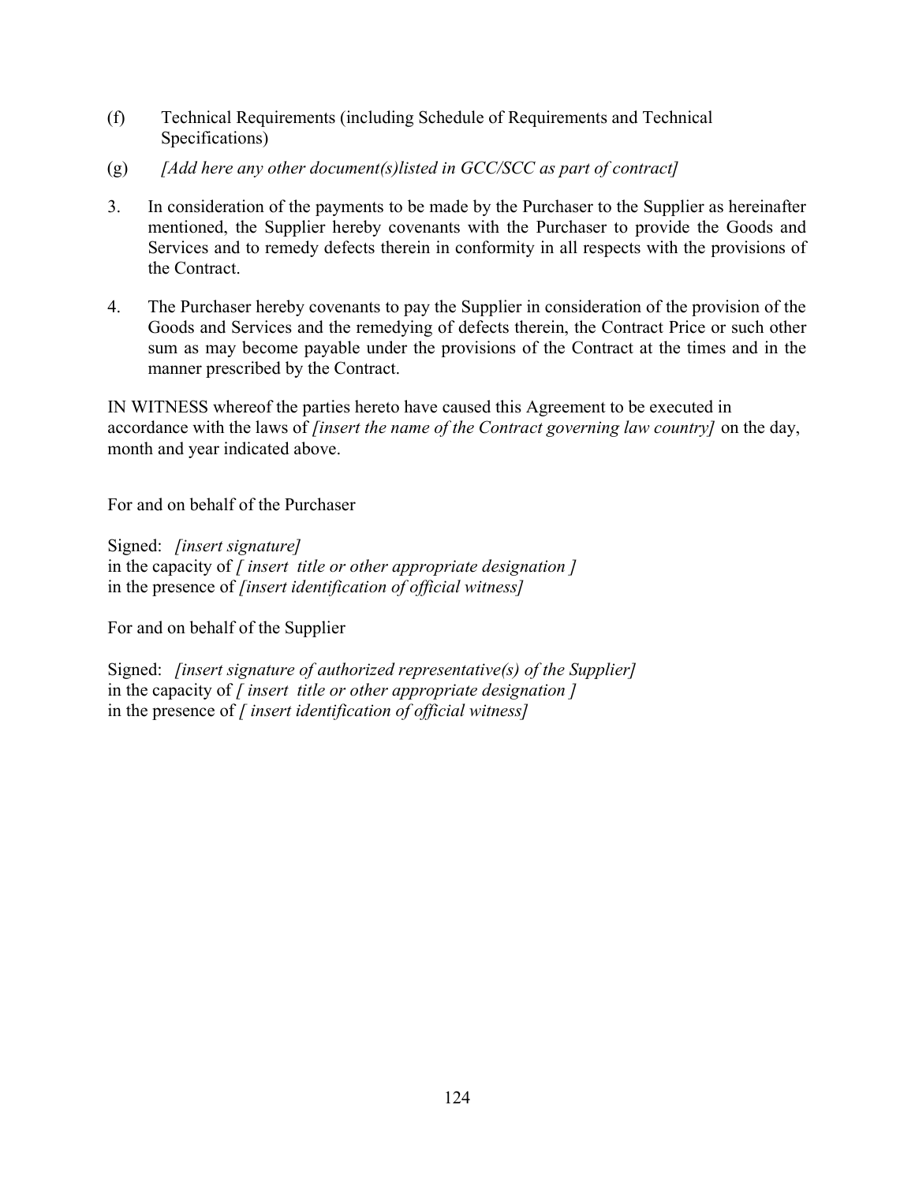(f) Technical Requirements (including Schedule of Requirements and Technical Specifications)

(g) *[Add here any other document(s)listed in GCC/SCC as part of contract]*

3. In consideration of the payments to be made by the Purchaser to the Supplier as hereinafter mentioned, the Supplier hereby covenants with the Purchaser to provide the Goods and Services and to remedy defects therein in conformity in all respects with the provisions of the Contract.

4. The Purchaser hereby covenants to pay the Supplier in consideration of the provision of the Goods and Services and the remedying of defects therein, the Contract Price or such other sum as may become payable under the provisions of the Contract at the times and in the manner prescribed by the Contract.

IN WITNESS whereof the parties hereto have caused this Agreement to be executed in accordance with the laws of *[insert the name of the Contract governing law country]* on the day, month and year indicated above.

For and on behalf of the Purchaser

Signed: *[insert signature]*
in the capacity of *[ insert title or other appropriate designation ]*
in the presence of *[insert identification of official witness]*

For and on behalf of the Supplier

Signed: *[insert signature of authorized representative(s) of the Supplier]*
in the capacity of *[ insert title or other appropriate designation ]*
in the presence of *[ insert identification of official witness]*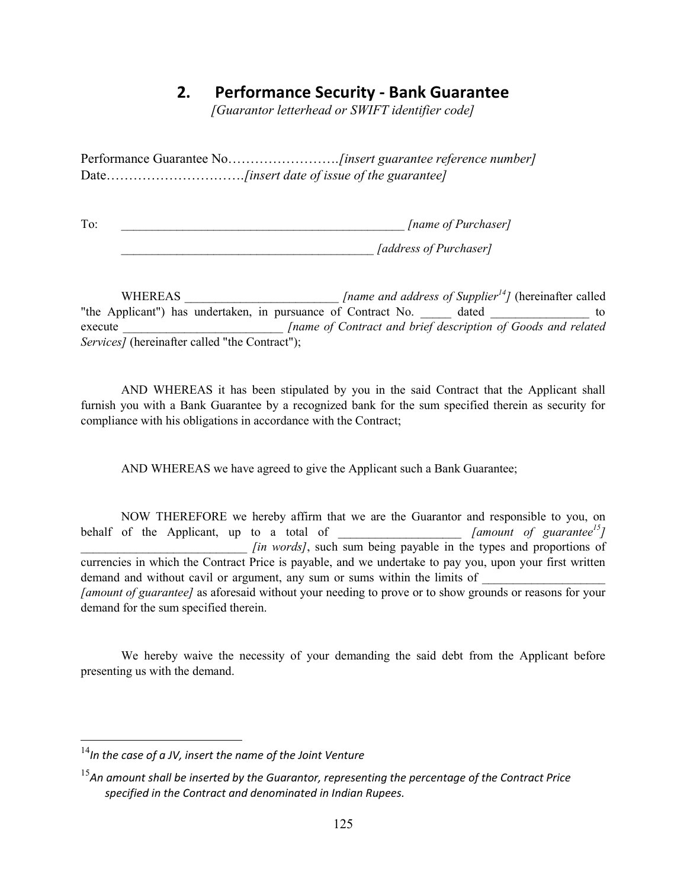## 2. Performance Security - Bank Guarantee

*[Guarantor letterhead or SWIFT identifier code]*

Performance Guarantee No…………………….*[insert guarantee reference number]*
Date…………………………*[insert date of issue of the guarantee]*

To: _____________________________________________ *[name of Purchaser]*

_________________________________________ *[address of Purchaser]*

WHEREAS ________________________ *[name and address of Supplier[14]]* (hereinafter called "the Applicant") has undertaken, in pursuance of Contract No. _____ dated ________________ to execute _________________________ *[name of Contract and brief description of Goods and related Services]* (hereinafter called "the Contract");

AND WHEREAS it has been stipulated by you in the said Contract that the Applicant shall furnish you with a Bank Guarantee by a recognized bank for the sum specified therein as security for compliance with his obligations in accordance with the Contract;

AND WHEREAS we have agreed to give the Applicant such a Bank Guarantee;

NOW THEREFORE we hereby affirm that we are the Guarantor and responsible to you, on behalf of the Applicant, up to a total of ___________________ *[amount of guarantee[15]]* __________________________ *[in words]*, such sum being payable in the types and proportions of currencies in which the Contract Price is payable, and we undertake to pay you, upon your first written demand and without cavil or argument, any sum or sums within the limits of ___________________ *[amount of guarantee]* as aforesaid without your needing to prove or to show grounds or reasons for your demand for the sum specified therein.

We hereby waive the necessity of your demanding the said debt from the Applicant before presenting us with the demand.

---

[14] *In the case of a JV, insert the name of the Joint Venture*

[15] *An amount shall be inserted by the Guarantor, representing the percentage of the Contract Price specified in the Contract and denominated in Indian Rupees.*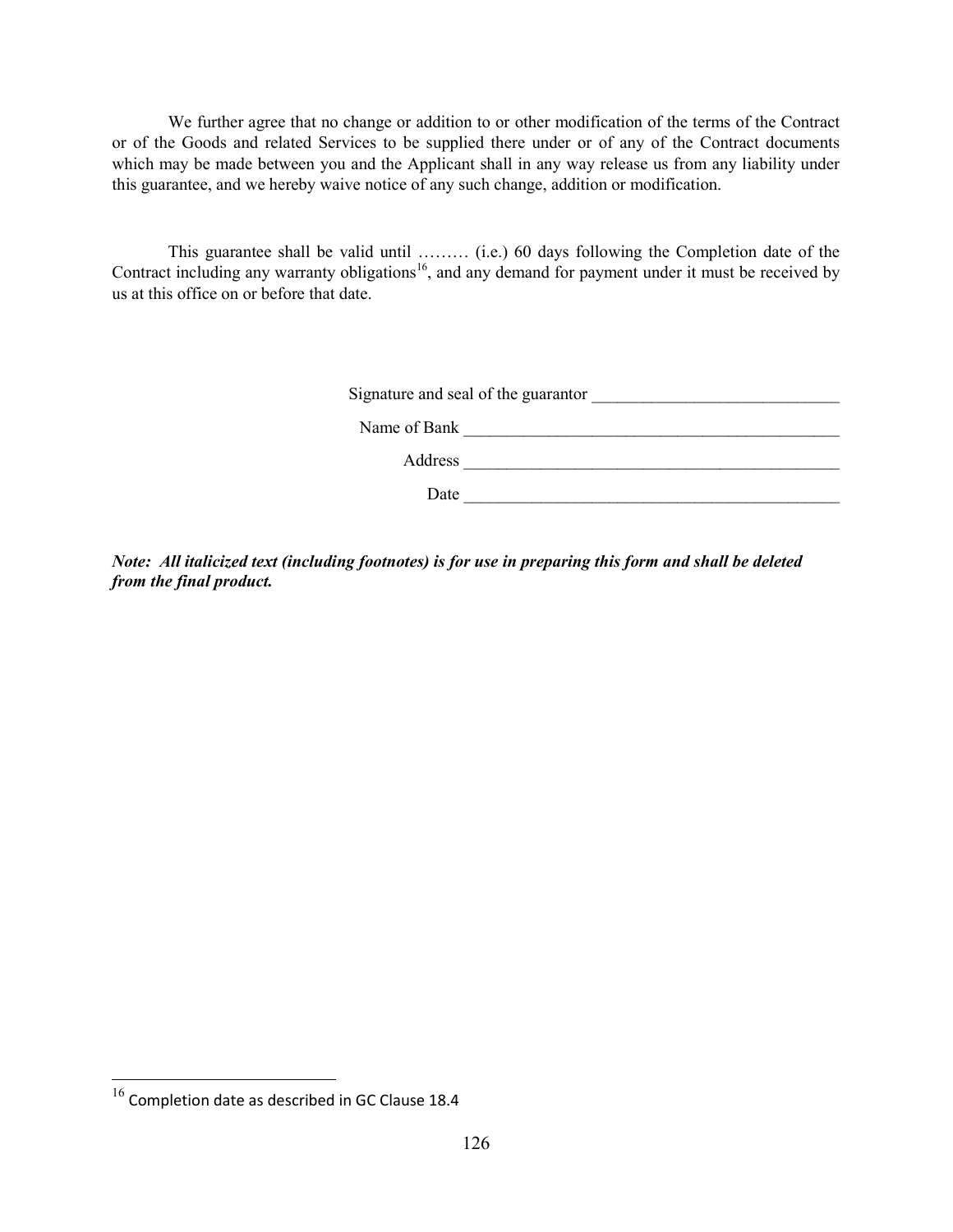We further agree that no change or addition to or other modification of the terms of the Contract or of the Goods and related Services to be supplied there under or of any of the Contract documents which may be made between you and the Applicant shall in any way release us from any liability under this guarantee, and we hereby waive notice of any such change, addition or modification.

This guarantee shall be valid until ……… (i.e.) 60 days following the Completion date of the Contract including any warranty obligations[16], and any demand for payment under it must be received by us at this office on or before that date.

Signature and seal of the guarantor _____________________________

Name of Bank _____________________________________________

Address _____________________________________________

Date _____________________________________________

***Note: All italicized text (including footnotes) is for use in preparing this form and shall be deleted from the final product.***

[16] Completion date as described in GC Clause 18.4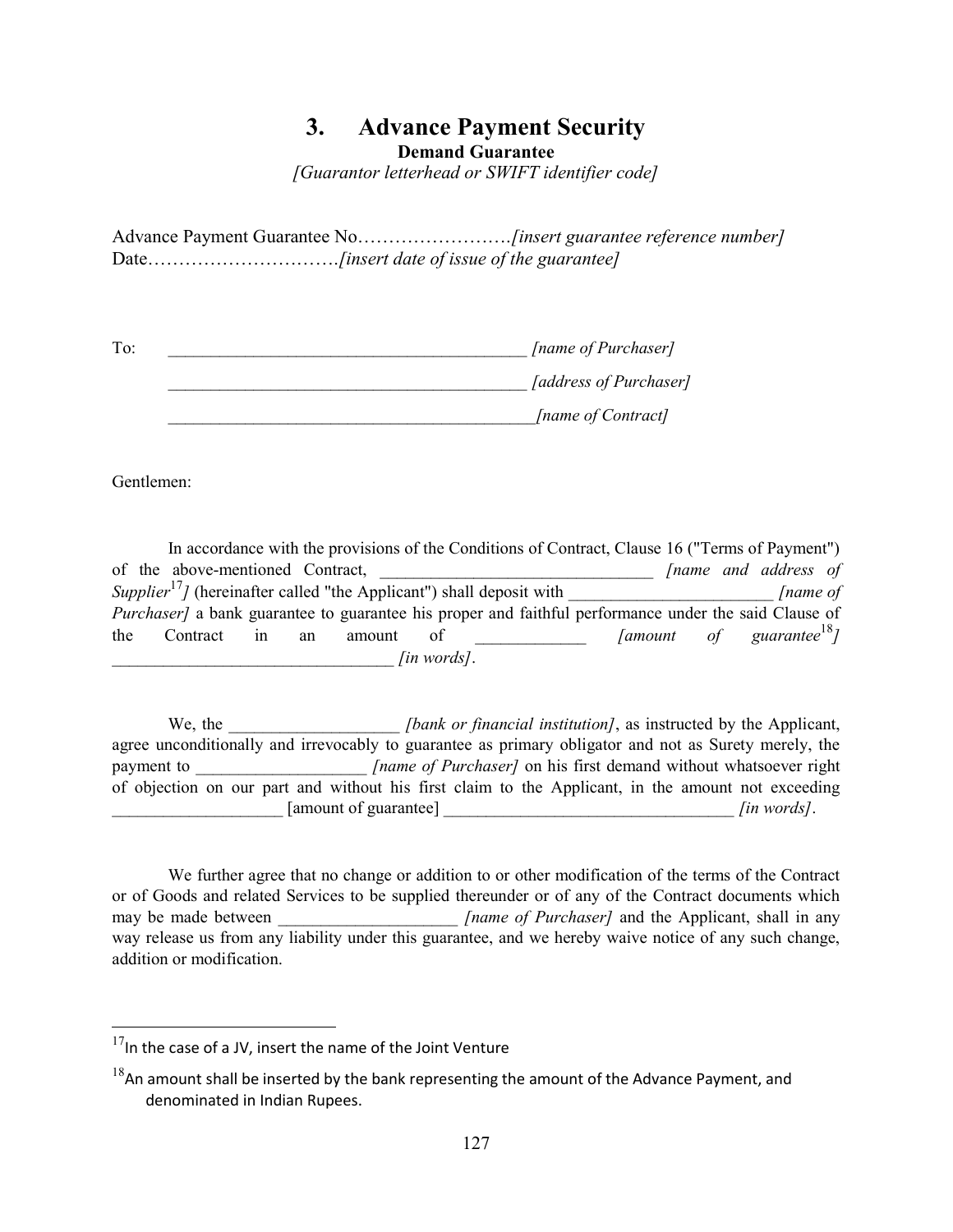# 3. Advance Payment Security

**Demand Guarantee**

*[Guarantor letterhead or SWIFT identifier code]*

Advance Payment Guarantee No……………………*[insert guarantee reference number]*
Date…………………………*[insert date of issue of the guarantee]*

To: ________________________________________ *[name of Purchaser]*

________________________________________ *[address of Purchaser]*

________________________________________ *[name of Contract]*

Gentlemen:

In accordance with the provisions of the Conditions of Contract, Clause 16 ("Terms of Payment") of the above-mentioned Contract, ______________________________ *[name and address of Supplier*[17]*]* (hereinafter called "the Applicant") shall deposit with ______________________ *[name of Purchaser]* a bank guarantee to guarantee his proper and faithful performance under the said Clause of the Contract in an amount of ____________ *[amount of guarantee*[18]*]* ________________________________ *[in words]*.

We, the __________________ *[bank or financial institution]*, as instructed by the Applicant, agree unconditionally and irrevocably to guarantee as primary obligator and not as Surety merely, the payment to __________________ *[name of Purchaser]* on his first demand without whatsoever right of objection on our part and without his first claim to the Applicant, in the amount not exceeding __________________ [amount of guarantee] ________________________________ *[in words]*.

We further agree that no change or addition to or other modification of the terms of the Contract or of Goods and related Services to be supplied thereunder or of any of the Contract documents which may be made between ___________________ *[name of Purchaser]* and the Applicant, shall in any way release us from any liability under this guarantee, and we hereby waive notice of any such change, addition or modification.

---

[17] In the case of a JV, insert the name of the Joint Venture

[18] An amount shall be inserted by the bank representing the amount of the Advance Payment, and denominated in Indian Rupees.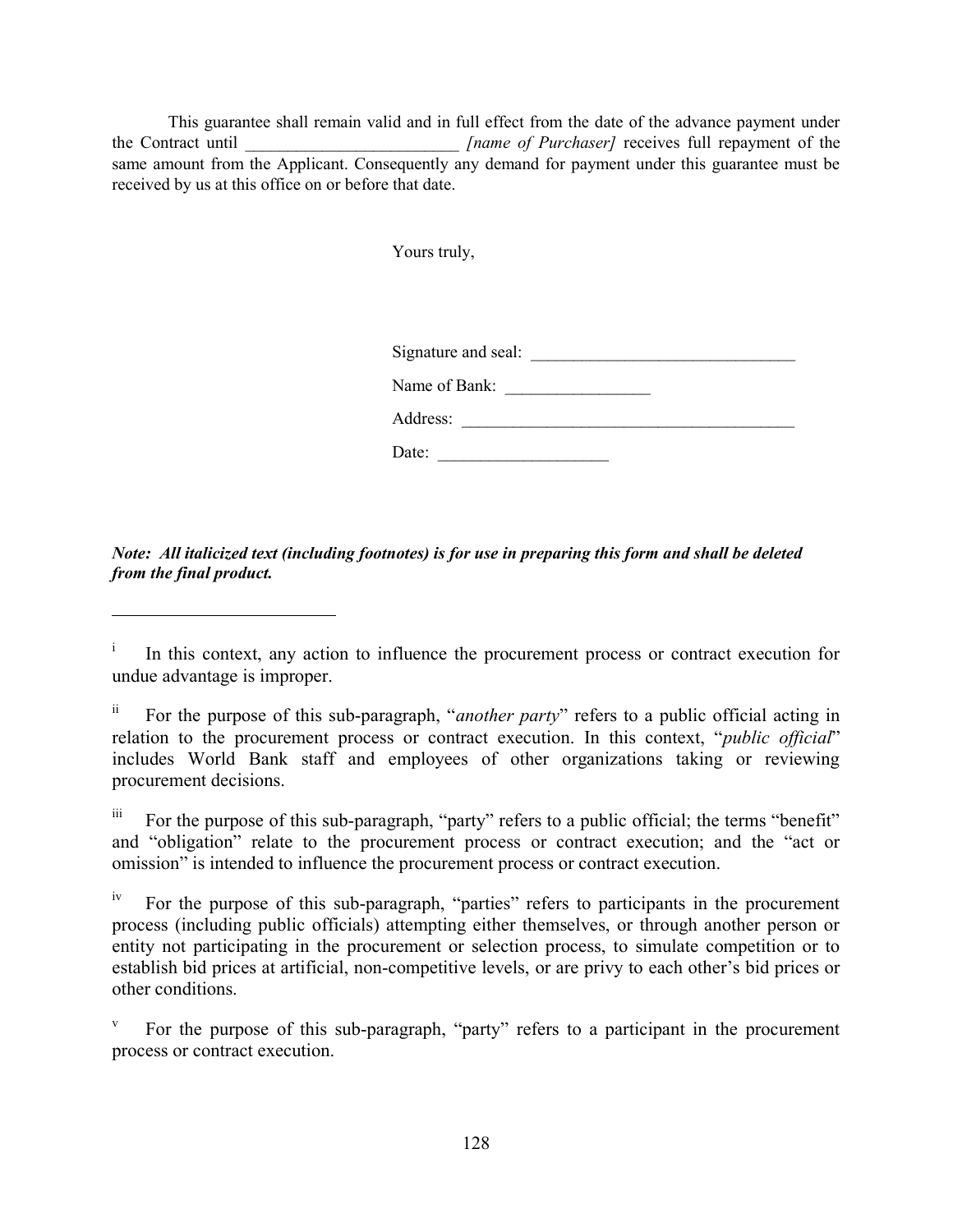This guarantee shall remain valid and in full effect from the date of the advance payment under the Contract until _________________________ *[name of Purchaser]* receives full repayment of the same amount from the Applicant. Consequently any demand for payment under this guarantee must be received by us at this office on or before that date.

Yours truly,

Signature and seal: _______________________________

Name of Bank: _________________

Address: ________________________________________

Date: ____________________

***Note: All italicized text (including footnotes) is for use in preparing this form and shall be deleted from the final product.***

---

[i] In this context, any action to influence the procurement process or contract execution for undue advantage is improper.

[ii] For the purpose of this sub-paragraph, "*another party*" refers to a public official acting in relation to the procurement process or contract execution. In this context, "*public official*" includes World Bank staff and employees of other organizations taking or reviewing procurement decisions.

[iii] For the purpose of this sub-paragraph, "party" refers to a public official; the terms "benefit" and "obligation" relate to the procurement process or contract execution; and the "act or omission" is intended to influence the procurement process or contract execution.

[iv] For the purpose of this sub-paragraph, "parties" refers to participants in the procurement process (including public officials) attempting either themselves, or through another person or entity not participating in the procurement or selection process, to simulate competition or to establish bid prices at artificial, non-competitive levels, or are privy to each other's bid prices or other conditions.

[v] For the purpose of this sub-paragraph, "party" refers to a participant in the procurement process or contract execution.